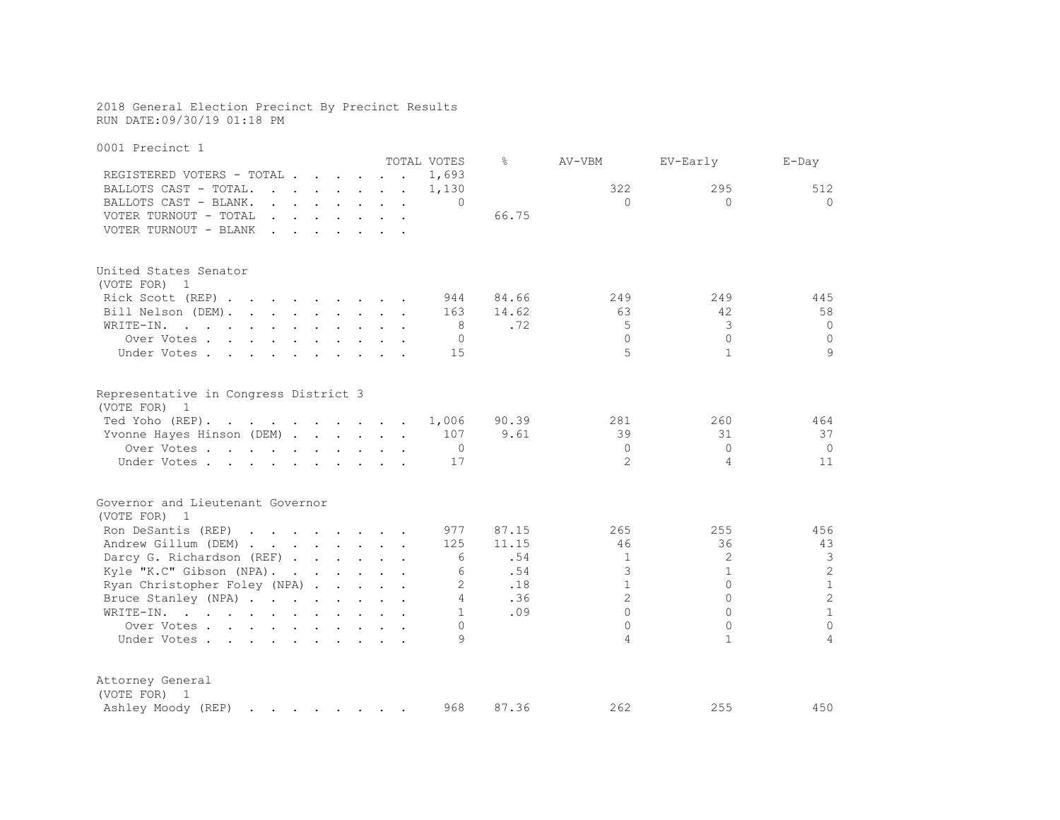2018 General Election Precinct By Precinct Results
RUN DATE:09/30/19 01:18 PM

## 0001 Precinct 1

| | TOTAL VOTES | % | AV-VBM | EV-Early | E-Day |
|---|---|---|---|---|---|
| REGISTERED VOTERS - TOTAL | 1,693 | | | | |
| BALLOTS CAST - TOTAL. | 1,130 | | 322 | 295 | 512 |
| BALLOTS CAST - BLANK. | 0 | | 0 | 0 | 0 |
| VOTER TURNOUT - TOTAL | | 66.75 | | | |
| VOTER TURNOUT - BLANK | | | | | |

### United States Senator
(VOTE FOR) 1

| | TOTAL VOTES | % | AV-VBM | EV-Early | E-Day |
|---|---|---|---|---|---|
| Rick Scott (REP) | 944 | 84.66 | 249 | 249 | 445 |
| Bill Nelson (DEM) | 163 | 14.62 | 63 | 42 | 58 |
| WRITE-IN. | 8 | .72 | 5 | 3 | 0 |
| Over Votes | 0 | | 0 | 0 | 0 |
| Under Votes | 15 | | 5 | 1 | 9 |

### Representative in Congress District 3
(VOTE FOR) 1

| | TOTAL VOTES | % | AV-VBM | EV-Early | E-Day |
|---|---|---|---|---|---|
| Ted Yoho (REP). | 1,006 | 90.39 | 281 | 260 | 464 |
| Yvonne Hayes Hinson (DEM) | 107 | 9.61 | 39 | 31 | 37 |
| Over Votes | 0 | | 0 | 0 | 0 |
| Under Votes | 17 | | 2 | 4 | 11 |

### Governor and Lieutenant Governor
(VOTE FOR) 1

| | TOTAL VOTES | % | AV-VBM | EV-Early | E-Day |
|---|---|---|---|---|---|
| Ron DeSantis (REP) | 977 | 87.15 | 265 | 255 | 456 |
| Andrew Gillum (DEM) | 125 | 11.15 | 46 | 36 | 43 |
| Darcy G. Richardson (REF) | 6 | .54 | 1 | 2 | 3 |
| Kyle "K.C" Gibson (NPA). | 6 | .54 | 3 | 1 | 2 |
| Ryan Christopher Foley (NPA) | 2 | .18 | 1 | 0 | 1 |
| Bruce Stanley (NPA) | 4 | .36 | 2 | 0 | 2 |
| WRITE-IN. | 1 | .09 | 0 | 0 | 1 |
| Over Votes | 0 | | 0 | 0 | 0 |
| Under Votes | 9 | | 4 | 1 | 4 |

### Attorney General
(VOTE FOR) 1

| | TOTAL VOTES | % | AV-VBM | EV-Early | E-Day |
|---|---|---|---|---|---|
| Ashley Moody (REP) | 968 | 87.36 | 262 | 255 | 450 |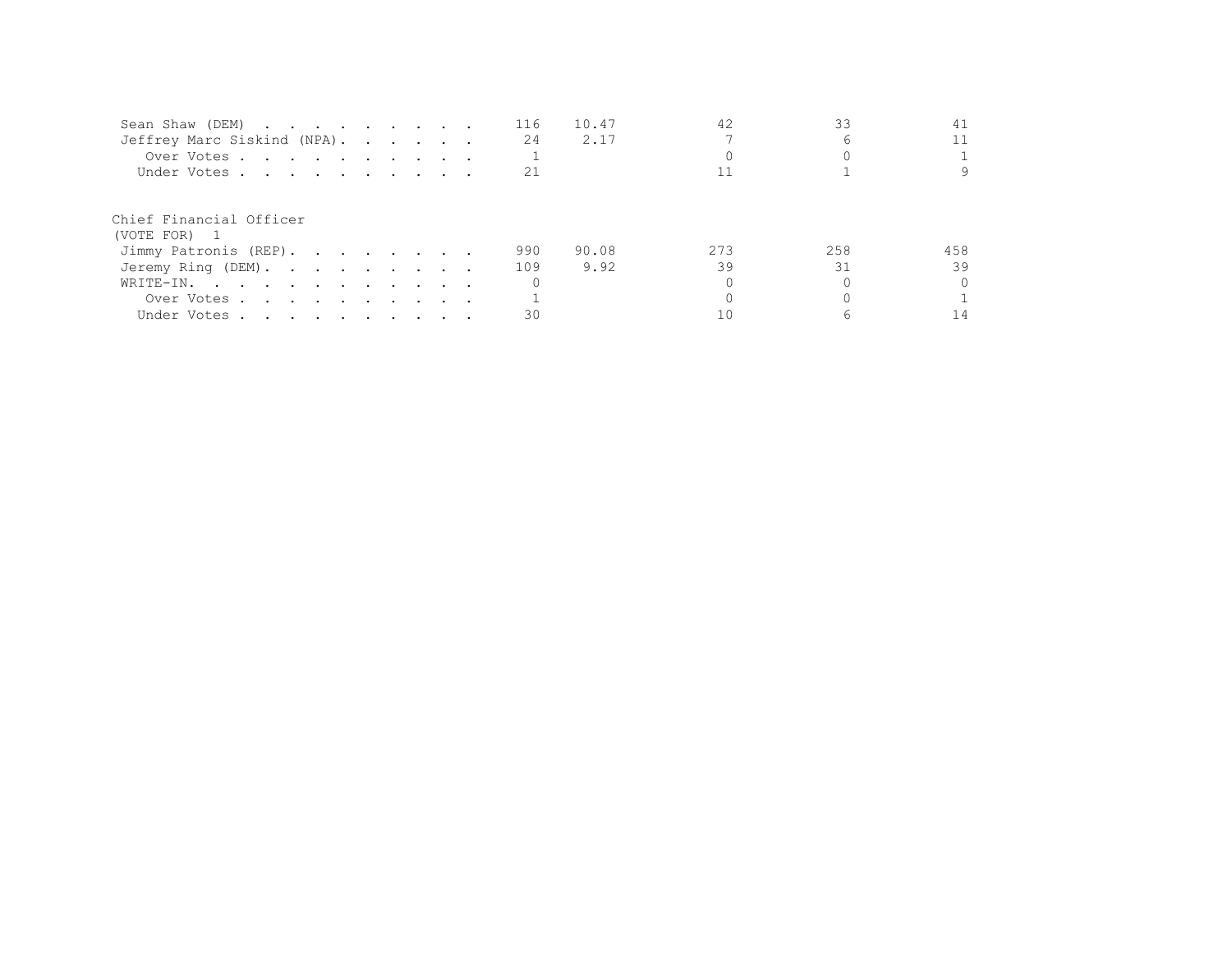| | | | | | |
|---|---|---|---|---|---|
| Sean Shaw (DEM) | 116 | 10.47 | 42 | 33 | 41 |
| Jeffrey Marc Siskind (NPA) | 24 | 2.17 | 7 | 6 | 11 |
| Over Votes | 1 | | 0 | 0 | 1 |
| Under Votes | 21 | | 11 | 1 | 9 |

Chief Financial Officer
(VOTE FOR) 1

| | | | | | |
|---|---|---|---|---|---|
| Jimmy Patronis (REP) | 990 | 90.08 | 273 | 258 | 458 |
| Jeremy Ring (DEM) | 109 | 9.92 | 39 | 31 | 39 |
| WRITE-IN | 0 | | 0 | 0 | 0 |
| Over Votes | 1 | | 0 | 0 | 1 |
| Under Votes | 30 | | 10 | 6 | 14 |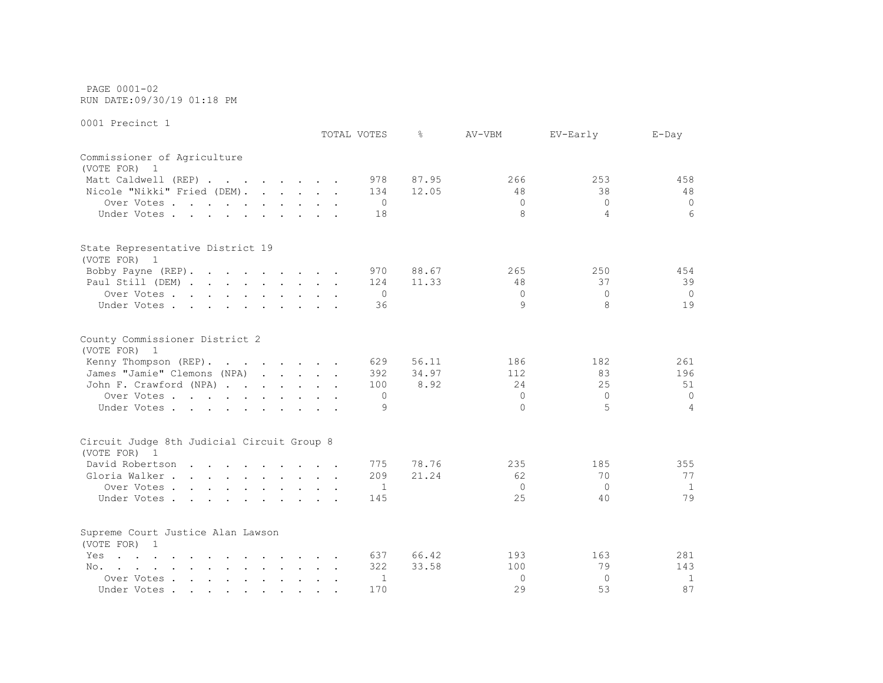PAGE 0001-02
RUN DATE:09/30/19 01:18 PM

0001 Precinct 1

| | TOTAL VOTES | % | AV-VBM | EV-Early | E-Day |
|---|---|---|---|---|---|
| **Commissioner of Agriculture** | | | | | |
| (VOTE FOR) 1 | | | | | |
| Matt Caldwell (REP) | 978 | 87.95 | 266 | 253 | 458 |
| Nicole "Nikki" Fried (DEM) | 134 | 12.05 | 48 | 38 | 48 |
| Over Votes | 0 | | 0 | 0 | 0 |
| Under Votes | 18 | | 8 | 4 | 6 |
| **State Representative District 19** | | | | | |
| (VOTE FOR) 1 | | | | | |
| Bobby Payne (REP) | 970 | 88.67 | 265 | 250 | 454 |
| Paul Still (DEM) | 124 | 11.33 | 48 | 37 | 39 |
| Over Votes | 0 | | 0 | 0 | 0 |
| Under Votes | 36 | | 9 | 8 | 19 |
| **County Commissioner District 2** | | | | | |
| (VOTE FOR) 1 | | | | | |
| Kenny Thompson (REP) | 629 | 56.11 | 186 | 182 | 261 |
| James "Jamie" Clemons (NPA) | 392 | 34.97 | 112 | 83 | 196 |
| John F. Crawford (NPA) | 100 | 8.92 | 24 | 25 | 51 |
| Over Votes | 0 | | 0 | 0 | 0 |
| Under Votes | 9 | | 0 | 5 | 4 |
| **Circuit Judge 8th Judicial Circuit Group 8** | | | | | |
| (VOTE FOR) 1 | | | | | |
| David Robertson | 775 | 78.76 | 235 | 185 | 355 |
| Gloria Walker | 209 | 21.24 | 62 | 70 | 77 |
| Over Votes | 1 | | 0 | 0 | 1 |
| Under Votes | 145 | | 25 | 40 | 79 |
| **Supreme Court Justice Alan Lawson** | | | | | |
| (VOTE FOR) 1 | | | | | |
| Yes | 637 | 66.42 | 193 | 163 | 281 |
| No. | 322 | 33.58 | 100 | 79 | 143 |
| Over Votes | 1 | | 0 | 0 | 1 |
| Under Votes | 170 | | 29 | 53 | 87 |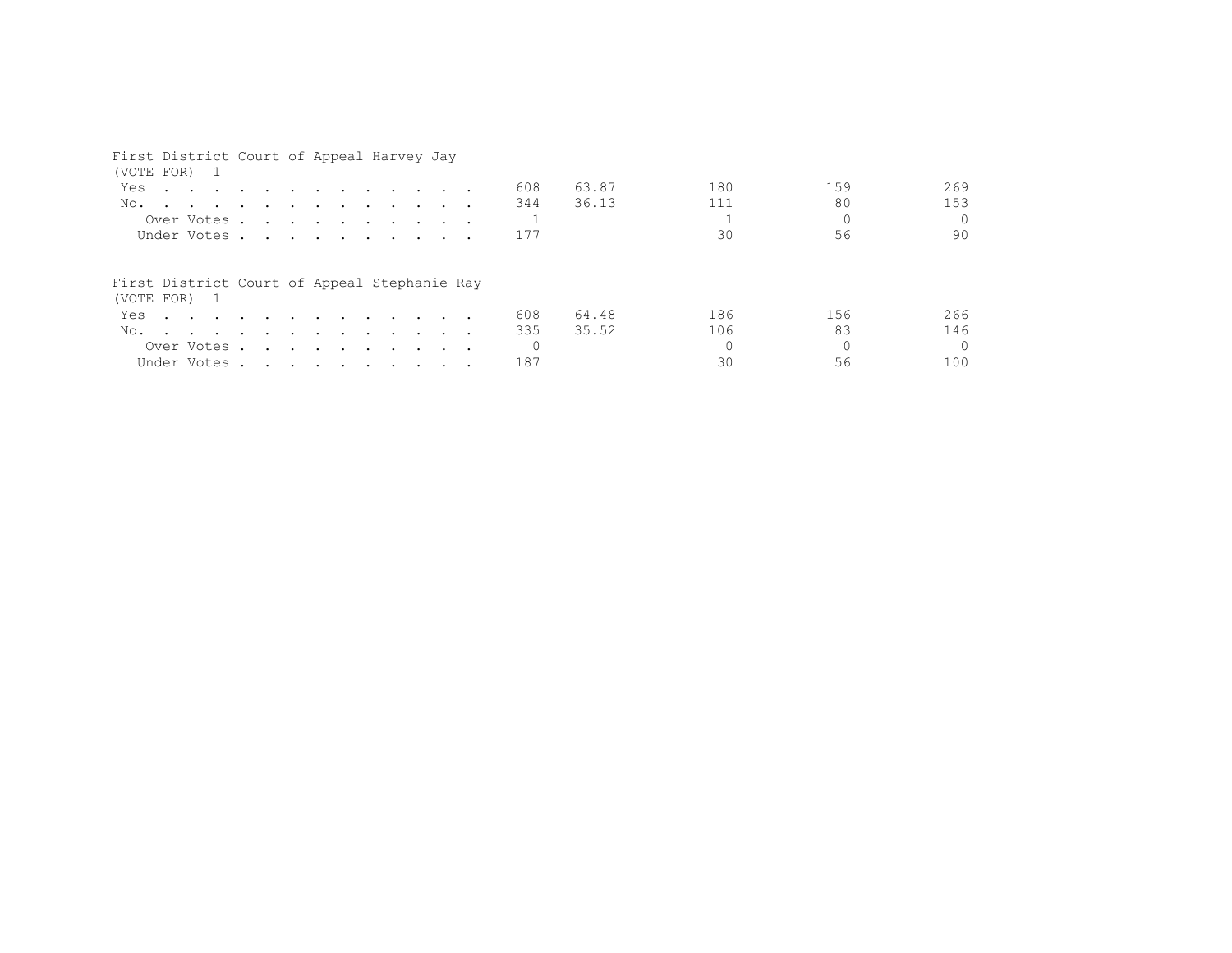First District Court of Appeal Harvey Jay
(VOTE FOR) 1

| | | | | | |
|---|---|---|---|---|---|
| Yes | 608 | 63.87 | 180 | 159 | 269 |
| No. | 344 | 36.13 | 111 | 80 | 153 |
| Over Votes | 1 | | 1 | 0 | 0 |
| Under Votes | 177 | | 30 | 56 | 90 |

First District Court of Appeal Stephanie Ray
(VOTE FOR) 1

| | | | | | |
|---|---|---|---|---|---|
| Yes | 608 | 64.48 | 186 | 156 | 266 |
| No. | 335 | 35.52 | 106 | 83 | 146 |
| Over Votes | 0 | | 0 | 0 | 0 |
| Under Votes | 187 | | 30 | 56 | 100 |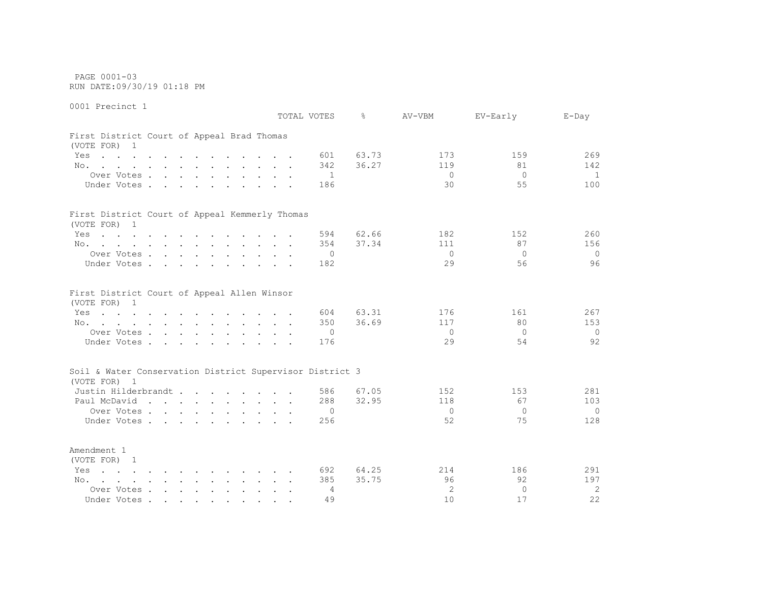PAGE 0001-03
RUN DATE:09/30/19 01:18 PM

0001 Precinct 1

| | TOTAL VOTES | % | AV-VBM | EV-Early | E-Day |
|---|---|---|---|---|---|
| **First District Court of Appeal Brad Thomas** | | | | | |
| (VOTE FOR) 1 | | | | | |
| Yes | 601 | 63.73 | 173 | 159 | 269 |
| No. | 342 | 36.27 | 119 | 81 | 142 |
| Over Votes | 1 | | 0 | 0 | 1 |
| Under Votes | 186 | | 30 | 55 | 100 |
| **First District Court of Appeal Kemmerly Thomas** | | | | | |
| (VOTE FOR) 1 | | | | | |
| Yes | 594 | 62.66 | 182 | 152 | 260 |
| No. | 354 | 37.34 | 111 | 87 | 156 |
| Over Votes | 0 | | 0 | 0 | 0 |
| Under Votes | 182 | | 29 | 56 | 96 |
| **First District Court of Appeal Allen Winsor** | | | | | |
| (VOTE FOR) 1 | | | | | |
| Yes | 604 | 63.31 | 176 | 161 | 267 |
| No. | 350 | 36.69 | 117 | 80 | 153 |
| Over Votes | 0 | | 0 | 0 | 0 |
| Under Votes | 176 | | 29 | 54 | 92 |
| **Soil & Water Conservation District Supervisor District 3** | | | | | |
| (VOTE FOR) 1 | | | | | |
| Justin Hilderbrandt | 586 | 67.05 | 152 | 153 | 281 |
| Paul McDavid | 288 | 32.95 | 118 | 67 | 103 |
| Over Votes | 0 | | 0 | 0 | 0 |
| Under Votes | 256 | | 52 | 75 | 128 |
| **Amendment 1** | | | | | |
| (VOTE FOR) 1 | | | | | |
| Yes | 692 | 64.25 | 214 | 186 | 291 |
| No. | 385 | 35.75 | 96 | 92 | 197 |
| Over Votes | 4 | | 2 | 0 | 2 |
| Under Votes | 49 | | 10 | 17 | 22 |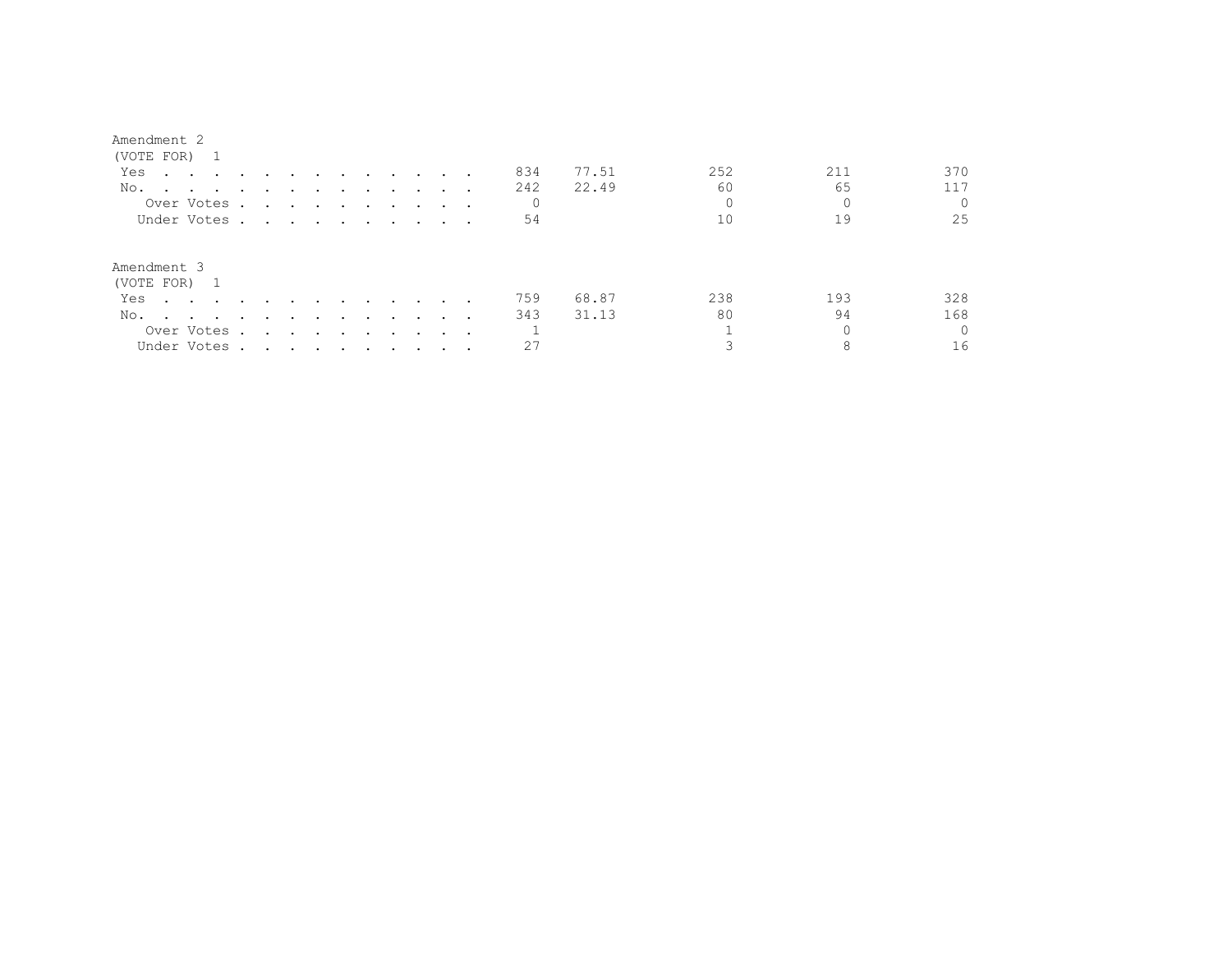Amendment 2
(VOTE FOR) 1

| | | | | | |
|---|---|---|---|---|---|
| Yes | 834 | 77.51 | 252 | 211 | 370 |
| No. | 242 | 22.49 | 60 | 65 | 117 |
| Over Votes | 0 | | 0 | 0 | 0 |
| Under Votes | 54 | | 10 | 19 | 25 |

Amendment 3
(VOTE FOR) 1

| | | | | | |
|---|---|---|---|---|---|
| Yes | 759 | 68.87 | 238 | 193 | 328 |
| No. | 343 | 31.13 | 80 | 94 | 168 |
| Over Votes | 1 | | 1 | 0 | 0 |
| Under Votes | 27 | | 3 | 8 | 16 |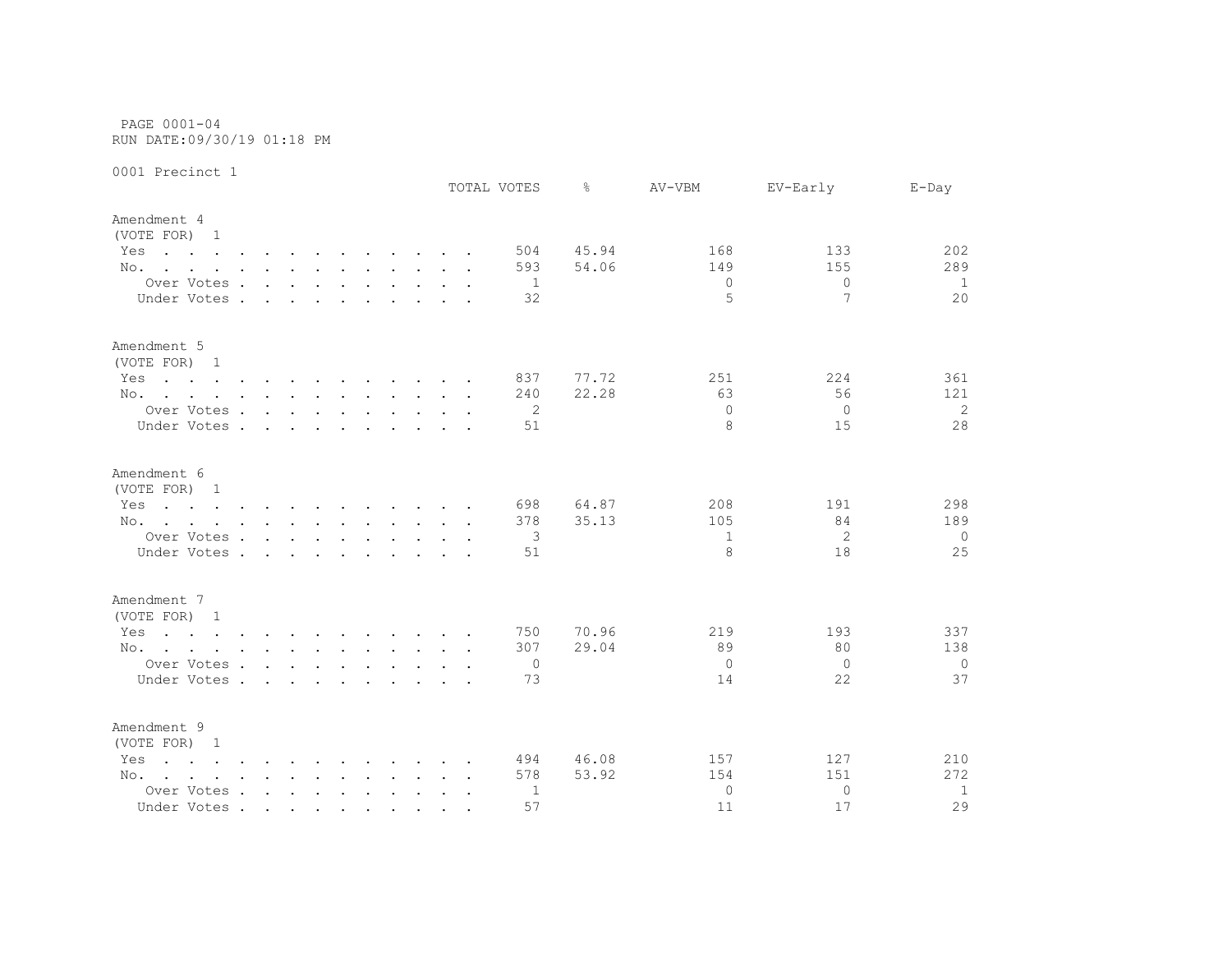PAGE 0001-04
RUN DATE:09/30/19 01:18 PM

0001 Precinct 1

| | TOTAL VOTES | % | AV-VBM | EV-Early | E-Day |
|---|---|---|---|---|---|
| **Amendment 4** | | | | | |
| (VOTE FOR) 1 | | | | | |
| Yes | 504 | 45.94 | 168 | 133 | 202 |
| No. | 593 | 54.06 | 149 | 155 | 289 |
| Over Votes | 1 | | 0 | 0 | 1 |
| Under Votes | 32 | | 5 | 7 | 20 |
| **Amendment 5** | | | | | |
| (VOTE FOR) 1 | | | | | |
| Yes | 837 | 77.72 | 251 | 224 | 361 |
| No. | 240 | 22.28 | 63 | 56 | 121 |
| Over Votes | 2 | | 0 | 0 | 2 |
| Under Votes | 51 | | 8 | 15 | 28 |
| **Amendment 6** | | | | | |
| (VOTE FOR) 1 | | | | | |
| Yes | 698 | 64.87 | 208 | 191 | 298 |
| No. | 378 | 35.13 | 105 | 84 | 189 |
| Over Votes | 3 | | 1 | 2 | 0 |
| Under Votes | 51 | | 8 | 18 | 25 |
| **Amendment 7** | | | | | |
| (VOTE FOR) 1 | | | | | |
| Yes | 750 | 70.96 | 219 | 193 | 337 |
| No. | 307 | 29.04 | 89 | 80 | 138 |
| Over Votes | 0 | | 0 | 0 | 0 |
| Under Votes | 73 | | 14 | 22 | 37 |
| **Amendment 9** | | | | | |
| (VOTE FOR) 1 | | | | | |
| Yes | 494 | 46.08 | 157 | 127 | 210 |
| No. | 578 | 53.92 | 154 | 151 | 272 |
| Over Votes | 1 | | 0 | 0 | 1 |
| Under Votes | 57 | | 11 | 17 | 29 |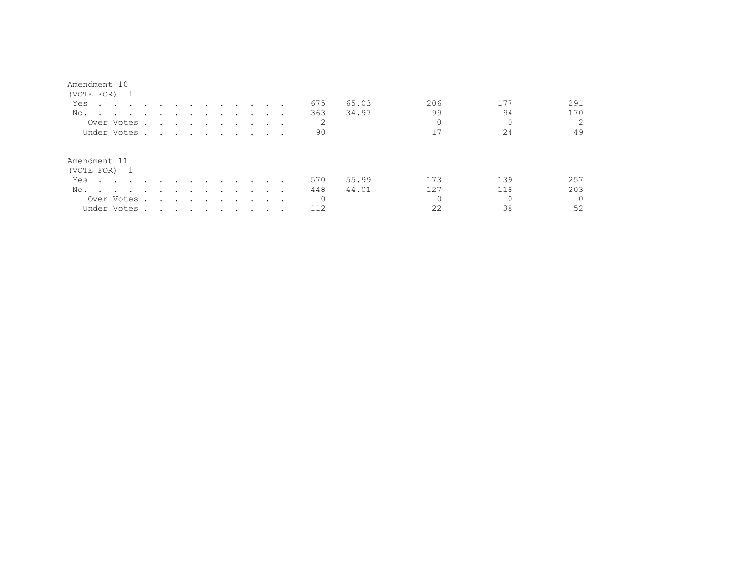Amendment 10
(VOTE FOR) 1

| | | | | | |
|---|---|---|---|---|---|
| Yes | 675 | 65.03 | 206 | 177 | 291 |
| No. | 363 | 34.97 | 99 | 94 | 170 |
| Over Votes | 2 | | 0 | 0 | 2 |
| Under Votes | 90 | | 17 | 24 | 49 |

Amendment 11
(VOTE FOR) 1

| | | | | | |
|---|---|---|---|---|---|
| Yes | 570 | 55.99 | 173 | 139 | 257 |
| No. | 448 | 44.01 | 127 | 118 | 203 |
| Over Votes | 0 | | 0 | 0 | 0 |
| Under Votes | 112 | | 22 | 38 | 52 |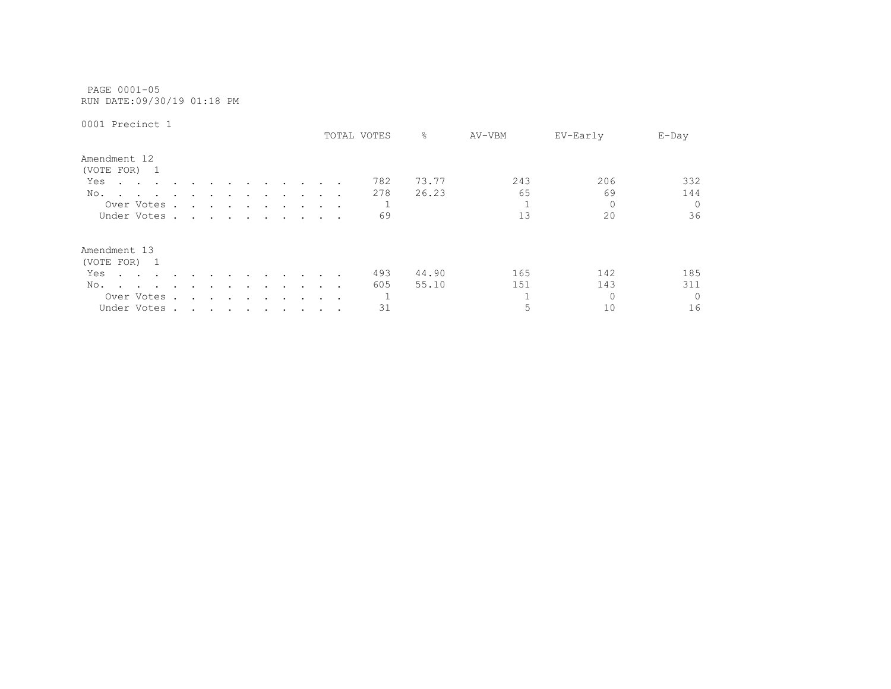PAGE 0001-05
RUN DATE:09/30/19 01:18 PM

0001 Precinct 1

## Amendment 12
(VOTE FOR) 1

| | TOTAL VOTES | % | AV-VBM | EV-Early | E-Day |
|---|---|---|---|---|---|
| Yes | 782 | 73.77 | 243 | 206 | 332 |
| No. | 278 | 26.23 | 65 | 69 | 144 |
| Over Votes | 1 | | 1 | 0 | 0 |
| Under Votes | 69 | | 13 | 20 | 36 |

## Amendment 13
(VOTE FOR) 1

| | TOTAL VOTES | % | AV-VBM | EV-Early | E-Day |
|---|---|---|---|---|---|
| Yes | 493 | 44.90 | 165 | 142 | 185 |
| No. | 605 | 55.10 | 151 | 143 | 311 |
| Over Votes | 1 | | 1 | 0 | 0 |
| Under Votes | 31 | | 5 | 10 | 16 |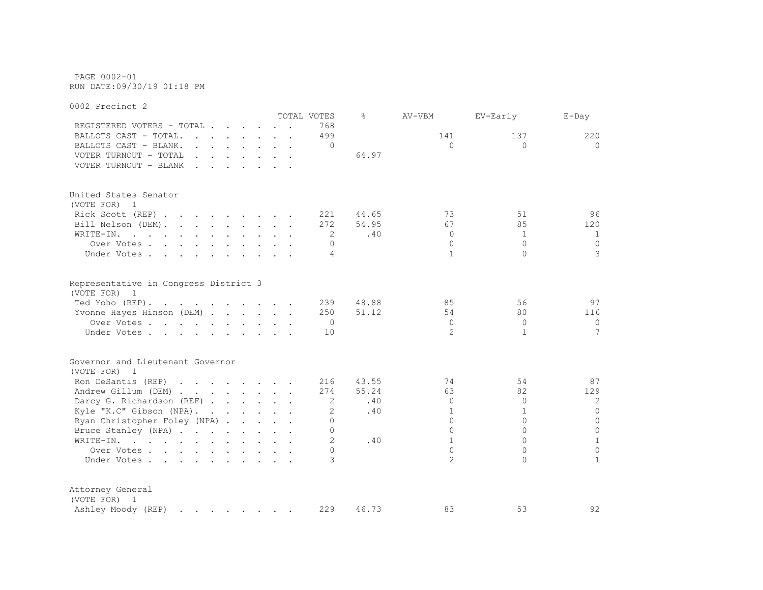PAGE 0002-01
RUN DATE:09/30/19 01:18 PM

0002 Precinct 2

| | TOTAL VOTES | % | AV-VBM | EV-Early | E-Day |
|---|---|---|---|---|---|
| REGISTERED VOTERS - TOTAL | 768 | | | | |
| BALLOTS CAST - TOTAL. | 499 | | 141 | 137 | 220 |
| BALLOTS CAST - BLANK. | 0 | | 0 | 0 | 0 |
| VOTER TURNOUT - TOTAL | | 64.97 | | | |
| VOTER TURNOUT - BLANK | | | | | |

United States Senator
(VOTE FOR) 1

| | TOTAL VOTES | % | AV-VBM | EV-Early | E-Day |
|---|---|---|---|---|---|
| Rick Scott (REP) | 221 | 44.65 | 73 | 51 | 96 |
| Bill Nelson (DEM). | 272 | 54.95 | 67 | 85 | 120 |
| WRITE-IN. | 2 | .40 | 0 | 1 | 1 |
| Over Votes | 0 | | 0 | 0 | 0 |
| Under Votes | 4 | | 1 | 0 | 3 |

Representative in Congress District 3
(VOTE FOR) 1

| | TOTAL VOTES | % | AV-VBM | EV-Early | E-Day |
|---|---|---|---|---|---|
| Ted Yoho (REP). | 239 | 48.88 | 85 | 56 | 97 |
| Yvonne Hayes Hinson (DEM) | 250 | 51.12 | 54 | 80 | 116 |
| Over Votes | 0 | | 0 | 0 | 0 |
| Under Votes | 10 | | 2 | 1 | 7 |

Governor and Lieutenant Governor
(VOTE FOR) 1

| | TOTAL VOTES | % | AV-VBM | EV-Early | E-Day |
|---|---|---|---|---|---|
| Ron DeSantis (REP) | 216 | 43.55 | 74 | 54 | 87 |
| Andrew Gillum (DEM) | 274 | 55.24 | 63 | 82 | 129 |
| Darcy G. Richardson (REF) | 2 | .40 | 0 | 0 | 2 |
| Kyle "K.C" Gibson (NPA). | 2 | .40 | 1 | 1 | 0 |
| Ryan Christopher Foley (NPA) | 0 | | 0 | 0 | 0 |
| Bruce Stanley (NPA) | 0 | | 0 | 0 | 0 |
| WRITE-IN. | 2 | .40 | 1 | 0 | 1 |
| Over Votes | 0 | | 0 | 0 | 0 |
| Under Votes | 3 | | 2 | 0 | 1 |

Attorney General
(VOTE FOR) 1

| | TOTAL VOTES | % | AV-VBM | EV-Early | E-Day |
|---|---|---|---|---|---|
| Ashley Moody (REP) | 229 | 46.73 | 83 | 53 | 92 |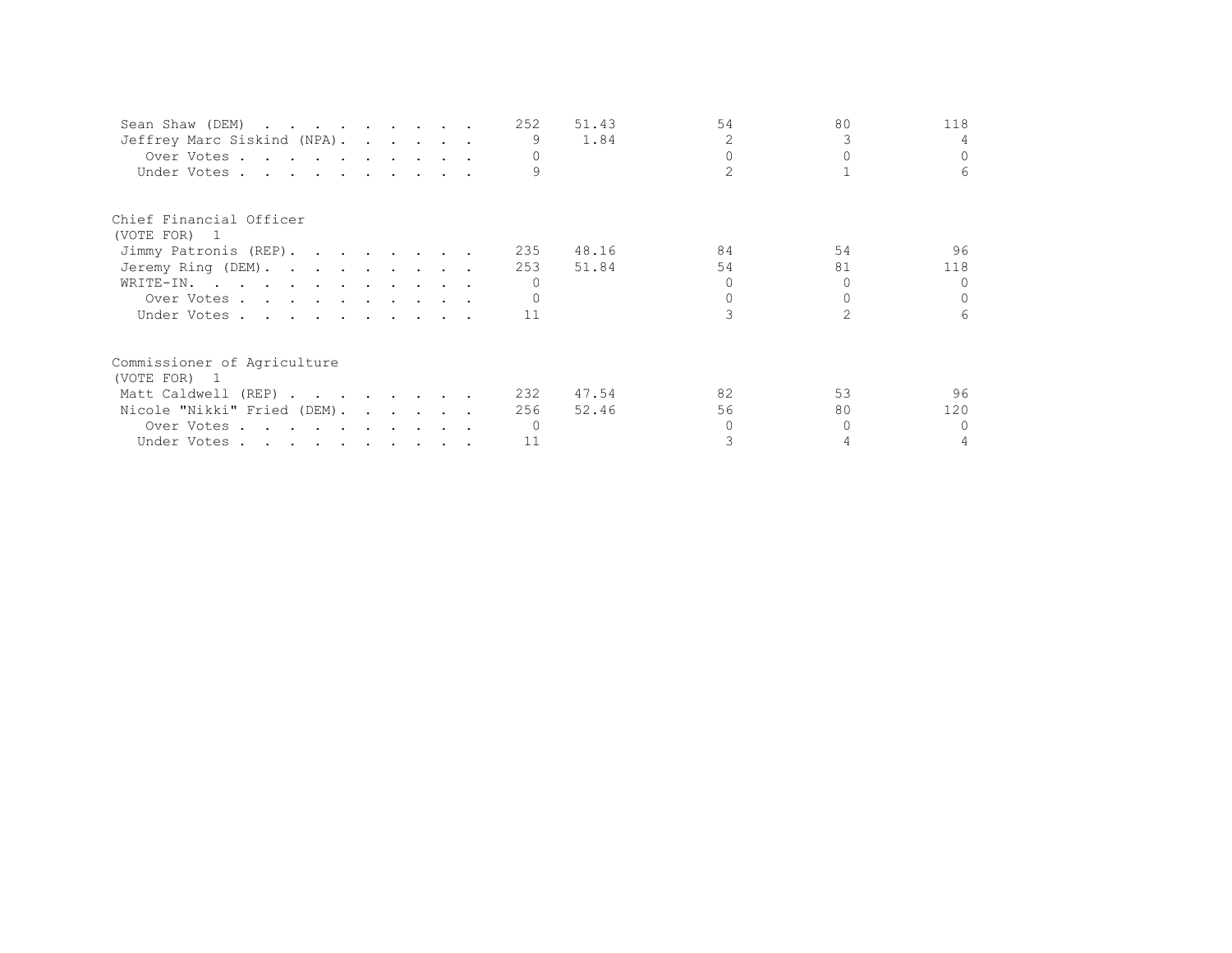| | | | | | |
|---|---|---|---|---|---|
| Sean Shaw (DEM) | 252 | 51.43 | 54 | 80 | 118 |
| Jeffrey Marc Siskind (NPA) | 9 | 1.84 | 2 | 3 | 4 |
| Over Votes | 0 | | 0 | 0 | 0 |
| Under Votes | 9 | | 2 | 1 | 6 |

Chief Financial Officer
(VOTE FOR) 1

| | | | | | |
|---|---|---|---|---|---|
| Jimmy Patronis (REP) | 235 | 48.16 | 84 | 54 | 96 |
| Jeremy Ring (DEM) | 253 | 51.84 | 54 | 81 | 118 |
| WRITE-IN. | 0 | | 0 | 0 | 0 |
| Over Votes | 0 | | 0 | 0 | 0 |
| Under Votes | 11 | | 3 | 2 | 6 |

Commissioner of Agriculture
(VOTE FOR) 1

| | | | | | |
|---|---|---|---|---|---|
| Matt Caldwell (REP) | 232 | 47.54 | 82 | 53 | 96 |
| Nicole "Nikki" Fried (DEM) | 256 | 52.46 | 56 | 80 | 120 |
| Over Votes | 0 | | 0 | 0 | 0 |
| Under Votes | 11 | | 3 | 4 | 4 |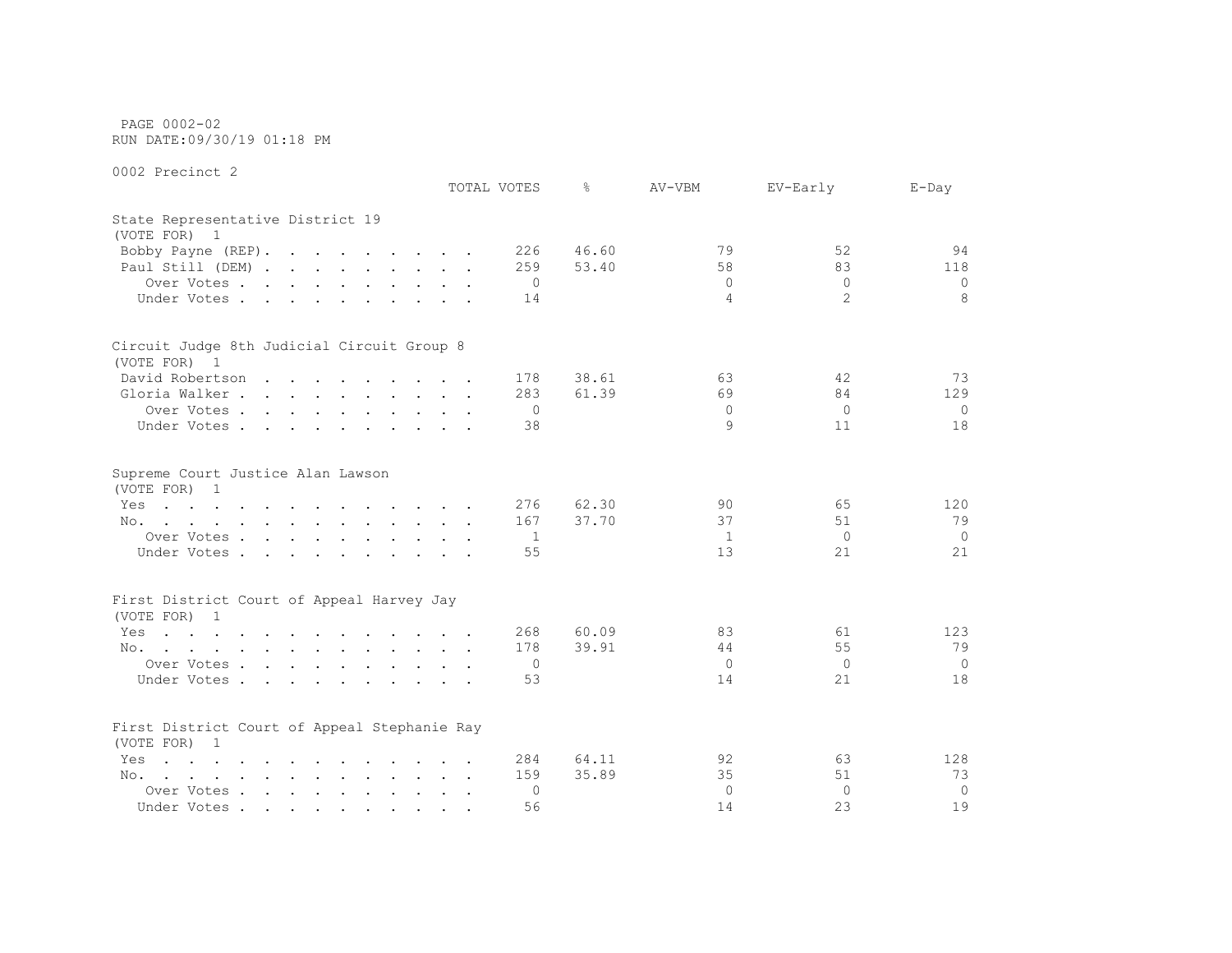PAGE 0002-02
RUN DATE:09/30/19 01:18 PM

0002 Precinct 2

| | TOTAL VOTES | % | AV-VBM | EV-Early | E-Day |
|---|---|---|---|---|---|
| **State Representative District 19** | | | | | |
| (VOTE FOR) 1 | | | | | |
| Bobby Payne (REP) | 226 | 46.60 | 79 | 52 | 94 |
| Paul Still (DEM) | 259 | 53.40 | 58 | 83 | 118 |
| Over Votes | 0 | | 0 | 0 | 0 |
| Under Votes | 14 | | 4 | 2 | 8 |
| **Circuit Judge 8th Judicial Circuit Group 8** | | | | | |
| (VOTE FOR) 1 | | | | | |
| David Robertson | 178 | 38.61 | 63 | 42 | 73 |
| Gloria Walker | 283 | 61.39 | 69 | 84 | 129 |
| Over Votes | 0 | | 0 | 0 | 0 |
| Under Votes | 38 | | 9 | 11 | 18 |
| **Supreme Court Justice Alan Lawson** | | | | | |
| (VOTE FOR) 1 | | | | | |
| Yes | 276 | 62.30 | 90 | 65 | 120 |
| No. | 167 | 37.70 | 37 | 51 | 79 |
| Over Votes | 1 | | 1 | 0 | 0 |
| Under Votes | 55 | | 13 | 21 | 21 |
| **First District Court of Appeal Harvey Jay** | | | | | |
| (VOTE FOR) 1 | | | | | |
| Yes | 268 | 60.09 | 83 | 61 | 123 |
| No. | 178 | 39.91 | 44 | 55 | 79 |
| Over Votes | 0 | | 0 | 0 | 0 |
| Under Votes | 53 | | 14 | 21 | 18 |
| **First District Court of Appeal Stephanie Ray** | | | | | |
| (VOTE FOR) 1 | | | | | |
| Yes | 284 | 64.11 | 92 | 63 | 128 |
| No. | 159 | 35.89 | 35 | 51 | 73 |
| Over Votes | 0 | | 0 | 0 | 0 |
| Under Votes | 56 | | 14 | 23 | 19 |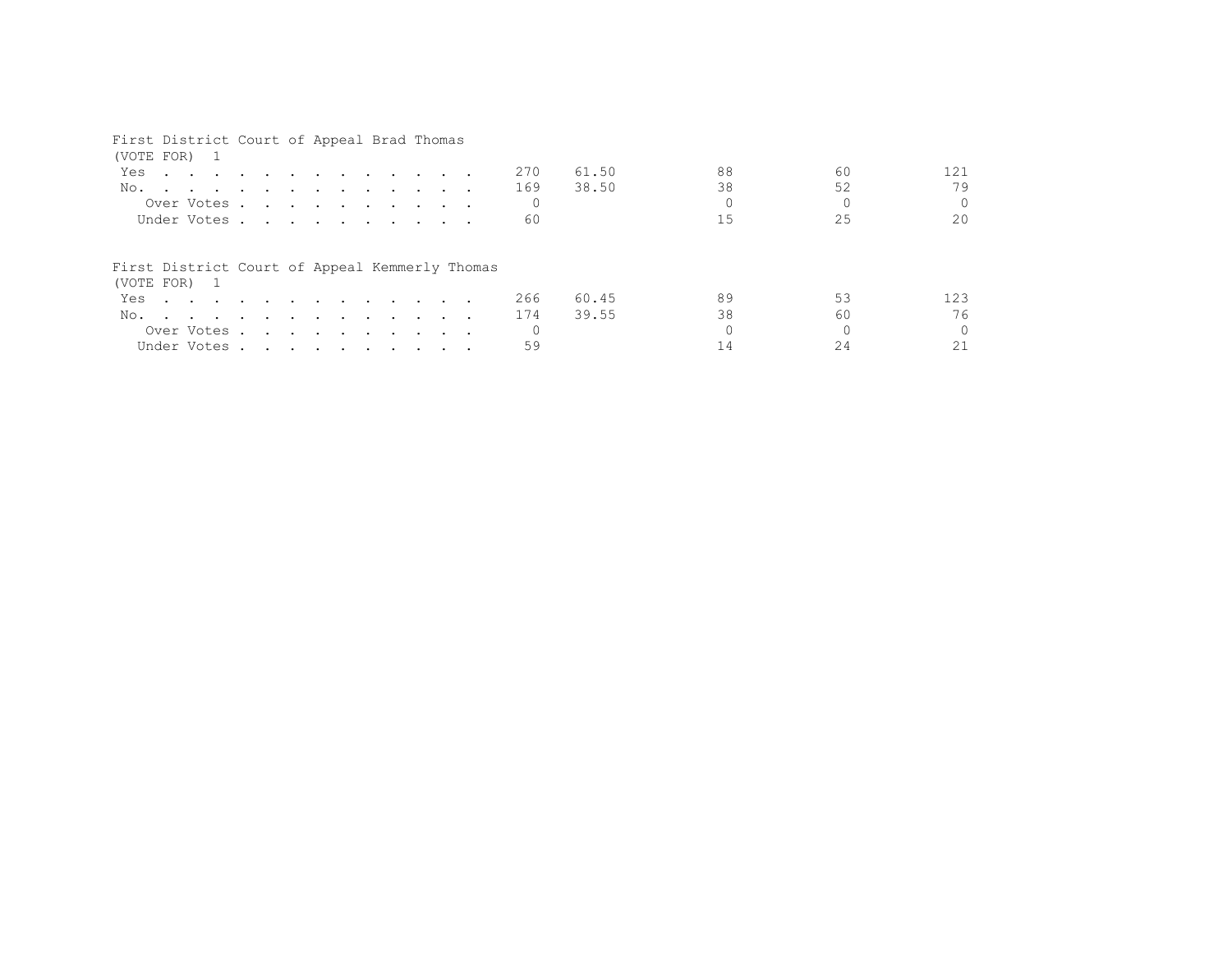First District Court of Appeal Brad Thomas
(VOTE FOR) 1

| | | | | | |
|---|---|---|---|---|---|
| Yes | 270 | 61.50 | 88 | 60 | 121 |
| No. | 169 | 38.50 | 38 | 52 | 79 |
| Over Votes | 0 | | 0 | 0 | 0 |
| Under Votes | 60 | | 15 | 25 | 20 |

First District Court of Appeal Kemmerly Thomas
(VOTE FOR) 1

| | | | | | |
|---|---|---|---|---|---|
| Yes | 266 | 60.45 | 89 | 53 | 123 |
| No. | 174 | 39.55 | 38 | 60 | 76 |
| Over Votes | 0 | | 0 | 0 | 0 |
| Under Votes | 59 | | 14 | 24 | 21 |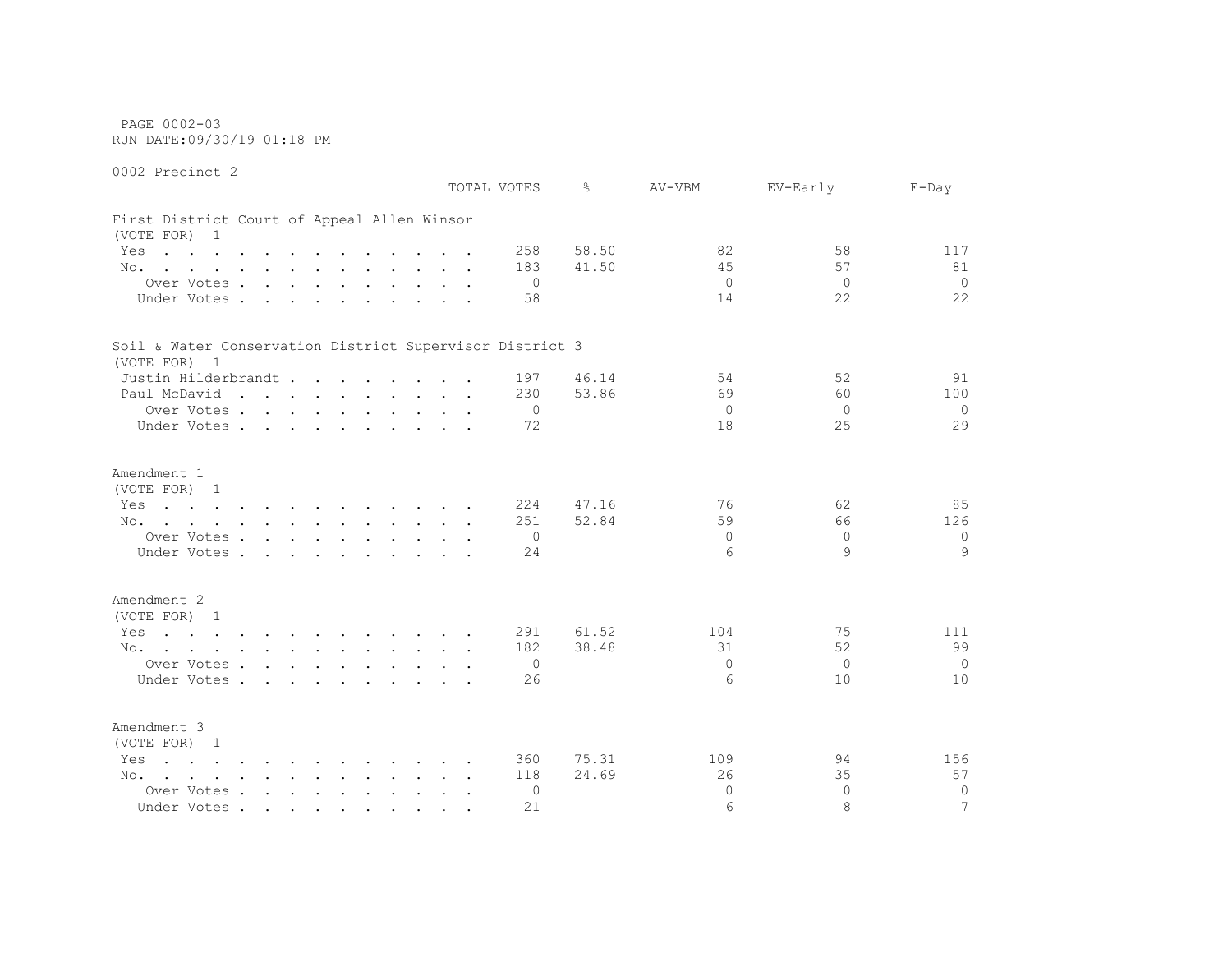PAGE 0002-03
RUN DATE:09/30/19 01:18 PM

0002 Precinct 2

| | TOTAL VOTES | % | AV-VBM | EV-Early | E-Day |
|---|---|---|---|---|---|
| **First District Court of Appeal Allen Winsor** | | | | | |
| (VOTE FOR) 1 | | | | | |
| Yes | 258 | 58.50 | 82 | 58 | 117 |
| No. | 183 | 41.50 | 45 | 57 | 81 |
| Over Votes | 0 | | 0 | 0 | 0 |
| Under Votes | 58 | | 14 | 22 | 22 |
| **Soil & Water Conservation District Supervisor District 3** | | | | | |
| (VOTE FOR) 1 | | | | | |
| Justin Hilderbrandt | 197 | 46.14 | 54 | 52 | 91 |
| Paul McDavid | 230 | 53.86 | 69 | 60 | 100 |
| Over Votes | 0 | | 0 | 0 | 0 |
| Under Votes | 72 | | 18 | 25 | 29 |
| **Amendment 1** | | | | | |
| (VOTE FOR) 1 | | | | | |
| Yes | 224 | 47.16 | 76 | 62 | 85 |
| No. | 251 | 52.84 | 59 | 66 | 126 |
| Over Votes | 0 | | 0 | 0 | 0 |
| Under Votes | 24 | | 6 | 9 | 9 |
| **Amendment 2** | | | | | |
| (VOTE FOR) 1 | | | | | |
| Yes | 291 | 61.52 | 104 | 75 | 111 |
| No. | 182 | 38.48 | 31 | 52 | 99 |
| Over Votes | 0 | | 0 | 0 | 0 |
| Under Votes | 26 | | 6 | 10 | 10 |
| **Amendment 3** | | | | | |
| (VOTE FOR) 1 | | | | | |
| Yes | 360 | 75.31 | 109 | 94 | 156 |
| No. | 118 | 24.69 | 26 | 35 | 57 |
| Over Votes | 0 | | 0 | 0 | 0 |
| Under Votes | 21 | | 6 | 8 | 7 |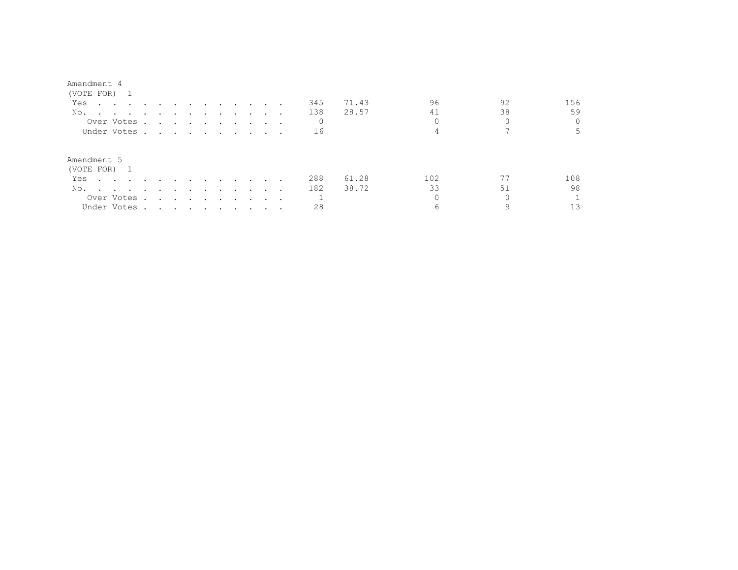Amendment 4
(VOTE FOR) 1

| | | | | | |
|---|---|---|---|---|---|
| Yes | 345 | 71.43 | 96 | 92 | 156 |
| No. | 138 | 28.57 | 41 | 38 | 59 |
| Over Votes | 0 | | 0 | 0 | 0 |
| Under Votes | 16 | | 4 | 7 | 5 |

Amendment 5
(VOTE FOR) 1

| | | | | | |
|---|---|---|---|---|---|
| Yes | 288 | 61.28 | 102 | 77 | 108 |
| No. | 182 | 38.72 | 33 | 51 | 98 |
| Over Votes | 1 | | 0 | 0 | 1 |
| Under Votes | 28 | | 6 | 9 | 13 |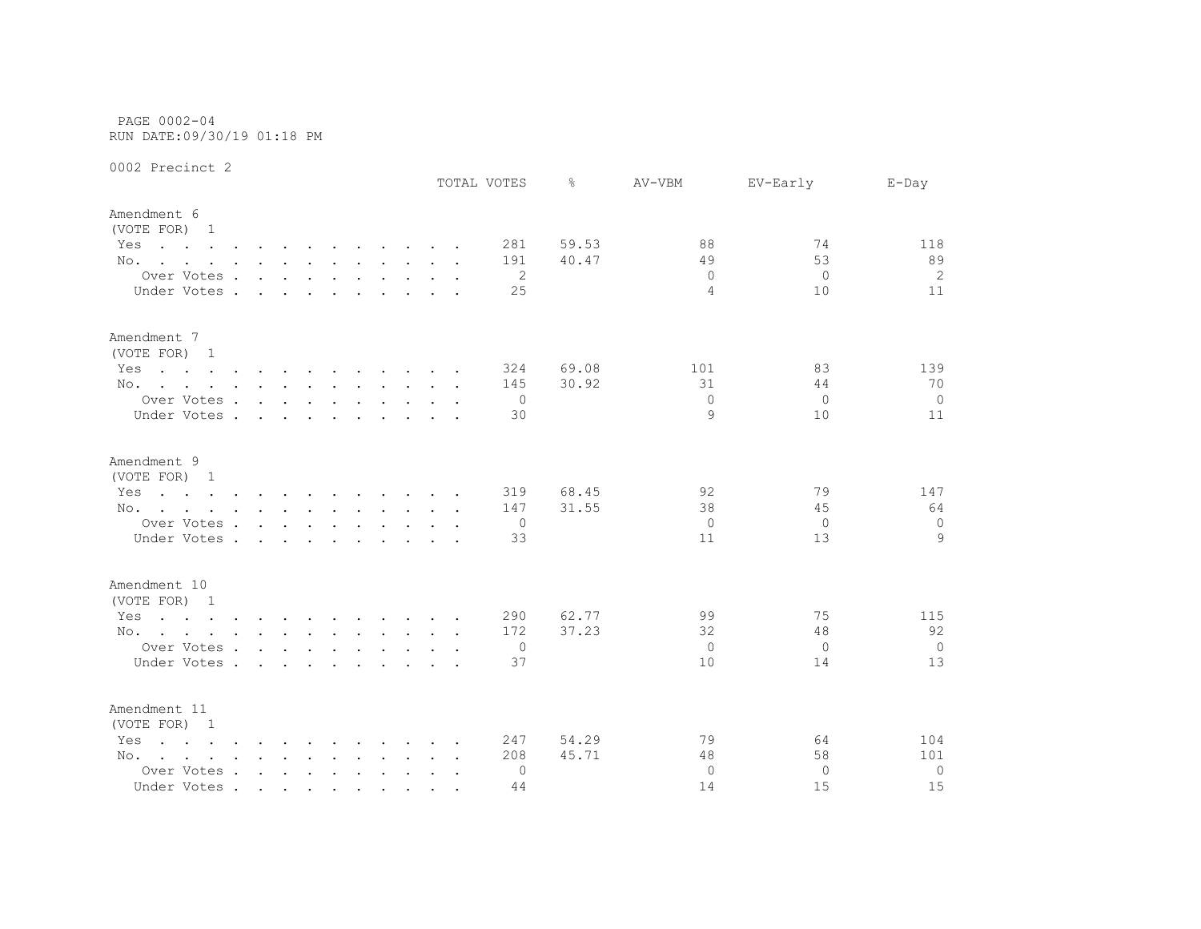PAGE 0002-04
RUN DATE:09/30/19 01:18 PM

0002 Precinct 2

| | TOTAL VOTES | % | AV-VBM | EV-Early | E-Day |
|---|---|---|---|---|---|
| **Amendment 6** | | | | | |
| (VOTE FOR) 1 | | | | | |
| Yes | 281 | 59.53 | 88 | 74 | 118 |
| No. | 191 | 40.47 | 49 | 53 | 89 |
| Over Votes | 2 | | 0 | 0 | 2 |
| Under Votes | 25 | | 4 | 10 | 11 |
| **Amendment 7** | | | | | |
| (VOTE FOR) 1 | | | | | |
| Yes | 324 | 69.08 | 101 | 83 | 139 |
| No. | 145 | 30.92 | 31 | 44 | 70 |
| Over Votes | 0 | | 0 | 0 | 0 |
| Under Votes | 30 | | 9 | 10 | 11 |
| **Amendment 9** | | | | | |
| (VOTE FOR) 1 | | | | | |
| Yes | 319 | 68.45 | 92 | 79 | 147 |
| No. | 147 | 31.55 | 38 | 45 | 64 |
| Over Votes | 0 | | 0 | 0 | 0 |
| Under Votes | 33 | | 11 | 13 | 9 |
| **Amendment 10** | | | | | |
| (VOTE FOR) 1 | | | | | |
| Yes | 290 | 62.77 | 99 | 75 | 115 |
| No. | 172 | 37.23 | 32 | 48 | 92 |
| Over Votes | 0 | | 0 | 0 | 0 |
| Under Votes | 37 | | 10 | 14 | 13 |
| **Amendment 11** | | | | | |
| (VOTE FOR) 1 | | | | | |
| Yes | 247 | 54.29 | 79 | 64 | 104 |
| No. | 208 | 45.71 | 48 | 58 | 101 |
| Over Votes | 0 | | 0 | 0 | 0 |
| Under Votes | 44 | | 14 | 15 | 15 |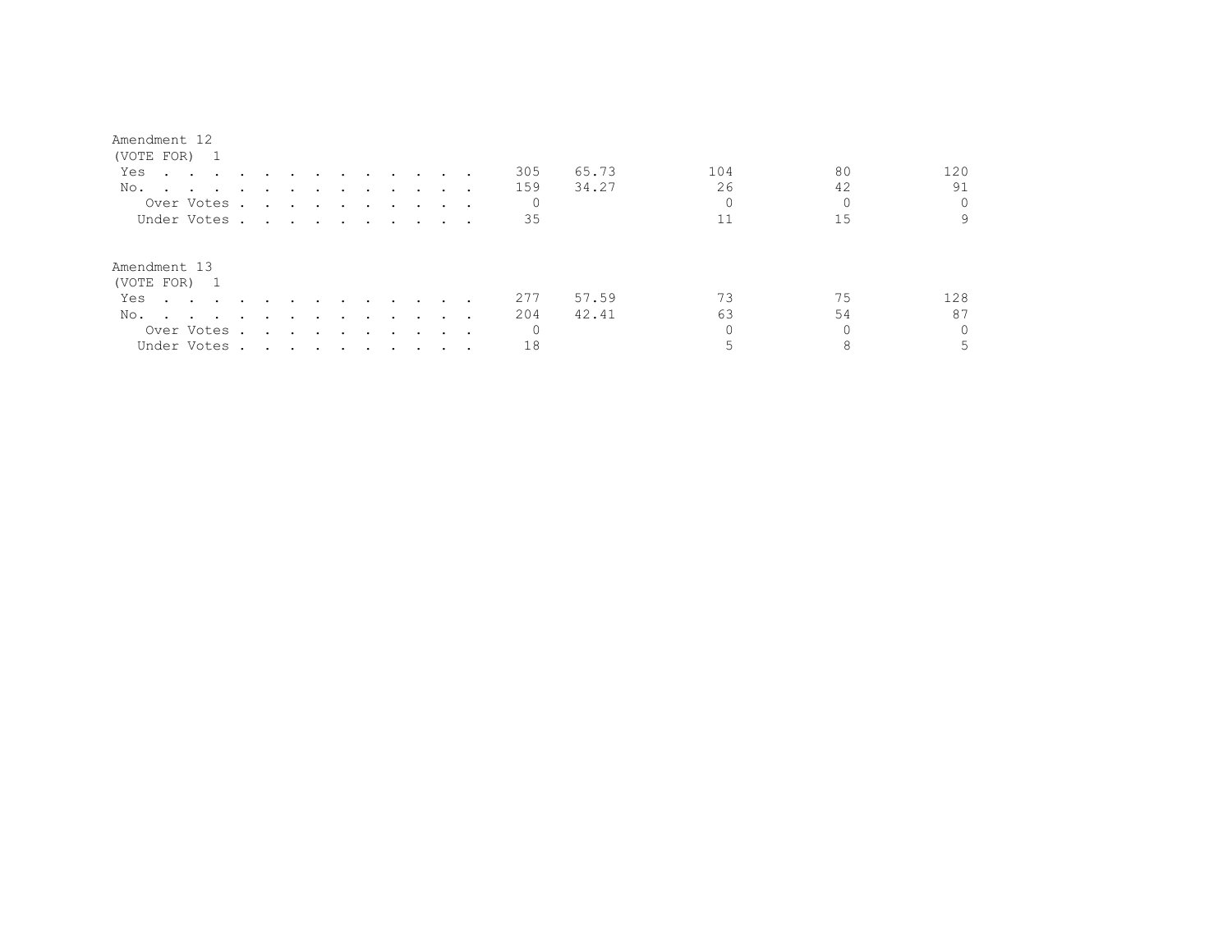Amendment 12
(VOTE FOR) 1

| | | | | | |
|---|---|---|---|---|---|
| Yes | 305 | 65.73 | 104 | 80 | 120 |
| No. | 159 | 34.27 | 26 | 42 | 91 |
| Over Votes | 0 | | 0 | 0 | 0 |
| Under Votes | 35 | | 11 | 15 | 9 |

Amendment 13
(VOTE FOR) 1

| | | | | | |
|---|---|---|---|---|---|
| Yes | 277 | 57.59 | 73 | 75 | 128 |
| No. | 204 | 42.41 | 63 | 54 | 87 |
| Over Votes | 0 | | 0 | 0 | 0 |
| Under Votes | 18 | | 5 | 8 | 5 |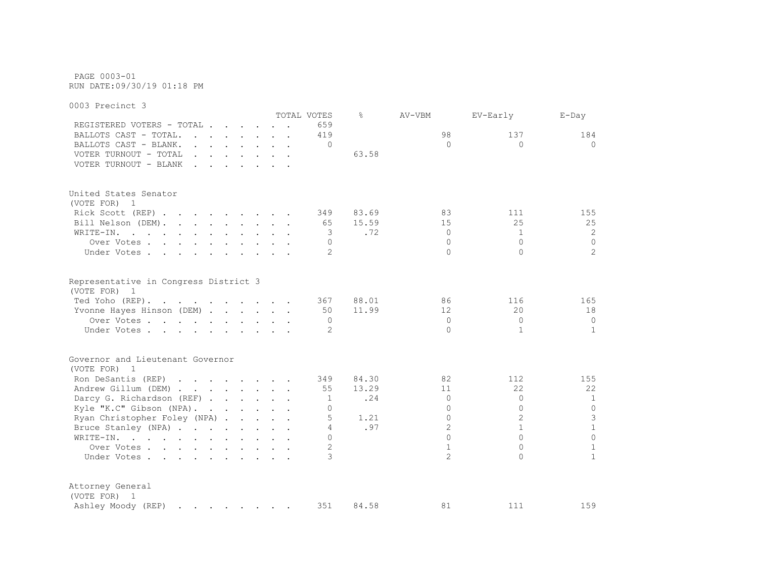PAGE 0003-01
RUN DATE:09/30/19 01:18 PM

## 0003 Precinct 3

| | TOTAL VOTES | % | AV-VBM | EV-Early | E-Day |
|---|---|---|---|---|---|
| REGISTERED VOTERS - TOTAL | 659 | | | | |
| BALLOTS CAST - TOTAL. | 419 | | 98 | 137 | 184 |
| BALLOTS CAST - BLANK. | 0 | | 0 | 0 | 0 |
| VOTER TURNOUT - TOTAL | | 63.58 | | | |
| VOTER TURNOUT - BLANK | | | | | |

### United States Senator
(VOTE FOR) 1

| | TOTAL VOTES | % | AV-VBM | EV-Early | E-Day |
|---|---|---|---|---|---|
| Rick Scott (REP) | 349 | 83.69 | 83 | 111 | 155 |
| Bill Nelson (DEM). | 65 | 15.59 | 15 | 25 | 25 |
| WRITE-IN. | 3 | .72 | 0 | 1 | 2 |
| Over Votes | 0 | | 0 | 0 | 0 |
| Under Votes | 2 | | 0 | 0 | 2 |

### Representative in Congress District 3
(VOTE FOR) 1

| | TOTAL VOTES | % | AV-VBM | EV-Early | E-Day |
|---|---|---|---|---|---|
| Ted Yoho (REP). | 367 | 88.01 | 86 | 116 | 165 |
| Yvonne Hayes Hinson (DEM) | 50 | 11.99 | 12 | 20 | 18 |
| Over Votes | 0 | | 0 | 0 | 0 |
| Under Votes | 2 | | 0 | 1 | 1 |

### Governor and Lieutenant Governor
(VOTE FOR) 1

| | TOTAL VOTES | % | AV-VBM | EV-Early | E-Day |
|---|---|---|---|---|---|
| Ron DeSantis (REP) | 349 | 84.30 | 82 | 112 | 155 |
| Andrew Gillum (DEM) | 55 | 13.29 | 11 | 22 | 22 |
| Darcy G. Richardson (REF) | 1 | .24 | 0 | 0 | 1 |
| Kyle "K.C" Gibson (NPA). | 0 | | 0 | 0 | 0 |
| Ryan Christopher Foley (NPA) | 5 | 1.21 | 0 | 2 | 3 |
| Bruce Stanley (NPA) | 4 | .97 | 2 | 1 | 1 |
| WRITE-IN. | 0 | | 0 | 0 | 0 |
| Over Votes | 2 | | 1 | 0 | 1 |
| Under Votes | 3 | | 2 | 0 | 1 |

### Attorney General
(VOTE FOR) 1

| | TOTAL VOTES | % | AV-VBM | EV-Early | E-Day |
|---|---|---|---|---|---|
| Ashley Moody (REP) | 351 | 84.58 | 81 | 111 | 159 |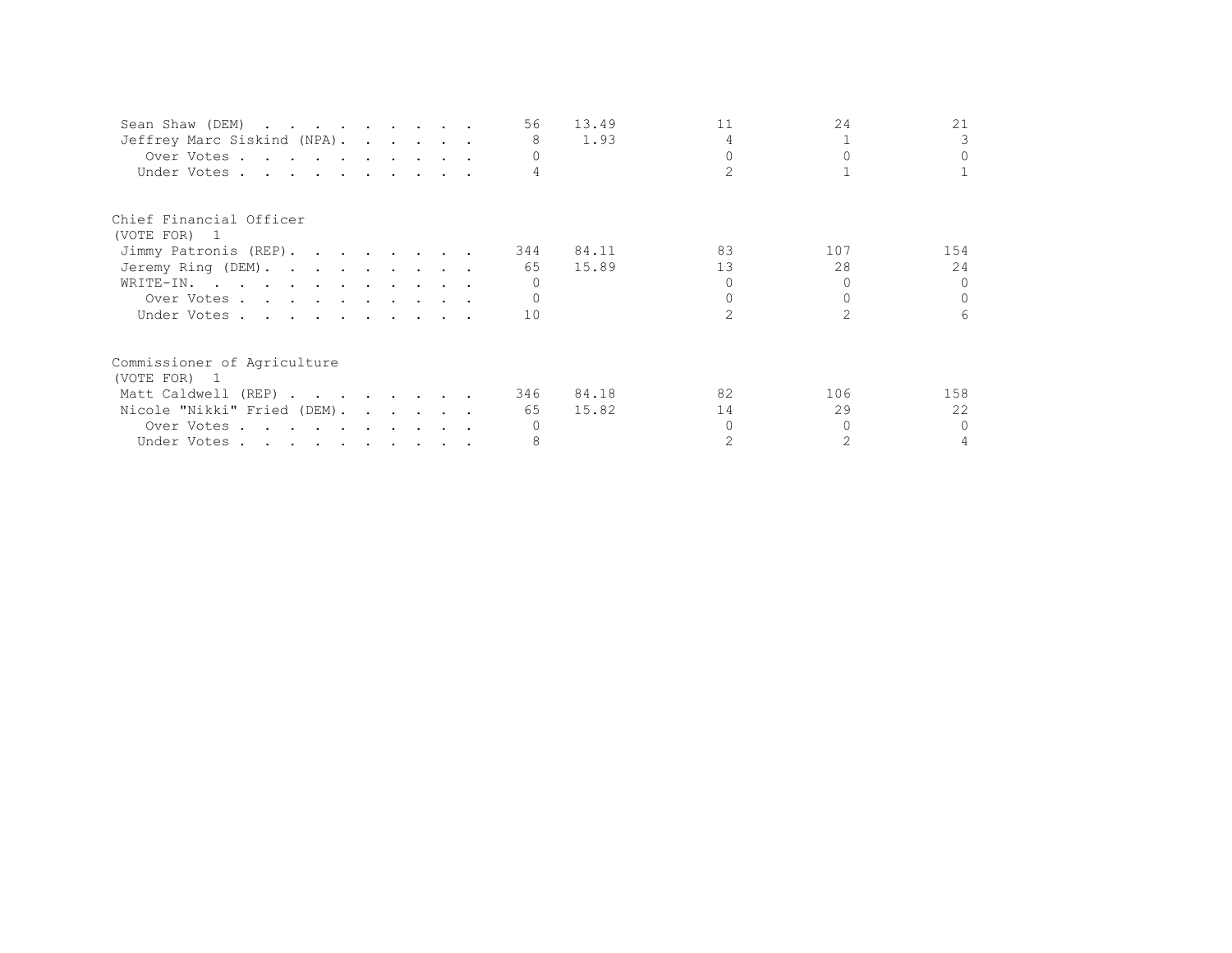| | | | | | |
|---|---|---|---|---|---|
| Sean Shaw (DEM) . . . . . . . . . . | 56 | 13.49 | 11 | 24 | 21 |
| Jeffrey Marc Siskind (NPA). . . . . . . | 8 | 1.93 | 4 | 1 | 3 |
| Over Votes . . . . . . . . . . . . | 0 | | 0 | 0 | 0 |
| Under Votes . . . . . . . . . . . . | 4 | | 2 | 1 | 1 |

Chief Financial Officer
(VOTE FOR) 1

| | | | | | |
|---|---|---|---|---|---|
| Jimmy Patronis (REP). . . . . . . . . | 344 | 84.11 | 83 | 107 | 154 |
| Jeremy Ring (DEM). . . . . . . . . . | 65 | 15.89 | 13 | 28 | 24 |
| WRITE-IN. . . . . . . . . . . . . . | 0 | | 0 | 0 | 0 |
| Over Votes . . . . . . . . . . . . | 0 | | 0 | 0 | 0 |
| Under Votes . . . . . . . . . . . . | 10 | | 2 | 2 | 6 |

Commissioner of Agriculture
(VOTE FOR) 1

| | | | | | |
|---|---|---|---|---|---|
| Matt Caldwell (REP) . . . . . . . . . | 346 | 84.18 | 82 | 106 | 158 |
| Nicole "Nikki" Fried (DEM). . . . . . . | 65 | 15.82 | 14 | 29 | 22 |
| Over Votes . . . . . . . . . . . . | 0 | | 0 | 0 | 0 |
| Under Votes . . . . . . . . . . . . | 8 | | 2 | 2 | 4 |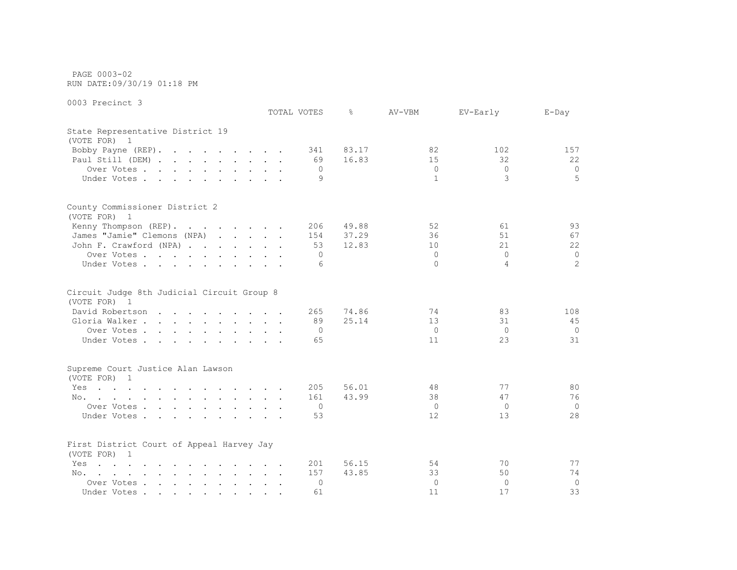PAGE 0003-02
RUN DATE:09/30/19 01:18 PM

0003 Precinct 3

| | TOTAL VOTES | % | AV-VBM | EV-Early | E-Day |
|---|---|---|---|---|---|
| **State Representative District 19** | | | | | |
| (VOTE FOR) 1 | | | | | |
| Bobby Payne (REP) | 341 | 83.17 | 82 | 102 | 157 |
| Paul Still (DEM) | 69 | 16.83 | 15 | 32 | 22 |
| Over Votes | 0 | | 0 | 0 | 0 |
| Under Votes | 9 | | 1 | 3 | 5 |
| **County Commissioner District 2** | | | | | |
| (VOTE FOR) 1 | | | | | |
| Kenny Thompson (REP) | 206 | 49.88 | 52 | 61 | 93 |
| James "Jamie" Clemons (NPA) | 154 | 37.29 | 36 | 51 | 67 |
| John F. Crawford (NPA) | 53 | 12.83 | 10 | 21 | 22 |
| Over Votes | 0 | | 0 | 0 | 0 |
| Under Votes | 6 | | 0 | 4 | 2 |
| **Circuit Judge 8th Judicial Circuit Group 8** | | | | | |
| (VOTE FOR) 1 | | | | | |
| David Robertson | 265 | 74.86 | 74 | 83 | 108 |
| Gloria Walker | 89 | 25.14 | 13 | 31 | 45 |
| Over Votes | 0 | | 0 | 0 | 0 |
| Under Votes | 65 | | 11 | 23 | 31 |
| **Supreme Court Justice Alan Lawson** | | | | | |
| (VOTE FOR) 1 | | | | | |
| Yes | 205 | 56.01 | 48 | 77 | 80 |
| No | 161 | 43.99 | 38 | 47 | 76 |
| Over Votes | 0 | | 0 | 0 | 0 |
| Under Votes | 53 | | 12 | 13 | 28 |
| **First District Court of Appeal Harvey Jay** | | | | | |
| (VOTE FOR) 1 | | | | | |
| Yes | 201 | 56.15 | 54 | 70 | 77 |
| No | 157 | 43.85 | 33 | 50 | 74 |
| Over Votes | 0 | | 0 | 0 | 0 |
| Under Votes | 61 | | 11 | 17 | 33 |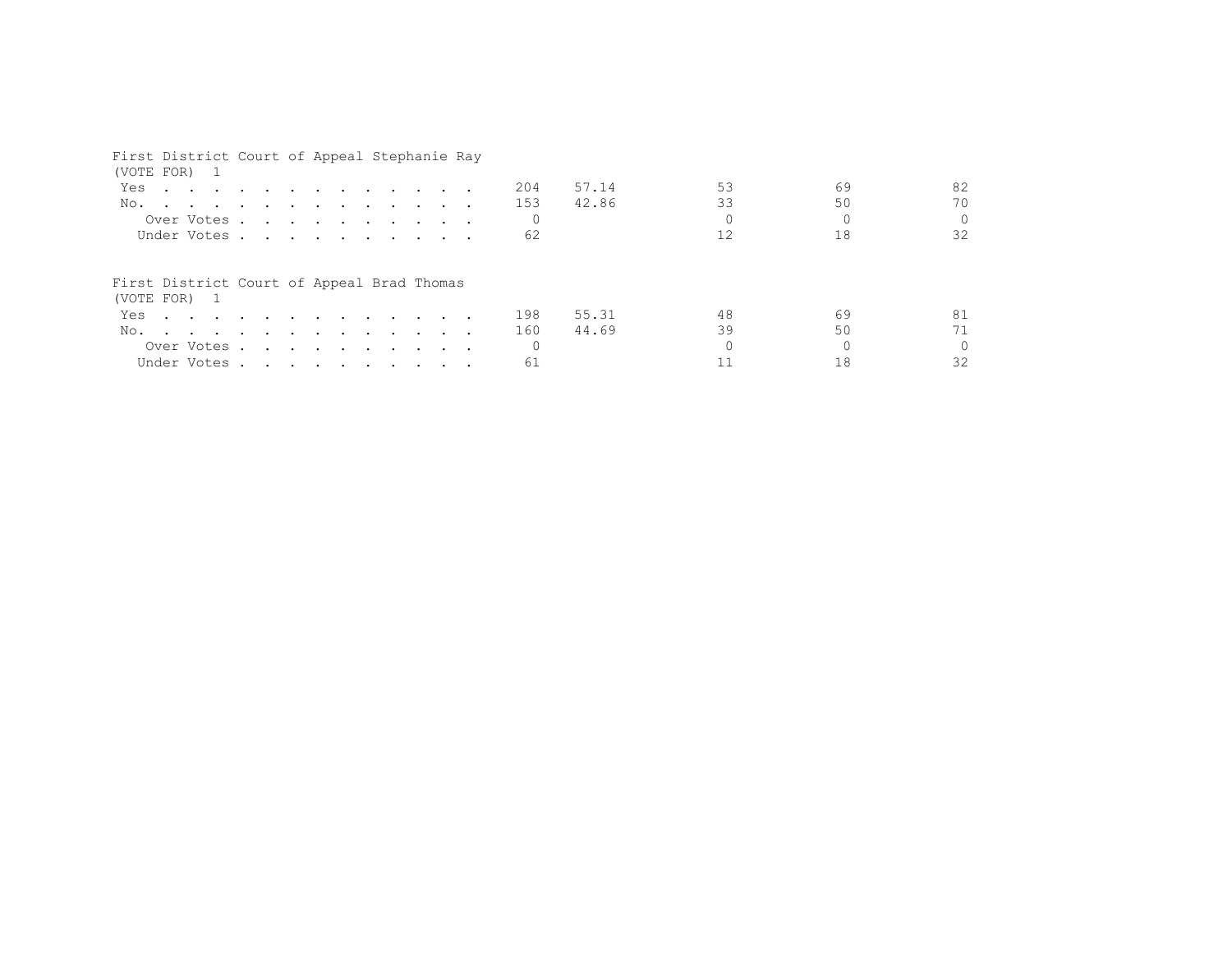First District Court of Appeal Stephanie Ray
(VOTE FOR) 1

| | | | | | |
|---|---|---|---|---|---|
| Yes | 204 | 57.14 | 53 | 69 | 82 |
| No. | 153 | 42.86 | 33 | 50 | 70 |
| Over Votes | 0 | | 0 | 0 | 0 |
| Under Votes | 62 | | 12 | 18 | 32 |

First District Court of Appeal Brad Thomas
(VOTE FOR) 1

| | | | | | |
|---|---|---|---|---|---|
| Yes | 198 | 55.31 | 48 | 69 | 81 |
| No. | 160 | 44.69 | 39 | 50 | 71 |
| Over Votes | 0 | | 0 | 0 | 0 |
| Under Votes | 61 | | 11 | 18 | 32 |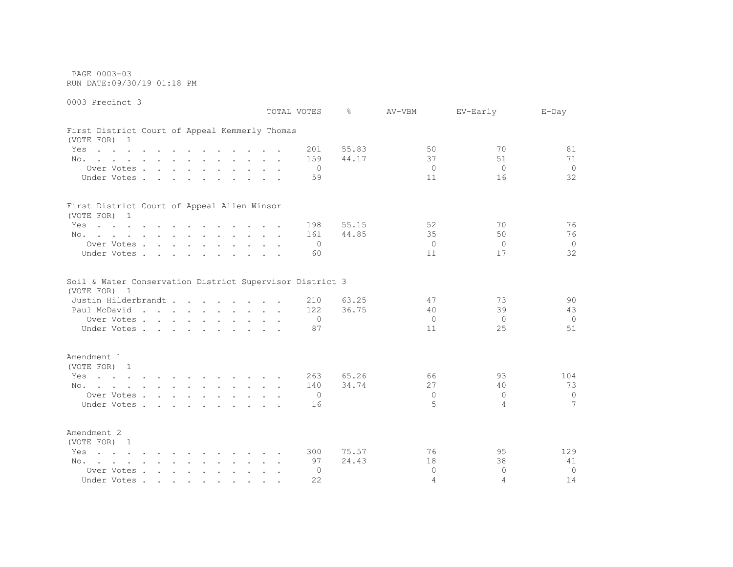PAGE 0003-03
RUN DATE:09/30/19 01:18 PM

0003 Precinct 3

| | TOTAL VOTES | % | AV-VBM | EV-Early | E-Day |
|---|---|---|---|---|---|
| **First District Court of Appeal Kemmerly Thomas (VOTE FOR) 1** | | | | | |
| Yes | 201 | 55.83 | 50 | 70 | 81 |
| No. | 159 | 44.17 | 37 | 51 | 71 |
| Over Votes | 0 | | 0 | 0 | 0 |
| Under Votes | 59 | | 11 | 16 | 32 |
| **First District Court of Appeal Allen Winsor (VOTE FOR) 1** | | | | | |
| Yes | 198 | 55.15 | 52 | 70 | 76 |
| No. | 161 | 44.85 | 35 | 50 | 76 |
| Over Votes | 0 | | 0 | 0 | 0 |
| Under Votes | 60 | | 11 | 17 | 32 |
| **Soil & Water Conservation District Supervisor District 3 (VOTE FOR) 1** | | | | | |
| Justin Hilderbrandt | 210 | 63.25 | 47 | 73 | 90 |
| Paul McDavid | 122 | 36.75 | 40 | 39 | 43 |
| Over Votes | 0 | | 0 | 0 | 0 |
| Under Votes | 87 | | 11 | 25 | 51 |
| **Amendment 1 (VOTE FOR) 1** | | | | | |
| Yes | 263 | 65.26 | 66 | 93 | 104 |
| No. | 140 | 34.74 | 27 | 40 | 73 |
| Over Votes | 0 | | 0 | 0 | 0 |
| Under Votes | 16 | | 5 | 4 | 7 |
| **Amendment 2 (VOTE FOR) 1** | | | | | |
| Yes | 300 | 75.57 | 76 | 95 | 129 |
| No. | 97 | 24.43 | 18 | 38 | 41 |
| Over Votes | 0 | | 0 | 0 | 0 |
| Under Votes | 22 | | 4 | 4 | 14 |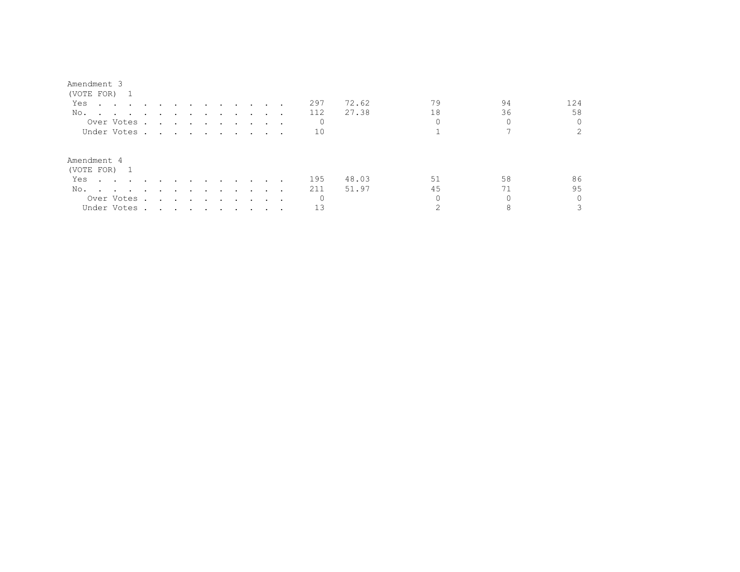Amendment 3
(VOTE FOR) 1

| | | | | | |
|---|---|---|---|---|---|
| Yes | 297 | 72.62 | 79 | 94 | 124 |
| No. | 112 | 27.38 | 18 | 36 | 58 |
| Over Votes | 0 | | 0 | 0 | 0 |
| Under Votes | 10 | | 1 | 7 | 2 |

Amendment 4
(VOTE FOR) 1

| | | | | | |
|---|---|---|---|---|---|
| Yes | 195 | 48.03 | 51 | 58 | 86 |
| No. | 211 | 51.97 | 45 | 71 | 95 |
| Over Votes | 0 | | 0 | 0 | 0 |
| Under Votes | 13 | | 2 | 8 | 3 |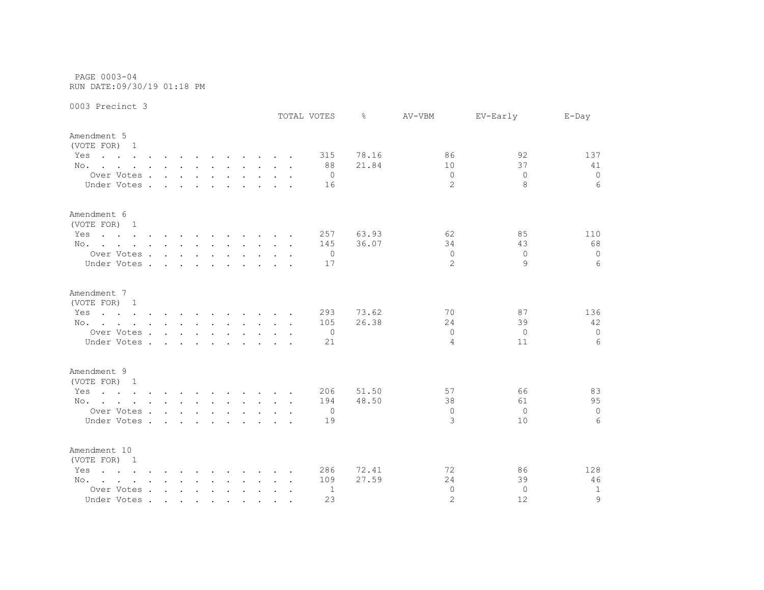PAGE 0003-04
RUN DATE:09/30/19 01:18 PM

0003 Precinct 3

| | TOTAL VOTES | % | AV-VBM | EV-Early | E-Day |
|---|---|---|---|---|---|
| **Amendment 5** | | | | | |
| (VOTE FOR) 1 | | | | | |
| Yes | 315 | 78.16 | 86 | 92 | 137 |
| No. | 88 | 21.84 | 10 | 37 | 41 |
| Over Votes | 0 | | 0 | 0 | 0 |
| Under Votes | 16 | | 2 | 8 | 6 |
| **Amendment 6** | | | | | |
| (VOTE FOR) 1 | | | | | |
| Yes | 257 | 63.93 | 62 | 85 | 110 |
| No. | 145 | 36.07 | 34 | 43 | 68 |
| Over Votes | 0 | | 0 | 0 | 0 |
| Under Votes | 17 | | 2 | 9 | 6 |
| **Amendment 7** | | | | | |
| (VOTE FOR) 1 | | | | | |
| Yes | 293 | 73.62 | 70 | 87 | 136 |
| No. | 105 | 26.38 | 24 | 39 | 42 |
| Over Votes | 0 | | 0 | 0 | 0 |
| Under Votes | 21 | | 4 | 11 | 6 |
| **Amendment 9** | | | | | |
| (VOTE FOR) 1 | | | | | |
| Yes | 206 | 51.50 | 57 | 66 | 83 |
| No. | 194 | 48.50 | 38 | 61 | 95 |
| Over Votes | 0 | | 0 | 0 | 0 |
| Under Votes | 19 | | 3 | 10 | 6 |
| **Amendment 10** | | | | | |
| (VOTE FOR) 1 | | | | | |
| Yes | 286 | 72.41 | 72 | 86 | 128 |
| No. | 109 | 27.59 | 24 | 39 | 46 |
| Over Votes | 1 | | 0 | 0 | 1 |
| Under Votes | 23 | | 2 | 12 | 9 |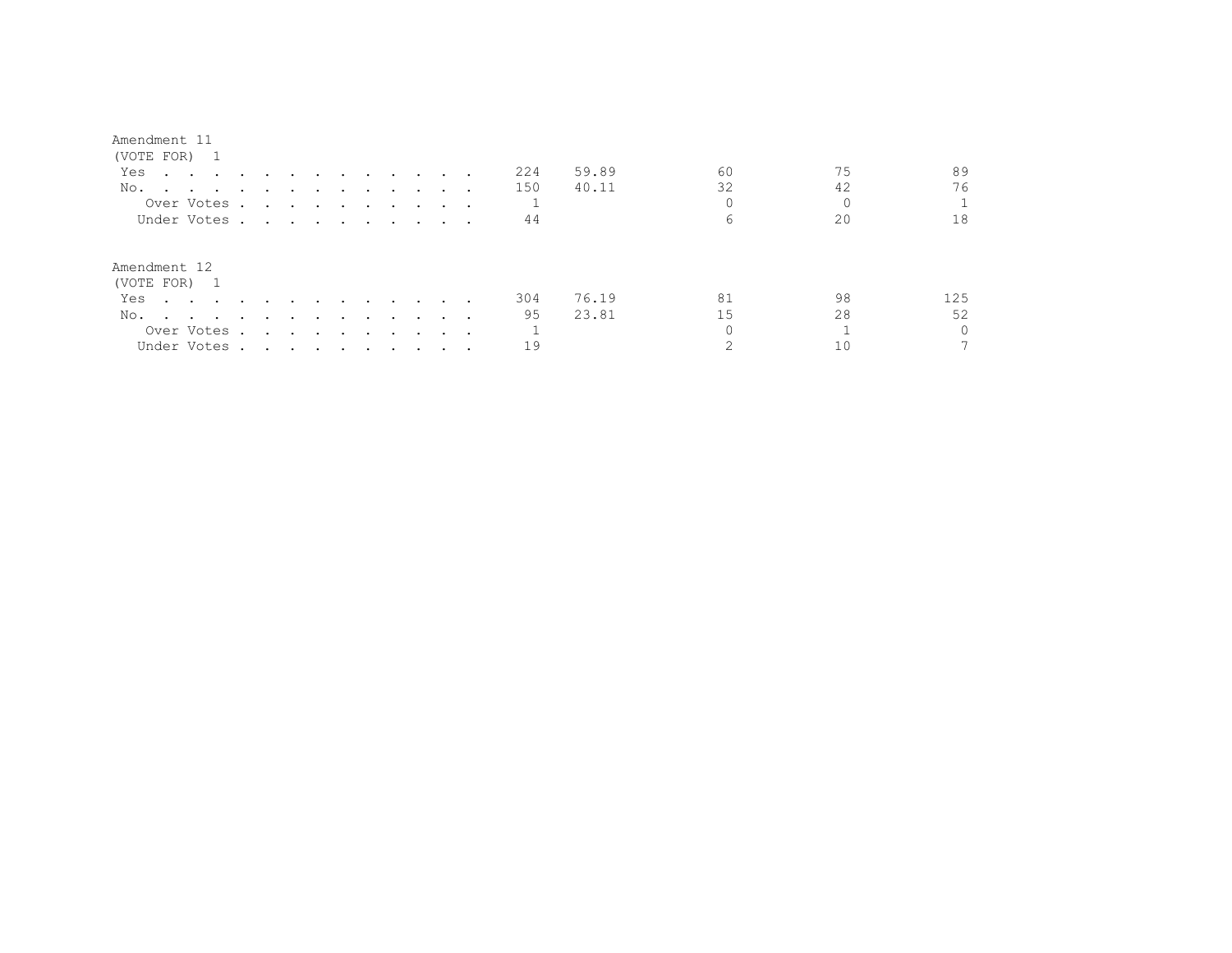Amendment 11
(VOTE FOR) 1

| | | | | | |
|---|---|---|---|---|---|
| Yes | 224 | 59.89 | 60 | 75 | 89 |
| No. | 150 | 40.11 | 32 | 42 | 76 |
| Over Votes | 1 | | 0 | 0 | 1 |
| Under Votes | 44 | | 6 | 20 | 18 |

Amendment 12
(VOTE FOR) 1

| | | | | | |
|---|---|---|---|---|---|
| Yes | 304 | 76.19 | 81 | 98 | 125 |
| No. | 95 | 23.81 | 15 | 28 | 52 |
| Over Votes | 1 | | 0 | 1 | 0 |
| Under Votes | 19 | | 2 | 10 | 7 |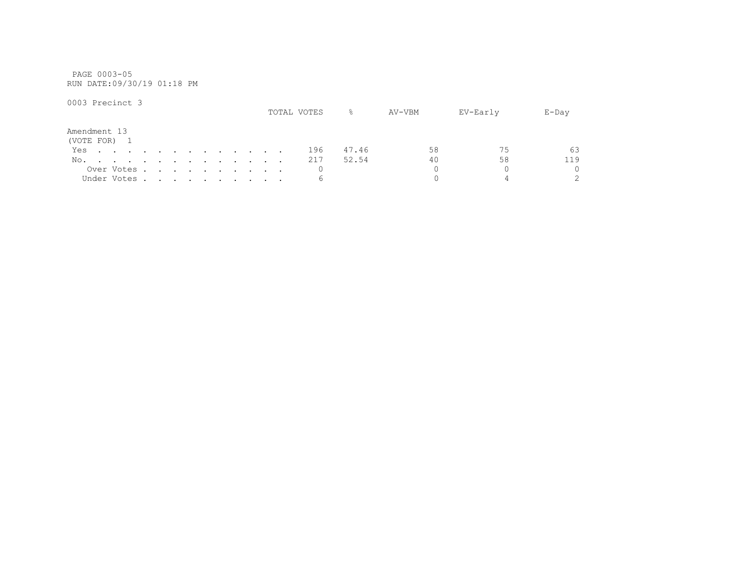PAGE 0003-05
RUN DATE:09/30/19 01:18 PM

0003 Precinct 3

Amendment 13
(VOTE FOR) 1

| | TOTAL VOTES | % | AV-VBM | EV-Early | E-Day |
|---|---|---|---|---|---|
| Yes | 196 | 47.46 | 58 | 75 | 63 |
| No. | 217 | 52.54 | 40 | 58 | 119 |
| Over Votes | 0 | | 0 | 0 | 0 |
| Under Votes | 6 | | 0 | 4 | 2 |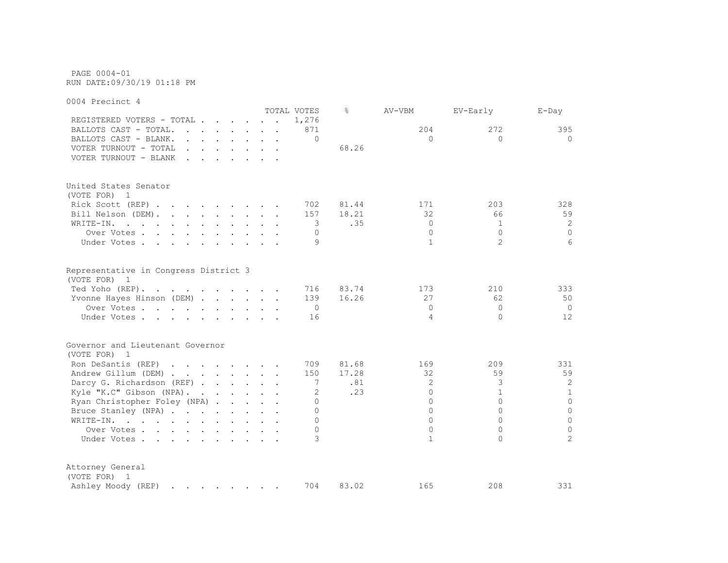PAGE 0004-01
RUN DATE:09/30/19 01:18 PM

0004 Precinct 4

| | TOTAL VOTES | % | AV-VBM | EV-Early | E-Day |
|---|---|---|---|---|---|
| REGISTERED VOTERS - TOTAL | 1,276 | | | | |
| BALLOTS CAST - TOTAL. | 871 | | 204 | 272 | 395 |
| BALLOTS CAST - BLANK. | 0 | | 0 | 0 | 0 |
| VOTER TURNOUT - TOTAL | | 68.26 | | | |
| VOTER TURNOUT - BLANK | | | | | |

United States Senator
(VOTE FOR) 1

| | TOTAL VOTES | % | AV-VBM | EV-Early | E-Day |
|---|---|---|---|---|---|
| Rick Scott (REP) | 702 | 81.44 | 171 | 203 | 328 |
| Bill Nelson (DEM). | 157 | 18.21 | 32 | 66 | 59 |
| WRITE-IN. | 3 | .35 | 0 | 1 | 2 |
| Over Votes | 0 | | 0 | 0 | 0 |
| Under Votes | 9 | | 1 | 2 | 6 |

Representative in Congress District 3
(VOTE FOR) 1

| | TOTAL VOTES | % | AV-VBM | EV-Early | E-Day |
|---|---|---|---|---|---|
| Ted Yoho (REP). | 716 | 83.74 | 173 | 210 | 333 |
| Yvonne Hayes Hinson (DEM) | 139 | 16.26 | 27 | 62 | 50 |
| Over Votes | 0 | | 0 | 0 | 0 |
| Under Votes | 16 | | 4 | 0 | 12 |

Governor and Lieutenant Governor
(VOTE FOR) 1

| | TOTAL VOTES | % | AV-VBM | EV-Early | E-Day |
|---|---|---|---|---|---|
| Ron DeSantis (REP) | 709 | 81.68 | 169 | 209 | 331 |
| Andrew Gillum (DEM) | 150 | 17.28 | 32 | 59 | 59 |
| Darcy G. Richardson (REF) | 7 | .81 | 2 | 3 | 2 |
| Kyle "K.C" Gibson (NPA). | 2 | .23 | 0 | 1 | 1 |
| Ryan Christopher Foley (NPA) | 0 | | 0 | 0 | 0 |
| Bruce Stanley (NPA) | 0 | | 0 | 0 | 0 |
| WRITE-IN. | 0 | | 0 | 0 | 0 |
| Over Votes | 0 | | 0 | 0 | 0 |
| Under Votes | 3 | | 1 | 0 | 2 |

Attorney General
(VOTE FOR) 1

| | TOTAL VOTES | % | AV-VBM | EV-Early | E-Day |
|---|---|---|---|---|---|
| Ashley Moody (REP) | 704 | 83.02 | 165 | 208 | 331 |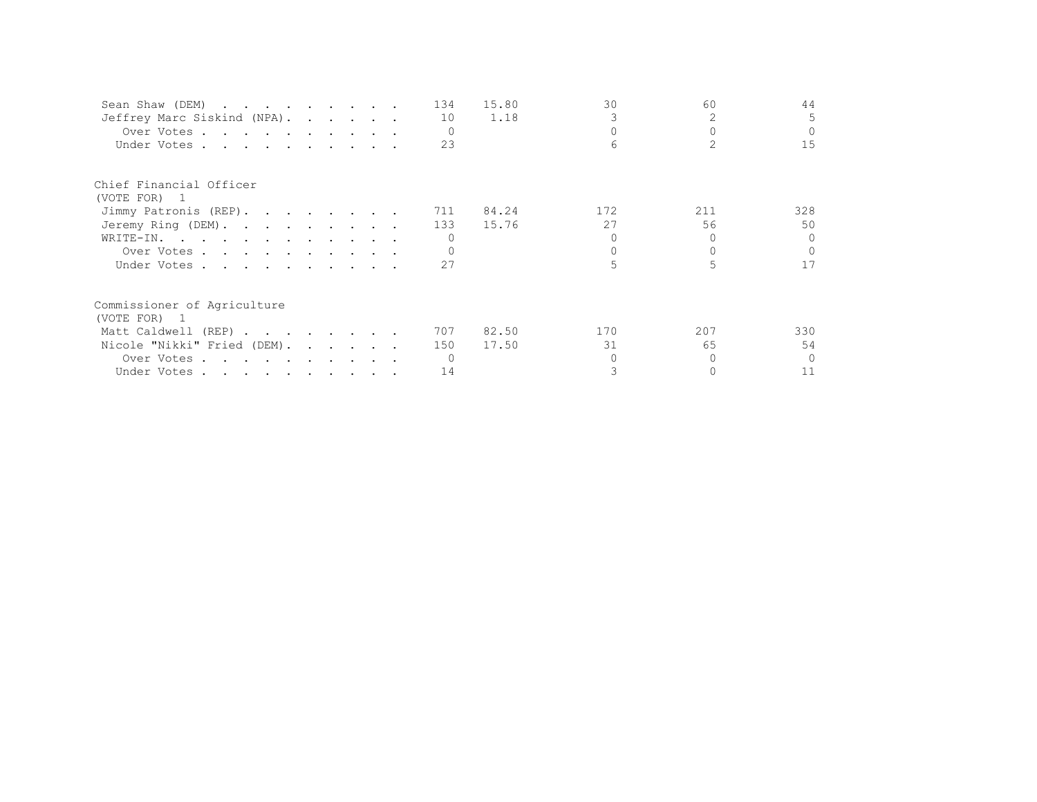| | | | | | |
|---|---|---|---|---|---|
| Sean Shaw (DEM) | 134 | 15.80 | 30 | 60 | 44 |
| Jeffrey Marc Siskind (NPA) | 10 | 1.18 | 3 | 2 | 5 |
| Over Votes | 0 | | 0 | 0 | 0 |
| Under Votes | 23 | | 6 | 2 | 15 |

Chief Financial Officer
(VOTE FOR) 1

| | | | | | |
|---|---|---|---|---|---|
| Jimmy Patronis (REP) | 711 | 84.24 | 172 | 211 | 328 |
| Jeremy Ring (DEM) | 133 | 15.76 | 27 | 56 | 50 |
| WRITE-IN. | 0 | | 0 | 0 | 0 |
| Over Votes | 0 | | 0 | 0 | 0 |
| Under Votes | 27 | | 5 | 5 | 17 |

Commissioner of Agriculture
(VOTE FOR) 1

| | | | | | |
|---|---|---|---|---|---|
| Matt Caldwell (REP) | 707 | 82.50 | 170 | 207 | 330 |
| Nicole "Nikki" Fried (DEM) | 150 | 17.50 | 31 | 65 | 54 |
| Over Votes | 0 | | 0 | 0 | 0 |
| Under Votes | 14 | | 3 | 0 | 11 |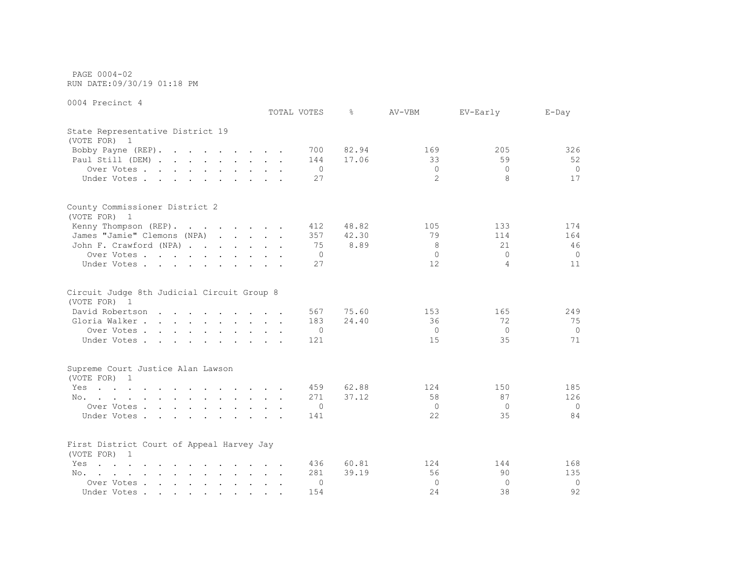PAGE 0004-02
RUN DATE:09/30/19 01:18 PM

0004 Precinct 4

| | TOTAL VOTES | % | AV-VBM | EV-Early | E-Day |
|---|---|---|---|---|---|
| **State Representative District 19** | | | | | |
| (VOTE FOR) 1 | | | | | |
| Bobby Payne (REP) | 700 | 82.94 | 169 | 205 | 326 |
| Paul Still (DEM) | 144 | 17.06 | 33 | 59 | 52 |
| Over Votes | 0 | | 0 | 0 | 0 |
| Under Votes | 27 | | 2 | 8 | 17 |
| **County Commissioner District 2** | | | | | |
| (VOTE FOR) 1 | | | | | |
| Kenny Thompson (REP) | 412 | 48.82 | 105 | 133 | 174 |
| James "Jamie" Clemons (NPA) | 357 | 42.30 | 79 | 114 | 164 |
| John F. Crawford (NPA) | 75 | 8.89 | 8 | 21 | 46 |
| Over Votes | 0 | | 0 | 0 | 0 |
| Under Votes | 27 | | 12 | 4 | 11 |
| **Circuit Judge 8th Judicial Circuit Group 8** | | | | | |
| (VOTE FOR) 1 | | | | | |
| David Robertson | 567 | 75.60 | 153 | 165 | 249 |
| Gloria Walker | 183 | 24.40 | 36 | 72 | 75 |
| Over Votes | 0 | | 0 | 0 | 0 |
| Under Votes | 121 | | 15 | 35 | 71 |
| **Supreme Court Justice Alan Lawson** | | | | | |
| (VOTE FOR) 1 | | | | | |
| Yes | 459 | 62.88 | 124 | 150 | 185 |
| No | 271 | 37.12 | 58 | 87 | 126 |
| Over Votes | 0 | | 0 | 0 | 0 |
| Under Votes | 141 | | 22 | 35 | 84 |
| **First District Court of Appeal Harvey Jay** | | | | | |
| (VOTE FOR) 1 | | | | | |
| Yes | 436 | 60.81 | 124 | 144 | 168 |
| No | 281 | 39.19 | 56 | 90 | 135 |
| Over Votes | 0 | | 0 | 0 | 0 |
| Under Votes | 154 | | 24 | 38 | 92 |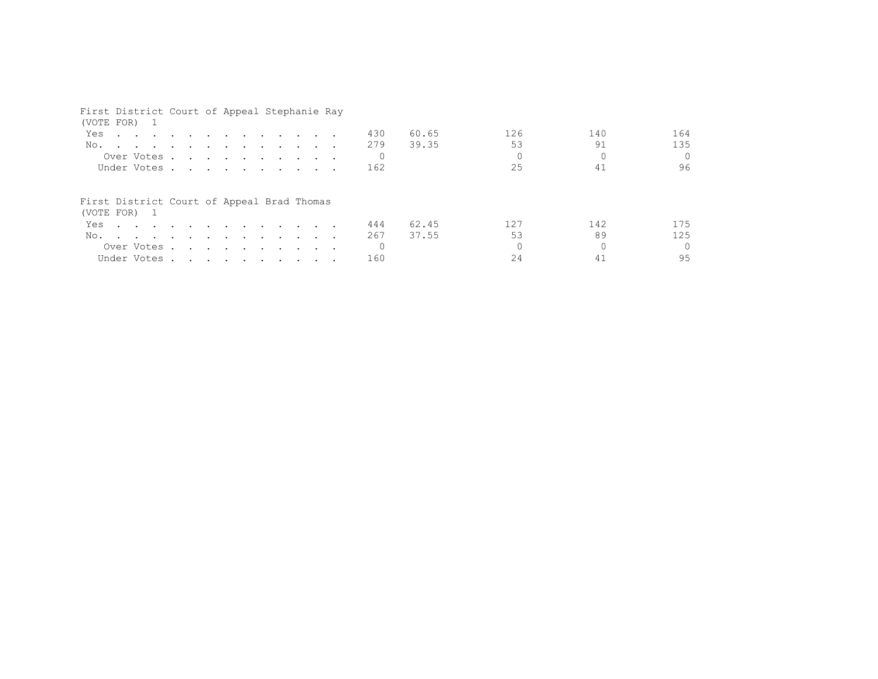First District Court of Appeal Stephanie Ray
(VOTE FOR) 1

| | | | | | |
|---|---|---|---|---|---|
| Yes | 430 | 60.65 | 126 | 140 | 164 |
| No. | 279 | 39.35 | 53 | 91 | 135 |
| Over Votes | 0 | | 0 | 0 | 0 |
| Under Votes | 162 | | 25 | 41 | 96 |

First District Court of Appeal Brad Thomas
(VOTE FOR) 1

| | | | | | |
|---|---|---|---|---|---|
| Yes | 444 | 62.45 | 127 | 142 | 175 |
| No. | 267 | 37.55 | 53 | 89 | 125 |
| Over Votes | 0 | | 0 | 0 | 0 |
| Under Votes | 160 | | 24 | 41 | 95 |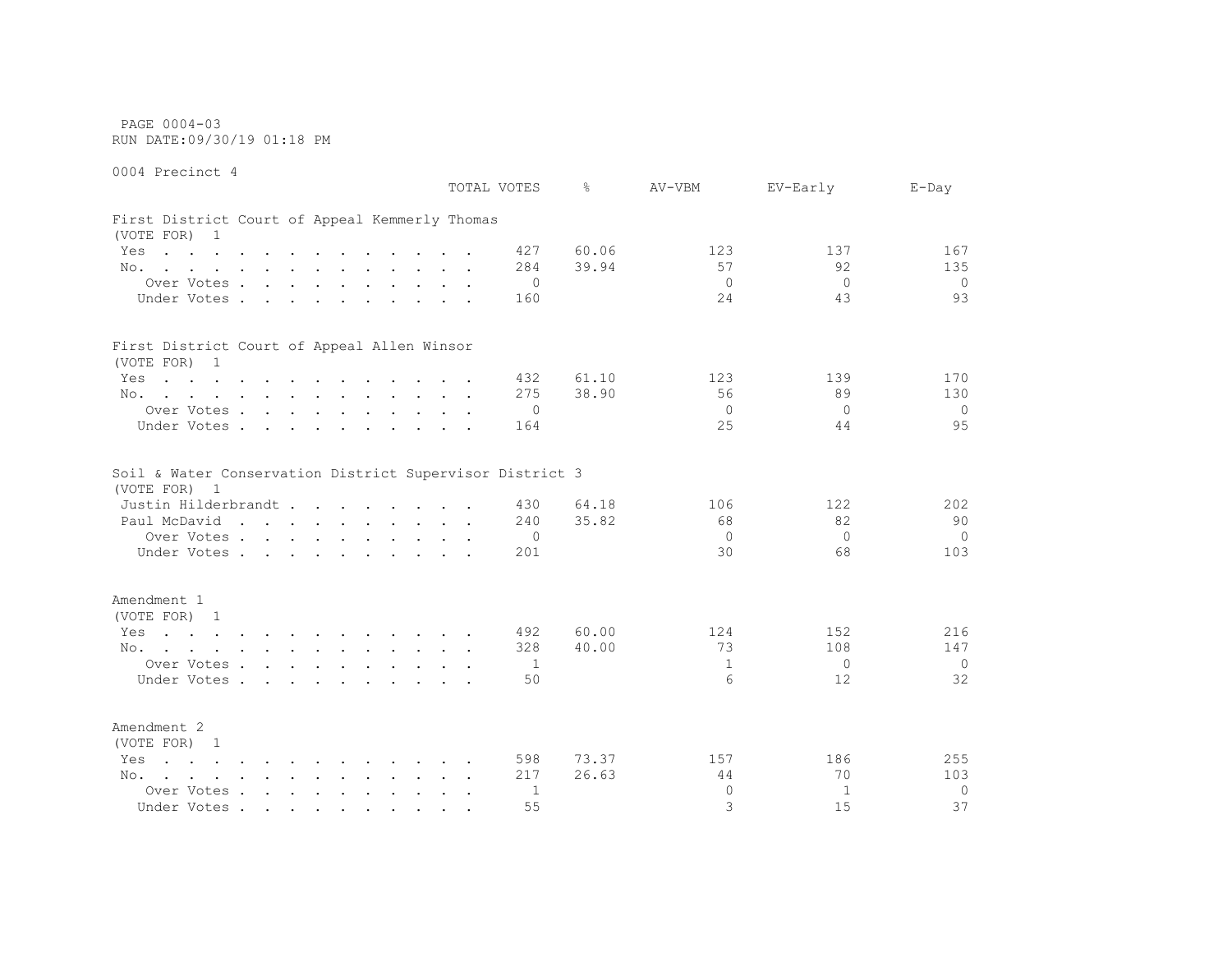PAGE 0004-03
RUN DATE:09/30/19 01:18 PM

0004 Precinct 4

| | TOTAL VOTES | % | AV-VBM | EV-Early | E-Day |
|---|---|---|---|---|---|
| **First District Court of Appeal Kemmerly Thomas** | | | | | |
| (VOTE FOR) 1 | | | | | |
| Yes | 427 | 60.06 | 123 | 137 | 167 |
| No. | 284 | 39.94 | 57 | 92 | 135 |
| Over Votes | 0 | | 0 | 0 | 0 |
| Under Votes | 160 | | 24 | 43 | 93 |
| **First District Court of Appeal Allen Winsor** | | | | | |
| (VOTE FOR) 1 | | | | | |
| Yes | 432 | 61.10 | 123 | 139 | 170 |
| No. | 275 | 38.90 | 56 | 89 | 130 |
| Over Votes | 0 | | 0 | 0 | 0 |
| Under Votes | 164 | | 25 | 44 | 95 |
| **Soil & Water Conservation District Supervisor District 3** | | | | | |
| (VOTE FOR) 1 | | | | | |
| Justin Hilderbrandt | 430 | 64.18 | 106 | 122 | 202 |
| Paul McDavid | 240 | 35.82 | 68 | 82 | 90 |
| Over Votes | 0 | | 0 | 0 | 0 |
| Under Votes | 201 | | 30 | 68 | 103 |
| **Amendment 1** | | | | | |
| (VOTE FOR) 1 | | | | | |
| Yes | 492 | 60.00 | 124 | 152 | 216 |
| No. | 328 | 40.00 | 73 | 108 | 147 |
| Over Votes | 1 | | 1 | 0 | 0 |
| Under Votes | 50 | | 6 | 12 | 32 |
| **Amendment 2** | | | | | |
| (VOTE FOR) 1 | | | | | |
| Yes | 598 | 73.37 | 157 | 186 | 255 |
| No. | 217 | 26.63 | 44 | 70 | 103 |
| Over Votes | 1 | | 0 | 1 | 0 |
| Under Votes | 55 | | 3 | 15 | 37 |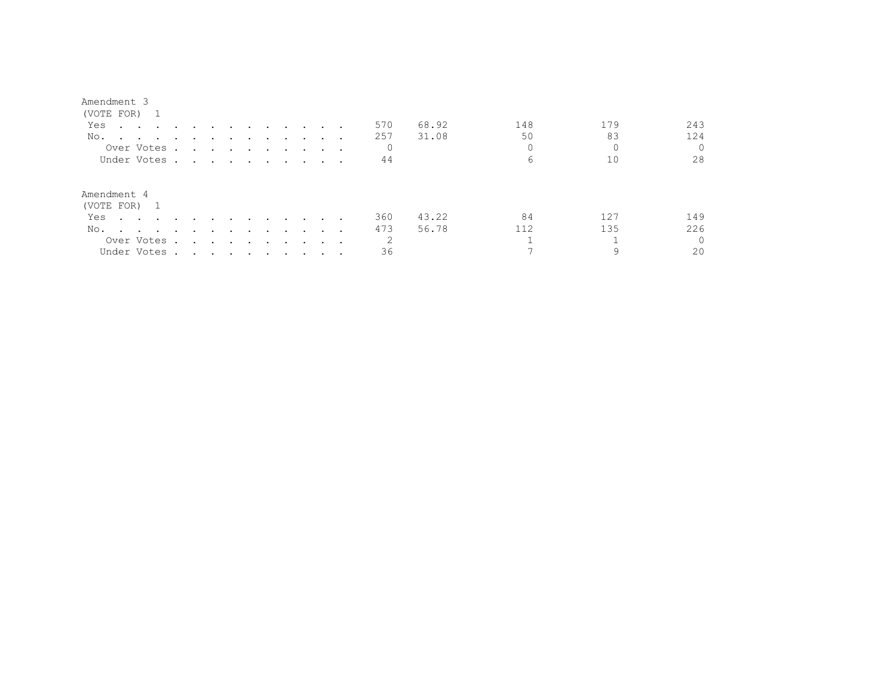Amendment 3
(VOTE FOR) 1

| | | | | | |
|---|---|---|---|---|---|
| Yes | 570 | 68.92 | 148 | 179 | 243 |
| No. | 257 | 31.08 | 50 | 83 | 124 |
| Over Votes | 0 | | 0 | 0 | 0 |
| Under Votes | 44 | | 6 | 10 | 28 |

Amendment 4
(VOTE FOR) 1

| | | | | | |
|---|---|---|---|---|---|
| Yes | 360 | 43.22 | 84 | 127 | 149 |
| No. | 473 | 56.78 | 112 | 135 | 226 |
| Over Votes | 2 | | 1 | 1 | 0 |
| Under Votes | 36 | | 7 | 9 | 20 |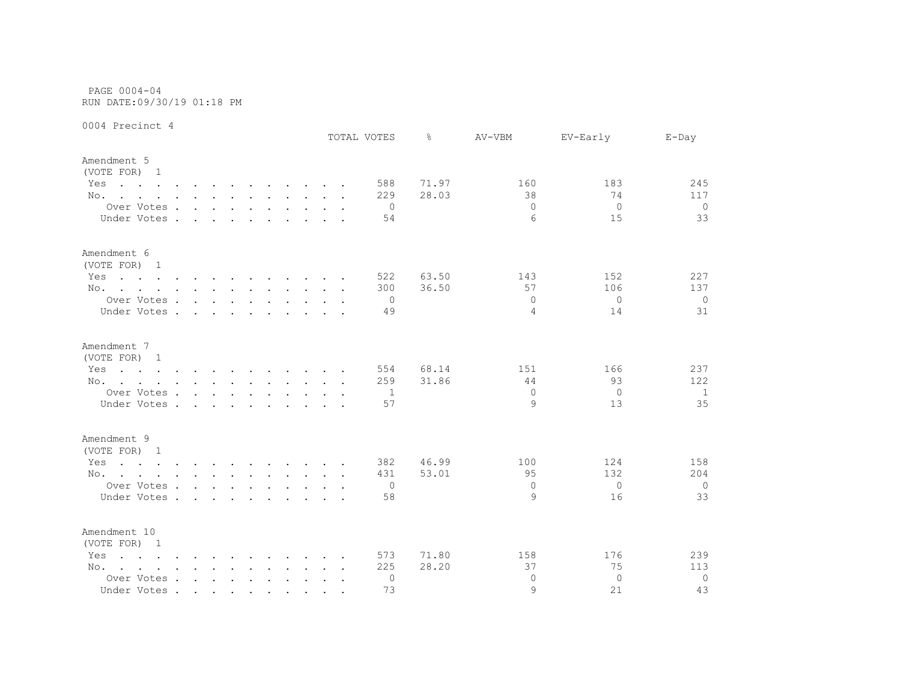PAGE 0004-04
RUN DATE:09/30/19 01:18 PM

0004 Precinct 4

| | TOTAL VOTES | % | AV-VBM | EV-Early | E-Day |
|---|---|---|---|---|---|
| **Amendment 5** | | | | | |
| (VOTE FOR) 1 | | | | | |
| Yes | 588 | 71.97 | 160 | 183 | 245 |
| No. | 229 | 28.03 | 38 | 74 | 117 |
| Over Votes | 0 | | 0 | 0 | 0 |
| Under Votes | 54 | | 6 | 15 | 33 |
| **Amendment 6** | | | | | |
| (VOTE FOR) 1 | | | | | |
| Yes | 522 | 63.50 | 143 | 152 | 227 |
| No. | 300 | 36.50 | 57 | 106 | 137 |
| Over Votes | 0 | | 0 | 0 | 0 |
| Under Votes | 49 | | 4 | 14 | 31 |
| **Amendment 7** | | | | | |
| (VOTE FOR) 1 | | | | | |
| Yes | 554 | 68.14 | 151 | 166 | 237 |
| No. | 259 | 31.86 | 44 | 93 | 122 |
| Over Votes | 1 | | 0 | 0 | 1 |
| Under Votes | 57 | | 9 | 13 | 35 |
| **Amendment 9** | | | | | |
| (VOTE FOR) 1 | | | | | |
| Yes | 382 | 46.99 | 100 | 124 | 158 |
| No. | 431 | 53.01 | 95 | 132 | 204 |
| Over Votes | 0 | | 0 | 0 | 0 |
| Under Votes | 58 | | 9 | 16 | 33 |
| **Amendment 10** | | | | | |
| (VOTE FOR) 1 | | | | | |
| Yes | 573 | 71.80 | 158 | 176 | 239 |
| No. | 225 | 28.20 | 37 | 75 | 113 |
| Over Votes | 0 | | 0 | 0 | 0 |
| Under Votes | 73 | | 9 | 21 | 43 |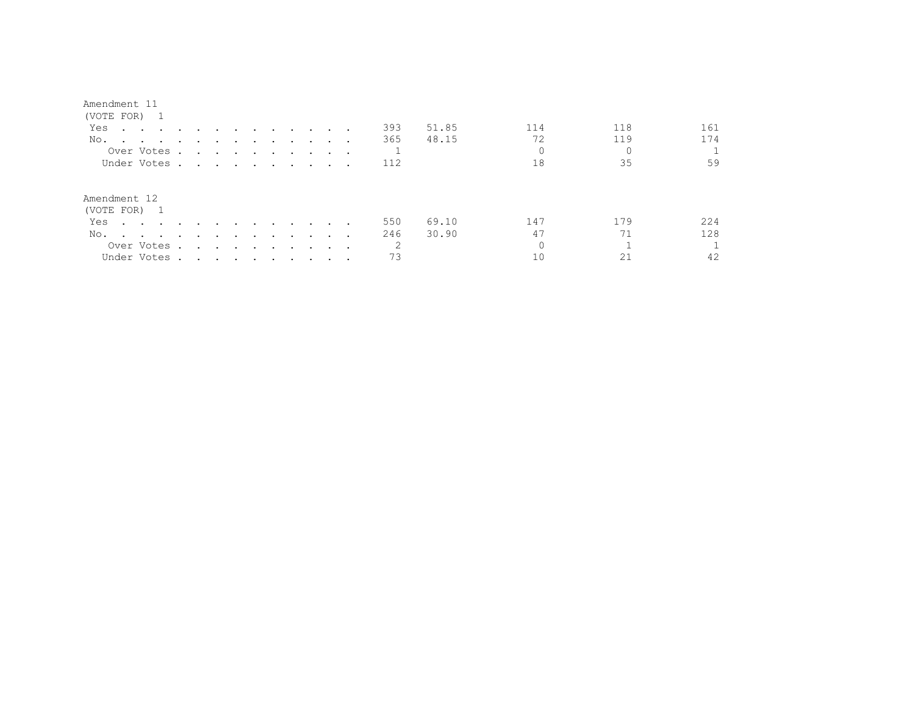## Amendment 11

(VOTE FOR) 1

| | Total | % | | | |
|---|---|---|---|---|---|
| Yes | 393 | 51.85 | 114 | 118 | 161 |
| No. | 365 | 48.15 | 72 | 119 | 174 |
| Over Votes | 1 | | 0 | 0 | 1 |
| Under Votes | 112 | | 18 | 35 | 59 |

## Amendment 12

(VOTE FOR) 1

| | Total | % | | | |
|---|---|---|---|---|---|
| Yes | 550 | 69.10 | 147 | 179 | 224 |
| No. | 246 | 30.90 | 47 | 71 | 128 |
| Over Votes | 2 | | 0 | 1 | 1 |
| Under Votes | 73 | | 10 | 21 | 42 |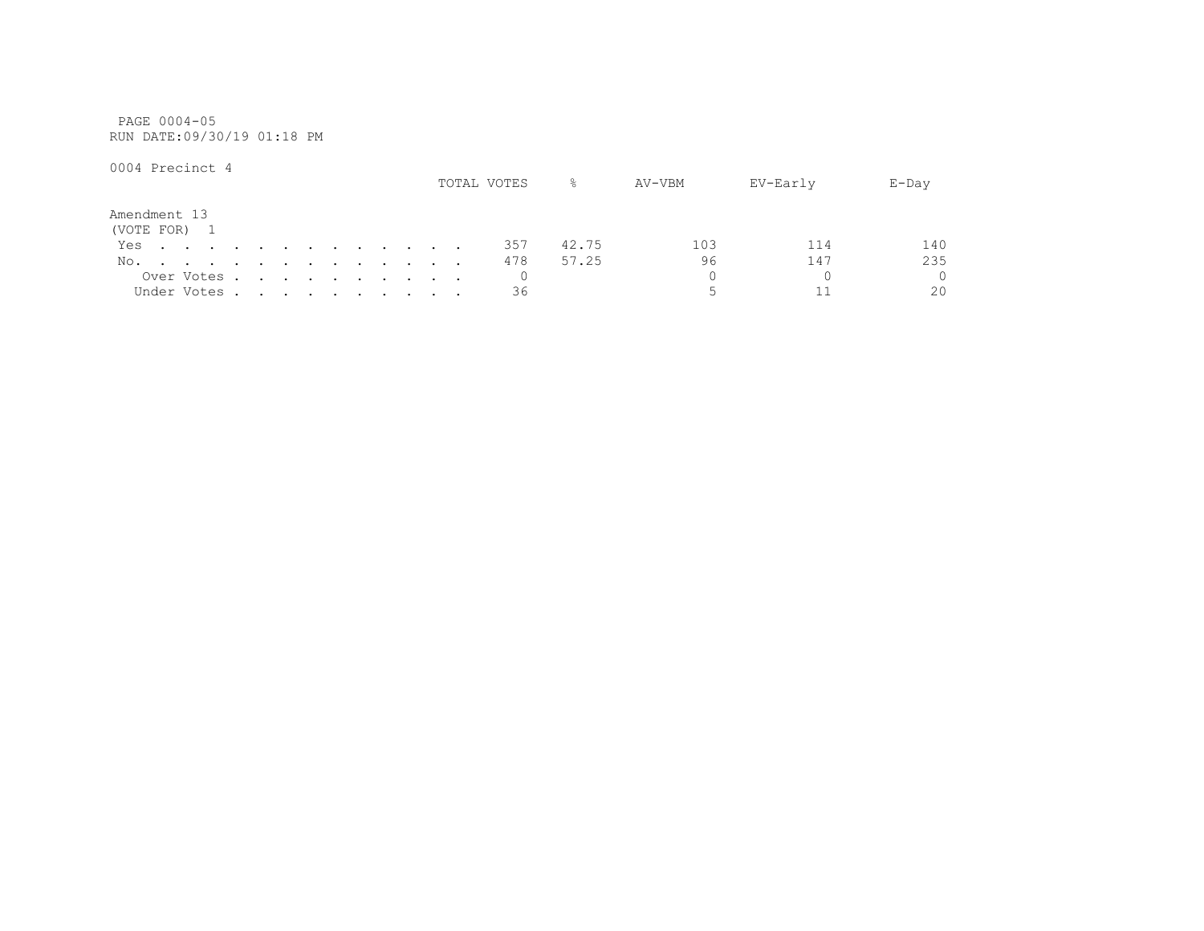PAGE 0004-05
RUN DATE:09/30/19 01:18 PM

0004 Precinct 4

| Amendment 13 (VOTE FOR) 1 | TOTAL VOTES | % | AV-VBM | EV-Early | E-Day |
|---|---|---|---|---|---|
| Yes | 357 | 42.75 | 103 | 114 | 140 |
| No. | 478 | 57.25 | 96 | 147 | 235 |
| Over Votes | 0 | | 0 | 0 | 0 |
| Under Votes | 36 | | 5 | 11 | 20 |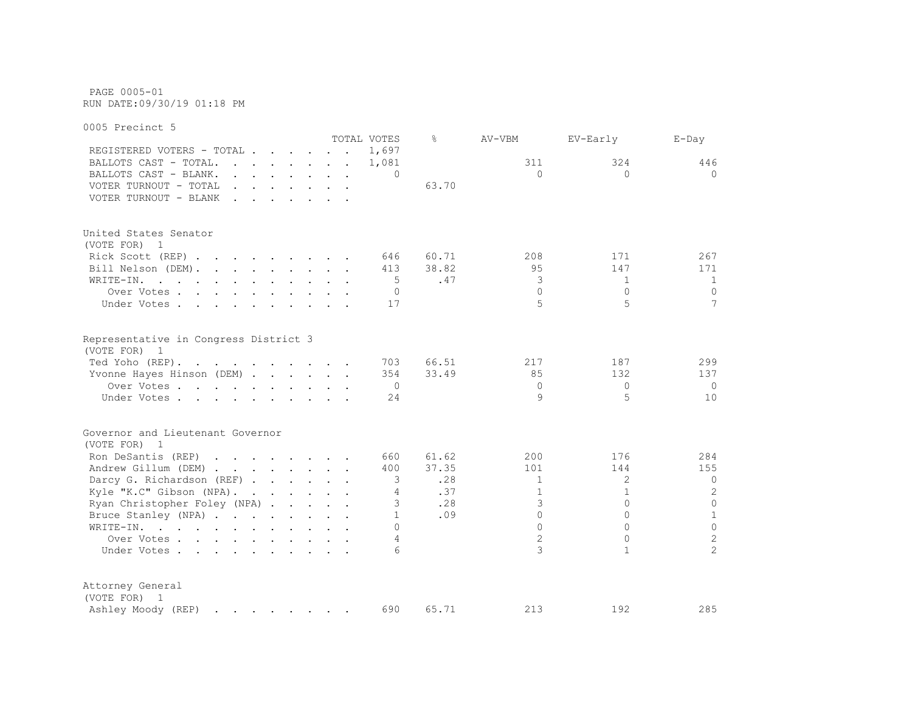PAGE 0005-01
RUN DATE:09/30/19 01:18 PM

## 0005 Precinct 5

| | TOTAL VOTES | % | AV-VBM | EV-Early | E-Day |
|---|---|---|---|---|---|
| REGISTERED VOTERS - TOTAL | 1,697 | | | | |
| BALLOTS CAST - TOTAL. | 1,081 | | 311 | 324 | 446 |
| BALLOTS CAST - BLANK. | 0 | | 0 | 0 | 0 |
| VOTER TURNOUT - TOTAL | | 63.70 | | | |
| VOTER TURNOUT - BLANK | | | | | |

### United States Senator
(VOTE FOR) 1

| | TOTAL VOTES | % | AV-VBM | EV-Early | E-Day |
|---|---|---|---|---|---|
| Rick Scott (REP) | 646 | 60.71 | 208 | 171 | 267 |
| Bill Nelson (DEM). | 413 | 38.82 | 95 | 147 | 171 |
| WRITE-IN. | 5 | .47 | 3 | 1 | 1 |
| Over Votes | 0 | | 0 | 0 | 0 |
| Under Votes | 17 | | 5 | 5 | 7 |

### Representative in Congress District 3
(VOTE FOR) 1

| | TOTAL VOTES | % | AV-VBM | EV-Early | E-Day |
|---|---|---|---|---|---|
| Ted Yoho (REP). | 703 | 66.51 | 217 | 187 | 299 |
| Yvonne Hayes Hinson (DEM) | 354 | 33.49 | 85 | 132 | 137 |
| Over Votes | 0 | | 0 | 0 | 0 |
| Under Votes | 24 | | 9 | 5 | 10 |

### Governor and Lieutenant Governor
(VOTE FOR) 1

| | TOTAL VOTES | % | AV-VBM | EV-Early | E-Day |
|---|---|---|---|---|---|
| Ron DeSantis (REP) | 660 | 61.62 | 200 | 176 | 284 |
| Andrew Gillum (DEM) | 400 | 37.35 | 101 | 144 | 155 |
| Darcy G. Richardson (REF) | 3 | .28 | 1 | 2 | 0 |
| Kyle "K.C" Gibson (NPA). | 4 | .37 | 1 | 1 | 2 |
| Ryan Christopher Foley (NPA) | 3 | .28 | 3 | 0 | 0 |
| Bruce Stanley (NPA) | 1 | .09 | 0 | 0 | 1 |
| WRITE-IN. | 0 | | 0 | 0 | 0 |
| Over Votes | 4 | | 2 | 0 | 2 |
| Under Votes | 6 | | 3 | 1 | 2 |

### Attorney General
(VOTE FOR) 1

| | TOTAL VOTES | % | AV-VBM | EV-Early | E-Day |
|---|---|---|---|---|---|
| Ashley Moody (REP) | 690 | 65.71 | 213 | 192 | 285 |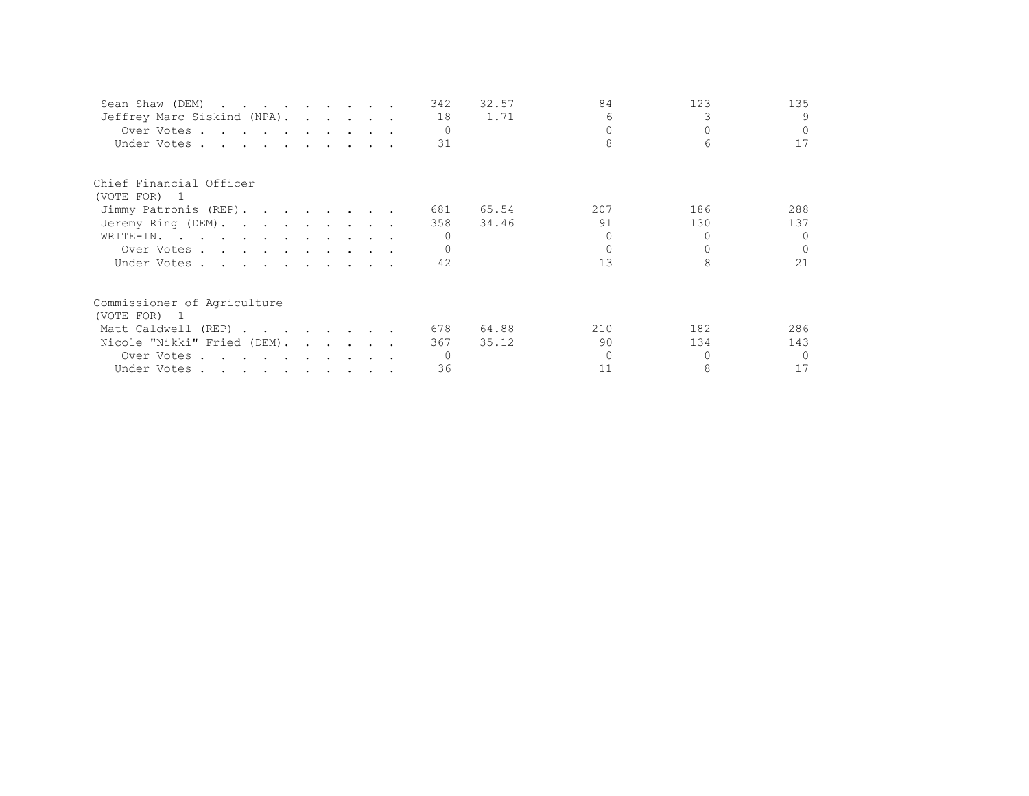| | | | | | |
|---|---|---|---|---|---|
| Sean Shaw (DEM) | 342 | 32.57 | 84 | 123 | 135 |
| Jeffrey Marc Siskind (NPA) | 18 | 1.71 | 6 | 3 | 9 |
| Over Votes | 0 | | 0 | 0 | 0 |
| Under Votes | 31 | | 8 | 6 | 17 |

Chief Financial Officer
(VOTE FOR) 1

| | | | | | |
|---|---|---|---|---|---|
| Jimmy Patronis (REP) | 681 | 65.54 | 207 | 186 | 288 |
| Jeremy Ring (DEM) | 358 | 34.46 | 91 | 130 | 137 |
| WRITE-IN | 0 | | 0 | 0 | 0 |
| Over Votes | 0 | | 0 | 0 | 0 |
| Under Votes | 42 | | 13 | 8 | 21 |

Commissioner of Agriculture
(VOTE FOR) 1

| | | | | | |
|---|---|---|---|---|---|
| Matt Caldwell (REP) | 678 | 64.88 | 210 | 182 | 286 |
| Nicole "Nikki" Fried (DEM) | 367 | 35.12 | 90 | 134 | 143 |
| Over Votes | 0 | | 0 | 0 | 0 |
| Under Votes | 36 | | 11 | 8 | 17 |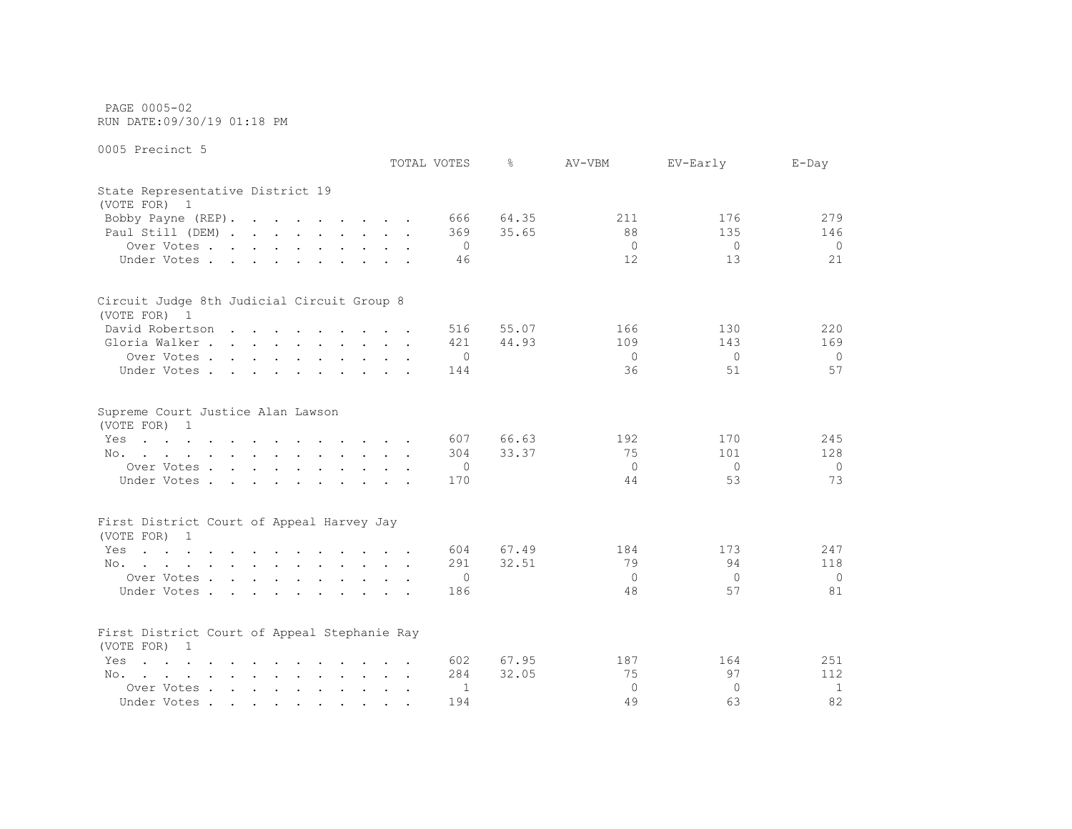PAGE 0005-02
RUN DATE:09/30/19 01:18 PM

0005 Precinct 5

| | TOTAL VOTES | % | AV-VBM | EV-Early | E-Day |
|---|---|---|---|---|---|
| **State Representative District 19** | | | | | |
| (VOTE FOR) 1 | | | | | |
| Bobby Payne (REP) | 666 | 64.35 | 211 | 176 | 279 |
| Paul Still (DEM) | 369 | 35.65 | 88 | 135 | 146 |
| Over Votes | 0 | | 0 | 0 | 0 |
| Under Votes | 46 | | 12 | 13 | 21 |
| **Circuit Judge 8th Judicial Circuit Group 8** | | | | | |
| (VOTE FOR) 1 | | | | | |
| David Robertson | 516 | 55.07 | 166 | 130 | 220 |
| Gloria Walker | 421 | 44.93 | 109 | 143 | 169 |
| Over Votes | 0 | | 0 | 0 | 0 |
| Under Votes | 144 | | 36 | 51 | 57 |
| **Supreme Court Justice Alan Lawson** | | | | | |
| (VOTE FOR) 1 | | | | | |
| Yes | 607 | 66.63 | 192 | 170 | 245 |
| No | 304 | 33.37 | 75 | 101 | 128 |
| Over Votes | 0 | | 0 | 0 | 0 |
| Under Votes | 170 | | 44 | 53 | 73 |
| **First District Court of Appeal Harvey Jay** | | | | | |
| (VOTE FOR) 1 | | | | | |
| Yes | 604 | 67.49 | 184 | 173 | 247 |
| No | 291 | 32.51 | 79 | 94 | 118 |
| Over Votes | 0 | | 0 | 0 | 0 |
| Under Votes | 186 | | 48 | 57 | 81 |
| **First District Court of Appeal Stephanie Ray** | | | | | |
| (VOTE FOR) 1 | | | | | |
| Yes | 602 | 67.95 | 187 | 164 | 251 |
| No | 284 | 32.05 | 75 | 97 | 112 |
| Over Votes | 1 | | 0 | 0 | 1 |
| Under Votes | 194 | | 49 | 63 | 82 |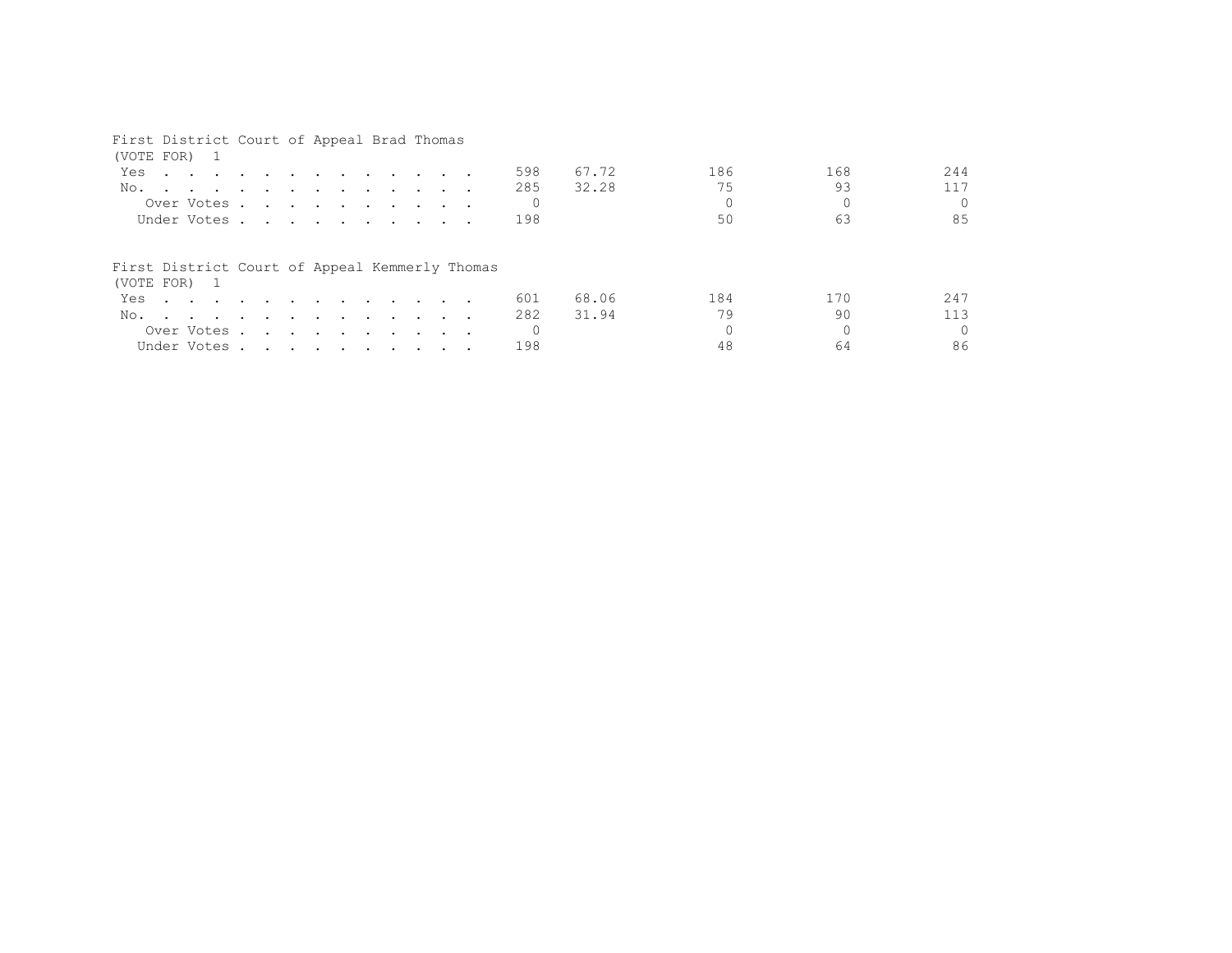First District Court of Appeal Brad Thomas
(VOTE FOR) 1

| | | | | | |
|---|---|---|---|---|---|
| Yes | 598 | 67.72 | 186 | 168 | 244 |
| No. | 285 | 32.28 | 75 | 93 | 117 |
| Over Votes | 0 | | 0 | 0 | 0 |
| Under Votes | 198 | | 50 | 63 | 85 |

First District Court of Appeal Kemmerly Thomas
(VOTE FOR) 1

| | | | | | |
|---|---|---|---|---|---|
| Yes | 601 | 68.06 | 184 | 170 | 247 |
| No. | 282 | 31.94 | 79 | 90 | 113 |
| Over Votes | 0 | | 0 | 0 | 0 |
| Under Votes | 198 | | 48 | 64 | 86 |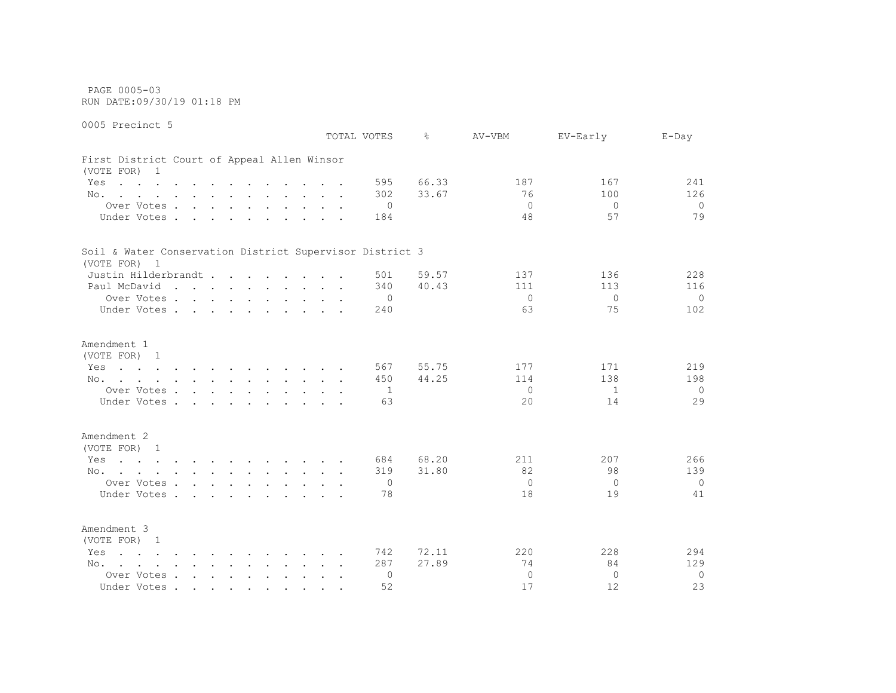PAGE 0005-03
RUN DATE:09/30/19 01:18 PM

0005 Precinct 5

| | TOTAL VOTES | % | AV-VBM | EV-Early | E-Day |
|---|---|---|---|---|---|
| **First District Court of Appeal Allen Winsor** | | | | | |
| (VOTE FOR) 1 | | | | | |
| Yes | 595 | 66.33 | 187 | 167 | 241 |
| No. | 302 | 33.67 | 76 | 100 | 126 |
| Over Votes | 0 | | 0 | 0 | 0 |
| Under Votes | 184 | | 48 | 57 | 79 |
| **Soil & Water Conservation District Supervisor District 3** | | | | | |
| (VOTE FOR) 1 | | | | | |
| Justin Hilderbrandt | 501 | 59.57 | 137 | 136 | 228 |
| Paul McDavid | 340 | 40.43 | 111 | 113 | 116 |
| Over Votes | 0 | | 0 | 0 | 0 |
| Under Votes | 240 | | 63 | 75 | 102 |
| **Amendment 1** | | | | | |
| (VOTE FOR) 1 | | | | | |
| Yes | 567 | 55.75 | 177 | 171 | 219 |
| No. | 450 | 44.25 | 114 | 138 | 198 |
| Over Votes | 1 | | 0 | 1 | 0 |
| Under Votes | 63 | | 20 | 14 | 29 |
| **Amendment 2** | | | | | |
| (VOTE FOR) 1 | | | | | |
| Yes | 684 | 68.20 | 211 | 207 | 266 |
| No. | 319 | 31.80 | 82 | 98 | 139 |
| Over Votes | 0 | | 0 | 0 | 0 |
| Under Votes | 78 | | 18 | 19 | 41 |
| **Amendment 3** | | | | | |
| (VOTE FOR) 1 | | | | | |
| Yes | 742 | 72.11 | 220 | 228 | 294 |
| No. | 287 | 27.89 | 74 | 84 | 129 |
| Over Votes | 0 | | 0 | 0 | 0 |
| Under Votes | 52 | | 17 | 12 | 23 |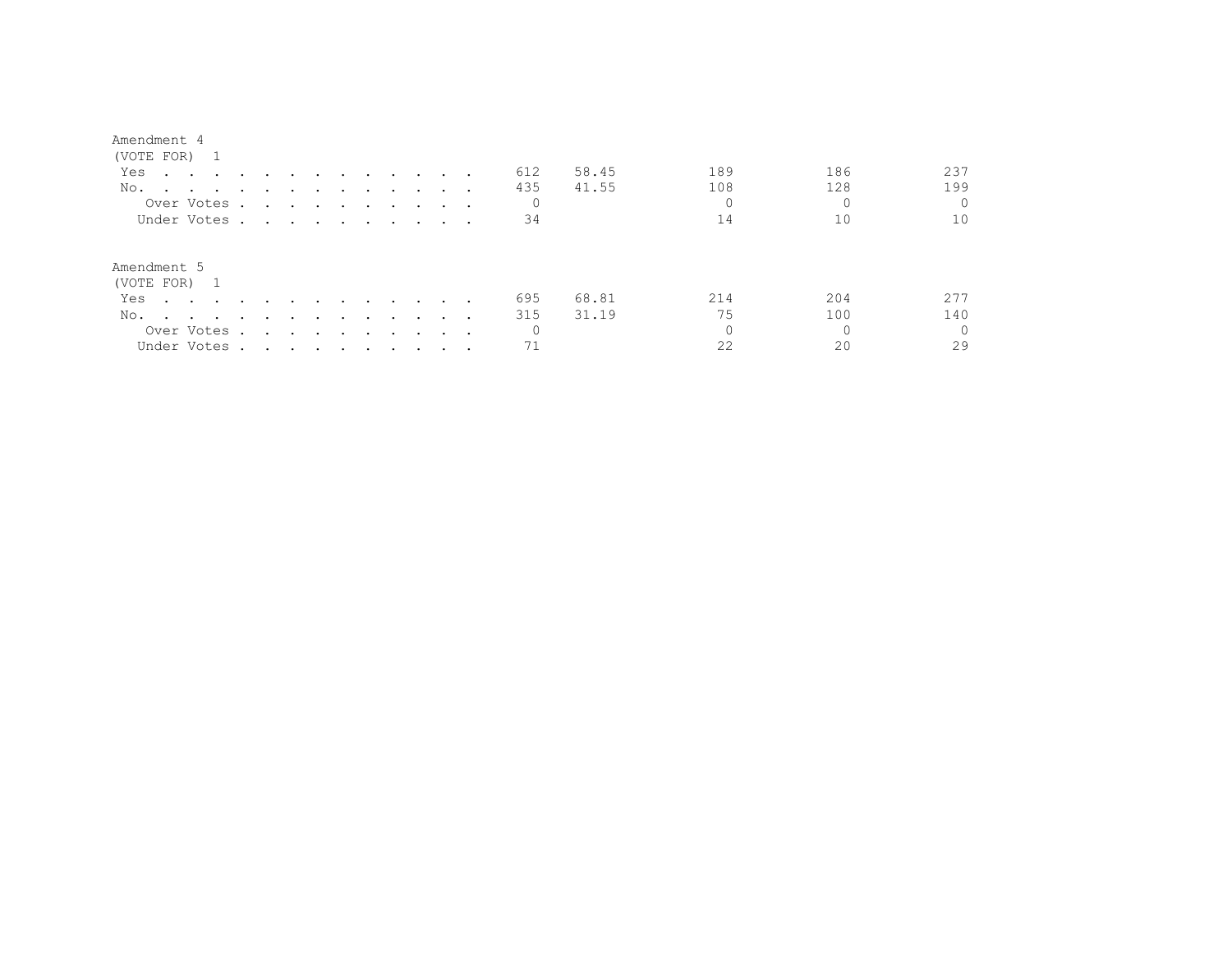Amendment 4
(VOTE FOR) 1

| | Total | Percent | | | |
|---|---|---|---|---|---|
| Yes | 612 | 58.45 | 189 | 186 | 237 |
| No. | 435 | 41.55 | 108 | 128 | 199 |
| Over Votes | 0 | | 0 | 0 | 0 |
| Under Votes | 34 | | 14 | 10 | 10 |

Amendment 5
(VOTE FOR) 1

| | Total | Percent | | | |
|---|---|---|---|---|---|
| Yes | 695 | 68.81 | 214 | 204 | 277 |
| No. | 315 | 31.19 | 75 | 100 | 140 |
| Over Votes | 0 | | 0 | 0 | 0 |
| Under Votes | 71 | | 22 | 20 | 29 |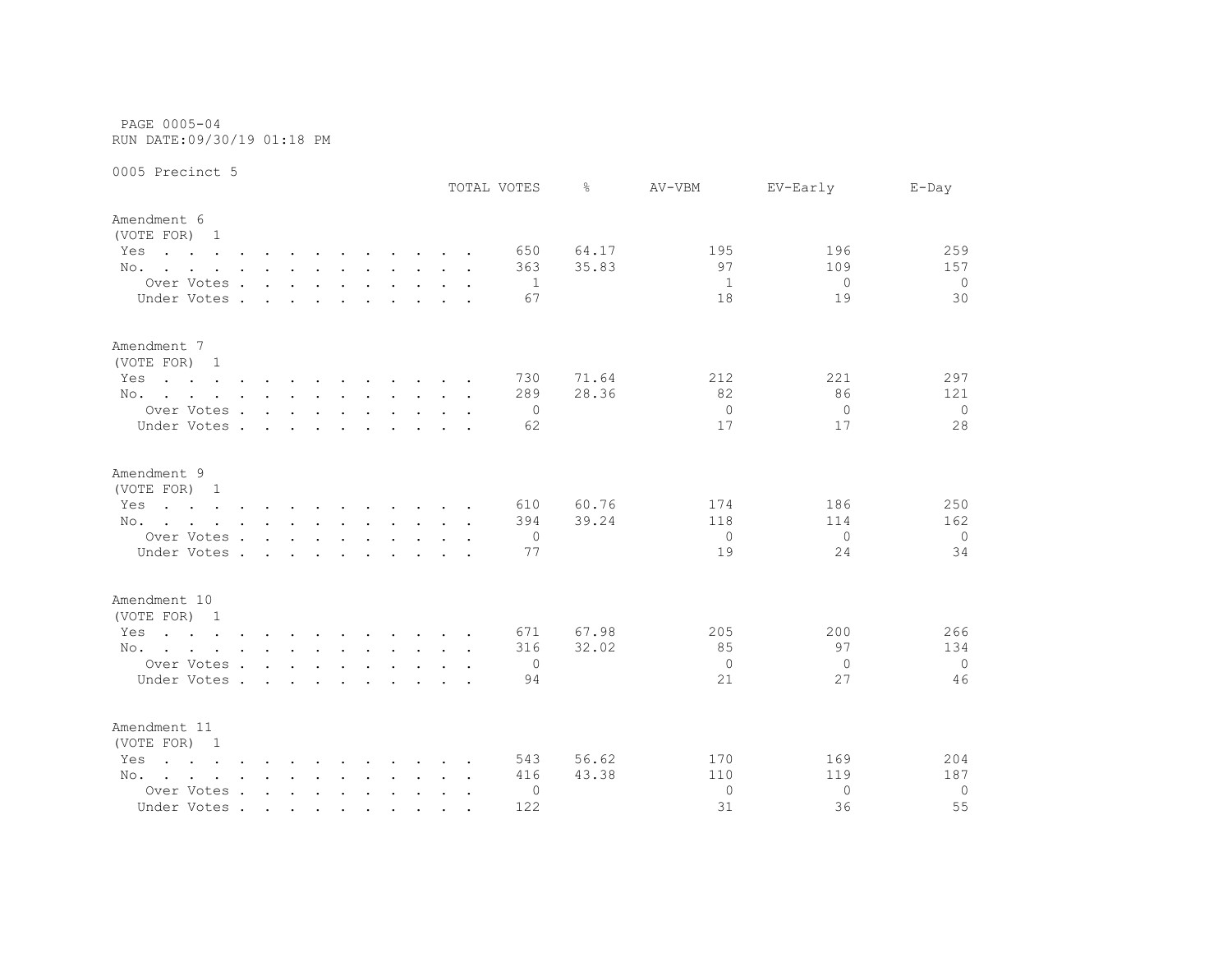PAGE 0005-04
RUN DATE:09/30/19 01:18 PM

0005 Precinct 5

| | TOTAL VOTES | % | AV-VBM | EV-Early | E-Day |
|---|---|---|---|---|---|
| **Amendment 6** | | | | | |
| (VOTE FOR) 1 | | | | | |
| Yes | 650 | 64.17 | 195 | 196 | 259 |
| No. | 363 | 35.83 | 97 | 109 | 157 |
| Over Votes | 1 | | 1 | 0 | 0 |
| Under Votes | 67 | | 18 | 19 | 30 |
| **Amendment 7** | | | | | |
| (VOTE FOR) 1 | | | | | |
| Yes | 730 | 71.64 | 212 | 221 | 297 |
| No. | 289 | 28.36 | 82 | 86 | 121 |
| Over Votes | 0 | | 0 | 0 | 0 |
| Under Votes | 62 | | 17 | 17 | 28 |
| **Amendment 9** | | | | | |
| (VOTE FOR) 1 | | | | | |
| Yes | 610 | 60.76 | 174 | 186 | 250 |
| No. | 394 | 39.24 | 118 | 114 | 162 |
| Over Votes | 0 | | 0 | 0 | 0 |
| Under Votes | 77 | | 19 | 24 | 34 |
| **Amendment 10** | | | | | |
| (VOTE FOR) 1 | | | | | |
| Yes | 671 | 67.98 | 205 | 200 | 266 |
| No. | 316 | 32.02 | 85 | 97 | 134 |
| Over Votes | 0 | | 0 | 0 | 0 |
| Under Votes | 94 | | 21 | 27 | 46 |
| **Amendment 11** | | | | | |
| (VOTE FOR) 1 | | | | | |
| Yes | 543 | 56.62 | 170 | 169 | 204 |
| No. | 416 | 43.38 | 110 | 119 | 187 |
| Over Votes | 0 | | 0 | 0 | 0 |
| Under Votes | 122 | | 31 | 36 | 55 |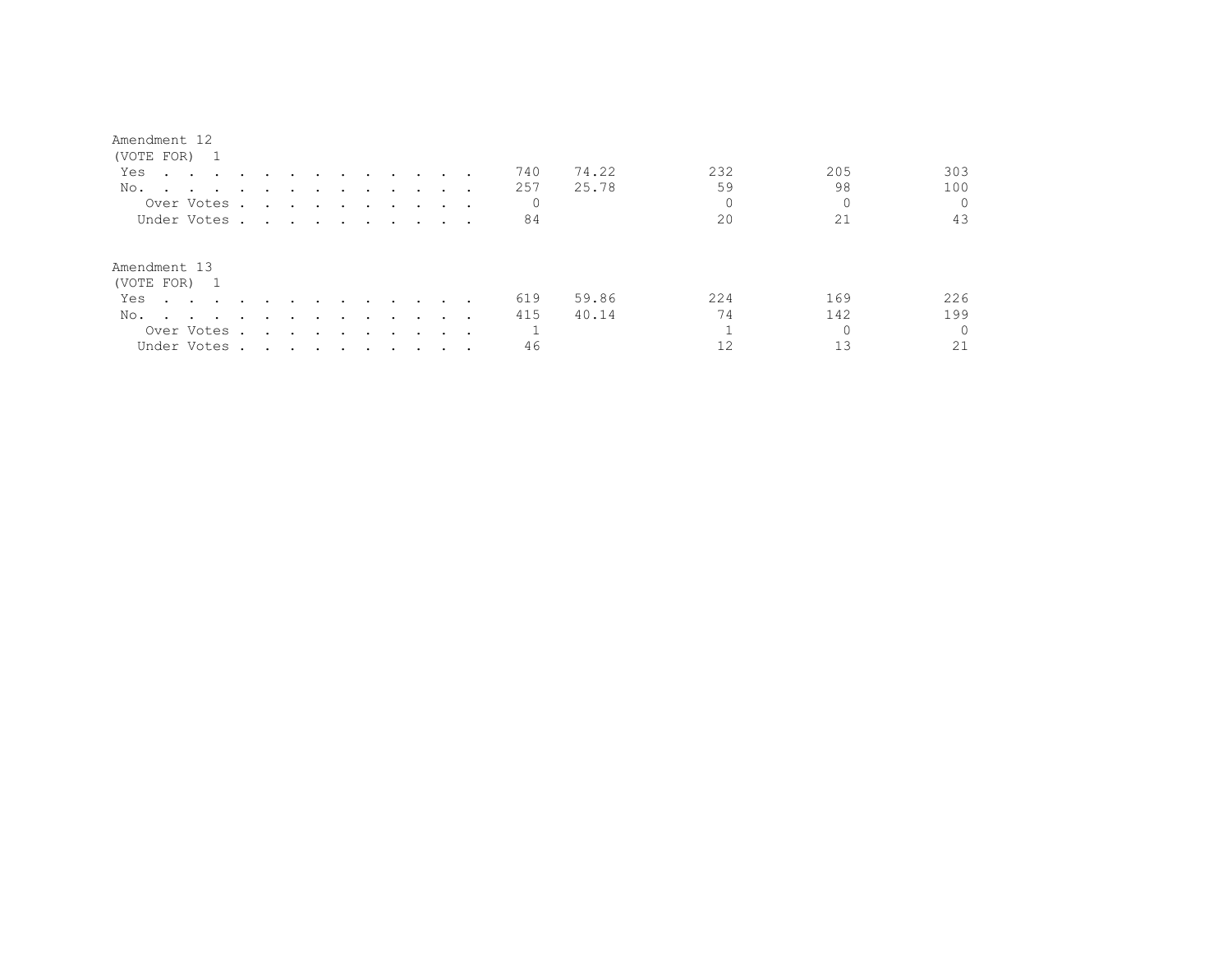Amendment 12
(VOTE FOR) 1

| | | | | | |
|---|---|---|---|---|---|
| Yes | 740 | 74.22 | 232 | 205 | 303 |
| No. | 257 | 25.78 | 59 | 98 | 100 |
| Over Votes | 0 | | 0 | 0 | 0 |
| Under Votes | 84 | | 20 | 21 | 43 |

Amendment 13
(VOTE FOR) 1

| | | | | | |
|---|---|---|---|---|---|
| Yes | 619 | 59.86 | 224 | 169 | 226 |
| No. | 415 | 40.14 | 74 | 142 | 199 |
| Over Votes | 1 | | 1 | 0 | 0 |
| Under Votes | 46 | | 12 | 13 | 21 |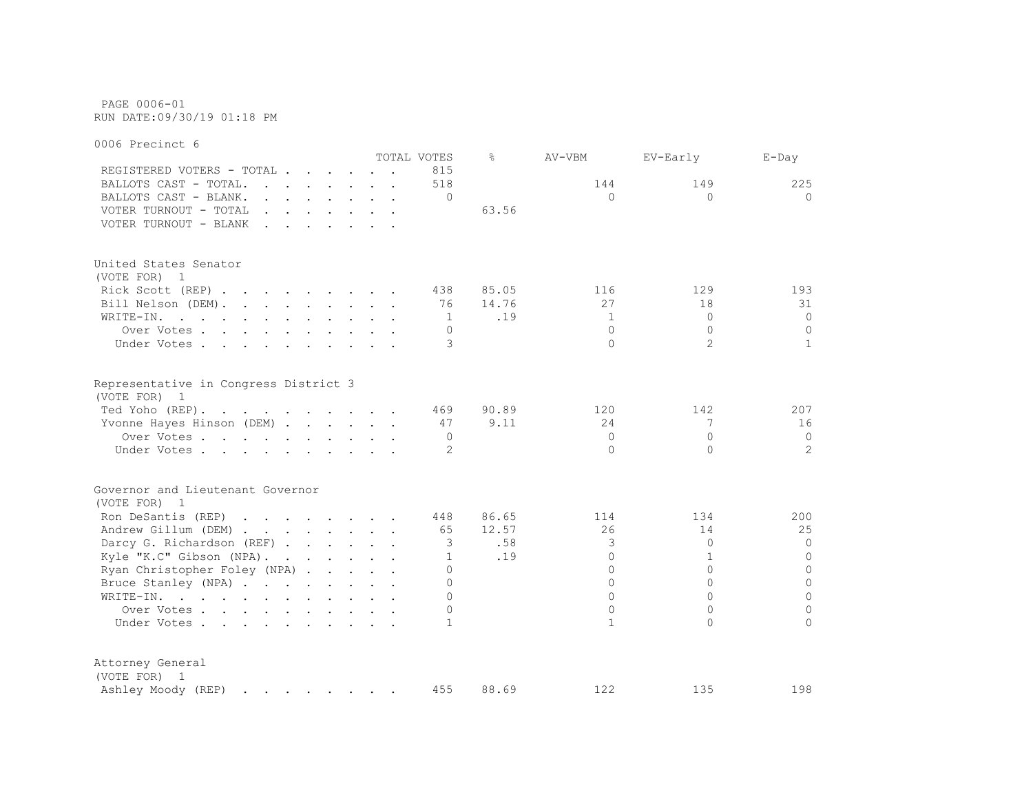PAGE 0006-01
RUN DATE:09/30/19 01:18 PM

0006 Precinct 6

| | TOTAL VOTES | % | AV-VBM | EV-Early | E-Day |
|---|---|---|---|---|---|
| REGISTERED VOTERS - TOTAL | 815 | | | | |
| BALLOTS CAST - TOTAL. | 518 | | 144 | 149 | 225 |
| BALLOTS CAST - BLANK. | 0 | | 0 | 0 | 0 |
| VOTER TURNOUT - TOTAL | | 63.56 | | | |
| VOTER TURNOUT - BLANK | | | | | |

United States Senator
(VOTE FOR) 1

| | TOTAL VOTES | % | AV-VBM | EV-Early | E-Day |
|---|---|---|---|---|---|
| Rick Scott (REP) | 438 | 85.05 | 116 | 129 | 193 |
| Bill Nelson (DEM). | 76 | 14.76 | 27 | 18 | 31 |
| WRITE-IN. | 1 | .19 | 1 | 0 | 0 |
| Over Votes | 0 | | 0 | 0 | 0 |
| Under Votes | 3 | | 0 | 2 | 1 |

Representative in Congress District 3
(VOTE FOR) 1

| | TOTAL VOTES | % | AV-VBM | EV-Early | E-Day |
|---|---|---|---|---|---|
| Ted Yoho (REP). | 469 | 90.89 | 120 | 142 | 207 |
| Yvonne Hayes Hinson (DEM) | 47 | 9.11 | 24 | 7 | 16 |
| Over Votes | 0 | | 0 | 0 | 0 |
| Under Votes | 2 | | 0 | 0 | 2 |

Governor and Lieutenant Governor
(VOTE FOR) 1

| | TOTAL VOTES | % | AV-VBM | EV-Early | E-Day |
|---|---|---|---|---|---|
| Ron DeSantis (REP) | 448 | 86.65 | 114 | 134 | 200 |
| Andrew Gillum (DEM) | 65 | 12.57 | 26 | 14 | 25 |
| Darcy G. Richardson (REF) | 3 | .58 | 3 | 0 | 0 |
| Kyle "K.C" Gibson (NPA). | 1 | .19 | 0 | 1 | 0 |
| Ryan Christopher Foley (NPA) | 0 | | 0 | 0 | 0 |
| Bruce Stanley (NPA) | 0 | | 0 | 0 | 0 |
| WRITE-IN. | 0 | | 0 | 0 | 0 |
| Over Votes | 0 | | 0 | 0 | 0 |
| Under Votes | 1 | | 1 | 0 | 0 |

Attorney General
(VOTE FOR) 1

| | TOTAL VOTES | % | AV-VBM | EV-Early | E-Day |
|---|---|---|---|---|---|
| Ashley Moody (REP) | 455 | 88.69 | 122 | 135 | 198 |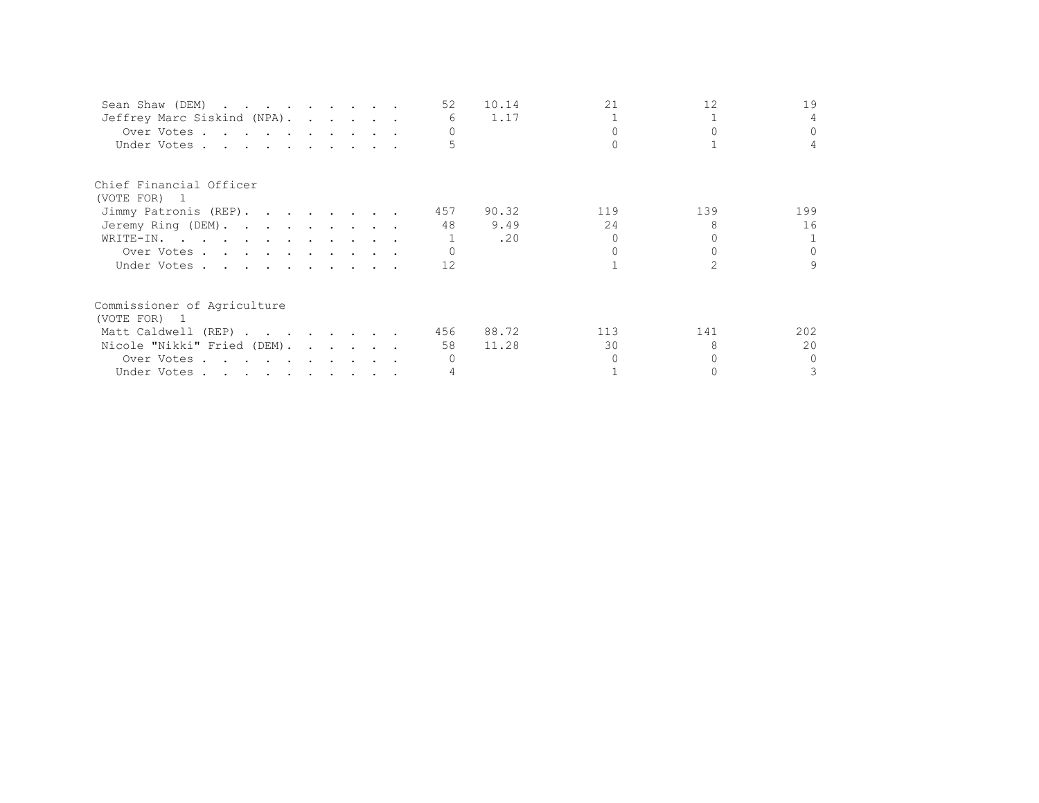| | Total | Pct | | | |
|---|---|---|---|---|---|
| Sean Shaw (DEM) | 52 | 10.14 | 21 | 12 | 19 |
| Jeffrey Marc Siskind (NPA) | 6 | 1.17 | 1 | 1 | 4 |
| Over Votes | 0 | | 0 | 0 | 0 |
| Under Votes | 5 | | 0 | 1 | 4 |

Chief Financial Officer
(VOTE FOR) 1

| | Total | Pct | | | |
|---|---|---|---|---|---|
| Jimmy Patronis (REP) | 457 | 90.32 | 119 | 139 | 199 |
| Jeremy Ring (DEM) | 48 | 9.49 | 24 | 8 | 16 |
| WRITE-IN | 1 | .20 | 0 | 0 | 1 |
| Over Votes | 0 | | 0 | 0 | 0 |
| Under Votes | 12 | | 1 | 2 | 9 |

Commissioner of Agriculture
(VOTE FOR) 1

| | Total | Pct | | | |
|---|---|---|---|---|---|
| Matt Caldwell (REP) | 456 | 88.72 | 113 | 141 | 202 |
| Nicole "Nikki" Fried (DEM) | 58 | 11.28 | 30 | 8 | 20 |
| Over Votes | 0 | | 0 | 0 | 0 |
| Under Votes | 4 | | 1 | 0 | 3 |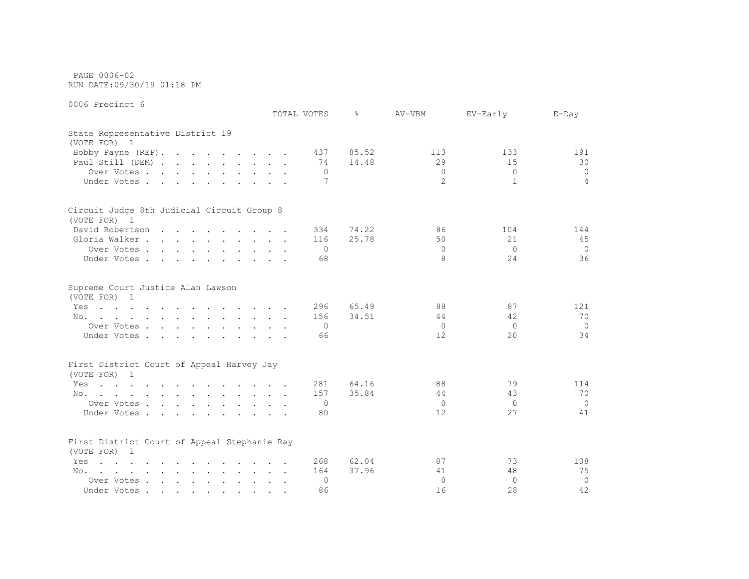PAGE 0006-02
RUN DATE:09/30/19 01:18 PM

0006 Precinct 6

| | TOTAL VOTES | % | AV-VBM | EV-Early | E-Day |
|---|---|---|---|---|---|
| **State Representative District 19** | | | | | |
| (VOTE FOR) 1 | | | | | |
| Bobby Payne (REP). . . . . . . . . . | 437 | 85.52 | 113 | 133 | 191 |
| Paul Still (DEM) . . . . . . . . . . | 74 | 14.48 | 29 | 15 | 30 |
| Over Votes . . . . . . . . . . | 0 | | 0 | 0 | 0 |
| Under Votes . . . . . . . . . . | 7 | | 2 | 1 | 4 |
| **Circuit Judge 8th Judicial Circuit Group 8** | | | | | |
| (VOTE FOR) 1 | | | | | |
| David Robertson . . . . . . . . . . | 334 | 74.22 | 86 | 104 | 144 |
| Gloria Walker . . . . . . . . . . | 116 | 25.78 | 50 | 21 | 45 |
| Over Votes . . . . . . . . . . | 0 | | 0 | 0 | 0 |
| Under Votes . . . . . . . . . . | 68 | | 8 | 24 | 36 |
| **Supreme Court Justice Alan Lawson** | | | | | |
| (VOTE FOR) 1 | | | | | |
| Yes . . . . . . . . . . . . . . | 296 | 65.49 | 88 | 87 | 121 |
| No. . . . . . . . . . . . . . . | 156 | 34.51 | 44 | 42 | 70 |
| Over Votes . . . . . . . . . . | 0 | | 0 | 0 | 0 |
| Under Votes . . . . . . . . . . | 66 | | 12 | 20 | 34 |
| **First District Court of Appeal Harvey Jay** | | | | | |
| (VOTE FOR) 1 | | | | | |
| Yes . . . . . . . . . . . . . . | 281 | 64.16 | 88 | 79 | 114 |
| No. . . . . . . . . . . . . . . | 157 | 35.84 | 44 | 43 | 70 |
| Over Votes . . . . . . . . . . | 0 | | 0 | 0 | 0 |
| Under Votes . . . . . . . . . . | 80 | | 12 | 27 | 41 |
| **First District Court of Appeal Stephanie Ray** | | | | | |
| (VOTE FOR) 1 | | | | | |
| Yes . . . . . . . . . . . . . . | 268 | 62.04 | 87 | 73 | 108 |
| No. . . . . . . . . . . . . . . | 164 | 37.96 | 41 | 48 | 75 |
| Over Votes . . . . . . . . . . | 0 | | 0 | 0 | 0 |
| Under Votes . . . . . . . . . . | 86 | | 16 | 28 | 42 |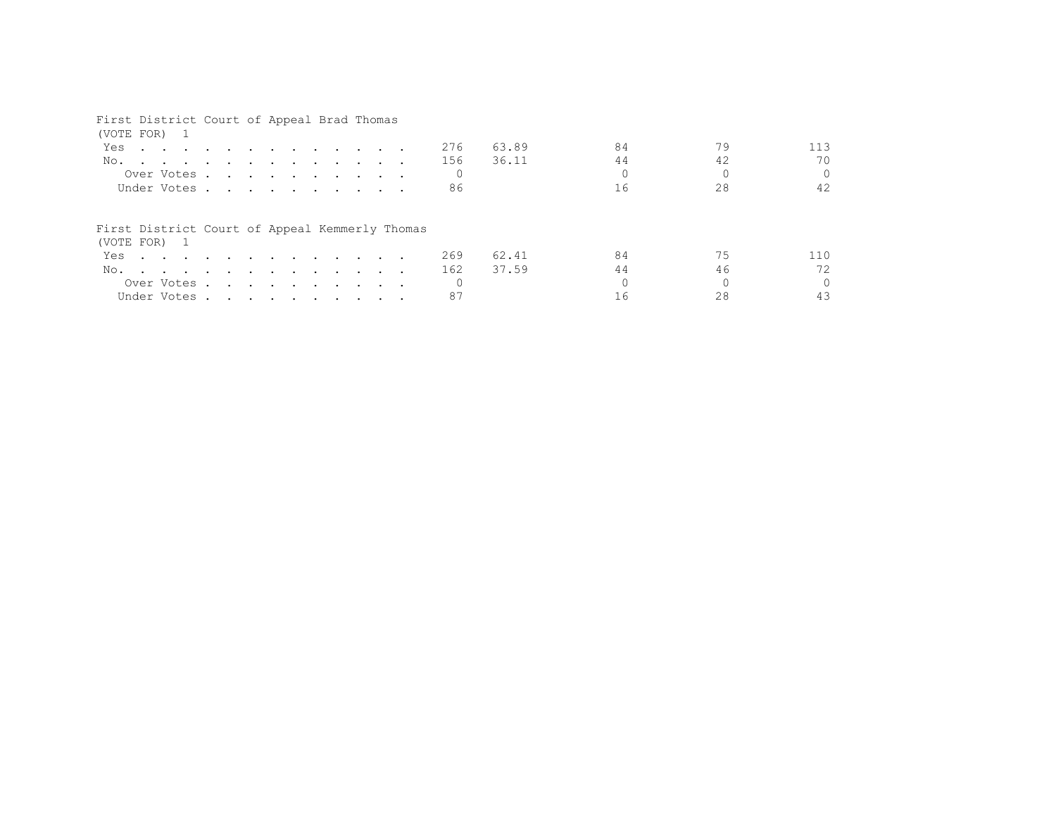First District Court of Appeal Brad Thomas
(VOTE FOR) 1

| | | | | | |
|---|---|---|---|---|---|
| Yes | 276 | 63.89 | 84 | 79 | 113 |
| No. | 156 | 36.11 | 44 | 42 | 70 |
| Over Votes | 0 | | 0 | 0 | 0 |
| Under Votes | 86 | | 16 | 28 | 42 |

First District Court of Appeal Kemmerly Thomas
(VOTE FOR) 1

| | | | | | |
|---|---|---|---|---|---|
| Yes | 269 | 62.41 | 84 | 75 | 110 |
| No. | 162 | 37.59 | 44 | 46 | 72 |
| Over Votes | 0 | | 0 | 0 | 0 |
| Under Votes | 87 | | 16 | 28 | 43 |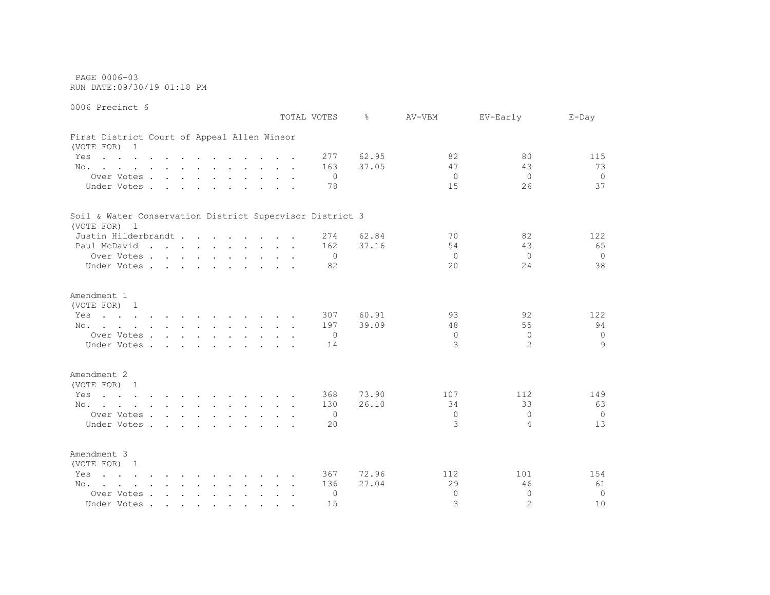PAGE 0006-03
RUN DATE:09/30/19 01:18 PM

0006 Precinct 6

| | TOTAL VOTES | % | AV-VBM | EV-Early | E-Day |
|---|---|---|---|---|---|
| **First District Court of Appeal Allen Winsor** | | | | | |
| (VOTE FOR) 1 | | | | | |
| Yes | 277 | 62.95 | 82 | 80 | 115 |
| No. | 163 | 37.05 | 47 | 43 | 73 |
| Over Votes | 0 | | 0 | 0 | 0 |
| Under Votes | 78 | | 15 | 26 | 37 |
| **Soil & Water Conservation District Supervisor District 3** | | | | | |
| (VOTE FOR) 1 | | | | | |
| Justin Hilderbrandt | 274 | 62.84 | 70 | 82 | 122 |
| Paul McDavid | 162 | 37.16 | 54 | 43 | 65 |
| Over Votes | 0 | | 0 | 0 | 0 |
| Under Votes | 82 | | 20 | 24 | 38 |
| **Amendment 1** | | | | | |
| (VOTE FOR) 1 | | | | | |
| Yes | 307 | 60.91 | 93 | 92 | 122 |
| No. | 197 | 39.09 | 48 | 55 | 94 |
| Over Votes | 0 | | 0 | 0 | 0 |
| Under Votes | 14 | | 3 | 2 | 9 |
| **Amendment 2** | | | | | |
| (VOTE FOR) 1 | | | | | |
| Yes | 368 | 73.90 | 107 | 112 | 149 |
| No. | 130 | 26.10 | 34 | 33 | 63 |
| Over Votes | 0 | | 0 | 0 | 0 |
| Under Votes | 20 | | 3 | 4 | 13 |
| **Amendment 3** | | | | | |
| (VOTE FOR) 1 | | | | | |
| Yes | 367 | 72.96 | 112 | 101 | 154 |
| No. | 136 | 27.04 | 29 | 46 | 61 |
| Over Votes | 0 | | 0 | 0 | 0 |
| Under Votes | 15 | | 3 | 2 | 10 |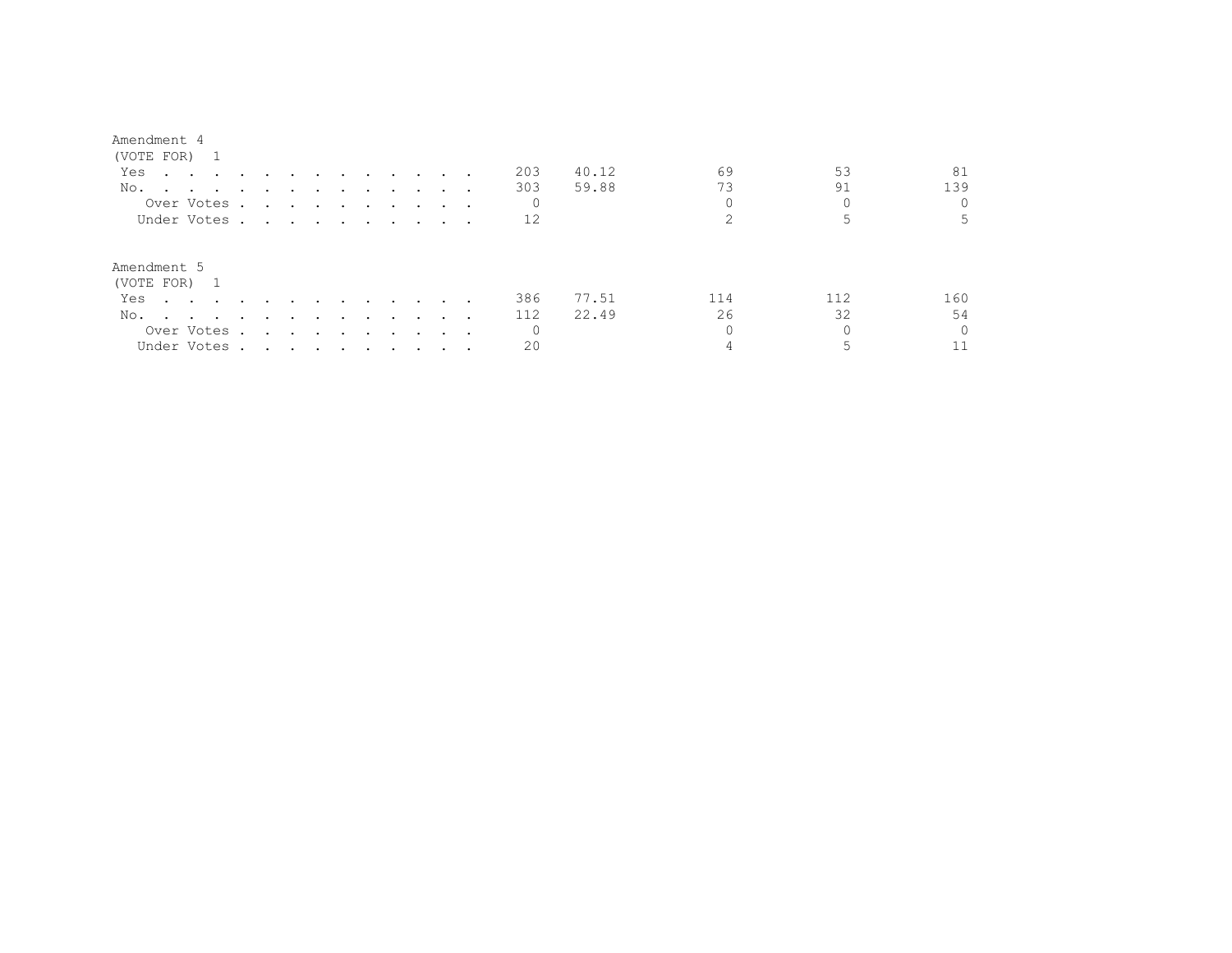Amendment 4
(VOTE FOR) 1

| | | | | | |
|---|---|---|---|---|---|
| Yes | 203 | 40.12 | 69 | 53 | 81 |
| No. | 303 | 59.88 | 73 | 91 | 139 |
| Over Votes | 0 | | 0 | 0 | 0 |
| Under Votes | 12 | | 2 | 5 | 5 |

Amendment 5
(VOTE FOR) 1

| | | | | | |
|---|---|---|---|---|---|
| Yes | 386 | 77.51 | 114 | 112 | 160 |
| No. | 112 | 22.49 | 26 | 32 | 54 |
| Over Votes | 0 | | 0 | 0 | 0 |
| Under Votes | 20 | | 4 | 5 | 11 |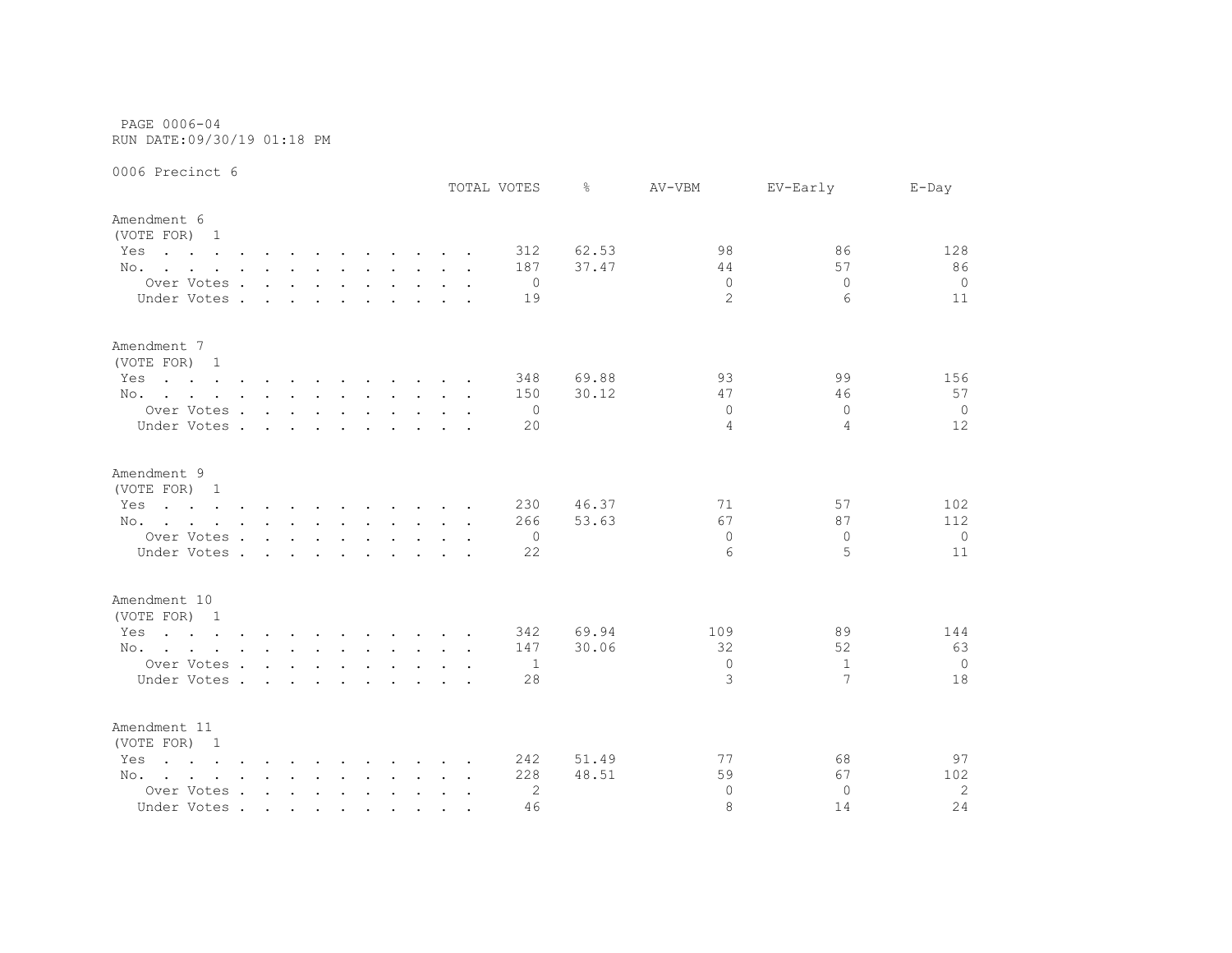PAGE 0006-04
RUN DATE:09/30/19 01:18 PM

0006 Precinct 6

| | TOTAL VOTES | % | AV-VBM | EV-Early | E-Day |
|---|---|---|---|---|---|
| **Amendment 6** | | | | | |
| (VOTE FOR) 1 | | | | | |
| Yes | 312 | 62.53 | 98 | 86 | 128 |
| No. | 187 | 37.47 | 44 | 57 | 86 |
| Over Votes | 0 | | 0 | 0 | 0 |
| Under Votes | 19 | | 2 | 6 | 11 |
| **Amendment 7** | | | | | |
| (VOTE FOR) 1 | | | | | |
| Yes | 348 | 69.88 | 93 | 99 | 156 |
| No. | 150 | 30.12 | 47 | 46 | 57 |
| Over Votes | 0 | | 0 | 0 | 0 |
| Under Votes | 20 | | 4 | 4 | 12 |
| **Amendment 9** | | | | | |
| (VOTE FOR) 1 | | | | | |
| Yes | 230 | 46.37 | 71 | 57 | 102 |
| No. | 266 | 53.63 | 67 | 87 | 112 |
| Over Votes | 0 | | 0 | 0 | 0 |
| Under Votes | 22 | | 6 | 5 | 11 |
| **Amendment 10** | | | | | |
| (VOTE FOR) 1 | | | | | |
| Yes | 342 | 69.94 | 109 | 89 | 144 |
| No. | 147 | 30.06 | 32 | 52 | 63 |
| Over Votes | 1 | | 0 | 1 | 0 |
| Under Votes | 28 | | 3 | 7 | 18 |
| **Amendment 11** | | | | | |
| (VOTE FOR) 1 | | | | | |
| Yes | 242 | 51.49 | 77 | 68 | 97 |
| No. | 228 | 48.51 | 59 | 67 | 102 |
| Over Votes | 2 | | 0 | 0 | 2 |
| Under Votes | 46 | | 8 | 14 | 24 |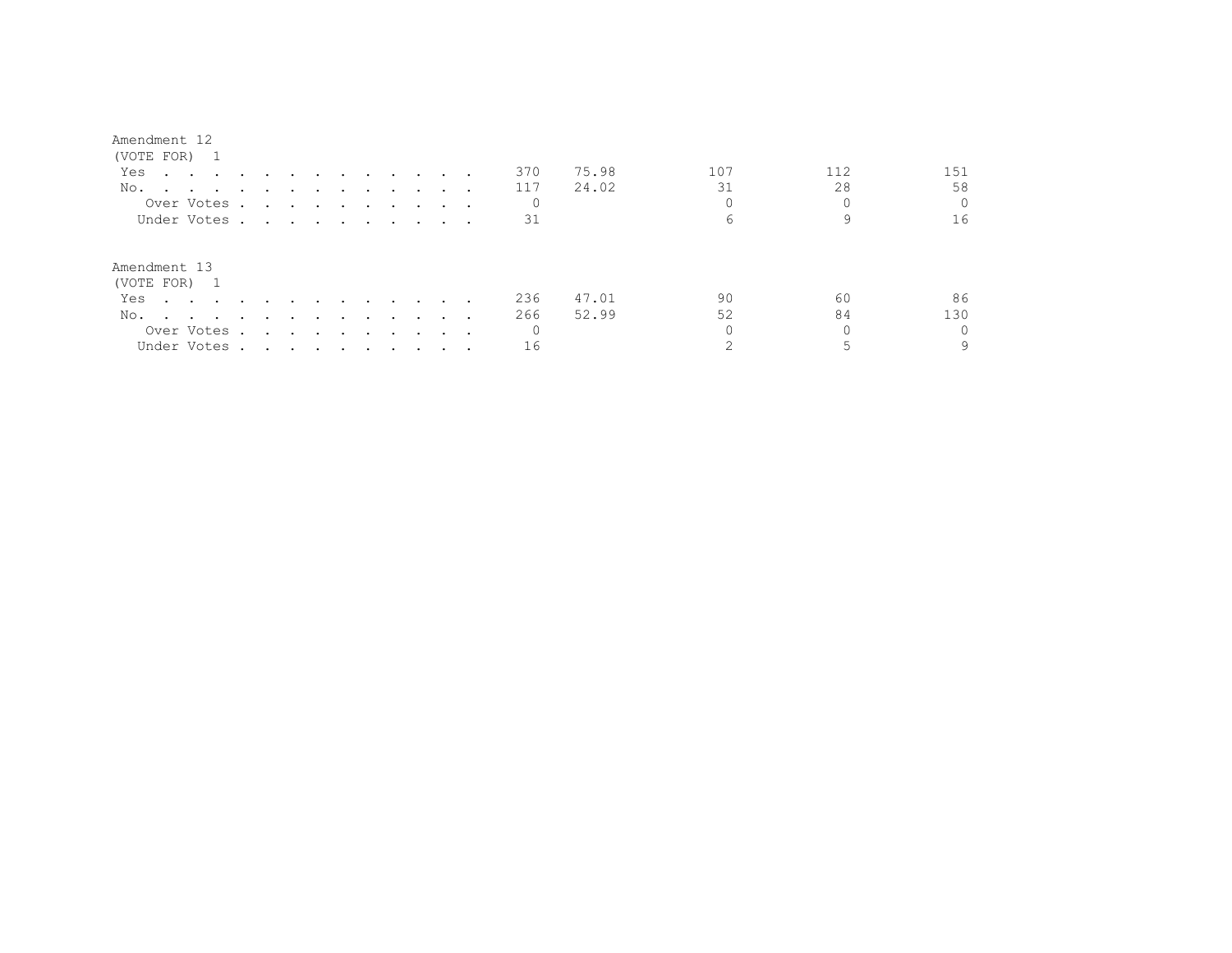Amendment 12
(VOTE FOR) 1

| | Total | % | | | |
|---|---|---|---|---|---|
| Yes | 370 | 75.98 | 107 | 112 | 151 |
| No. | 117 | 24.02 | 31 | 28 | 58 |
| Over Votes | 0 | | 0 | 0 | 0 |
| Under Votes | 31 | | 6 | 9 | 16 |

Amendment 13
(VOTE FOR) 1

| | Total | % | | | |
|---|---|---|---|---|---|
| Yes | 236 | 47.01 | 90 | 60 | 86 |
| No. | 266 | 52.99 | 52 | 84 | 130 |
| Over Votes | 0 | | 0 | 0 | 0 |
| Under Votes | 16 | | 2 | 5 | 9 |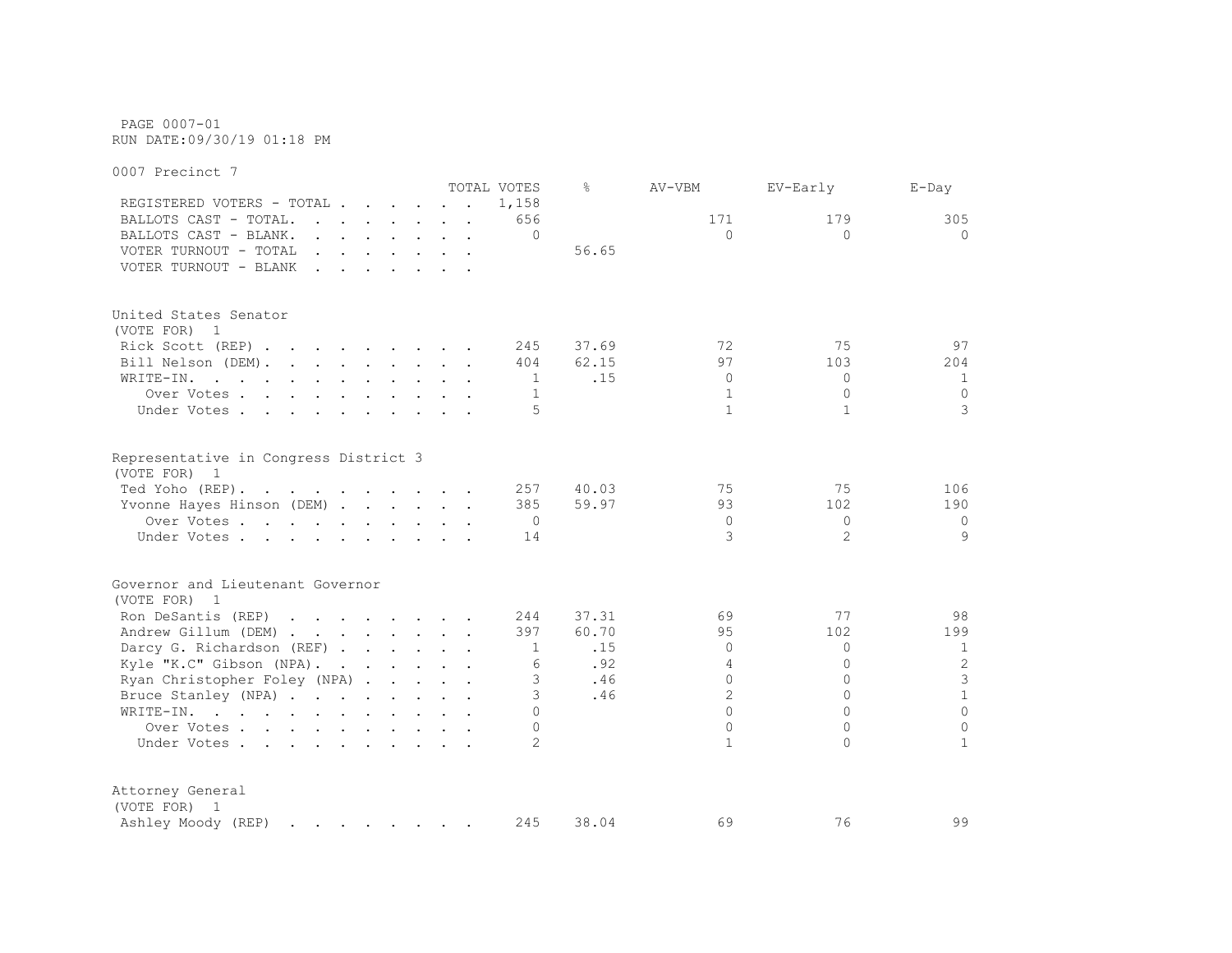PAGE 0007-01
RUN DATE:09/30/19 01:18 PM

0007 Precinct 7

| | TOTAL VOTES | % | AV-VBM | EV-Early | E-Day |
|---|---|---|---|---|---|
| REGISTERED VOTERS - TOTAL | 1,158 | | | | |
| BALLOTS CAST - TOTAL. | 656 | | 171 | 179 | 305 |
| BALLOTS CAST - BLANK. | 0 | | 0 | 0 | 0 |
| VOTER TURNOUT - TOTAL | | 56.65 | | | |
| VOTER TURNOUT - BLANK | | | | | |

United States Senator
(VOTE FOR) 1

| | TOTAL VOTES | % | AV-VBM | EV-Early | E-Day |
|---|---|---|---|---|---|
| Rick Scott (REP) | 245 | 37.69 | 72 | 75 | 97 |
| Bill Nelson (DEM) | 404 | 62.15 | 97 | 103 | 204 |
| WRITE-IN. | 1 | .15 | 0 | 0 | 1 |
| Over Votes | 1 | | 1 | 0 | 0 |
| Under Votes | 5 | | 1 | 1 | 3 |

Representative in Congress District 3
(VOTE FOR) 1

| | TOTAL VOTES | % | AV-VBM | EV-Early | E-Day |
|---|---|---|---|---|---|
| Ted Yoho (REP) | 257 | 40.03 | 75 | 75 | 106 |
| Yvonne Hayes Hinson (DEM) | 385 | 59.97 | 93 | 102 | 190 |
| Over Votes | 0 | | 0 | 0 | 0 |
| Under Votes | 14 | | 3 | 2 | 9 |

Governor and Lieutenant Governor
(VOTE FOR) 1

| | TOTAL VOTES | % | AV-VBM | EV-Early | E-Day |
|---|---|---|---|---|---|
| Ron DeSantis (REP) | 244 | 37.31 | 69 | 77 | 98 |
| Andrew Gillum (DEM) | 397 | 60.70 | 95 | 102 | 199 |
| Darcy G. Richardson (REF) | 1 | .15 | 0 | 0 | 1 |
| Kyle "K.C" Gibson (NPA) | 6 | .92 | 4 | 0 | 2 |
| Ryan Christopher Foley (NPA) | 3 | .46 | 0 | 0 | 3 |
| Bruce Stanley (NPA) | 3 | .46 | 2 | 0 | 1 |
| WRITE-IN. | 0 | | 0 | 0 | 0 |
| Over Votes | 0 | | 0 | 0 | 0 |
| Under Votes | 2 | | 1 | 0 | 1 |

Attorney General
(VOTE FOR) 1

| | TOTAL VOTES | % | AV-VBM | EV-Early | E-Day |
|---|---|---|---|---|---|
| Ashley Moody (REP) | 245 | 38.04 | 69 | 76 | 99 |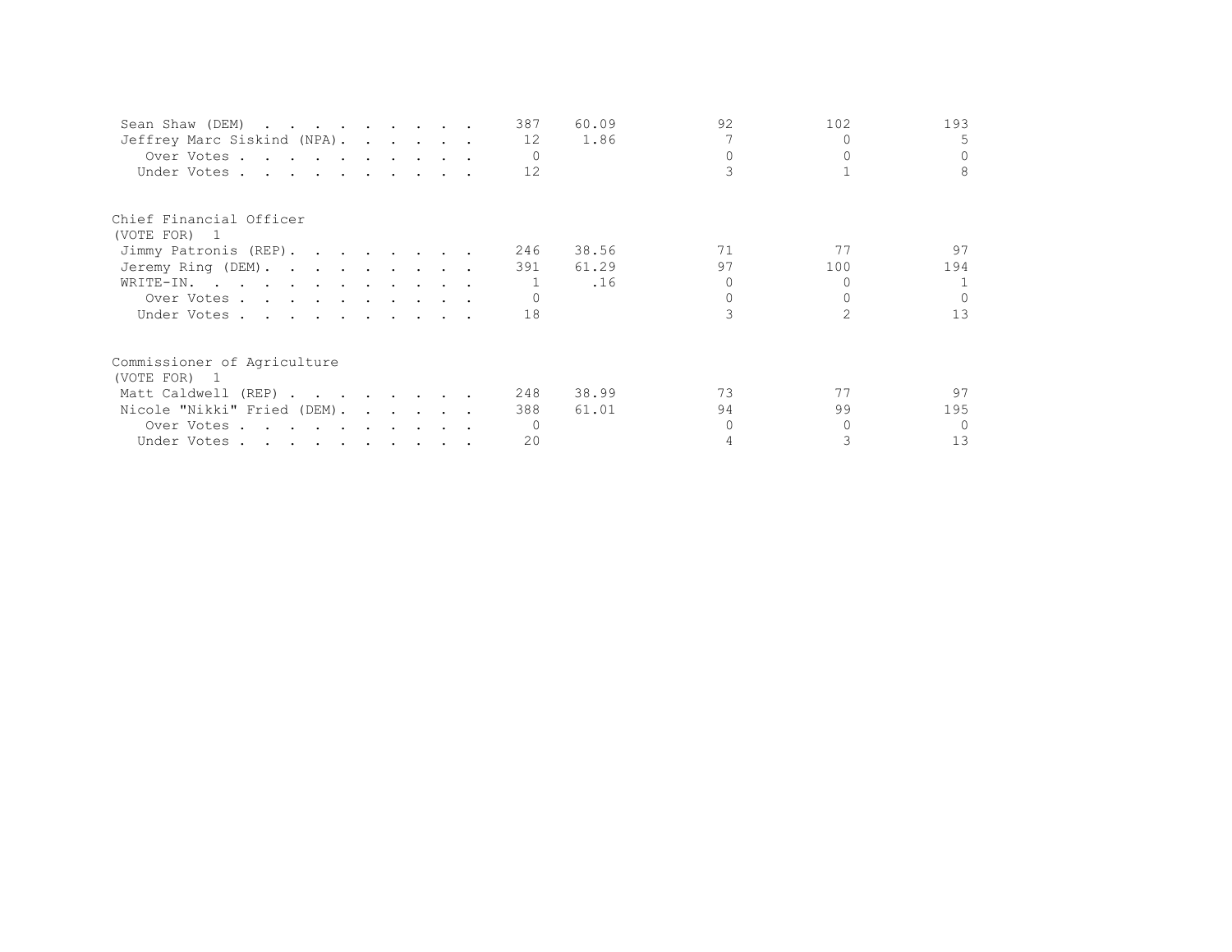| | | | | | |
|---|---|---|---|---|---|
| Sean Shaw (DEM) | 387 | 60.09 | 92 | 102 | 193 |
| Jeffrey Marc Siskind (NPA) | 12 | 1.86 | 7 | 0 | 5 |
| Over Votes | 0 | | 0 | 0 | 0 |
| Under Votes | 12 | | 3 | 1 | 8 |

Chief Financial Officer
(VOTE FOR) 1

| | | | | | |
|---|---|---|---|---|---|
| Jimmy Patronis (REP) | 246 | 38.56 | 71 | 77 | 97 |
| Jeremy Ring (DEM) | 391 | 61.29 | 97 | 100 | 194 |
| WRITE-IN. | 1 | .16 | 0 | 0 | 1 |
| Over Votes | 0 | | 0 | 0 | 0 |
| Under Votes | 18 | | 3 | 2 | 13 |

Commissioner of Agriculture
(VOTE FOR) 1

| | | | | | |
|---|---|---|---|---|---|
| Matt Caldwell (REP) | 248 | 38.99 | 73 | 77 | 97 |
| Nicole "Nikki" Fried (DEM) | 388 | 61.01 | 94 | 99 | 195 |
| Over Votes | 0 | | 0 | 0 | 0 |
| Under Votes | 20 | | 4 | 3 | 13 |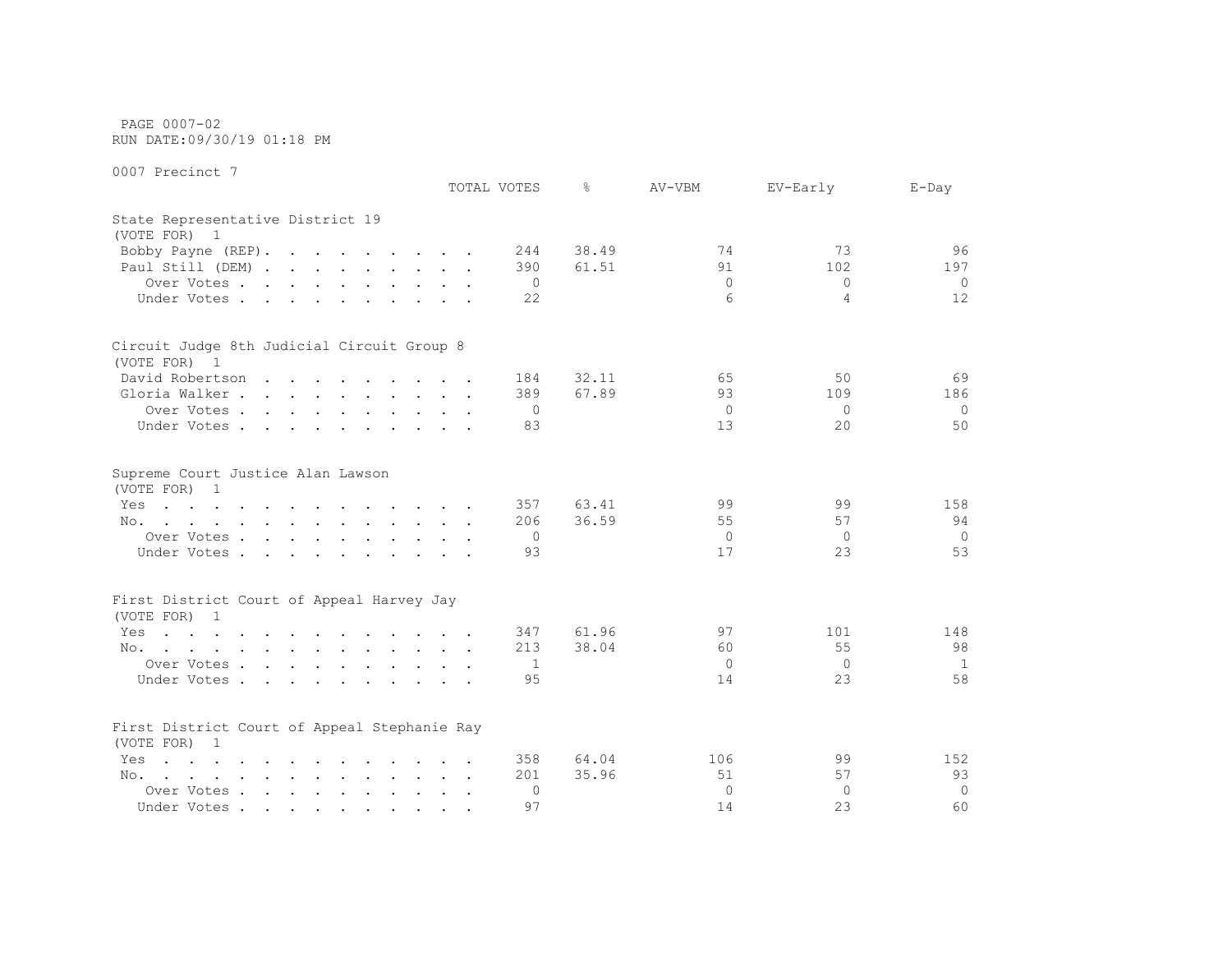PAGE 0007-02
RUN DATE:09/30/19 01:18 PM

0007 Precinct 7

| | TOTAL VOTES | % | AV-VBM | EV-Early | E-Day |
|---|---|---|---|---|---|
| **State Representative District 19** | | | | | |
| (VOTE FOR) 1 | | | | | |
| Bobby Payne (REP) | 244 | 38.49 | 74 | 73 | 96 |
| Paul Still (DEM) | 390 | 61.51 | 91 | 102 | 197 |
| Over Votes | 0 | | 0 | 0 | 0 |
| Under Votes | 22 | | 6 | 4 | 12 |
| **Circuit Judge 8th Judicial Circuit Group 8** | | | | | |
| (VOTE FOR) 1 | | | | | |
| David Robertson | 184 | 32.11 | 65 | 50 | 69 |
| Gloria Walker | 389 | 67.89 | 93 | 109 | 186 |
| Over Votes | 0 | | 0 | 0 | 0 |
| Under Votes | 83 | | 13 | 20 | 50 |
| **Supreme Court Justice Alan Lawson** | | | | | |
| (VOTE FOR) 1 | | | | | |
| Yes | 357 | 63.41 | 99 | 99 | 158 |
| No | 206 | 36.59 | 55 | 57 | 94 |
| Over Votes | 0 | | 0 | 0 | 0 |
| Under Votes | 93 | | 17 | 23 | 53 |
| **First District Court of Appeal Harvey Jay** | | | | | |
| (VOTE FOR) 1 | | | | | |
| Yes | 347 | 61.96 | 97 | 101 | 148 |
| No | 213 | 38.04 | 60 | 55 | 98 |
| Over Votes | 1 | | 0 | 0 | 1 |
| Under Votes | 95 | | 14 | 23 | 58 |
| **First District Court of Appeal Stephanie Ray** | | | | | |
| (VOTE FOR) 1 | | | | | |
| Yes | 358 | 64.04 | 106 | 99 | 152 |
| No | 201 | 35.96 | 51 | 57 | 93 |
| Over Votes | 0 | | 0 | 0 | 0 |
| Under Votes | 97 | | 14 | 23 | 60 |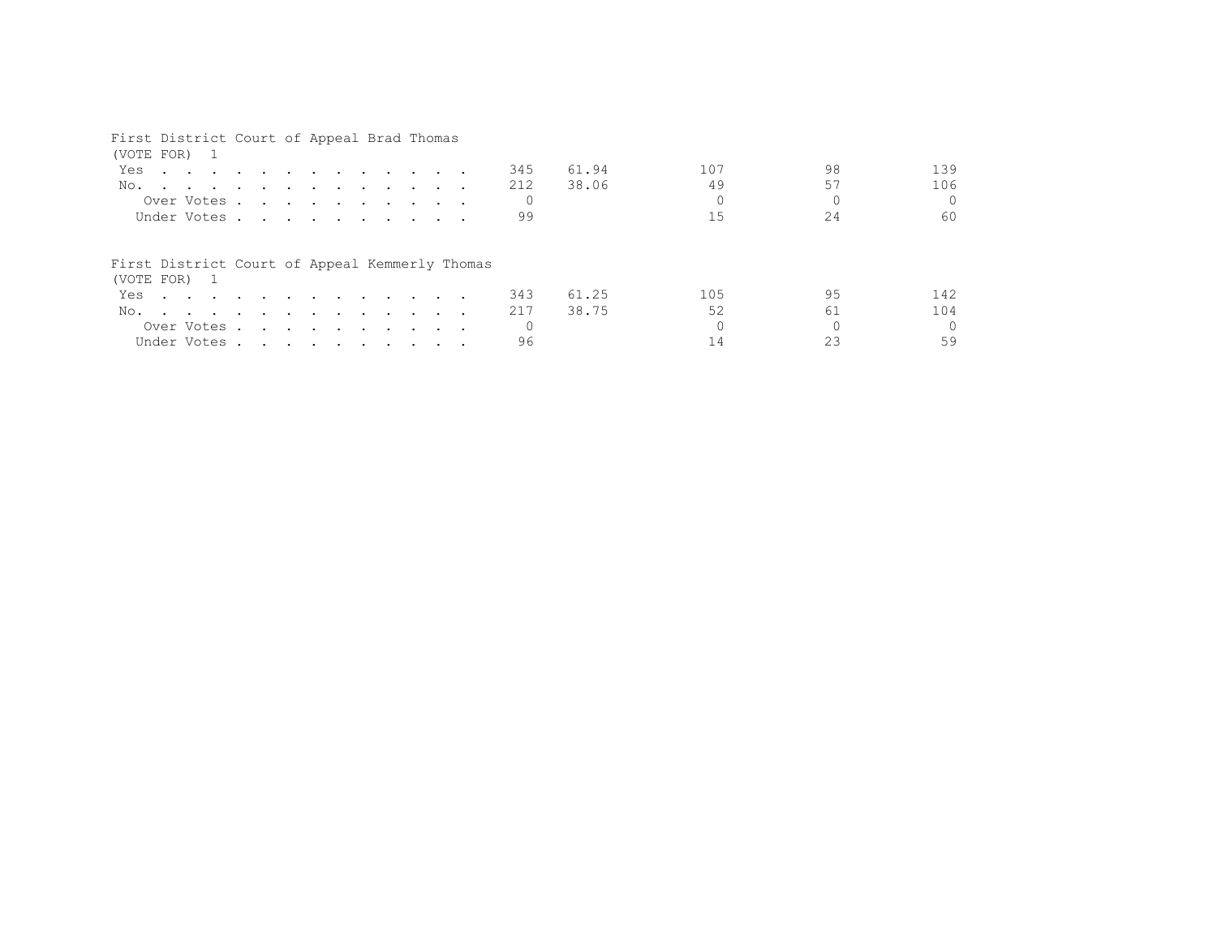First District Court of Appeal Brad Thomas
(VOTE FOR) 1

| | | | | | |
|---|---|---|---|---|---|
| Yes | 345 | 61.94 | 107 | 98 | 139 |
| No. | 212 | 38.06 | 49 | 57 | 106 |
| Over Votes | 0 | | 0 | 0 | 0 |
| Under Votes | 99 | | 15 | 24 | 60 |

First District Court of Appeal Kemmerly Thomas
(VOTE FOR) 1

| | | | | | |
|---|---|---|---|---|---|
| Yes | 343 | 61.25 | 105 | 95 | 142 |
| No. | 217 | 38.75 | 52 | 61 | 104 |
| Over Votes | 0 | | 0 | 0 | 0 |
| Under Votes | 96 | | 14 | 23 | 59 |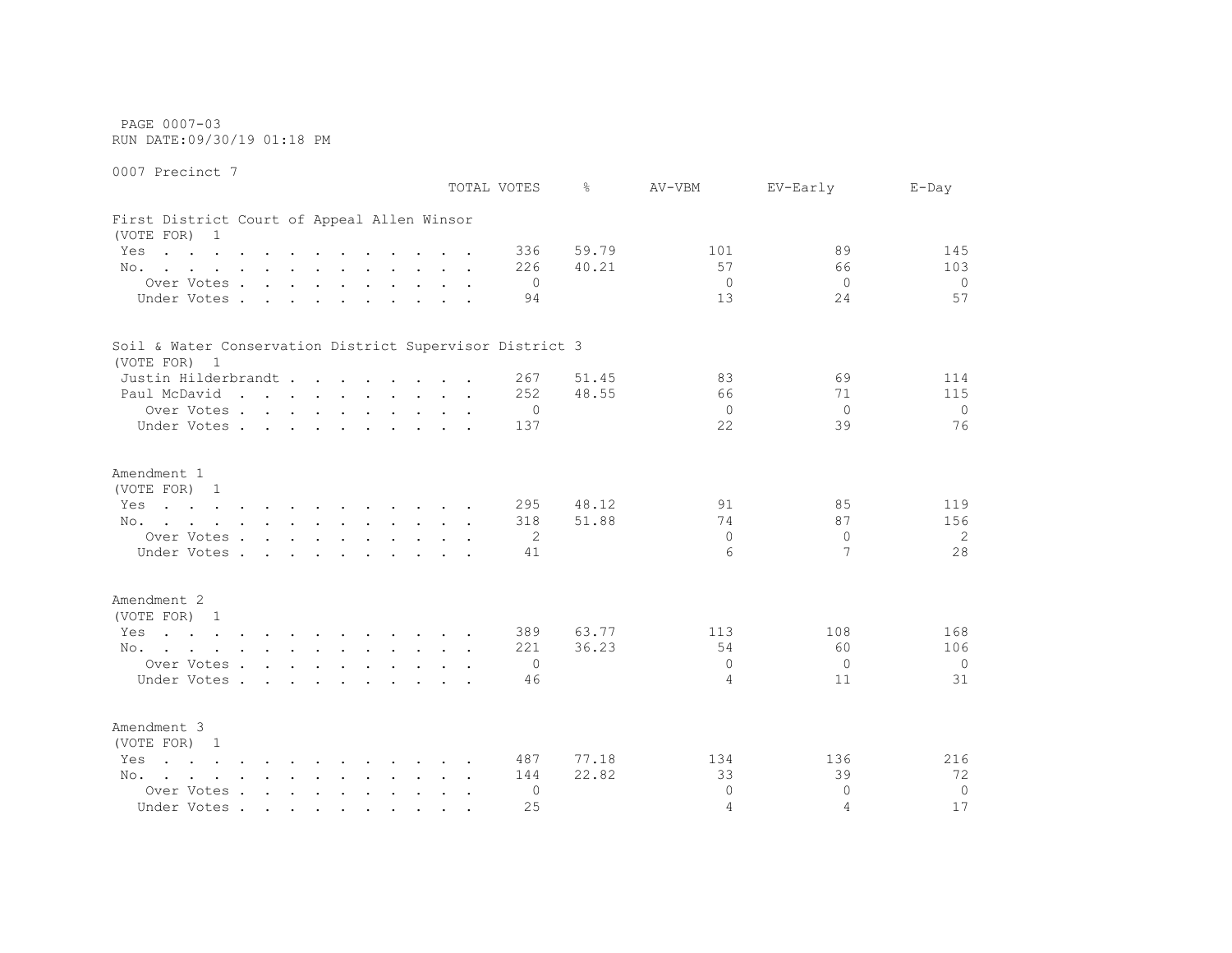PAGE 0007-03
RUN DATE:09/30/19 01:18 PM

0007 Precinct 7

| | TOTAL VOTES | % | AV-VBM | EV-Early | E-Day |
|---|---|---|---|---|---|
| **First District Court of Appeal Allen Winsor** | | | | | |
| (VOTE FOR) 1 | | | | | |
| Yes | 336 | 59.79 | 101 | 89 | 145 |
| No. | 226 | 40.21 | 57 | 66 | 103 |
| Over Votes | 0 | | 0 | 0 | 0 |
| Under Votes | 94 | | 13 | 24 | 57 |
| **Soil & Water Conservation District Supervisor District 3** | | | | | |
| (VOTE FOR) 1 | | | | | |
| Justin Hilderbrandt | 267 | 51.45 | 83 | 69 | 114 |
| Paul McDavid | 252 | 48.55 | 66 | 71 | 115 |
| Over Votes | 0 | | 0 | 0 | 0 |
| Under Votes | 137 | | 22 | 39 | 76 |
| **Amendment 1** | | | | | |
| (VOTE FOR) 1 | | | | | |
| Yes | 295 | 48.12 | 91 | 85 | 119 |
| No. | 318 | 51.88 | 74 | 87 | 156 |
| Over Votes | 2 | | 0 | 0 | 2 |
| Under Votes | 41 | | 6 | 7 | 28 |
| **Amendment 2** | | | | | |
| (VOTE FOR) 1 | | | | | |
| Yes | 389 | 63.77 | 113 | 108 | 168 |
| No. | 221 | 36.23 | 54 | 60 | 106 |
| Over Votes | 0 | | 0 | 0 | 0 |
| Under Votes | 46 | | 4 | 11 | 31 |
| **Amendment 3** | | | | | |
| (VOTE FOR) 1 | | | | | |
| Yes | 487 | 77.18 | 134 | 136 | 216 |
| No. | 144 | 22.82 | 33 | 39 | 72 |
| Over Votes | 0 | | 0 | 0 | 0 |
| Under Votes | 25 | | 4 | 4 | 17 |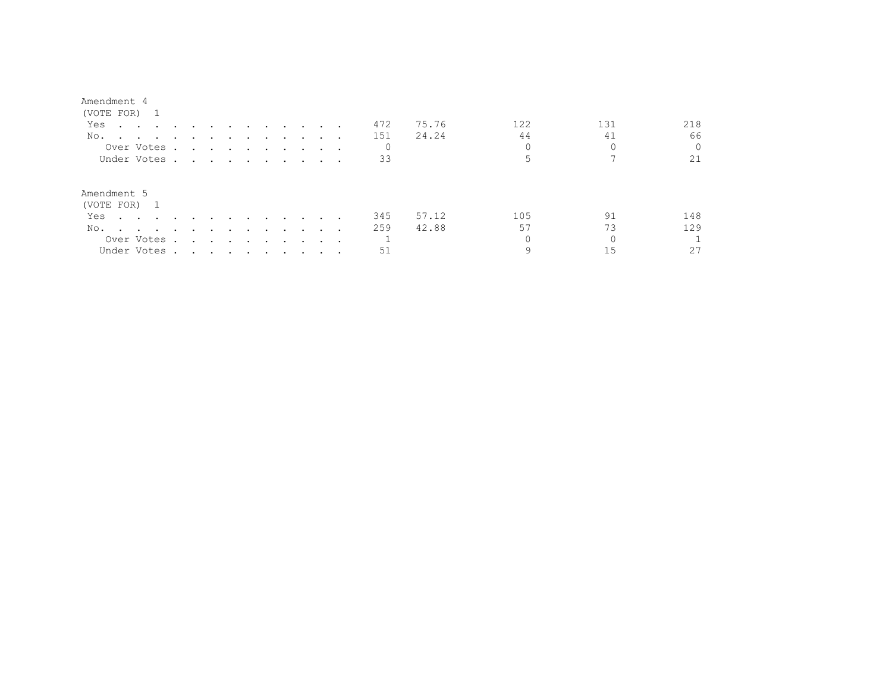Amendment 4
(VOTE FOR) 1

| | | | | | |
|---|---|---|---|---|---|
| Yes | 472 | 75.76 | 122 | 131 | 218 |
| No. | 151 | 24.24 | 44 | 41 | 66 |
| Over Votes | 0 | | 0 | 0 | 0 |
| Under Votes | 33 | | 5 | 7 | 21 |

Amendment 5
(VOTE FOR) 1

| | | | | | |
|---|---|---|---|---|---|
| Yes | 345 | 57.12 | 105 | 91 | 148 |
| No. | 259 | 42.88 | 57 | 73 | 129 |
| Over Votes | 1 | | 0 | 0 | 1 |
| Under Votes | 51 | | 9 | 15 | 27 |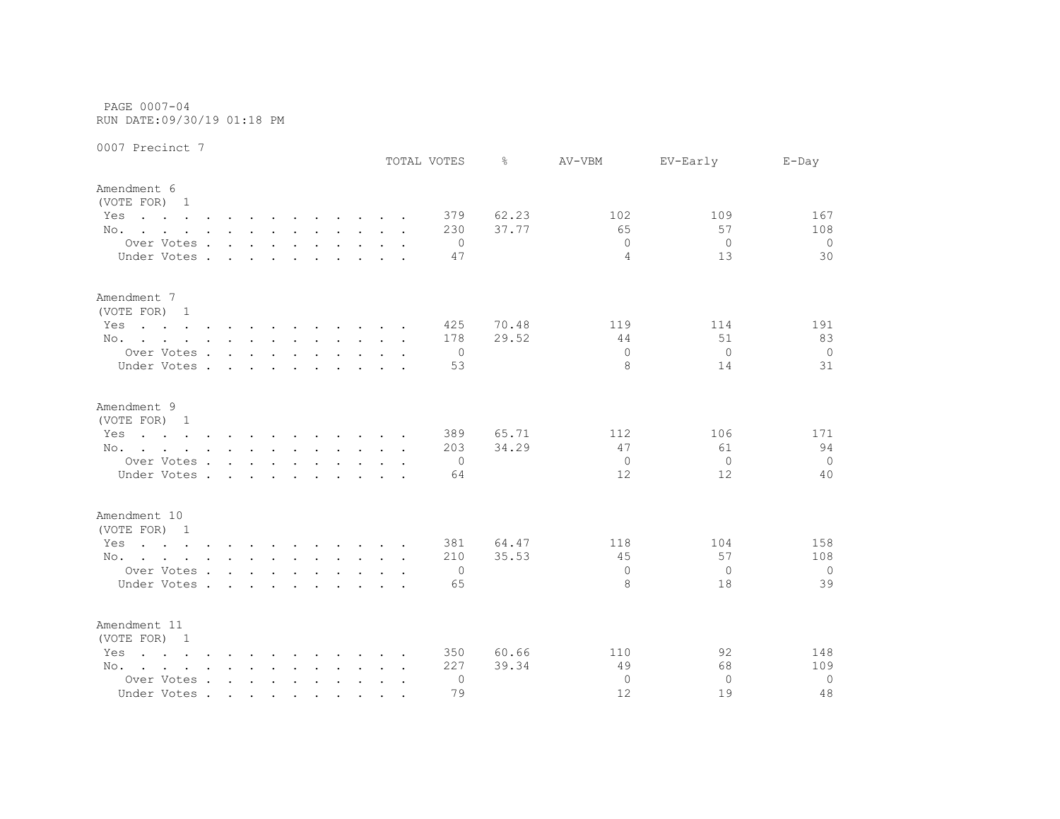PAGE 0007-04
RUN DATE:09/30/19 01:18 PM

0007 Precinct 7

| | TOTAL VOTES | % | AV-VBM | EV-Early | E-Day |
|---|---|---|---|---|---|
| **Amendment 6** | | | | | |
| (VOTE FOR) 1 | | | | | |
| Yes | 379 | 62.23 | 102 | 109 | 167 |
| No. | 230 | 37.77 | 65 | 57 | 108 |
| Over Votes | 0 | | 0 | 0 | 0 |
| Under Votes | 47 | | 4 | 13 | 30 |
| **Amendment 7** | | | | | |
| (VOTE FOR) 1 | | | | | |
| Yes | 425 | 70.48 | 119 | 114 | 191 |
| No. | 178 | 29.52 | 44 | 51 | 83 |
| Over Votes | 0 | | 0 | 0 | 0 |
| Under Votes | 53 | | 8 | 14 | 31 |
| **Amendment 9** | | | | | |
| (VOTE FOR) 1 | | | | | |
| Yes | 389 | 65.71 | 112 | 106 | 171 |
| No. | 203 | 34.29 | 47 | 61 | 94 |
| Over Votes | 0 | | 0 | 0 | 0 |
| Under Votes | 64 | | 12 | 12 | 40 |
| **Amendment 10** | | | | | |
| (VOTE FOR) 1 | | | | | |
| Yes | 381 | 64.47 | 118 | 104 | 158 |
| No. | 210 | 35.53 | 45 | 57 | 108 |
| Over Votes | 0 | | 0 | 0 | 0 |
| Under Votes | 65 | | 8 | 18 | 39 |
| **Amendment 11** | | | | | |
| (VOTE FOR) 1 | | | | | |
| Yes | 350 | 60.66 | 110 | 92 | 148 |
| No. | 227 | 39.34 | 49 | 68 | 109 |
| Over Votes | 0 | | 0 | 0 | 0 |
| Under Votes | 79 | | 12 | 19 | 48 |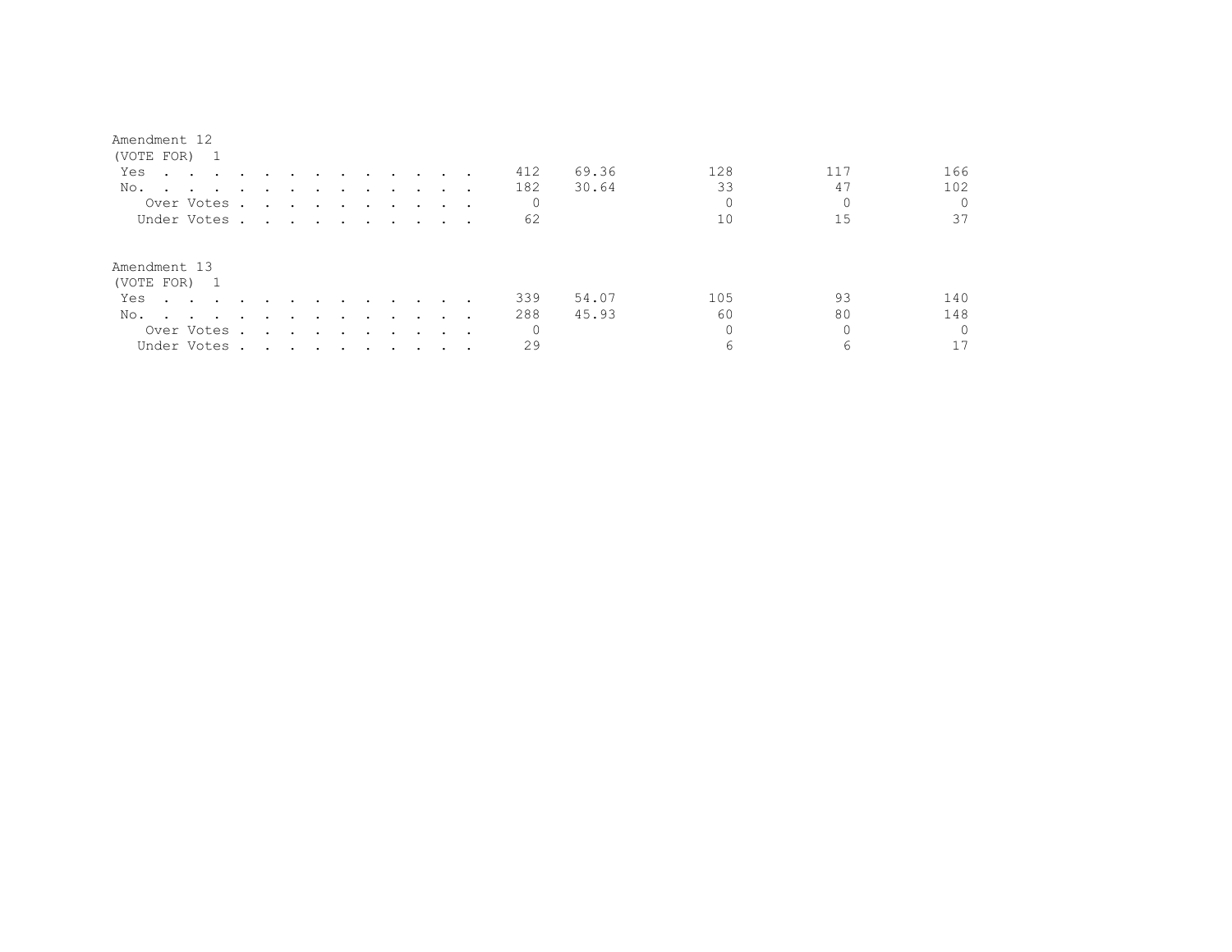Amendment 12
(VOTE FOR) 1

| | | | | | |
|---|---|---|---|---|---|
| Yes | 412 | 69.36 | 128 | 117 | 166 |
| No. | 182 | 30.64 | 33 | 47 | 102 |
| Over Votes | 0 | | 0 | 0 | 0 |
| Under Votes | 62 | | 10 | 15 | 37 |

Amendment 13
(VOTE FOR) 1

| | | | | | |
|---|---|---|---|---|---|
| Yes | 339 | 54.07 | 105 | 93 | 140 |
| No. | 288 | 45.93 | 60 | 80 | 148 |
| Over Votes | 0 | | 0 | 0 | 0 |
| Under Votes | 29 | | 6 | 6 | 17 |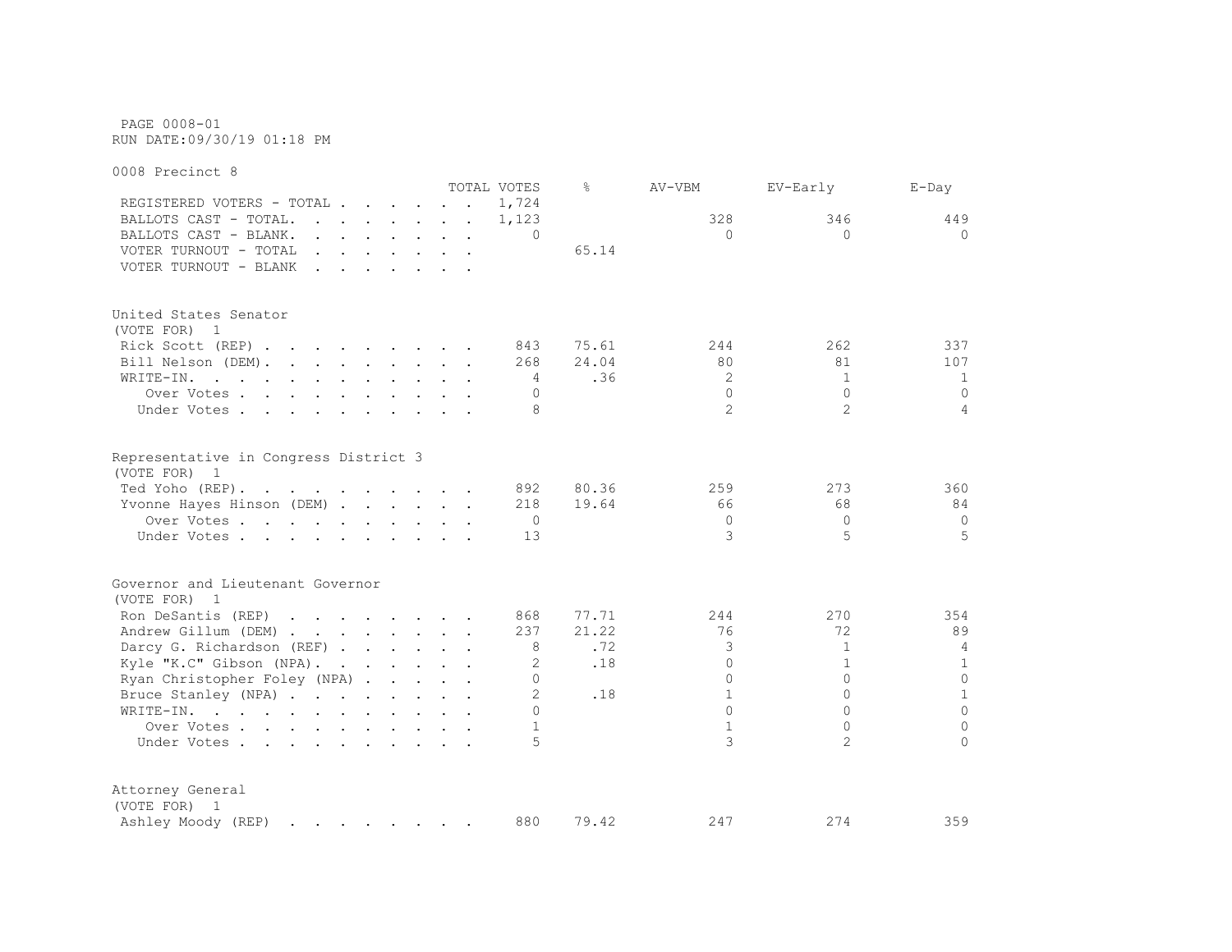PAGE 0008-01
RUN DATE:09/30/19 01:18 PM

0008 Precinct 8

| | TOTAL VOTES | % | AV-VBM | EV-Early | E-Day |
|---|---|---|---|---|---|
| REGISTERED VOTERS - TOTAL | 1,724 | | | | |
| BALLOTS CAST - TOTAL. | 1,123 | | 328 | 346 | 449 |
| BALLOTS CAST - BLANK. | 0 | | 0 | 0 | 0 |
| VOTER TURNOUT - TOTAL | | 65.14 | | | |
| VOTER TURNOUT - BLANK | | | | | |

United States Senator
(VOTE FOR) 1

| | TOTAL VOTES | % | AV-VBM | EV-Early | E-Day |
|---|---|---|---|---|---|
| Rick Scott (REP) | 843 | 75.61 | 244 | 262 | 337 |
| Bill Nelson (DEM). | 268 | 24.04 | 80 | 81 | 107 |
| WRITE-IN. | 4 | .36 | 2 | 1 | 1 |
| Over Votes | 0 | | 0 | 0 | 0 |
| Under Votes | 8 | | 2 | 2 | 4 |

Representative in Congress District 3
(VOTE FOR) 1

| | TOTAL VOTES | % | AV-VBM | EV-Early | E-Day |
|---|---|---|---|---|---|
| Ted Yoho (REP). | 892 | 80.36 | 259 | 273 | 360 |
| Yvonne Hayes Hinson (DEM) | 218 | 19.64 | 66 | 68 | 84 |
| Over Votes | 0 | | 0 | 0 | 0 |
| Under Votes | 13 | | 3 | 5 | 5 |

Governor and Lieutenant Governor
(VOTE FOR) 1

| | TOTAL VOTES | % | AV-VBM | EV-Early | E-Day |
|---|---|---|---|---|---|
| Ron DeSantis (REP) | 868 | 77.71 | 244 | 270 | 354 |
| Andrew Gillum (DEM) | 237 | 21.22 | 76 | 72 | 89 |
| Darcy G. Richardson (REF) | 8 | .72 | 3 | 1 | 4 |
| Kyle "K.C" Gibson (NPA). | 2 | .18 | 0 | 1 | 1 |
| Ryan Christopher Foley (NPA) | 0 | | 0 | 0 | 0 |
| Bruce Stanley (NPA) | 2 | .18 | 1 | 0 | 1 |
| WRITE-IN. | 0 | | 0 | 0 | 0 |
| Over Votes | 1 | | 1 | 0 | 0 |
| Under Votes | 5 | | 3 | 2 | 0 |

Attorney General
(VOTE FOR) 1

| | TOTAL VOTES | % | AV-VBM | EV-Early | E-Day |
|---|---|---|---|---|---|
| Ashley Moody (REP) | 880 | 79.42 | 247 | 274 | 359 |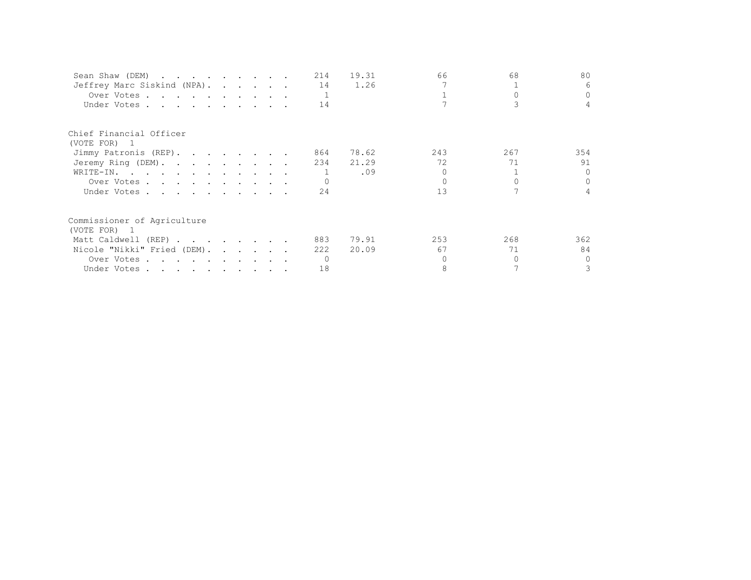| | | | | | |
|---|---|---|---|---|---|
| Sean Shaw (DEM) | 214 | 19.31 | 66 | 68 | 80 |
| Jeffrey Marc Siskind (NPA) | 14 | 1.26 | 7 | 1 | 6 |
| Over Votes | 1 | | 1 | 0 | 0 |
| Under Votes | 14 | | 7 | 3 | 4 |

Chief Financial Officer
(VOTE FOR) 1

| | | | | | |
|---|---|---|---|---|---|
| Jimmy Patronis (REP) | 864 | 78.62 | 243 | 267 | 354 |
| Jeremy Ring (DEM) | 234 | 21.29 | 72 | 71 | 91 |
| WRITE-IN. | 1 | .09 | 0 | 1 | 0 |
| Over Votes | 0 | | 0 | 0 | 0 |
| Under Votes | 24 | | 13 | 7 | 4 |

Commissioner of Agriculture
(VOTE FOR) 1

| | | | | | |
|---|---|---|---|---|---|
| Matt Caldwell (REP) | 883 | 79.91 | 253 | 268 | 362 |
| Nicole "Nikki" Fried (DEM) | 222 | 20.09 | 67 | 71 | 84 |
| Over Votes | 0 | | 0 | 0 | 0 |
| Under Votes | 18 | | 8 | 7 | 3 |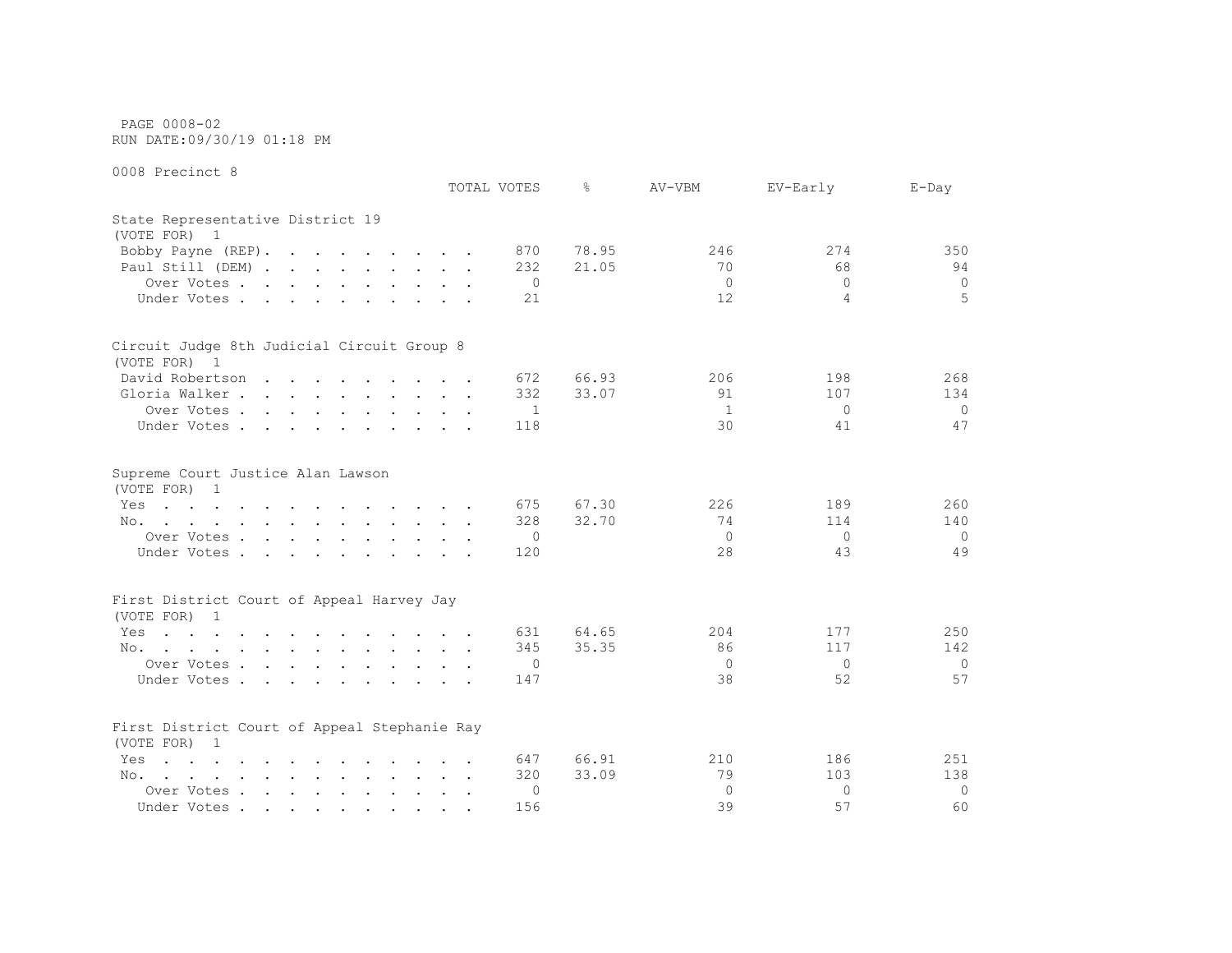PAGE 0008-02
RUN DATE:09/30/19 01:18 PM

0008 Precinct 8

| | TOTAL VOTES | % | AV-VBM | EV-Early | E-Day |
|---|---|---|---|---|---|
| **State Representative District 19** | | | | | |
| (VOTE FOR) 1 | | | | | |
| Bobby Payne (REP) | 870 | 78.95 | 246 | 274 | 350 |
| Paul Still (DEM) | 232 | 21.05 | 70 | 68 | 94 |
| Over Votes | 0 | | 0 | 0 | 0 |
| Under Votes | 21 | | 12 | 4 | 5 |
| **Circuit Judge 8th Judicial Circuit Group 8** | | | | | |
| (VOTE FOR) 1 | | | | | |
| David Robertson | 672 | 66.93 | 206 | 198 | 268 |
| Gloria Walker | 332 | 33.07 | 91 | 107 | 134 |
| Over Votes | 1 | | 1 | 0 | 0 |
| Under Votes | 118 | | 30 | 41 | 47 |
| **Supreme Court Justice Alan Lawson** | | | | | |
| (VOTE FOR) 1 | | | | | |
| Yes | 675 | 67.30 | 226 | 189 | 260 |
| No | 328 | 32.70 | 74 | 114 | 140 |
| Over Votes | 0 | | 0 | 0 | 0 |
| Under Votes | 120 | | 28 | 43 | 49 |
| **First District Court of Appeal Harvey Jay** | | | | | |
| (VOTE FOR) 1 | | | | | |
| Yes | 631 | 64.65 | 204 | 177 | 250 |
| No | 345 | 35.35 | 86 | 117 | 142 |
| Over Votes | 0 | | 0 | 0 | 0 |
| Under Votes | 147 | | 38 | 52 | 57 |
| **First District Court of Appeal Stephanie Ray** | | | | | |
| (VOTE FOR) 1 | | | | | |
| Yes | 647 | 66.91 | 210 | 186 | 251 |
| No | 320 | 33.09 | 79 | 103 | 138 |
| Over Votes | 0 | | 0 | 0 | 0 |
| Under Votes | 156 | | 39 | 57 | 60 |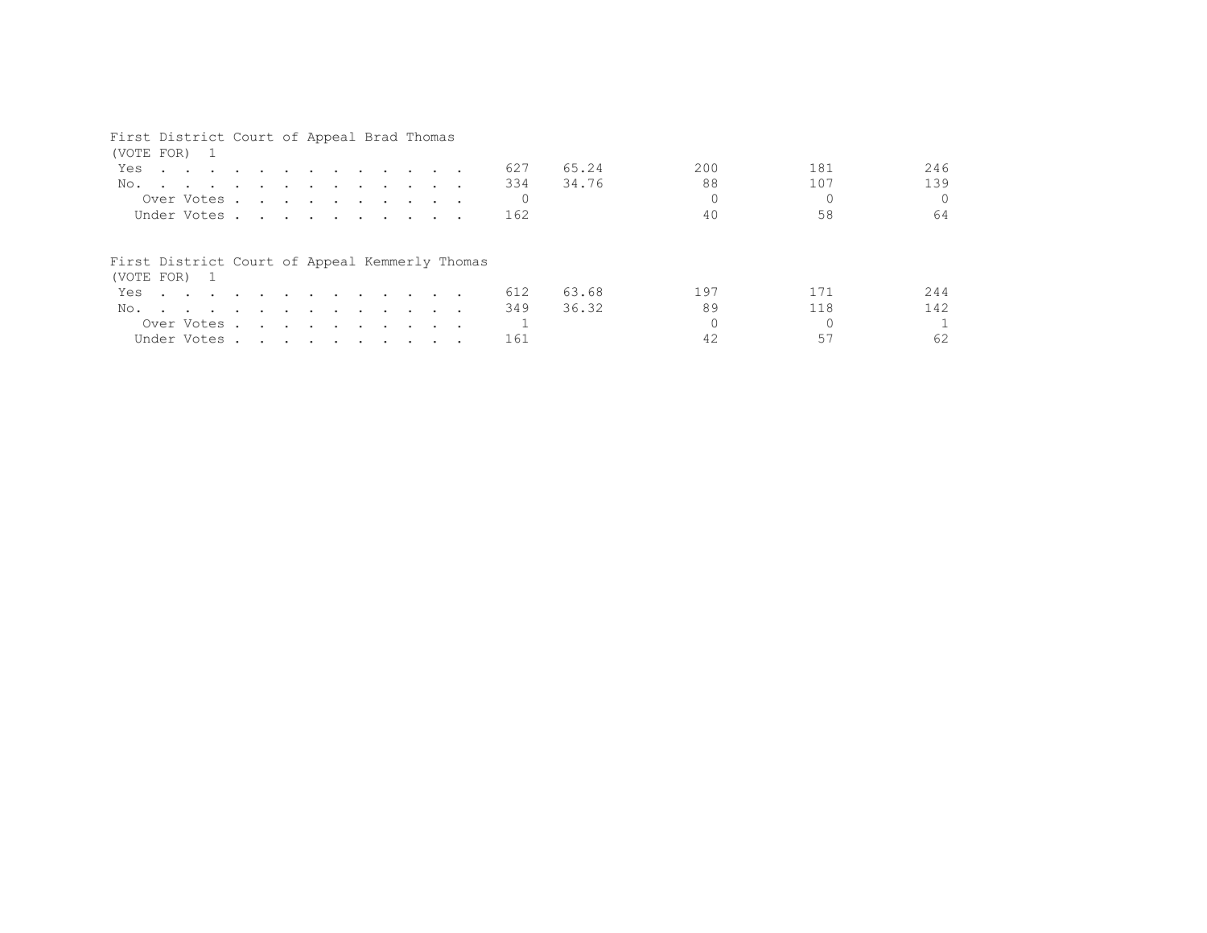First District Court of Appeal Brad Thomas
(VOTE FOR) 1

| | | | | | |
|---|---|---|---|---|---|
| Yes | 627 | 65.24 | 200 | 181 | 246 |
| No. | 334 | 34.76 | 88 | 107 | 139 |
| Over Votes | 0 | | 0 | 0 | 0 |
| Under Votes | 162 | | 40 | 58 | 64 |

First District Court of Appeal Kemmerly Thomas
(VOTE FOR) 1

| | | | | | |
|---|---|---|---|---|---|
| Yes | 612 | 63.68 | 197 | 171 | 244 |
| No. | 349 | 36.32 | 89 | 118 | 142 |
| Over Votes | 1 | | 0 | 0 | 1 |
| Under Votes | 161 | | 42 | 57 | 62 |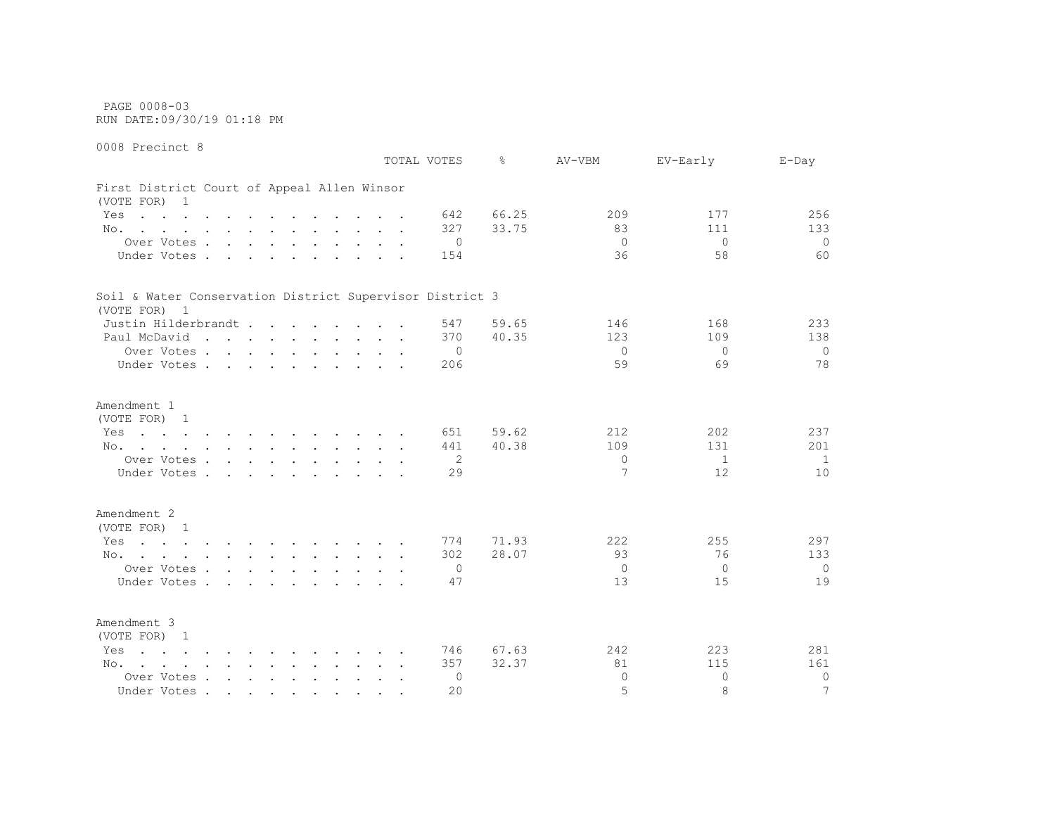PAGE 0008-03
RUN DATE:09/30/19 01:18 PM

0008 Precinct 8

| | TOTAL VOTES | % | AV-VBM | EV-Early | E-Day |
|---|---|---|---|---|---|
| **First District Court of Appeal Allen Winsor** | | | | | |
| (VOTE FOR) 1 | | | | | |
| Yes | 642 | 66.25 | 209 | 177 | 256 |
| No. | 327 | 33.75 | 83 | 111 | 133 |
| Over Votes | 0 | | 0 | 0 | 0 |
| Under Votes | 154 | | 36 | 58 | 60 |
| **Soil & Water Conservation District Supervisor District 3** | | | | | |
| (VOTE FOR) 1 | | | | | |
| Justin Hilderbrandt | 547 | 59.65 | 146 | 168 | 233 |
| Paul McDavid | 370 | 40.35 | 123 | 109 | 138 |
| Over Votes | 0 | | 0 | 0 | 0 |
| Under Votes | 206 | | 59 | 69 | 78 |
| **Amendment 1** | | | | | |
| (VOTE FOR) 1 | | | | | |
| Yes | 651 | 59.62 | 212 | 202 | 237 |
| No. | 441 | 40.38 | 109 | 131 | 201 |
| Over Votes | 2 | | 0 | 1 | 1 |
| Under Votes | 29 | | 7 | 12 | 10 |
| **Amendment 2** | | | | | |
| (VOTE FOR) 1 | | | | | |
| Yes | 774 | 71.93 | 222 | 255 | 297 |
| No. | 302 | 28.07 | 93 | 76 | 133 |
| Over Votes | 0 | | 0 | 0 | 0 |
| Under Votes | 47 | | 13 | 15 | 19 |
| **Amendment 3** | | | | | |
| (VOTE FOR) 1 | | | | | |
| Yes | 746 | 67.63 | 242 | 223 | 281 |
| No. | 357 | 32.37 | 81 | 115 | 161 |
| Over Votes | 0 | | 0 | 0 | 0 |
| Under Votes | 20 | | 5 | 8 | 7 |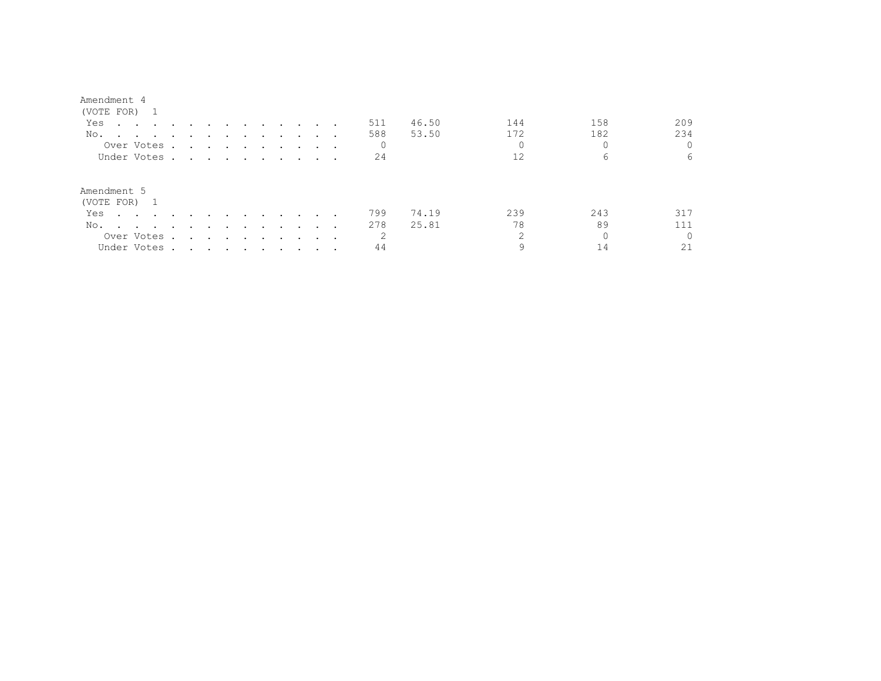Amendment 4
(VOTE FOR) 1

| | | | | | |
|---|---|---|---|---|---|
| Yes | 511 | 46.50 | 144 | 158 | 209 |
| No. | 588 | 53.50 | 172 | 182 | 234 |
| Over Votes | 0 | | 0 | 0 | 0 |
| Under Votes | 24 | | 12 | 6 | 6 |

Amendment 5
(VOTE FOR) 1

| | | | | | |
|---|---|---|---|---|---|
| Yes | 799 | 74.19 | 239 | 243 | 317 |
| No. | 278 | 25.81 | 78 | 89 | 111 |
| Over Votes | 2 | | 2 | 0 | 0 |
| Under Votes | 44 | | 9 | 14 | 21 |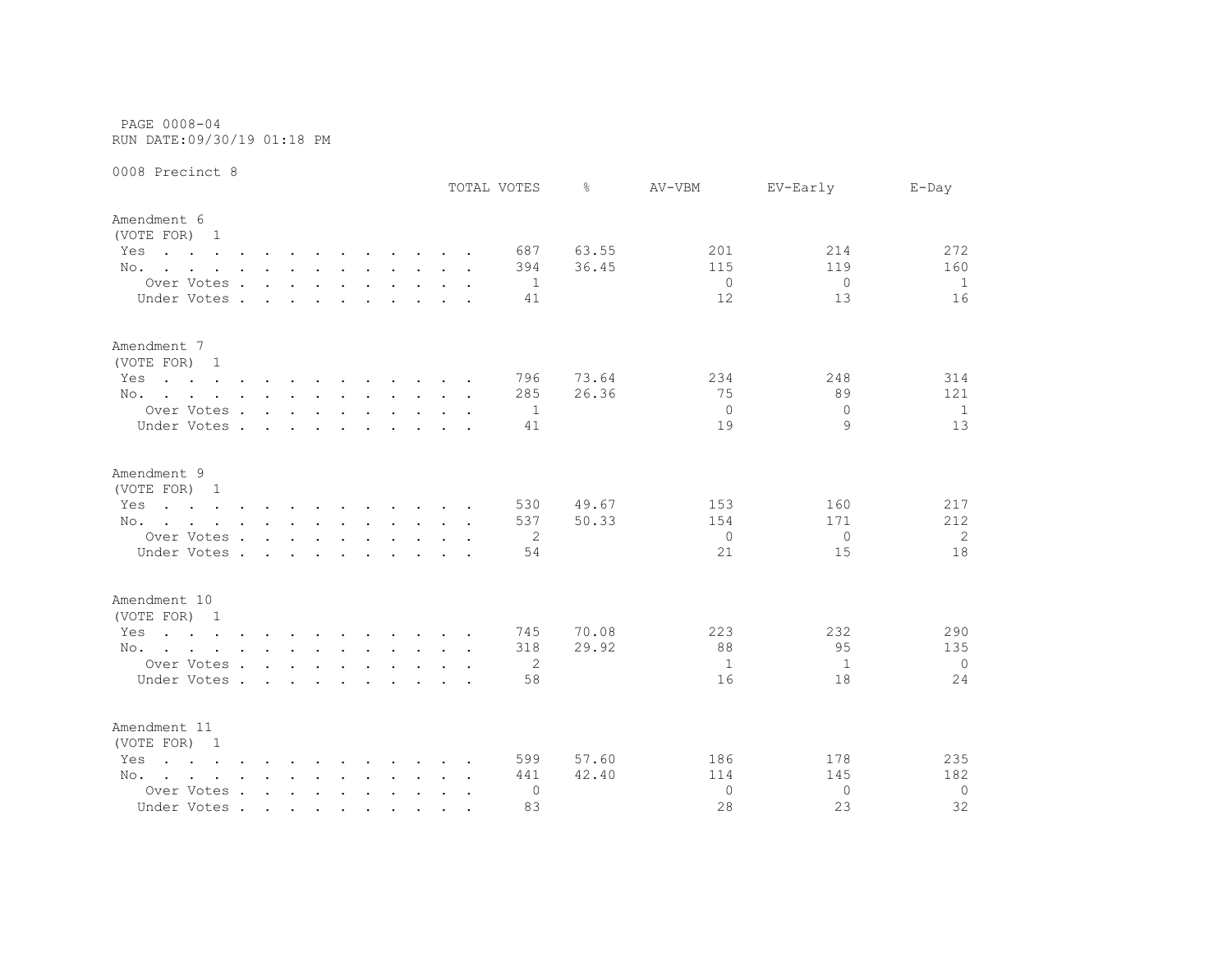PAGE 0008-04
RUN DATE:09/30/19 01:18 PM

0008 Precinct 8

| | TOTAL VOTES | % | AV-VBM | EV-Early | E-Day |
|---|---|---|---|---|---|
| **Amendment 6** | | | | | |
| (VOTE FOR) 1 | | | | | |
| Yes | 687 | 63.55 | 201 | 214 | 272 |
| No. | 394 | 36.45 | 115 | 119 | 160 |
| Over Votes | 1 | | 0 | 0 | 1 |
| Under Votes | 41 | | 12 | 13 | 16 |
| **Amendment 7** | | | | | |
| (VOTE FOR) 1 | | | | | |
| Yes | 796 | 73.64 | 234 | 248 | 314 |
| No. | 285 | 26.36 | 75 | 89 | 121 |
| Over Votes | 1 | | 0 | 0 | 1 |
| Under Votes | 41 | | 19 | 9 | 13 |
| **Amendment 9** | | | | | |
| (VOTE FOR) 1 | | | | | |
| Yes | 530 | 49.67 | 153 | 160 | 217 |
| No. | 537 | 50.33 | 154 | 171 | 212 |
| Over Votes | 2 | | 0 | 0 | 2 |
| Under Votes | 54 | | 21 | 15 | 18 |
| **Amendment 10** | | | | | |
| (VOTE FOR) 1 | | | | | |
| Yes | 745 | 70.08 | 223 | 232 | 290 |
| No. | 318 | 29.92 | 88 | 95 | 135 |
| Over Votes | 2 | | 1 | 1 | 0 |
| Under Votes | 58 | | 16 | 18 | 24 |
| **Amendment 11** | | | | | |
| (VOTE FOR) 1 | | | | | |
| Yes | 599 | 57.60 | 186 | 178 | 235 |
| No. | 441 | 42.40 | 114 | 145 | 182 |
| Over Votes | 0 | | 0 | 0 | 0 |
| Under Votes | 83 | | 28 | 23 | 32 |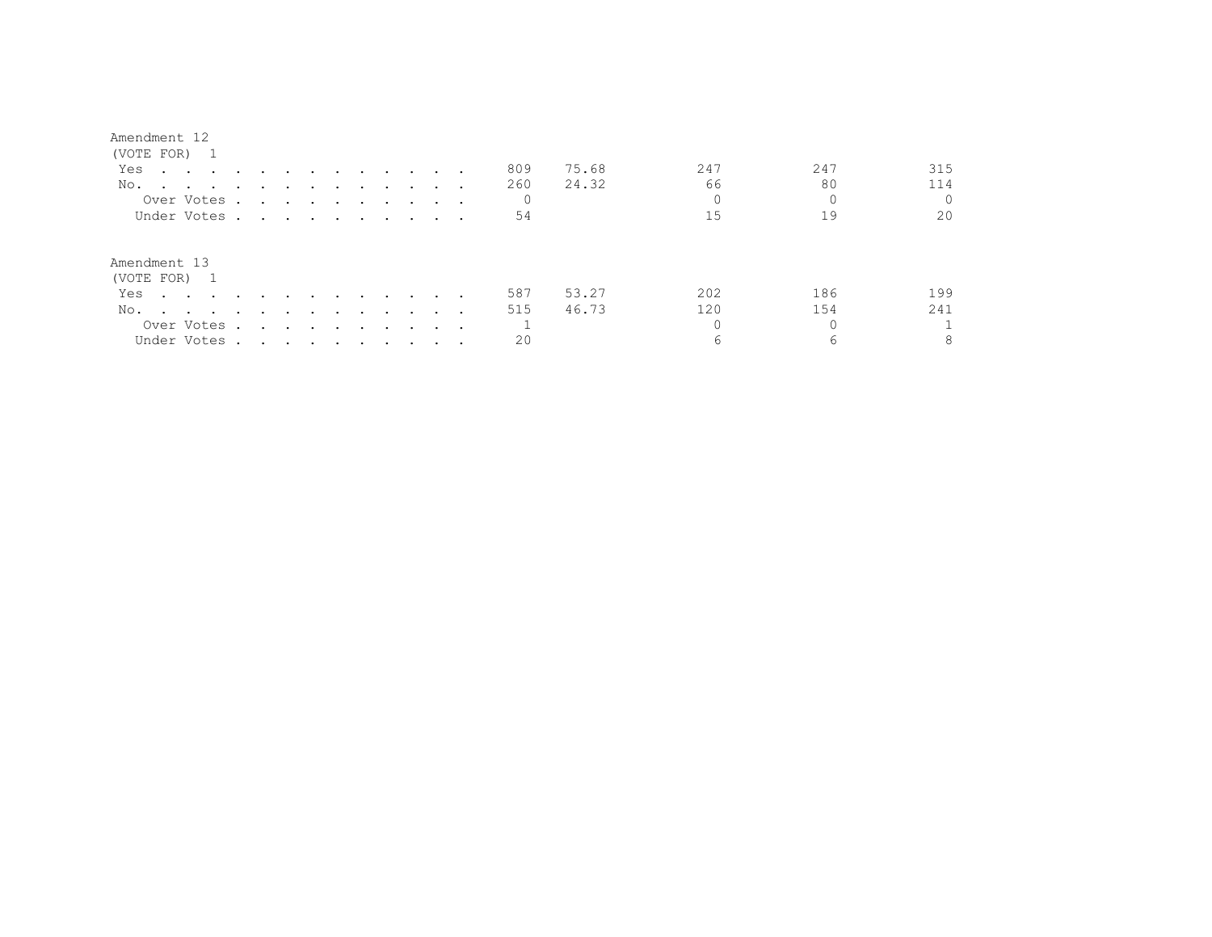Amendment 12
(VOTE FOR) 1

| | | | | | |
|---|---|---|---|---|---|
| Yes | 809 | 75.68 | 247 | 247 | 315 |
| No. | 260 | 24.32 | 66 | 80 | 114 |
| Over Votes | 0 | | 0 | 0 | 0 |
| Under Votes | 54 | | 15 | 19 | 20 |

Amendment 13
(VOTE FOR) 1

| | | | | | |
|---|---|---|---|---|---|
| Yes | 587 | 53.27 | 202 | 186 | 199 |
| No. | 515 | 46.73 | 120 | 154 | 241 |
| Over Votes | 1 | | 0 | 0 | 1 |
| Under Votes | 20 | | 6 | 6 | 8 |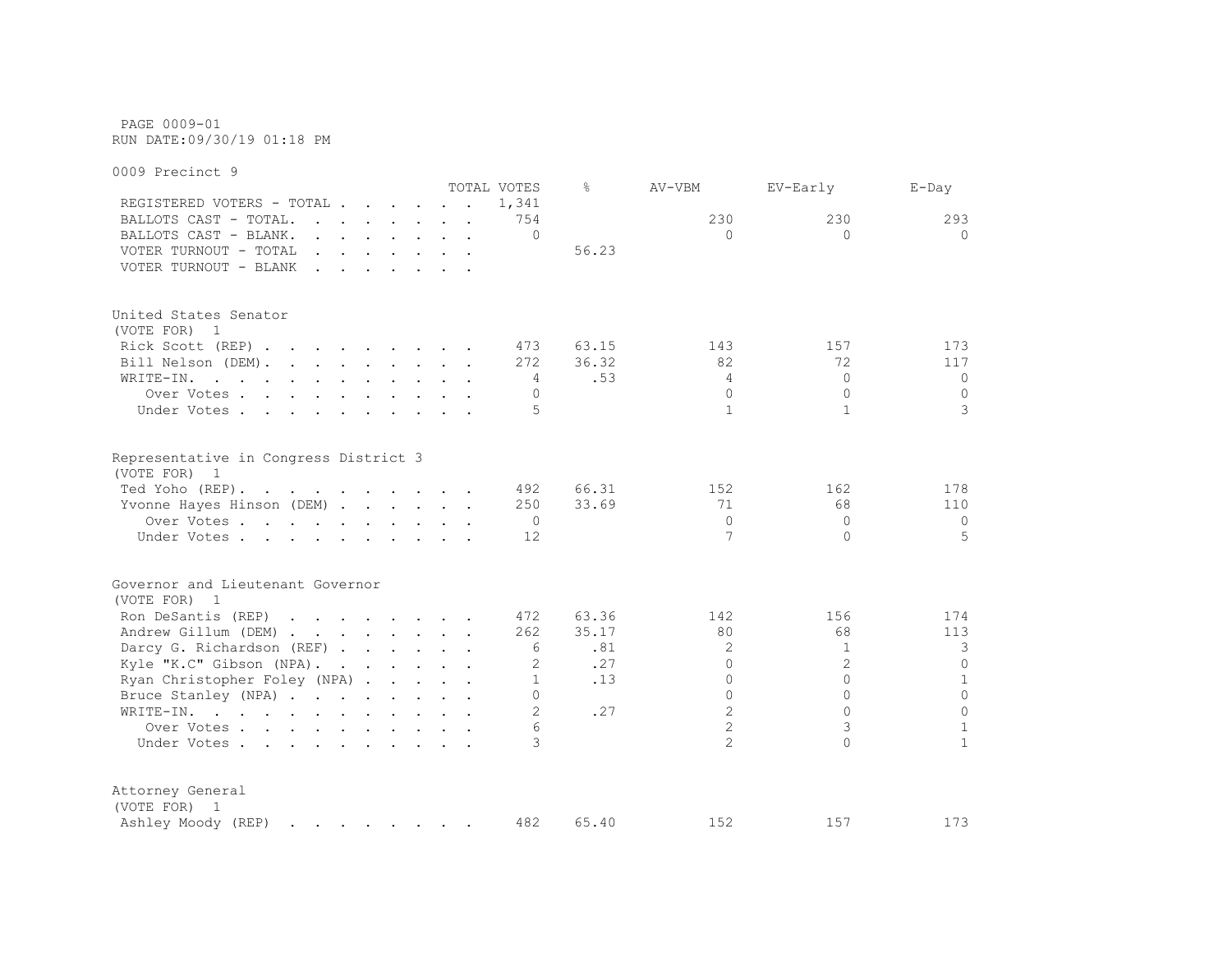PAGE 0009-01
RUN DATE:09/30/19 01:18 PM

## 0009 Precinct 9

| | TOTAL VOTES | % | AV-VBM | EV-Early | E-Day |
|---|---|---|---|---|---|
| REGISTERED VOTERS - TOTAL | 1,341 | | | | |
| BALLOTS CAST - TOTAL. | 754 | | 230 | 230 | 293 |
| BALLOTS CAST - BLANK. | 0 | | 0 | 0 | 0 |
| VOTER TURNOUT - TOTAL | | 56.23 | | | |
| VOTER TURNOUT - BLANK | | | | | |

### United States Senator
(VOTE FOR) 1

| | TOTAL VOTES | % | AV-VBM | EV-Early | E-Day |
|---|---|---|---|---|---|
| Rick Scott (REP) | 473 | 63.15 | 143 | 157 | 173 |
| Bill Nelson (DEM) | 272 | 36.32 | 82 | 72 | 117 |
| WRITE-IN. | 4 | .53 | 4 | 0 | 0 |
| Over Votes | 0 | | 0 | 0 | 0 |
| Under Votes | 5 | | 1 | 1 | 3 |

### Representative in Congress District 3
(VOTE FOR) 1

| | TOTAL VOTES | % | AV-VBM | EV-Early | E-Day |
|---|---|---|---|---|---|
| Ted Yoho (REP). | 492 | 66.31 | 152 | 162 | 178 |
| Yvonne Hayes Hinson (DEM) | 250 | 33.69 | 71 | 68 | 110 |
| Over Votes | 0 | | 0 | 0 | 0 |
| Under Votes | 12 | | 7 | 0 | 5 |

### Governor and Lieutenant Governor
(VOTE FOR) 1

| | TOTAL VOTES | % | AV-VBM | EV-Early | E-Day |
|---|---|---|---|---|---|
| Ron DeSantis (REP) | 472 | 63.36 | 142 | 156 | 174 |
| Andrew Gillum (DEM) | 262 | 35.17 | 80 | 68 | 113 |
| Darcy G. Richardson (REF) | 6 | .81 | 2 | 1 | 3 |
| Kyle "K.C" Gibson (NPA). | 2 | .27 | 0 | 2 | 0 |
| Ryan Christopher Foley (NPA) | 1 | .13 | 0 | 0 | 1 |
| Bruce Stanley (NPA) | 0 | | 0 | 0 | 0 |
| WRITE-IN. | 2 | .27 | 2 | 0 | 0 |
| Over Votes | 6 | | 2 | 3 | 1 |
| Under Votes | 3 | | 2 | 0 | 1 |

### Attorney General
(VOTE FOR) 1

| | TOTAL VOTES | % | AV-VBM | EV-Early | E-Day |
|---|---|---|---|---|---|
| Ashley Moody (REP) | 482 | 65.40 | 152 | 157 | 173 |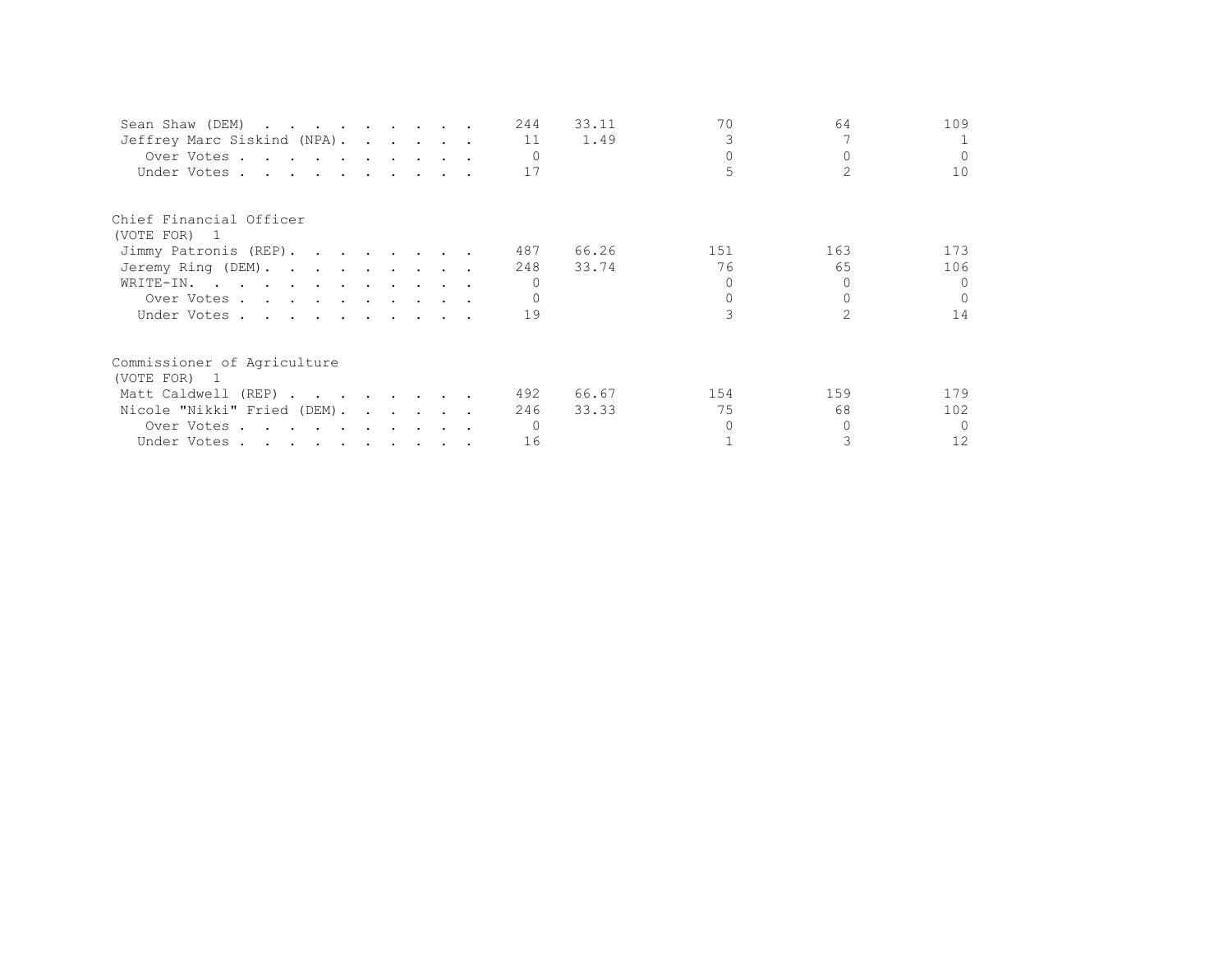| | | | | | |
|---|---|---|---|---|---|
| Sean Shaw (DEM) | 244 | 33.11 | 70 | 64 | 109 |
| Jeffrey Marc Siskind (NPA) | 11 | 1.49 | 3 | 7 | 1 |
| Over Votes | 0 | | 0 | 0 | 0 |
| Under Votes | 17 | | 5 | 2 | 10 |

Chief Financial Officer
(VOTE FOR) 1

| | | | | | |
|---|---|---|---|---|---|
| Jimmy Patronis (REP) | 487 | 66.26 | 151 | 163 | 173 |
| Jeremy Ring (DEM) | 248 | 33.74 | 76 | 65 | 106 |
| WRITE-IN | 0 | | 0 | 0 | 0 |
| Over Votes | 0 | | 0 | 0 | 0 |
| Under Votes | 19 | | 3 | 2 | 14 |

Commissioner of Agriculture
(VOTE FOR) 1

| | | | | | |
|---|---|---|---|---|---|
| Matt Caldwell (REP) | 492 | 66.67 | 154 | 159 | 179 |
| Nicole "Nikki" Fried (DEM) | 246 | 33.33 | 75 | 68 | 102 |
| Over Votes | 0 | | 0 | 0 | 0 |
| Under Votes | 16 | | 1 | 3 | 12 |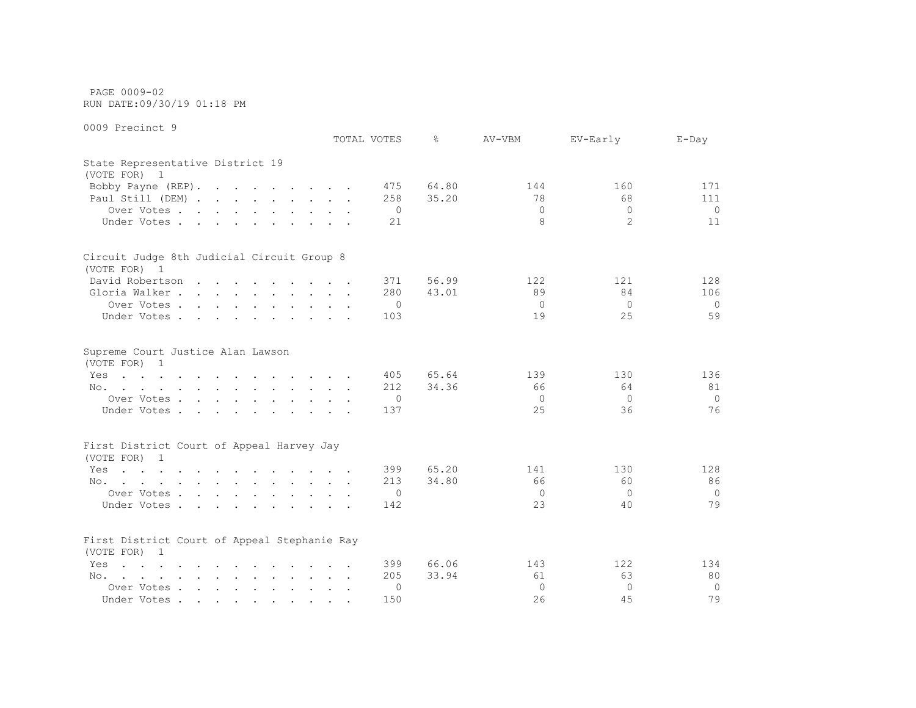PAGE 0009-02
RUN DATE:09/30/19 01:18 PM

0009 Precinct 9

| | TOTAL VOTES | % | AV-VBM | EV-Early | E-Day |
|---|---|---|---|---|---|
| **State Representative District 19** | | | | | |
| (VOTE FOR) 1 | | | | | |
| Bobby Payne (REP). | 475 | 64.80 | 144 | 160 | 171 |
| Paul Still (DEM) | 258 | 35.20 | 78 | 68 | 111 |
| Over Votes | 0 | | 0 | 0 | 0 |
| Under Votes | 21 | | 8 | 2 | 11 |
| **Circuit Judge 8th Judicial Circuit Group 8** | | | | | |
| (VOTE FOR) 1 | | | | | |
| David Robertson | 371 | 56.99 | 122 | 121 | 128 |
| Gloria Walker | 280 | 43.01 | 89 | 84 | 106 |
| Over Votes | 0 | | 0 | 0 | 0 |
| Under Votes | 103 | | 19 | 25 | 59 |
| **Supreme Court Justice Alan Lawson** | | | | | |
| (VOTE FOR) 1 | | | | | |
| Yes | 405 | 65.64 | 139 | 130 | 136 |
| No. | 212 | 34.36 | 66 | 64 | 81 |
| Over Votes | 0 | | 0 | 0 | 0 |
| Under Votes | 137 | | 25 | 36 | 76 |
| **First District Court of Appeal Harvey Jay** | | | | | |
| (VOTE FOR) 1 | | | | | |
| Yes | 399 | 65.20 | 141 | 130 | 128 |
| No. | 213 | 34.80 | 66 | 60 | 86 |
| Over Votes | 0 | | 0 | 0 | 0 |
| Under Votes | 142 | | 23 | 40 | 79 |
| **First District Court of Appeal Stephanie Ray** | | | | | |
| (VOTE FOR) 1 | | | | | |
| Yes | 399 | 66.06 | 143 | 122 | 134 |
| No. | 205 | 33.94 | 61 | 63 | 80 |
| Over Votes | 0 | | 0 | 0 | 0 |
| Under Votes | 150 | | 26 | 45 | 79 |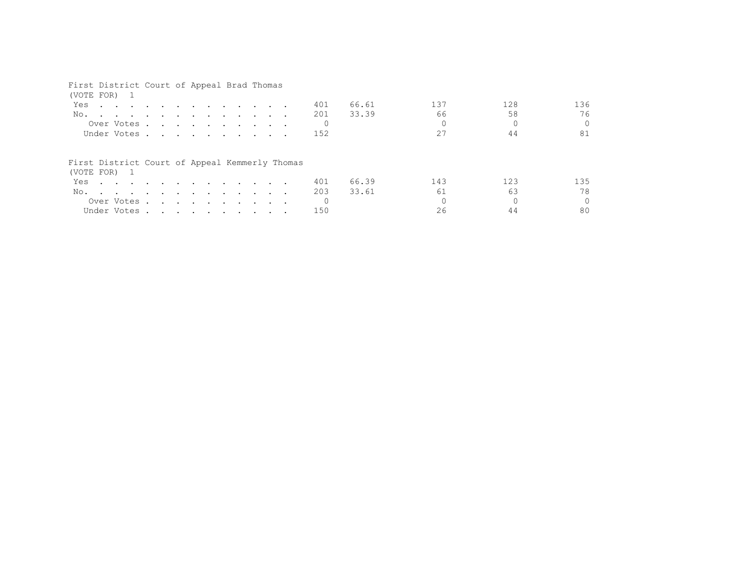First District Court of Appeal Brad Thomas
(VOTE FOR) 1

| | | | | | |
|---|---|---|---|---|---|
| Yes | 401 | 66.61 | 137 | 128 | 136 |
| No. | 201 | 33.39 | 66 | 58 | 76 |
| Over Votes | 0 | | 0 | 0 | 0 |
| Under Votes | 152 | | 27 | 44 | 81 |

First District Court of Appeal Kemmerly Thomas
(VOTE FOR) 1

| | | | | | |
|---|---|---|---|---|---|
| Yes | 401 | 66.39 | 143 | 123 | 135 |
| No. | 203 | 33.61 | 61 | 63 | 78 |
| Over Votes | 0 | | 0 | 0 | 0 |
| Under Votes | 150 | | 26 | 44 | 80 |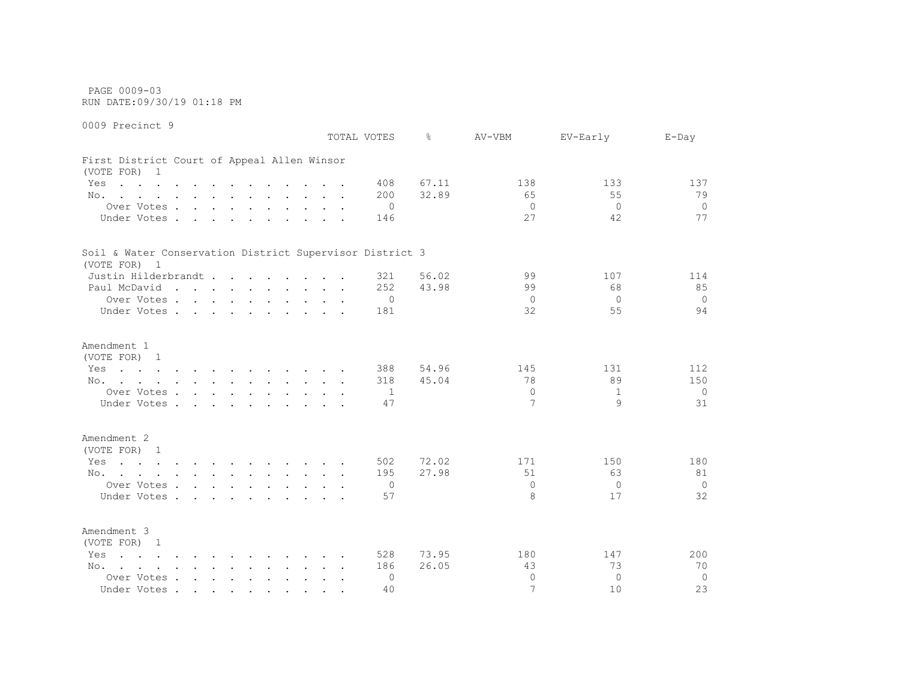PAGE 0009-03
RUN DATE:09/30/19 01:18 PM

0009 Precinct 9

| | TOTAL VOTES | % | AV-VBM | EV-Early | E-Day |
|---|---|---|---|---|---|
| **First District Court of Appeal Allen Winsor** | | | | | |
| (VOTE FOR) 1 | | | | | |
| Yes | 408 | 67.11 | 138 | 133 | 137 |
| No. | 200 | 32.89 | 65 | 55 | 79 |
| Over Votes | 0 | | 0 | 0 | 0 |
| Under Votes | 146 | | 27 | 42 | 77 |
| **Soil & Water Conservation District Supervisor District 3** | | | | | |
| (VOTE FOR) 1 | | | | | |
| Justin Hilderbrandt | 321 | 56.02 | 99 | 107 | 114 |
| Paul McDavid | 252 | 43.98 | 99 | 68 | 85 |
| Over Votes | 0 | | 0 | 0 | 0 |
| Under Votes | 181 | | 32 | 55 | 94 |
| **Amendment 1** | | | | | |
| (VOTE FOR) 1 | | | | | |
| Yes | 388 | 54.96 | 145 | 131 | 112 |
| No. | 318 | 45.04 | 78 | 89 | 150 |
| Over Votes | 1 | | 0 | 1 | 0 |
| Under Votes | 47 | | 7 | 9 | 31 |
| **Amendment 2** | | | | | |
| (VOTE FOR) 1 | | | | | |
| Yes | 502 | 72.02 | 171 | 150 | 180 |
| No. | 195 | 27.98 | 51 | 63 | 81 |
| Over Votes | 0 | | 0 | 0 | 0 |
| Under Votes | 57 | | 8 | 17 | 32 |
| **Amendment 3** | | | | | |
| (VOTE FOR) 1 | | | | | |
| Yes | 528 | 73.95 | 180 | 147 | 200 |
| No. | 186 | 26.05 | 43 | 73 | 70 |
| Over Votes | 0 | | 0 | 0 | 0 |
| Under Votes | 40 | | 7 | 10 | 23 |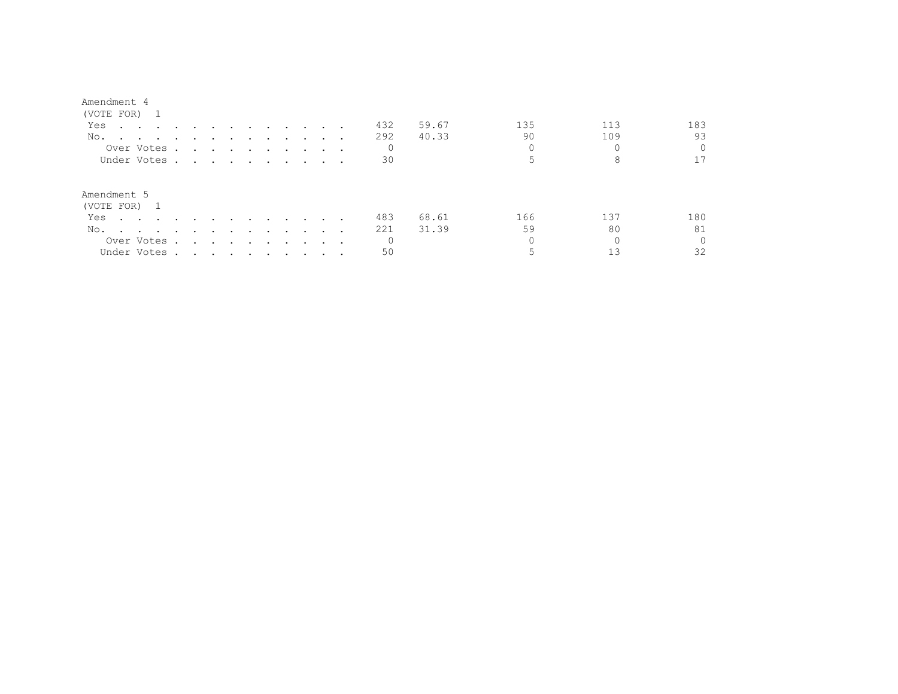Amendment 4
(VOTE FOR) 1

| | | | | | |
|---|---|---|---|---|---|
| Yes | 432 | 59.67 | 135 | 113 | 183 |
| No. | 292 | 40.33 | 90 | 109 | 93 |
| Over Votes | 0 | | 0 | 0 | 0 |
| Under Votes | 30 | | 5 | 8 | 17 |

Amendment 5
(VOTE FOR) 1

| | | | | | |
|---|---|---|---|---|---|
| Yes | 483 | 68.61 | 166 | 137 | 180 |
| No. | 221 | 31.39 | 59 | 80 | 81 |
| Over Votes | 0 | | 0 | 0 | 0 |
| Under Votes | 50 | | 5 | 13 | 32 |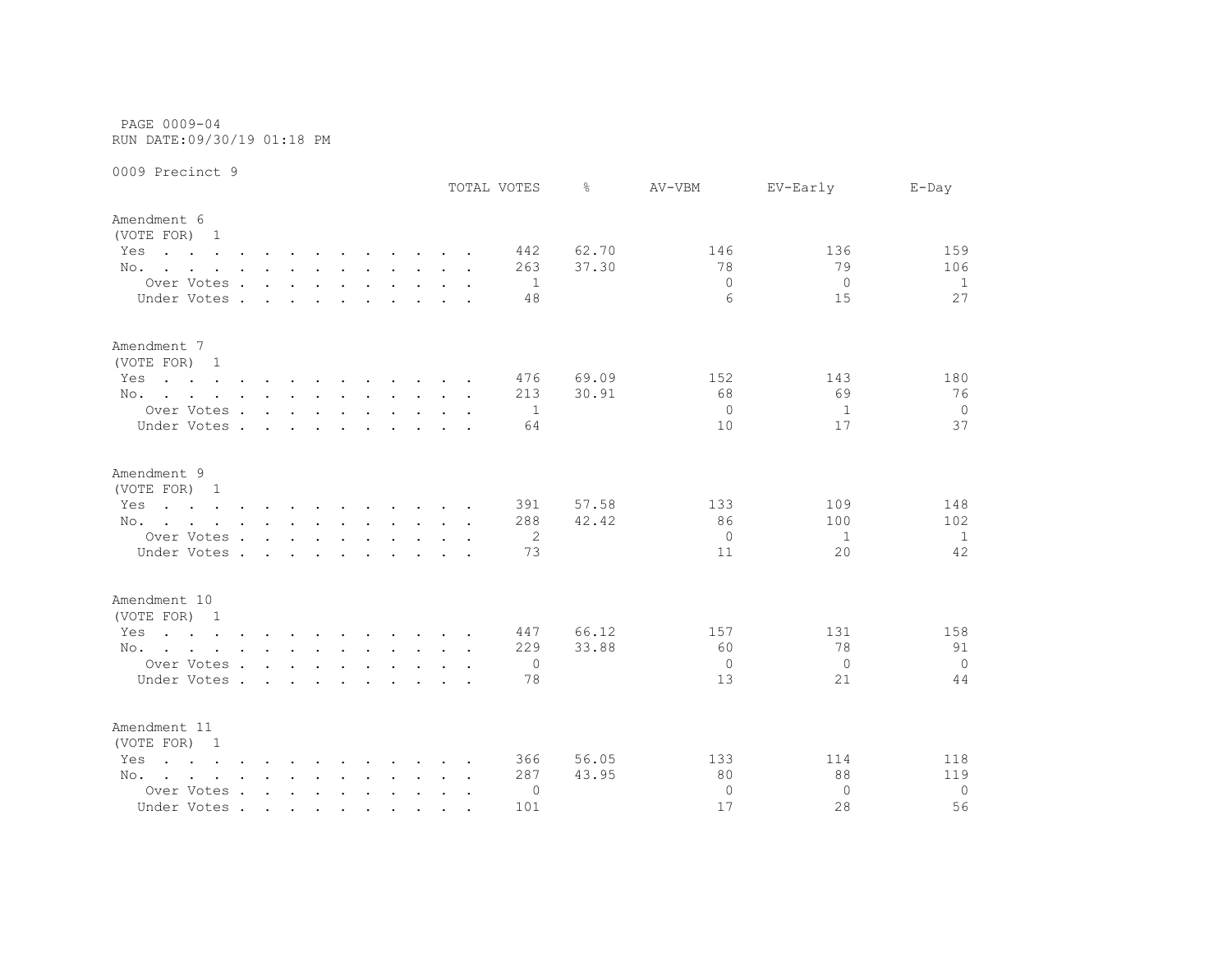PAGE 0009-04
RUN DATE:09/30/19 01:18 PM

0009 Precinct 9

| | TOTAL VOTES | % | AV-VBM | EV-Early | E-Day |
|---|---|---|---|---|---|
| **Amendment 6** | | | | | |
| (VOTE FOR) 1 | | | | | |
| Yes | 442 | 62.70 | 146 | 136 | 159 |
| No. | 263 | 37.30 | 78 | 79 | 106 |
| Over Votes | 1 | | 0 | 0 | 1 |
| Under Votes | 48 | | 6 | 15 | 27 |
| **Amendment 7** | | | | | |
| (VOTE FOR) 1 | | | | | |
| Yes | 476 | 69.09 | 152 | 143 | 180 |
| No. | 213 | 30.91 | 68 | 69 | 76 |
| Over Votes | 1 | | 0 | 1 | 0 |
| Under Votes | 64 | | 10 | 17 | 37 |
| **Amendment 9** | | | | | |
| (VOTE FOR) 1 | | | | | |
| Yes | 391 | 57.58 | 133 | 109 | 148 |
| No. | 288 | 42.42 | 86 | 100 | 102 |
| Over Votes | 2 | | 0 | 1 | 1 |
| Under Votes | 73 | | 11 | 20 | 42 |
| **Amendment 10** | | | | | |
| (VOTE FOR) 1 | | | | | |
| Yes | 447 | 66.12 | 157 | 131 | 158 |
| No. | 229 | 33.88 | 60 | 78 | 91 |
| Over Votes | 0 | | 0 | 0 | 0 |
| Under Votes | 78 | | 13 | 21 | 44 |
| **Amendment 11** | | | | | |
| (VOTE FOR) 1 | | | | | |
| Yes | 366 | 56.05 | 133 | 114 | 118 |
| No. | 287 | 43.95 | 80 | 88 | 119 |
| Over Votes | 0 | | 0 | 0 | 0 |
| Under Votes | 101 | | 17 | 28 | 56 |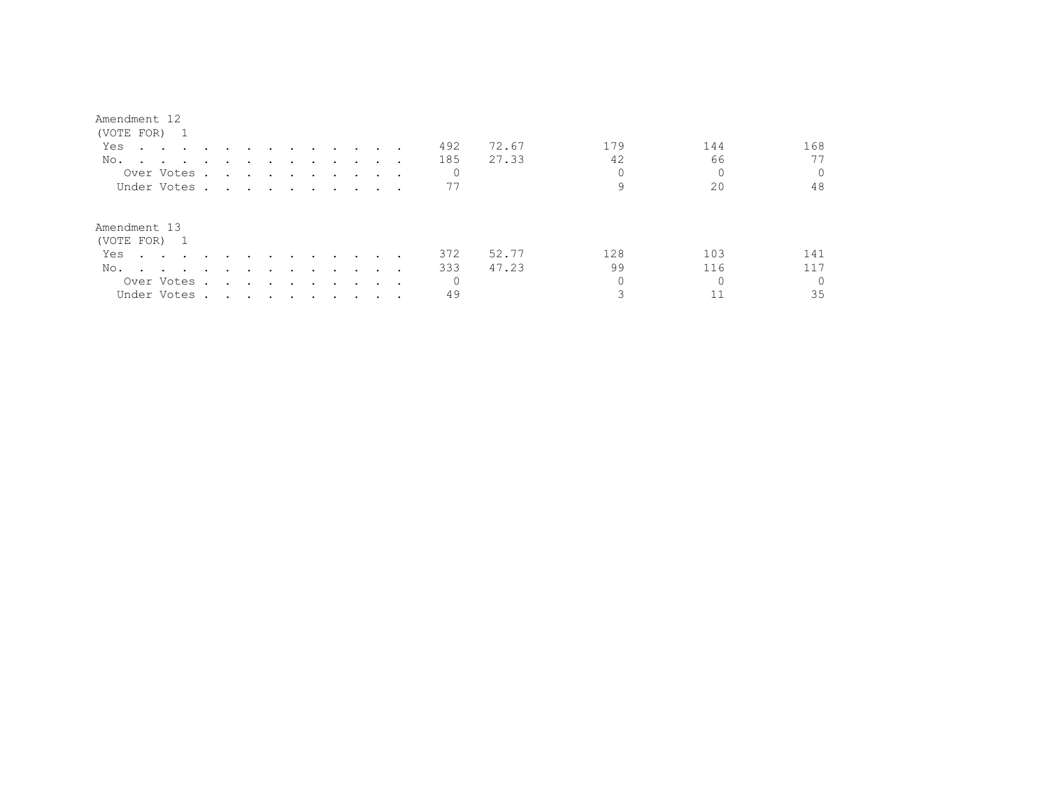Amendment 12
(VOTE FOR) 1

| | | | | | |
|---|---|---|---|---|---|
| Yes | 492 | 72.67 | 179 | 144 | 168 |
| No. | 185 | 27.33 | 42 | 66 | 77 |
| Over Votes | 0 | | 0 | 0 | 0 |
| Under Votes | 77 | | 9 | 20 | 48 |

Amendment 13
(VOTE FOR) 1

| | | | | | |
|---|---|---|---|---|---|
| Yes | 372 | 52.77 | 128 | 103 | 141 |
| No. | 333 | 47.23 | 99 | 116 | 117 |
| Over Votes | 0 | | 0 | 0 | 0 |
| Under Votes | 49 | | 3 | 11 | 35 |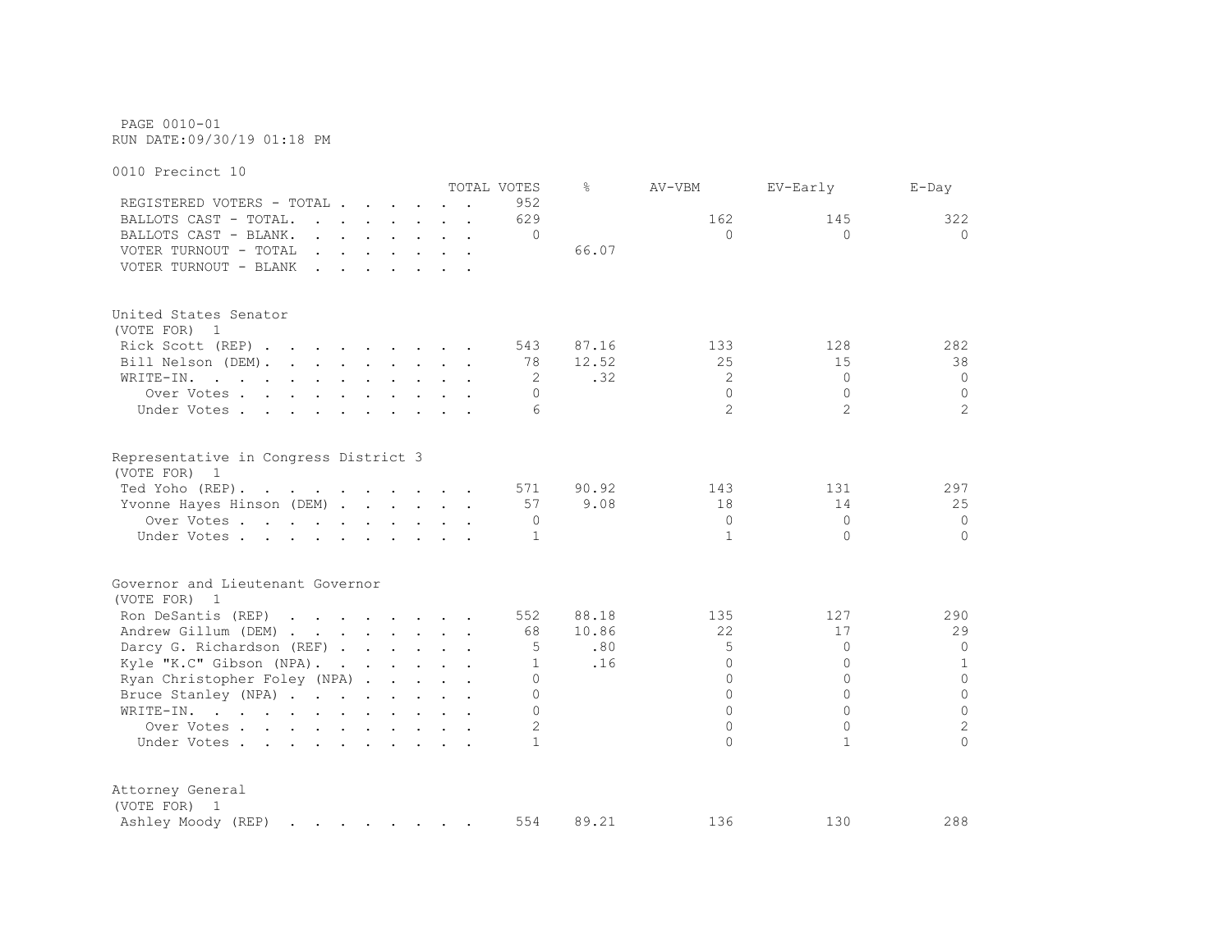PAGE 0010-01
RUN DATE:09/30/19 01:18 PM

0010 Precinct 10

| | TOTAL VOTES | % | AV-VBM | EV-Early | E-Day |
|---|---|---|---|---|---|
| REGISTERED VOTERS - TOTAL | 952 | | | | |
| BALLOTS CAST - TOTAL. | 629 | | 162 | 145 | 322 |
| BALLOTS CAST - BLANK. | 0 | | 0 | 0 | 0 |
| VOTER TURNOUT - TOTAL | | 66.07 | | | |
| VOTER TURNOUT - BLANK | | | | | |

United States Senator
(VOTE FOR) 1

| | TOTAL VOTES | % | AV-VBM | EV-Early | E-Day |
|---|---|---|---|---|---|
| Rick Scott (REP) | 543 | 87.16 | 133 | 128 | 282 |
| Bill Nelson (DEM). | 78 | 12.52 | 25 | 15 | 38 |
| WRITE-IN. | 2 | .32 | 2 | 0 | 0 |
| Over Votes | 0 | | 0 | 0 | 0 |
| Under Votes | 6 | | 2 | 2 | 2 |

Representative in Congress District 3
(VOTE FOR) 1

| | TOTAL VOTES | % | AV-VBM | EV-Early | E-Day |
|---|---|---|---|---|---|
| Ted Yoho (REP). | 571 | 90.92 | 143 | 131 | 297 |
| Yvonne Hayes Hinson (DEM) | 57 | 9.08 | 18 | 14 | 25 |
| Over Votes | 0 | | 0 | 0 | 0 |
| Under Votes | 1 | | 1 | 0 | 0 |

Governor and Lieutenant Governor
(VOTE FOR) 1

| | TOTAL VOTES | % | AV-VBM | EV-Early | E-Day |
|---|---|---|---|---|---|
| Ron DeSantis (REP) | 552 | 88.18 | 135 | 127 | 290 |
| Andrew Gillum (DEM) | 68 | 10.86 | 22 | 17 | 29 |
| Darcy G. Richardson (REF) | 5 | .80 | 5 | 0 | 0 |
| Kyle "K.C" Gibson (NPA). | 1 | .16 | 0 | 0 | 1 |
| Ryan Christopher Foley (NPA) | 0 | | 0 | 0 | 0 |
| Bruce Stanley (NPA) | 0 | | 0 | 0 | 0 |
| WRITE-IN. | 0 | | 0 | 0 | 0 |
| Over Votes | 2 | | 0 | 0 | 2 |
| Under Votes | 1 | | 0 | 1 | 0 |

Attorney General
(VOTE FOR) 1

| | TOTAL VOTES | % | AV-VBM | EV-Early | E-Day |
|---|---|---|---|---|---|
| Ashley Moody (REP) | 554 | 89.21 | 136 | 130 | 288 |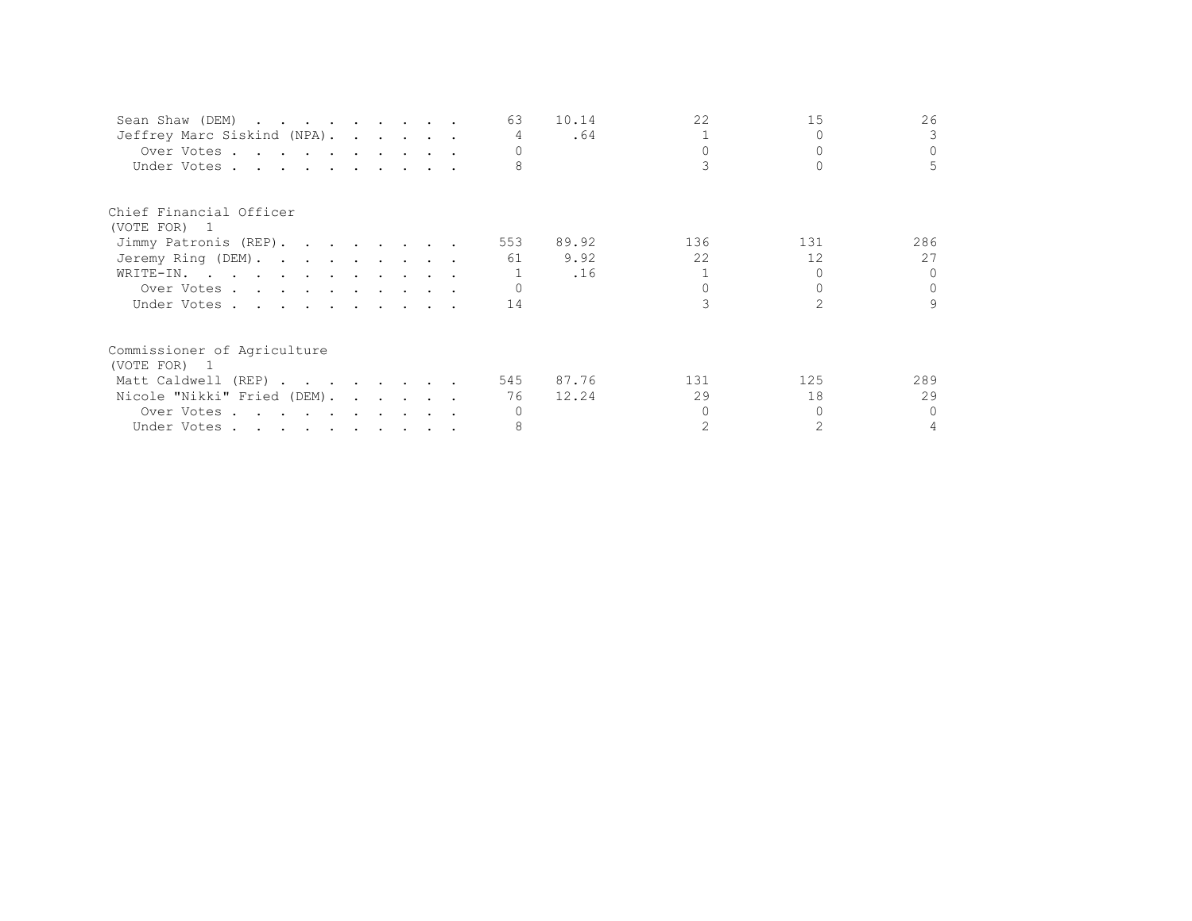| | Total | Pct | | | |
|---|---|---|---|---|---|
| Sean Shaw (DEM) | 63 | 10.14 | 22 | 15 | 26 |
| Jeffrey Marc Siskind (NPA) | 4 | .64 | 1 | 0 | 3 |
| Over Votes | 0 | | 0 | 0 | 0 |
| Under Votes | 8 | | 3 | 0 | 5 |

Chief Financial Officer
(VOTE FOR) 1

| | Total | Pct | | | |
|---|---|---|---|---|---|
| Jimmy Patronis (REP) | 553 | 89.92 | 136 | 131 | 286 |
| Jeremy Ring (DEM) | 61 | 9.92 | 22 | 12 | 27 |
| WRITE-IN | 1 | .16 | 1 | 0 | 0 |
| Over Votes | 0 | | 0 | 0 | 0 |
| Under Votes | 14 | | 3 | 2 | 9 |

Commissioner of Agriculture
(VOTE FOR) 1

| | Total | Pct | | | |
|---|---|---|---|---|---|
| Matt Caldwell (REP) | 545 | 87.76 | 131 | 125 | 289 |
| Nicole "Nikki" Fried (DEM) | 76 | 12.24 | 29 | 18 | 29 |
| Over Votes | 0 | | 0 | 0 | 0 |
| Under Votes | 8 | | 2 | 2 | 4 |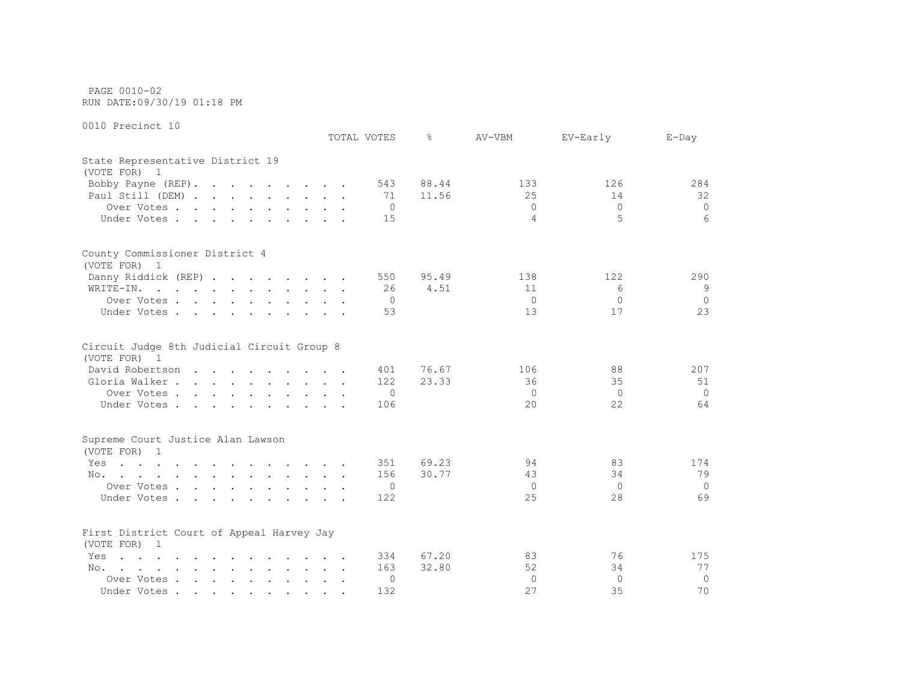PAGE 0010-02
RUN DATE:09/30/19 01:18 PM

0010 Precinct 10

| | TOTAL VOTES | % | AV-VBM | EV-Early | E-Day |
|---|---|---|---|---|---|
| **State Representative District 19** | | | | | |
| (VOTE FOR) 1 | | | | | |
| Bobby Payne (REP) | 543 | 88.44 | 133 | 126 | 284 |
| Paul Still (DEM) | 71 | 11.56 | 25 | 14 | 32 |
| Over Votes | 0 | | 0 | 0 | 0 |
| Under Votes | 15 | | 4 | 5 | 6 |
| **County Commissioner District 4** | | | | | |
| (VOTE FOR) 1 | | | | | |
| Danny Riddick (REP) | 550 | 95.49 | 138 | 122 | 290 |
| WRITE-IN. | 26 | 4.51 | 11 | 6 | 9 |
| Over Votes | 0 | | 0 | 0 | 0 |
| Under Votes | 53 | | 13 | 17 | 23 |
| **Circuit Judge 8th Judicial Circuit Group 8** | | | | | |
| (VOTE FOR) 1 | | | | | |
| David Robertson | 401 | 76.67 | 106 | 88 | 207 |
| Gloria Walker | 122 | 23.33 | 36 | 35 | 51 |
| Over Votes | 0 | | 0 | 0 | 0 |
| Under Votes | 106 | | 20 | 22 | 64 |
| **Supreme Court Justice Alan Lawson** | | | | | |
| (VOTE FOR) 1 | | | | | |
| Yes | 351 | 69.23 | 94 | 83 | 174 |
| No. | 156 | 30.77 | 43 | 34 | 79 |
| Over Votes | 0 | | 0 | 0 | 0 |
| Under Votes | 122 | | 25 | 28 | 69 |
| **First District Court of Appeal Harvey Jay** | | | | | |
| (VOTE FOR) 1 | | | | | |
| Yes | 334 | 67.20 | 83 | 76 | 175 |
| No. | 163 | 32.80 | 52 | 34 | 77 |
| Over Votes | 0 | | 0 | 0 | 0 |
| Under Votes | 132 | | 27 | 35 | 70 |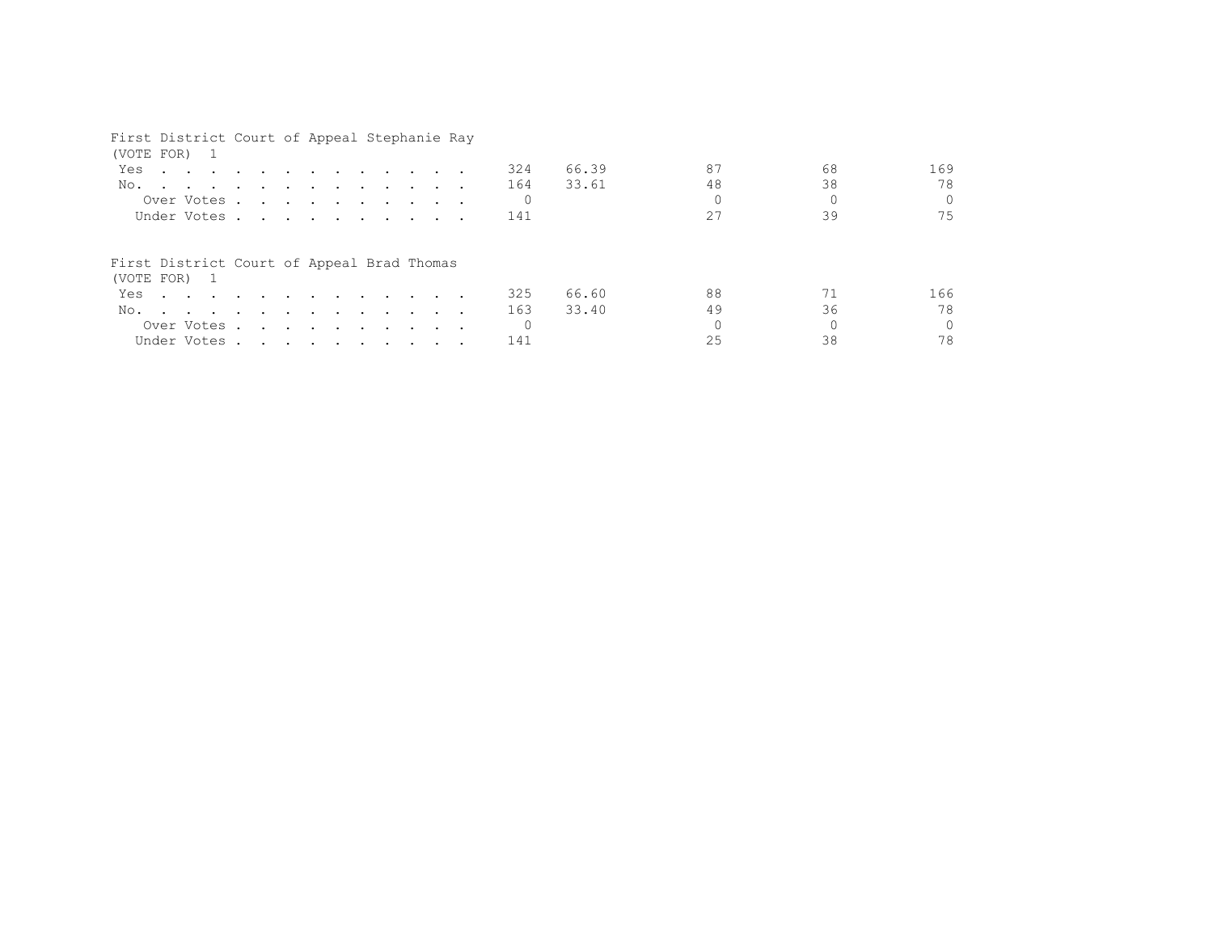First District Court of Appeal Stephanie Ray
(VOTE FOR) 1

| | | | | | |
|---|---|---|---|---|---|
| Yes | 324 | 66.39 | 87 | 68 | 169 |
| No. | 164 | 33.61 | 48 | 38 | 78 |
| Over Votes | 0 | | 0 | 0 | 0 |
| Under Votes | 141 | | 27 | 39 | 75 |

First District Court of Appeal Brad Thomas
(VOTE FOR) 1

| | | | | | |
|---|---|---|---|---|---|
| Yes | 325 | 66.60 | 88 | 71 | 166 |
| No. | 163 | 33.40 | 49 | 36 | 78 |
| Over Votes | 0 | | 0 | 0 | 0 |
| Under Votes | 141 | | 25 | 38 | 78 |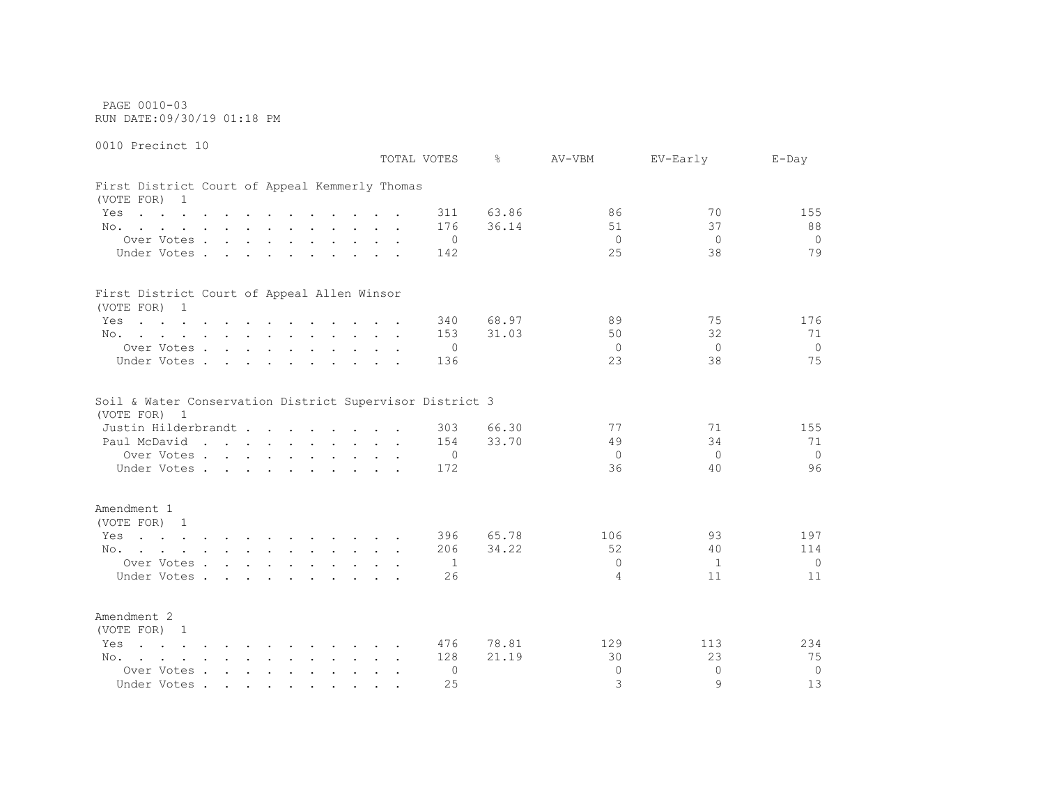PAGE 0010-03
RUN DATE:09/30/19 01:18 PM

0010 Precinct 10

| | TOTAL VOTES | % | AV-VBM | EV-Early | E-Day |
|---|---|---|---|---|---|
| **First District Court of Appeal Kemmerly Thomas** | | | | | |
| (VOTE FOR) 1 | | | | | |
| Yes | 311 | 63.86 | 86 | 70 | 155 |
| No. | 176 | 36.14 | 51 | 37 | 88 |
| Over Votes | 0 | | 0 | 0 | 0 |
| Under Votes | 142 | | 25 | 38 | 79 |
| **First District Court of Appeal Allen Winsor** | | | | | |
| (VOTE FOR) 1 | | | | | |
| Yes | 340 | 68.97 | 89 | 75 | 176 |
| No. | 153 | 31.03 | 50 | 32 | 71 |
| Over Votes | 0 | | 0 | 0 | 0 |
| Under Votes | 136 | | 23 | 38 | 75 |
| **Soil & Water Conservation District Supervisor District 3** | | | | | |
| (VOTE FOR) 1 | | | | | |
| Justin Hilderbrandt | 303 | 66.30 | 77 | 71 | 155 |
| Paul McDavid | 154 | 33.70 | 49 | 34 | 71 |
| Over Votes | 0 | | 0 | 0 | 0 |
| Under Votes | 172 | | 36 | 40 | 96 |
| **Amendment 1** | | | | | |
| (VOTE FOR) 1 | | | | | |
| Yes | 396 | 65.78 | 106 | 93 | 197 |
| No. | 206 | 34.22 | 52 | 40 | 114 |
| Over Votes | 1 | | 0 | 1 | 0 |
| Under Votes | 26 | | 4 | 11 | 11 |
| **Amendment 2** | | | | | |
| (VOTE FOR) 1 | | | | | |
| Yes | 476 | 78.81 | 129 | 113 | 234 |
| No. | 128 | 21.19 | 30 | 23 | 75 |
| Over Votes | 0 | | 0 | 0 | 0 |
| Under Votes | 25 | | 3 | 9 | 13 |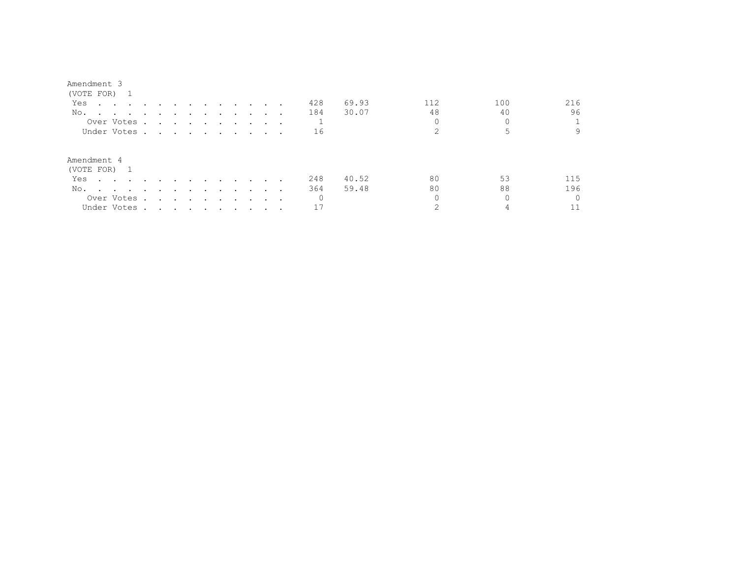Amendment 3
(VOTE FOR) 1

| | | | | | |
|---|---|---|---|---|---|
| Yes | 428 | 69.93 | 112 | 100 | 216 |
| No. | 184 | 30.07 | 48 | 40 | 96 |
| Over Votes | 1 | | 0 | 0 | 1 |
| Under Votes | 16 | | 2 | 5 | 9 |

Amendment 4
(VOTE FOR) 1

| | | | | | |
|---|---|---|---|---|---|
| Yes | 248 | 40.52 | 80 | 53 | 115 |
| No. | 364 | 59.48 | 80 | 88 | 196 |
| Over Votes | 0 | | 0 | 0 | 0 |
| Under Votes | 17 | | 2 | 4 | 11 |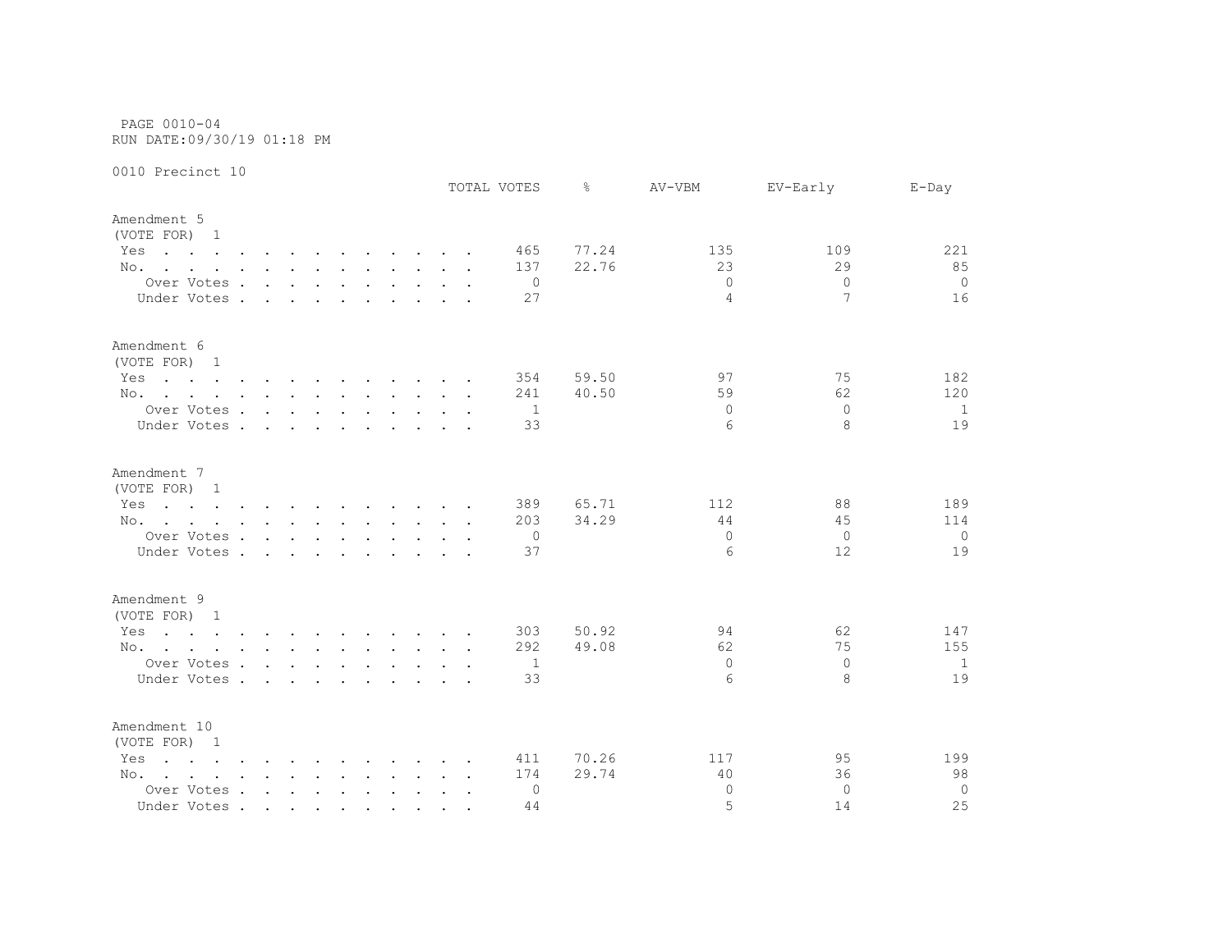PAGE 0010-04
RUN DATE:09/30/19 01:18 PM

0010 Precinct 10

| | TOTAL VOTES | % | AV-VBM | EV-Early | E-Day |
|---|---|---|---|---|---|
| **Amendment 5** | | | | | |
| (VOTE FOR) 1 | | | | | |
| Yes | 465 | 77.24 | 135 | 109 | 221 |
| No. | 137 | 22.76 | 23 | 29 | 85 |
| Over Votes | 0 | | 0 | 0 | 0 |
| Under Votes | 27 | | 4 | 7 | 16 |
| **Amendment 6** | | | | | |
| (VOTE FOR) 1 | | | | | |
| Yes | 354 | 59.50 | 97 | 75 | 182 |
| No. | 241 | 40.50 | 59 | 62 | 120 |
| Over Votes | 1 | | 0 | 0 | 1 |
| Under Votes | 33 | | 6 | 8 | 19 |
| **Amendment 7** | | | | | |
| (VOTE FOR) 1 | | | | | |
| Yes | 389 | 65.71 | 112 | 88 | 189 |
| No. | 203 | 34.29 | 44 | 45 | 114 |
| Over Votes | 0 | | 0 | 0 | 0 |
| Under Votes | 37 | | 6 | 12 | 19 |
| **Amendment 9** | | | | | |
| (VOTE FOR) 1 | | | | | |
| Yes | 303 | 50.92 | 94 | 62 | 147 |
| No. | 292 | 49.08 | 62 | 75 | 155 |
| Over Votes | 1 | | 0 | 0 | 1 |
| Under Votes | 33 | | 6 | 8 | 19 |
| **Amendment 10** | | | | | |
| (VOTE FOR) 1 | | | | | |
| Yes | 411 | 70.26 | 117 | 95 | 199 |
| No. | 174 | 29.74 | 40 | 36 | 98 |
| Over Votes | 0 | | 0 | 0 | 0 |
| Under Votes | 44 | | 5 | 14 | 25 |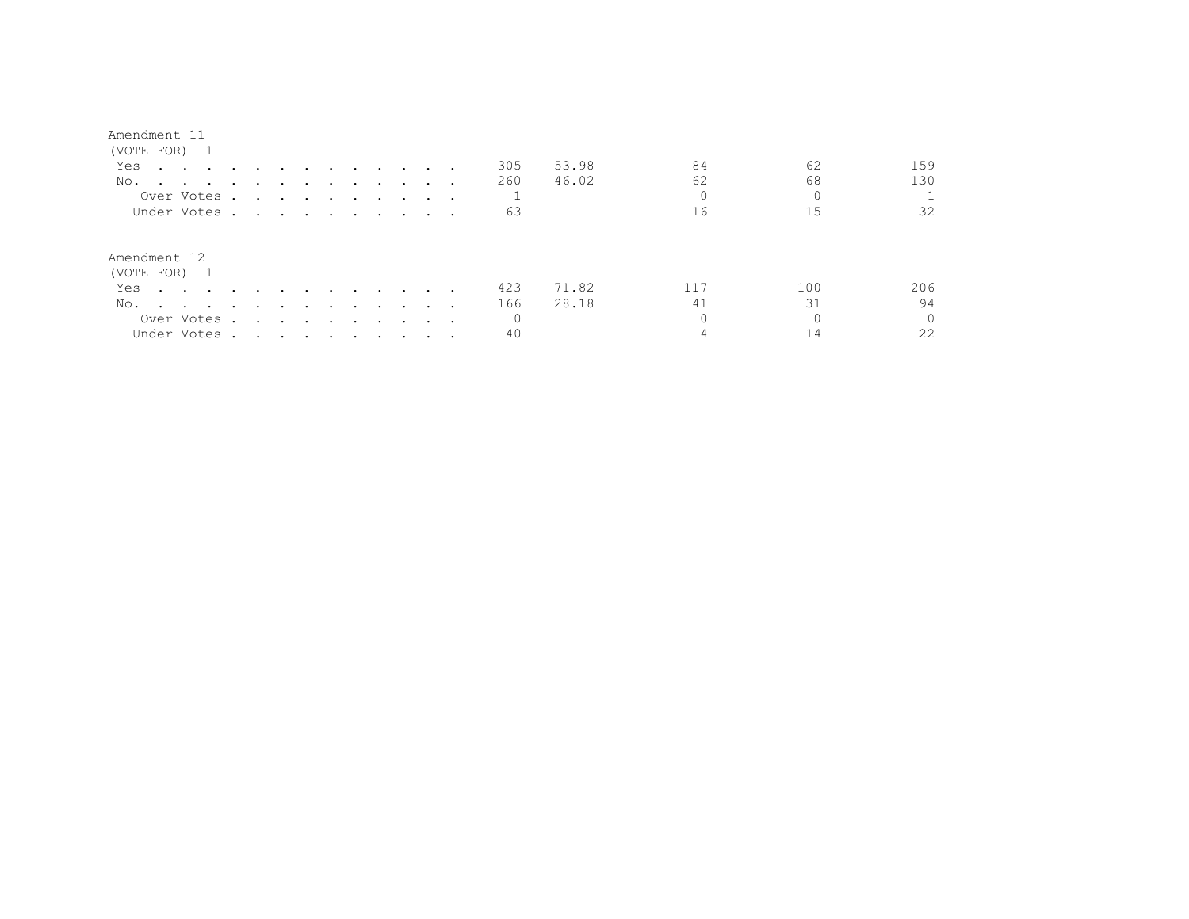Amendment 11
(VOTE FOR) 1

| | | | | | |
|---|---|---|---|---|---|
| Yes | 305 | 53.98 | 84 | 62 | 159 |
| No. | 260 | 46.02 | 62 | 68 | 130 |
| Over Votes | 1 | | 0 | 0 | 1 |
| Under Votes | 63 | | 16 | 15 | 32 |

Amendment 12
(VOTE FOR) 1

| | | | | | |
|---|---|---|---|---|---|
| Yes | 423 | 71.82 | 117 | 100 | 206 |
| No. | 166 | 28.18 | 41 | 31 | 94 |
| Over Votes | 0 | | 0 | 0 | 0 |
| Under Votes | 40 | | 4 | 14 | 22 |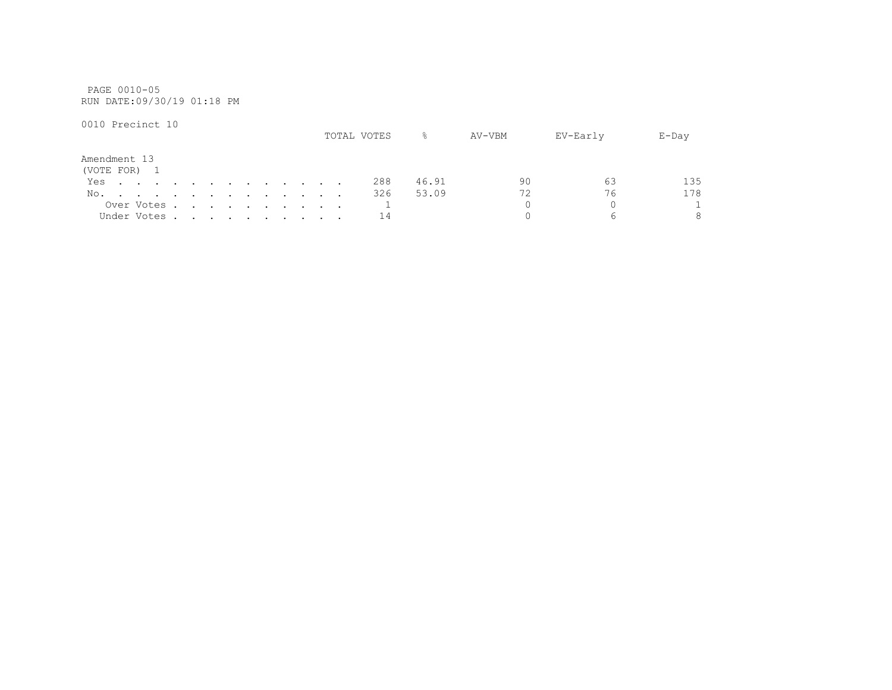PAGE 0010-05
RUN DATE:09/30/19 01:18 PM

0010 Precinct 10

| Amendment 13 (VOTE FOR) 1 | TOTAL VOTES | % | AV-VBM | EV-Early | E-Day |
|---|---|---|---|---|---|
| Yes | 288 | 46.91 | 90 | 63 | 135 |
| No. | 326 | 53.09 | 72 | 76 | 178 |
| Over Votes | 1 | | 0 | 0 | 1 |
| Under Votes | 14 | | 0 | 6 | 8 |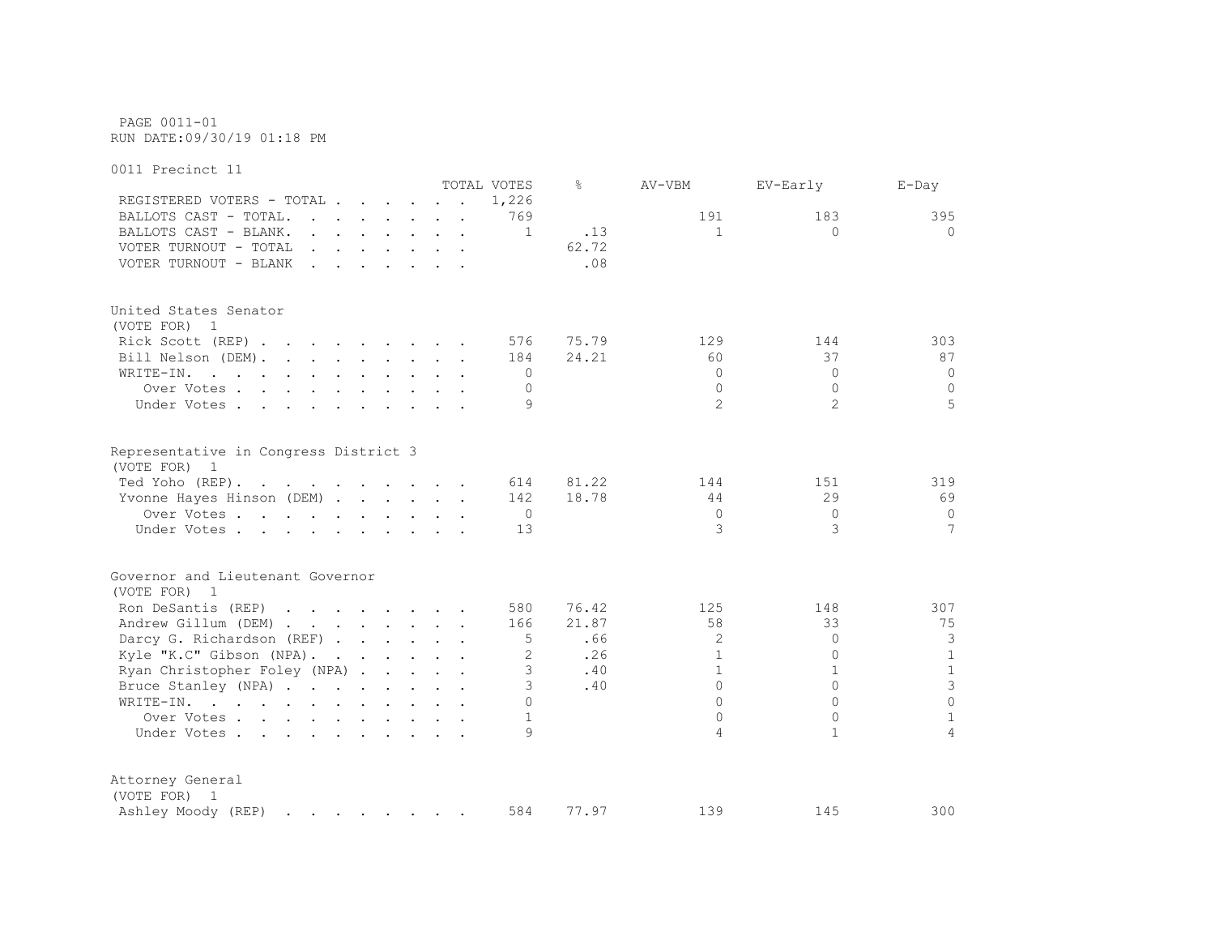PAGE 0011-01
RUN DATE:09/30/19 01:18 PM

0011 Precinct 11

| | TOTAL VOTES | % | AV-VBM | EV-Early | E-Day |
|---|---|---|---|---|---|
| REGISTERED VOTERS - TOTAL | 1,226 | | | | |
| BALLOTS CAST - TOTAL. | 769 | | 191 | 183 | 395 |
| BALLOTS CAST - BLANK. | 1 | .13 | 1 | 0 | 0 |
| VOTER TURNOUT - TOTAL | | 62.72 | | | |
| VOTER TURNOUT - BLANK | | .08 | | | |

United States Senator
(VOTE FOR) 1

| | TOTAL VOTES | % | AV-VBM | EV-Early | E-Day |
|---|---|---|---|---|---|
| Rick Scott (REP) | 576 | 75.79 | 129 | 144 | 303 |
| Bill Nelson (DEM) | 184 | 24.21 | 60 | 37 | 87 |
| WRITE-IN. | 0 | | 0 | 0 | 0 |
| Over Votes | 0 | | 0 | 0 | 0 |
| Under Votes | 9 | | 2 | 2 | 5 |

Representative in Congress District 3
(VOTE FOR) 1

| | TOTAL VOTES | % | AV-VBM | EV-Early | E-Day |
|---|---|---|---|---|---|
| Ted Yoho (REP). | 614 | 81.22 | 144 | 151 | 319 |
| Yvonne Hayes Hinson (DEM) | 142 | 18.78 | 44 | 29 | 69 |
| Over Votes | 0 | | 0 | 0 | 0 |
| Under Votes | 13 | | 3 | 3 | 7 |

Governor and Lieutenant Governor
(VOTE FOR) 1

| | TOTAL VOTES | % | AV-VBM | EV-Early | E-Day |
|---|---|---|---|---|---|
| Ron DeSantis (REP) | 580 | 76.42 | 125 | 148 | 307 |
| Andrew Gillum (DEM) | 166 | 21.87 | 58 | 33 | 75 |
| Darcy G. Richardson (REF) | 5 | .66 | 2 | 0 | 3 |
| Kyle "K.C" Gibson (NPA). | 2 | .26 | 1 | 0 | 1 |
| Ryan Christopher Foley (NPA) | 3 | .40 | 1 | 1 | 1 |
| Bruce Stanley (NPA) | 3 | .40 | 0 | 0 | 3 |
| WRITE-IN. | 0 | | 0 | 0 | 0 |
| Over Votes | 1 | | 0 | 0 | 1 |
| Under Votes | 9 | | 4 | 1 | 4 |

Attorney General
(VOTE FOR) 1

| | TOTAL VOTES | % | AV-VBM | EV-Early | E-Day |
|---|---|---|---|---|---|
| Ashley Moody (REP) | 584 | 77.97 | 139 | 145 | 300 |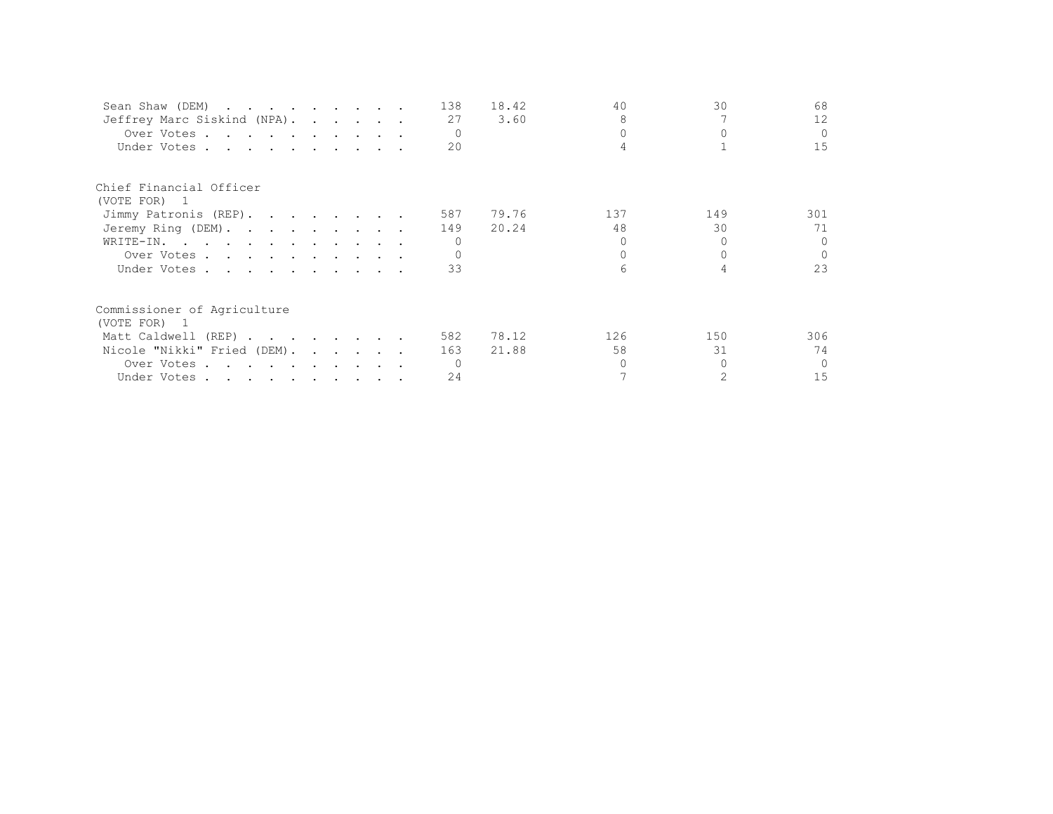| | | | | | |
|---|---|---|---|---|---|
| Sean Shaw (DEM) | 138 | 18.42 | 40 | 30 | 68 |
| Jeffrey Marc Siskind (NPA) | 27 | 3.60 | 8 | 7 | 12 |
| Over Votes | 0 | | 0 | 0 | 0 |
| Under Votes | 20 | | 4 | 1 | 15 |

Chief Financial Officer
(VOTE FOR) 1

| | | | | | |
|---|---|---|---|---|---|
| Jimmy Patronis (REP) | 587 | 79.76 | 137 | 149 | 301 |
| Jeremy Ring (DEM) | 149 | 20.24 | 48 | 30 | 71 |
| WRITE-IN. | 0 | | 0 | 0 | 0 |
| Over Votes | 0 | | 0 | 0 | 0 |
| Under Votes | 33 | | 6 | 4 | 23 |

Commissioner of Agriculture
(VOTE FOR) 1

| | | | | | |
|---|---|---|---|---|---|
| Matt Caldwell (REP) | 582 | 78.12 | 126 | 150 | 306 |
| Nicole "Nikki" Fried (DEM) | 163 | 21.88 | 58 | 31 | 74 |
| Over Votes | 0 | | 0 | 0 | 0 |
| Under Votes | 24 | | 7 | 2 | 15 |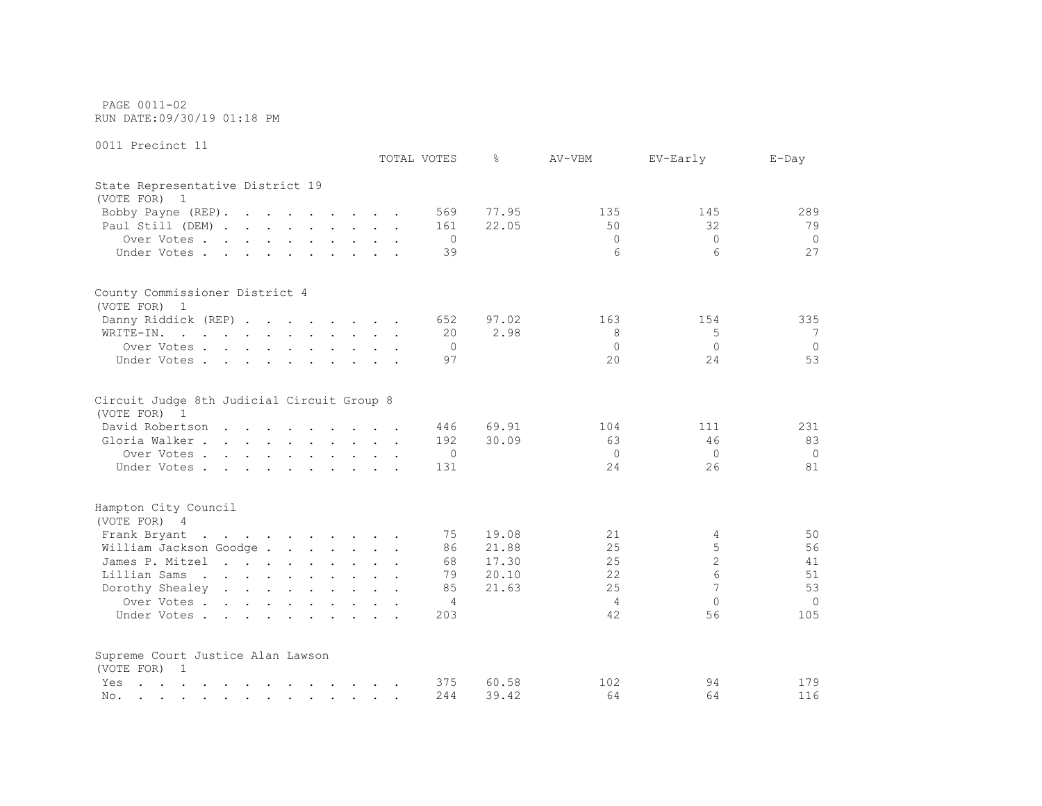PAGE 0011-02
RUN DATE:09/30/19 01:18 PM

0011 Precinct 11

| | TOTAL VOTES | % | AV-VBM | EV-Early | E-Day |
|---|---|---|---|---|---|
| **State Representative District 19** | | | | | |
| (VOTE FOR) 1 | | | | | |
| Bobby Payne (REP) | 569 | 77.95 | 135 | 145 | 289 |
| Paul Still (DEM) | 161 | 22.05 | 50 | 32 | 79 |
| Over Votes | 0 | | 0 | 0 | 0 |
| Under Votes | 39 | | 6 | 6 | 27 |
| **County Commissioner District 4** | | | | | |
| (VOTE FOR) 1 | | | | | |
| Danny Riddick (REP) | 652 | 97.02 | 163 | 154 | 335 |
| WRITE-IN. | 20 | 2.98 | 8 | 5 | 7 |
| Over Votes | 0 | | 0 | 0 | 0 |
| Under Votes | 97 | | 20 | 24 | 53 |
| **Circuit Judge 8th Judicial Circuit Group 8** | | | | | |
| (VOTE FOR) 1 | | | | | |
| David Robertson | 446 | 69.91 | 104 | 111 | 231 |
| Gloria Walker | 192 | 30.09 | 63 | 46 | 83 |
| Over Votes | 0 | | 0 | 0 | 0 |
| Under Votes | 131 | | 24 | 26 | 81 |
| **Hampton City Council** | | | | | |
| (VOTE FOR) 4 | | | | | |
| Frank Bryant | 75 | 19.08 | 21 | 4 | 50 |
| William Jackson Goodge | 86 | 21.88 | 25 | 5 | 56 |
| James P. Mitzel | 68 | 17.30 | 25 | 2 | 41 |
| Lillian Sams | 79 | 20.10 | 22 | 6 | 51 |
| Dorothy Shealey | 85 | 21.63 | 25 | 7 | 53 |
| Over Votes | 4 | | 4 | 0 | 0 |
| Under Votes | 203 | | 42 | 56 | 105 |
| **Supreme Court Justice Alan Lawson** | | | | | |
| (VOTE FOR) 1 | | | | | |
| Yes | 375 | 60.58 | 102 | 94 | 179 |
| No. | 244 | 39.42 | 64 | 64 | 116 |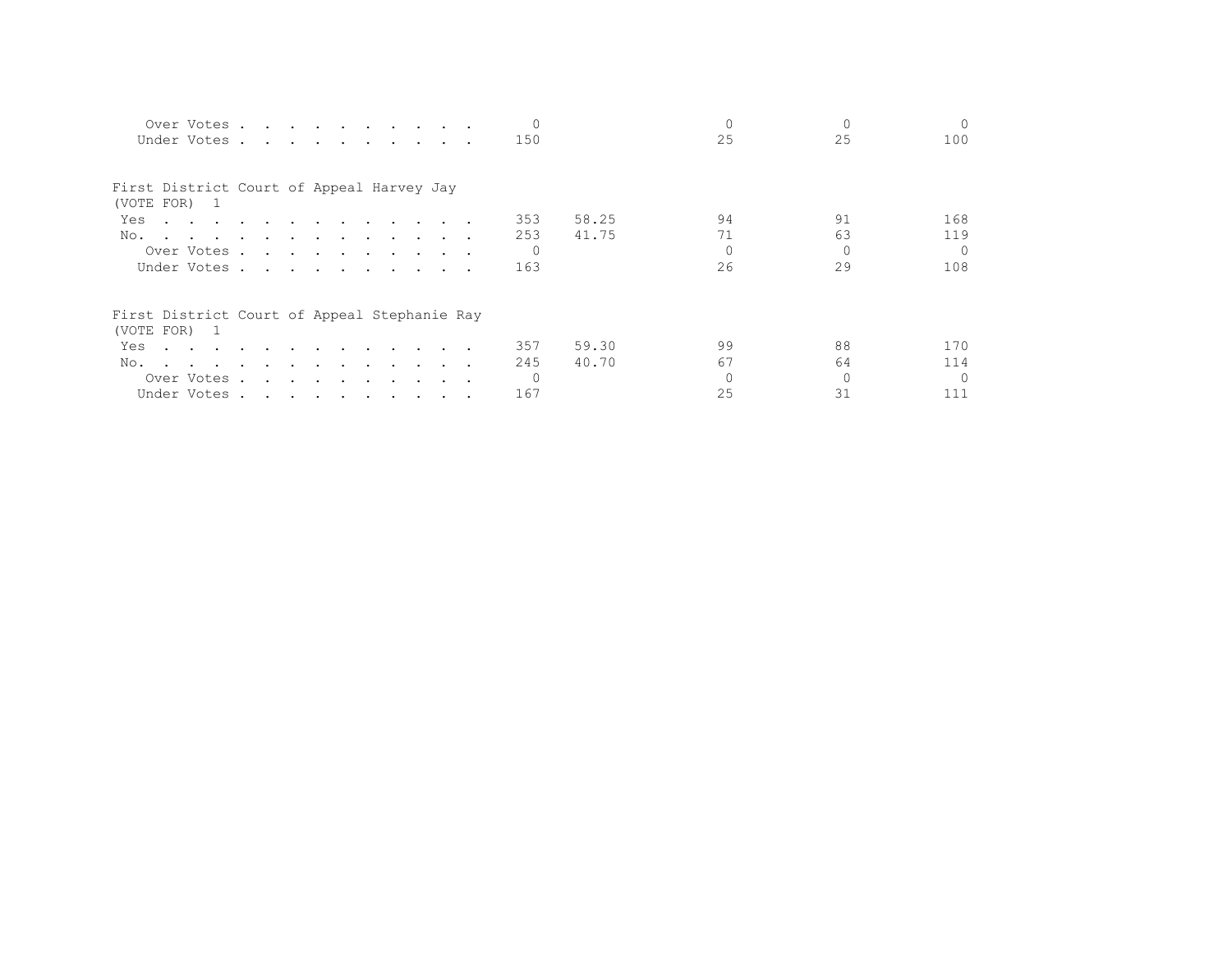| | | | | | |
|---|---|---|---|---|---|
| Over Votes . . . . . . . . . . . | 0 | | 0 | 0 | 0 |
| Under Votes . . . . . . . . . . . | 150 | | 25 | 25 | 100 |

First District Court of Appeal Harvey Jay
(VOTE FOR) 1

| | | | | | |
|---|---|---|---|---|---|
| Yes . . . . . . . . . . . . . . | 353 | 58.25 | 94 | 91 | 168 |
| No. . . . . . . . . . . . . . . | 253 | 41.75 | 71 | 63 | 119 |
| Over Votes . . . . . . . . . . . | 0 | | 0 | 0 | 0 |
| Under Votes . . . . . . . . . . . | 163 | | 26 | 29 | 108 |

First District Court of Appeal Stephanie Ray
(VOTE FOR) 1

| | | | | | |
|---|---|---|---|---|---|
| Yes . . . . . . . . . . . . . . | 357 | 59.30 | 99 | 88 | 170 |
| No. . . . . . . . . . . . . . . | 245 | 40.70 | 67 | 64 | 114 |
| Over Votes . . . . . . . . . . . | 0 | | 0 | 0 | 0 |
| Under Votes . . . . . . . . . . . | 167 | | 25 | 31 | 111 |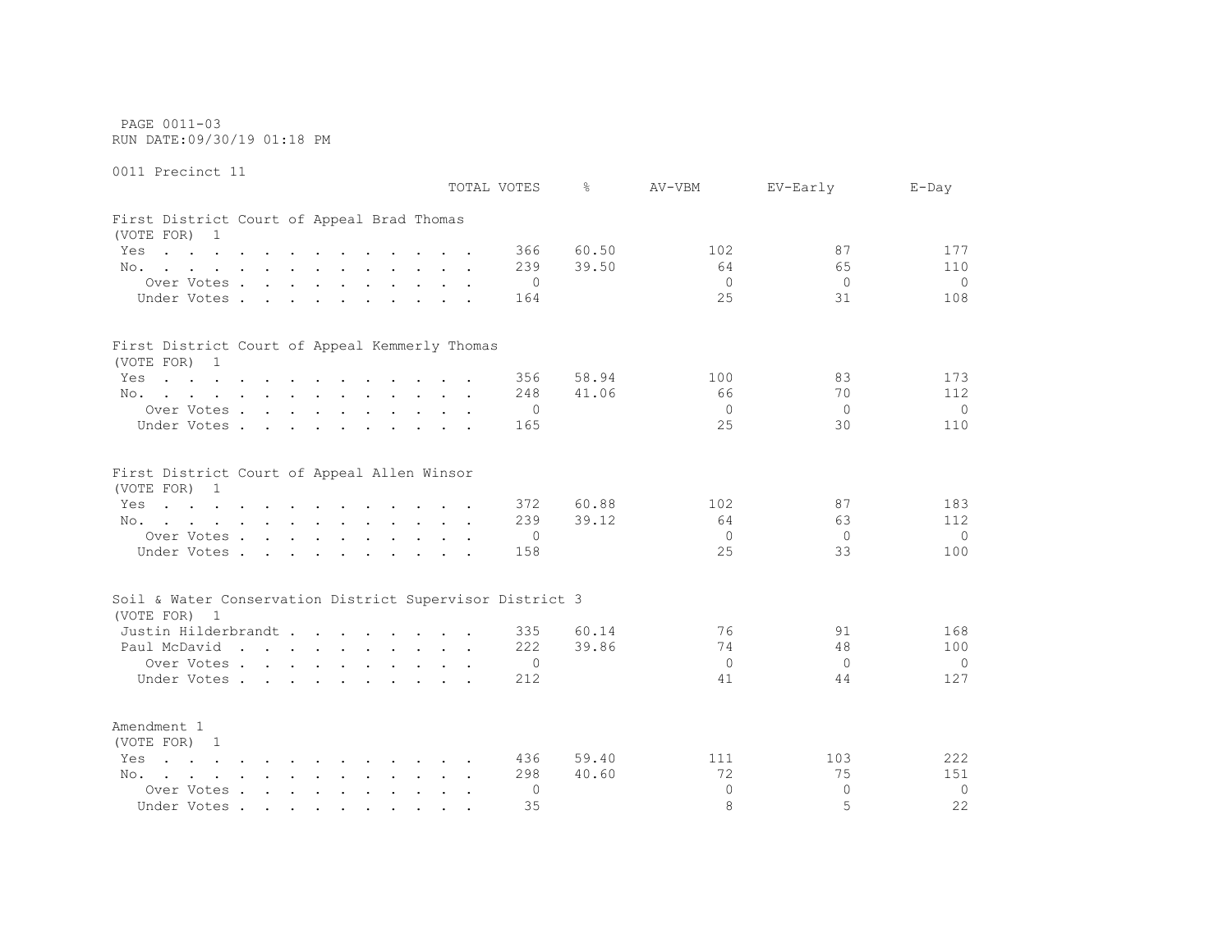PAGE 0011-03
RUN DATE:09/30/19 01:18 PM

0011 Precinct 11

## First District Court of Appeal Brad Thomas
(VOTE FOR) 1

| | TOTAL VOTES | % | AV-VBM | EV-Early | E-Day |
|---|---|---|---|---|---|
| Yes | 366 | 60.50 | 102 | 87 | 177 |
| No. | 239 | 39.50 | 64 | 65 | 110 |
| Over Votes | 0 | | 0 | 0 | 0 |
| Under Votes | 164 | | 25 | 31 | 108 |

## First District Court of Appeal Kemmerly Thomas
(VOTE FOR) 1

| | TOTAL VOTES | % | AV-VBM | EV-Early | E-Day |
|---|---|---|---|---|---|
| Yes | 356 | 58.94 | 100 | 83 | 173 |
| No. | 248 | 41.06 | 66 | 70 | 112 |
| Over Votes | 0 | | 0 | 0 | 0 |
| Under Votes | 165 | | 25 | 30 | 110 |

## First District Court of Appeal Allen Winsor
(VOTE FOR) 1

| | TOTAL VOTES | % | AV-VBM | EV-Early | E-Day |
|---|---|---|---|---|---|
| Yes | 372 | 60.88 | 102 | 87 | 183 |
| No. | 239 | 39.12 | 64 | 63 | 112 |
| Over Votes | 0 | | 0 | 0 | 0 |
| Under Votes | 158 | | 25 | 33 | 100 |

## Soil & Water Conservation District Supervisor District 3
(VOTE FOR) 1

| | TOTAL VOTES | % | AV-VBM | EV-Early | E-Day |
|---|---|---|---|---|---|
| Justin Hilderbrandt | 335 | 60.14 | 76 | 91 | 168 |
| Paul McDavid | 222 | 39.86 | 74 | 48 | 100 |
| Over Votes | 0 | | 0 | 0 | 0 |
| Under Votes | 212 | | 41 | 44 | 127 |

## Amendment 1
(VOTE FOR) 1

| | TOTAL VOTES | % | AV-VBM | EV-Early | E-Day |
|---|---|---|---|---|---|
| Yes | 436 | 59.40 | 111 | 103 | 222 |
| No. | 298 | 40.60 | 72 | 75 | 151 |
| Over Votes | 0 | | 0 | 0 | 0 |
| Under Votes | 35 | | 8 | 5 | 22 |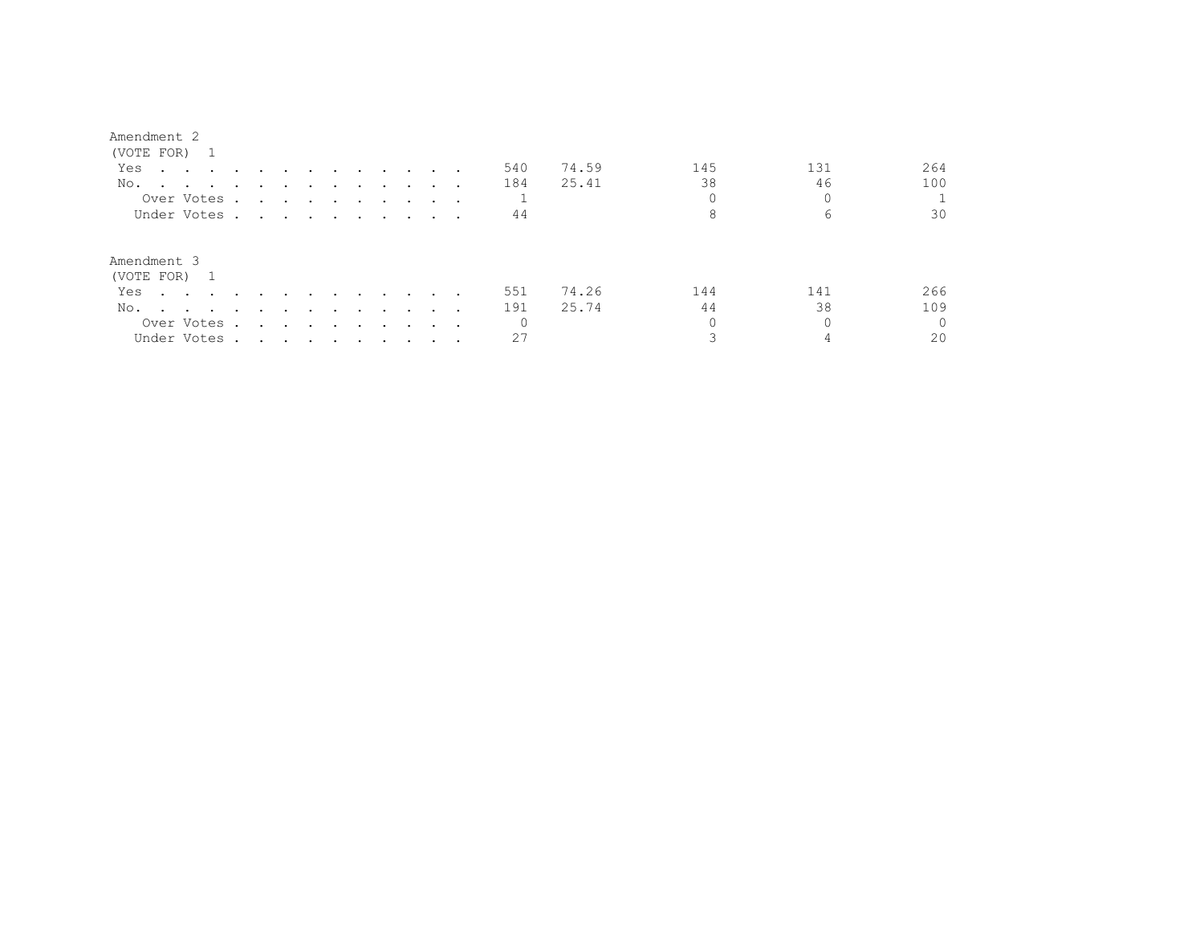Amendment 2
(VOTE FOR) 1

| | Total | % | | | |
|---|---|---|---|---|---|
| Yes | 540 | 74.59 | 145 | 131 | 264 |
| No. | 184 | 25.41 | 38 | 46 | 100 |
| Over Votes | 1 | | 0 | 0 | 1 |
| Under Votes | 44 | | 8 | 6 | 30 |

Amendment 3
(VOTE FOR) 1

| | Total | % | | | |
|---|---|---|---|---|---|
| Yes | 551 | 74.26 | 144 | 141 | 266 |
| No. | 191 | 25.74 | 44 | 38 | 109 |
| Over Votes | 0 | | 0 | 0 | 0 |
| Under Votes | 27 | | 3 | 4 | 20 |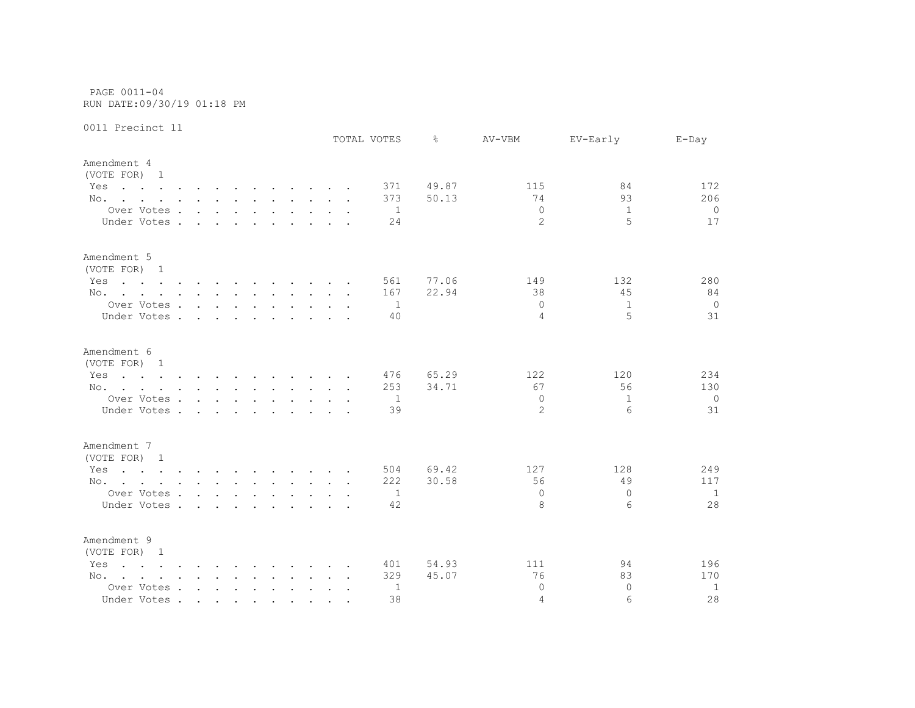PAGE 0011-04
RUN DATE:09/30/19 01:18 PM

0011 Precinct 11

| | TOTAL VOTES | % | AV-VBM | EV-Early | E-Day |
|---|---|---|---|---|---|
| **Amendment 4** | | | | | |
| (VOTE FOR) 1 | | | | | |
| Yes | 371 | 49.87 | 115 | 84 | 172 |
| No. | 373 | 50.13 | 74 | 93 | 206 |
| Over Votes | 1 | | 0 | 1 | 0 |
| Under Votes | 24 | | 2 | 5 | 17 |
| **Amendment 5** | | | | | |
| (VOTE FOR) 1 | | | | | |
| Yes | 561 | 77.06 | 149 | 132 | 280 |
| No. | 167 | 22.94 | 38 | 45 | 84 |
| Over Votes | 1 | | 0 | 1 | 0 |
| Under Votes | 40 | | 4 | 5 | 31 |
| **Amendment 6** | | | | | |
| (VOTE FOR) 1 | | | | | |
| Yes | 476 | 65.29 | 122 | 120 | 234 |
| No. | 253 | 34.71 | 67 | 56 | 130 |
| Over Votes | 1 | | 0 | 1 | 0 |
| Under Votes | 39 | | 2 | 6 | 31 |
| **Amendment 7** | | | | | |
| (VOTE FOR) 1 | | | | | |
| Yes | 504 | 69.42 | 127 | 128 | 249 |
| No. | 222 | 30.58 | 56 | 49 | 117 |
| Over Votes | 1 | | 0 | 0 | 1 |
| Under Votes | 42 | | 8 | 6 | 28 |
| **Amendment 9** | | | | | |
| (VOTE FOR) 1 | | | | | |
| Yes | 401 | 54.93 | 111 | 94 | 196 |
| No. | 329 | 45.07 | 76 | 83 | 170 |
| Over Votes | 1 | | 0 | 0 | 1 |
| Under Votes | 38 | | 4 | 6 | 28 |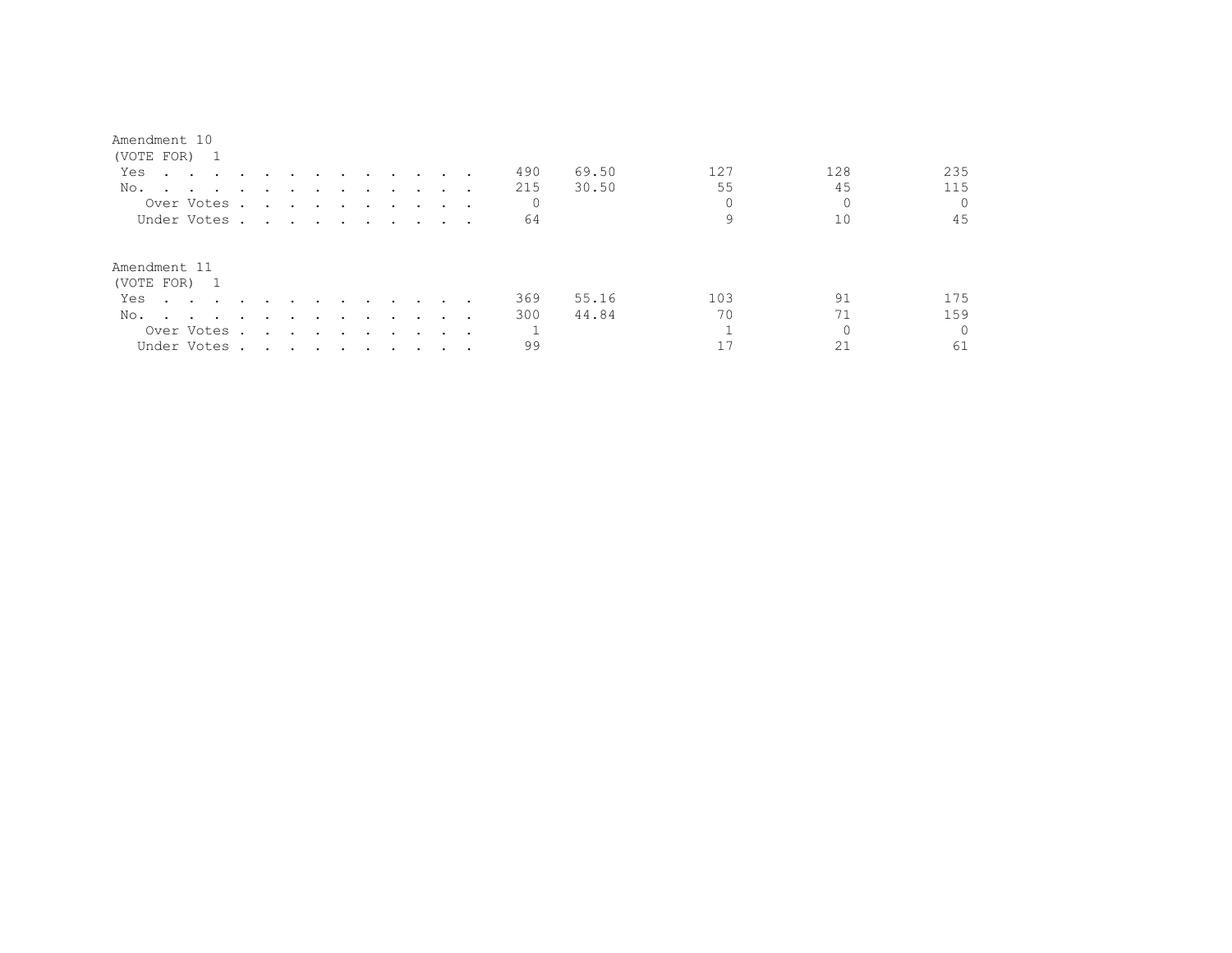Amendment 10
(VOTE FOR) 1

| | | | | | |
|---|---|---|---|---|---|
| Yes | 490 | 69.50 | 127 | 128 | 235 |
| No. | 215 | 30.50 | 55 | 45 | 115 |
| Over Votes | 0 | | 0 | 0 | 0 |
| Under Votes | 64 | | 9 | 10 | 45 |

Amendment 11
(VOTE FOR) 1

| | | | | | |
|---|---|---|---|---|---|
| Yes | 369 | 55.16 | 103 | 91 | 175 |
| No. | 300 | 44.84 | 70 | 71 | 159 |
| Over Votes | 1 | | 1 | 0 | 0 |
| Under Votes | 99 | | 17 | 21 | 61 |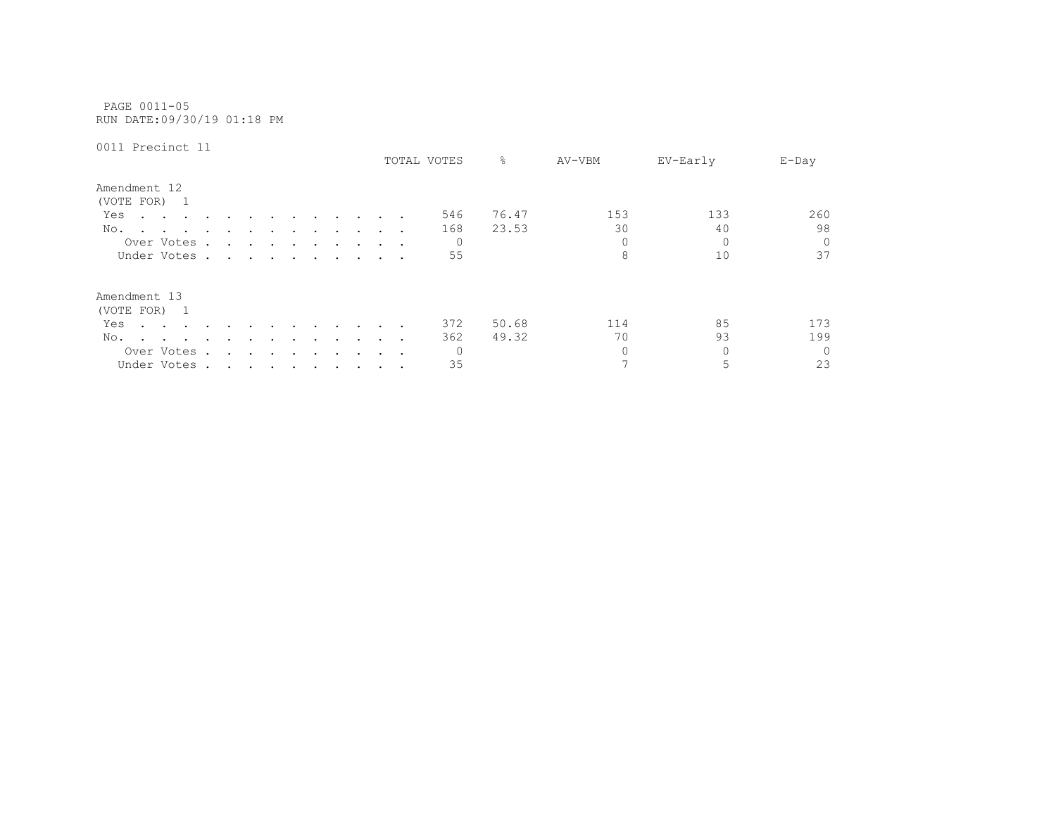PAGE 0011-05
RUN DATE:09/30/19 01:18 PM

0011 Precinct 11

| | TOTAL VOTES | % | AV-VBM | EV-Early | E-Day |
|---|---|---|---|---|---|
| **Amendment 12** | | | | | |
| (VOTE FOR) 1 | | | | | |
| Yes | 546 | 76.47 | 153 | 133 | 260 |
| No. | 168 | 23.53 | 30 | 40 | 98 |
| Over Votes | 0 | | 0 | 0 | 0 |
| Under Votes | 55 | | 8 | 10 | 37 |
| **Amendment 13** | | | | | |
| (VOTE FOR) 1 | | | | | |
| Yes | 372 | 50.68 | 114 | 85 | 173 |
| No. | 362 | 49.32 | 70 | 93 | 199 |
| Over Votes | 0 | | 0 | 0 | 0 |
| Under Votes | 35 | | 7 | 5 | 23 |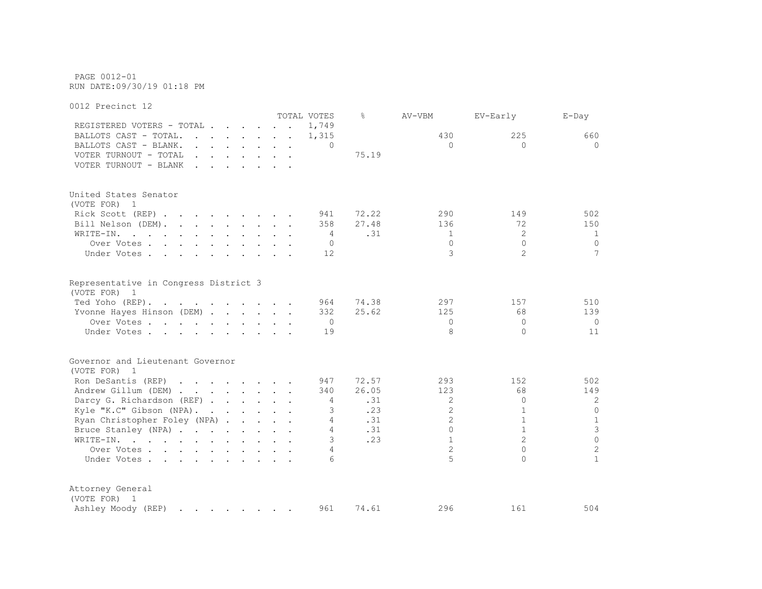PAGE 0012-01
RUN DATE:09/30/19 01:18 PM

0012 Precinct 12

| | TOTAL VOTES | % | AV-VBM | EV-Early | E-Day |
|---|---|---|---|---|---|
| REGISTERED VOTERS - TOTAL | 1,749 | | | | |
| BALLOTS CAST - TOTAL. | 1,315 | | 430 | 225 | 660 |
| BALLOTS CAST - BLANK. | 0 | | 0 | 0 | 0 |
| VOTER TURNOUT - TOTAL | | 75.19 | | | |
| VOTER TURNOUT - BLANK | | | | | |

United States Senator
(VOTE FOR) 1

| | TOTAL VOTES | % | AV-VBM | EV-Early | E-Day |
|---|---|---|---|---|---|
| Rick Scott (REP) | 941 | 72.22 | 290 | 149 | 502 |
| Bill Nelson (DEM) | 358 | 27.48 | 136 | 72 | 150 |
| WRITE-IN. | 4 | .31 | 1 | 2 | 1 |
| Over Votes | 0 | | 0 | 0 | 0 |
| Under Votes | 12 | | 3 | 2 | 7 |

Representative in Congress District 3
(VOTE FOR) 1

| | TOTAL VOTES | % | AV-VBM | EV-Early | E-Day |
|---|---|---|---|---|---|
| Ted Yoho (REP) | 964 | 74.38 | 297 | 157 | 510 |
| Yvonne Hayes Hinson (DEM) | 332 | 25.62 | 125 | 68 | 139 |
| Over Votes | 0 | | 0 | 0 | 0 |
| Under Votes | 19 | | 8 | 0 | 11 |

Governor and Lieutenant Governor
(VOTE FOR) 1

| | TOTAL VOTES | % | AV-VBM | EV-Early | E-Day |
|---|---|---|---|---|---|
| Ron DeSantis (REP) | 947 | 72.57 | 293 | 152 | 502 |
| Andrew Gillum (DEM) | 340 | 26.05 | 123 | 68 | 149 |
| Darcy G. Richardson (REF) | 4 | .31 | 2 | 0 | 2 |
| Kyle "K.C" Gibson (NPA) | 3 | .23 | 2 | 1 | 0 |
| Ryan Christopher Foley (NPA) | 4 | .31 | 2 | 1 | 1 |
| Bruce Stanley (NPA) | 4 | .31 | 0 | 1 | 3 |
| WRITE-IN. | 3 | .23 | 1 | 2 | 0 |
| Over Votes | 4 | | 2 | 0 | 2 |
| Under Votes | 6 | | 5 | 0 | 1 |

Attorney General
(VOTE FOR) 1

| | TOTAL VOTES | % | AV-VBM | EV-Early | E-Day |
|---|---|---|---|---|---|
| Ashley Moody (REP) | 961 | 74.61 | 296 | 161 | 504 |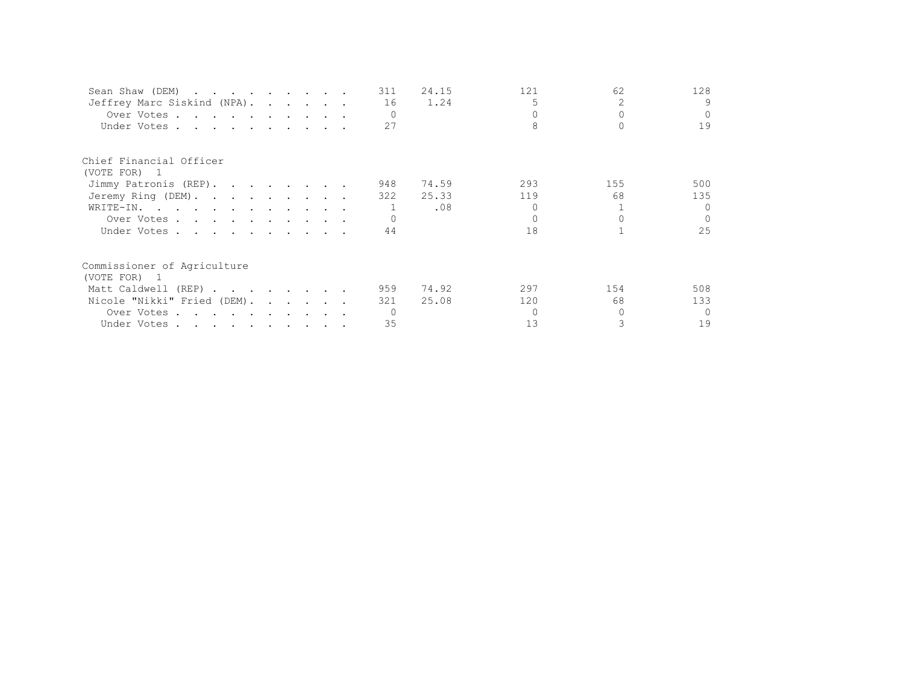| | | | | | |
|---|---|---|---|---|---|
| Sean Shaw (DEM) | 311 | 24.15 | 121 | 62 | 128 |
| Jeffrey Marc Siskind (NPA) | 16 | 1.24 | 5 | 2 | 9 |
| Over Votes | 0 | | 0 | 0 | 0 |
| Under Votes | 27 | | 8 | 0 | 19 |

Chief Financial Officer
(VOTE FOR) 1

| | | | | | |
|---|---|---|---|---|---|
| Jimmy Patronis (REP) | 948 | 74.59 | 293 | 155 | 500 |
| Jeremy Ring (DEM) | 322 | 25.33 | 119 | 68 | 135 |
| WRITE-IN | 1 | .08 | 0 | 1 | 0 |
| Over Votes | 0 | | 0 | 0 | 0 |
| Under Votes | 44 | | 18 | 1 | 25 |

Commissioner of Agriculture
(VOTE FOR) 1

| | | | | | |
|---|---|---|---|---|---|
| Matt Caldwell (REP) | 959 | 74.92 | 297 | 154 | 508 |
| Nicole "Nikki" Fried (DEM) | 321 | 25.08 | 120 | 68 | 133 |
| Over Votes | 0 | | 0 | 0 | 0 |
| Under Votes | 35 | | 13 | 3 | 19 |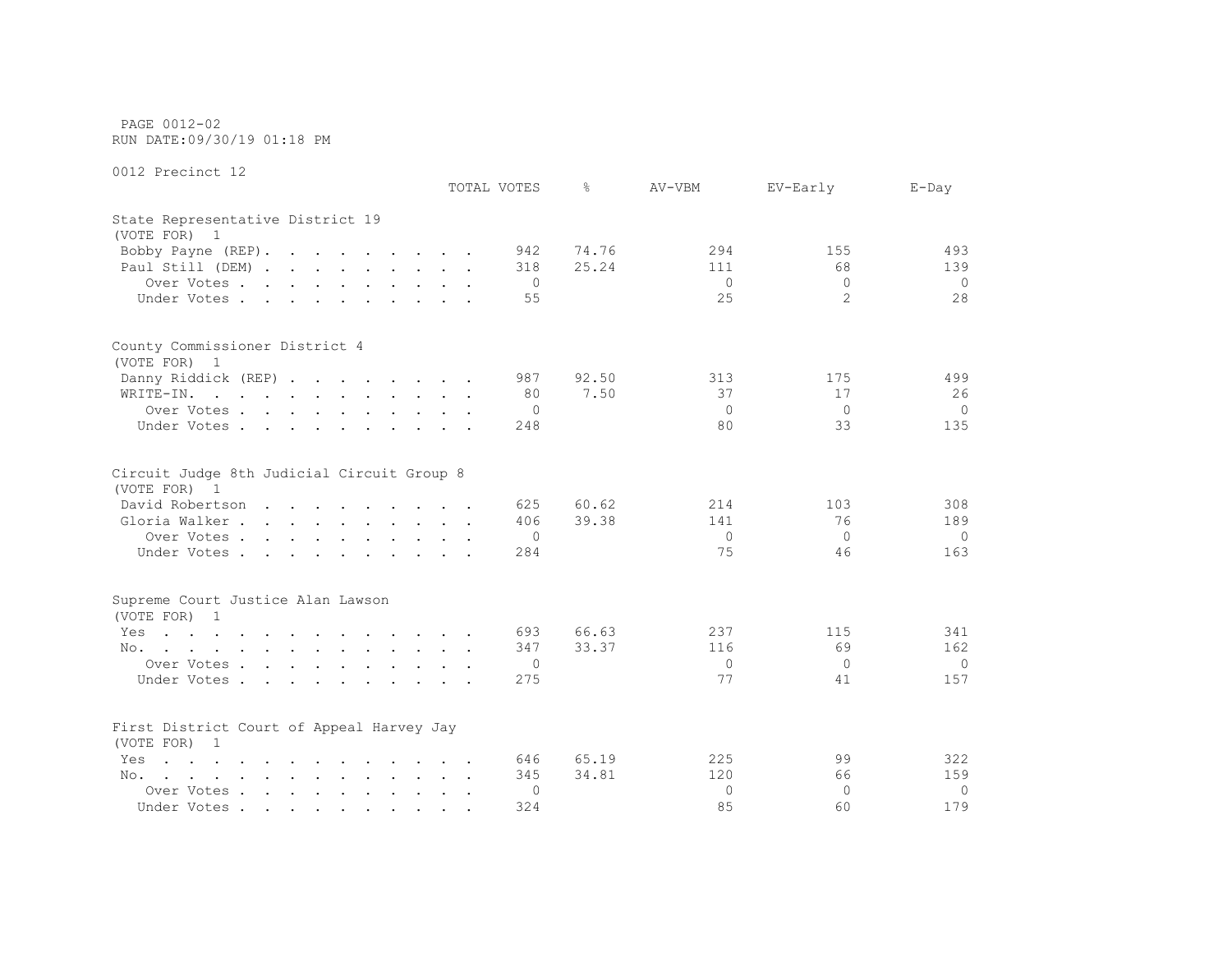PAGE 0012-02
RUN DATE:09/30/19 01:18 PM

0012 Precinct 12

## State Representative District 19
(VOTE FOR) 1

| | TOTAL VOTES | % | AV-VBM | EV-Early | E-Day |
|---|---|---|---|---|---|
| Bobby Payne (REP) | 942 | 74.76 | 294 | 155 | 493 |
| Paul Still (DEM) | 318 | 25.24 | 111 | 68 | 139 |
| Over Votes | 0 | | 0 | 0 | 0 |
| Under Votes | 55 | | 25 | 2 | 28 |

## County Commissioner District 4
(VOTE FOR) 1

| | TOTAL VOTES | % | AV-VBM | EV-Early | E-Day |
|---|---|---|---|---|---|
| Danny Riddick (REP) | 987 | 92.50 | 313 | 175 | 499 |
| WRITE-IN. | 80 | 7.50 | 37 | 17 | 26 |
| Over Votes | 0 | | 0 | 0 | 0 |
| Under Votes | 248 | | 80 | 33 | 135 |

## Circuit Judge 8th Judicial Circuit Group 8
(VOTE FOR) 1

| | TOTAL VOTES | % | AV-VBM | EV-Early | E-Day |
|---|---|---|---|---|---|
| David Robertson | 625 | 60.62 | 214 | 103 | 308 |
| Gloria Walker | 406 | 39.38 | 141 | 76 | 189 |
| Over Votes | 0 | | 0 | 0 | 0 |
| Under Votes | 284 | | 75 | 46 | 163 |

## Supreme Court Justice Alan Lawson
(VOTE FOR) 1

| | TOTAL VOTES | % | AV-VBM | EV-Early | E-Day |
|---|---|---|---|---|---|
| Yes | 693 | 66.63 | 237 | 115 | 341 |
| No. | 347 | 33.37 | 116 | 69 | 162 |
| Over Votes | 0 | | 0 | 0 | 0 |
| Under Votes | 275 | | 77 | 41 | 157 |

## First District Court of Appeal Harvey Jay
(VOTE FOR) 1

| | TOTAL VOTES | % | AV-VBM | EV-Early | E-Day |
|---|---|---|---|---|---|
| Yes | 646 | 65.19 | 225 | 99 | 322 |
| No. | 345 | 34.81 | 120 | 66 | 159 |
| Over Votes | 0 | | 0 | 0 | 0 |
| Under Votes | 324 | | 85 | 60 | 179 |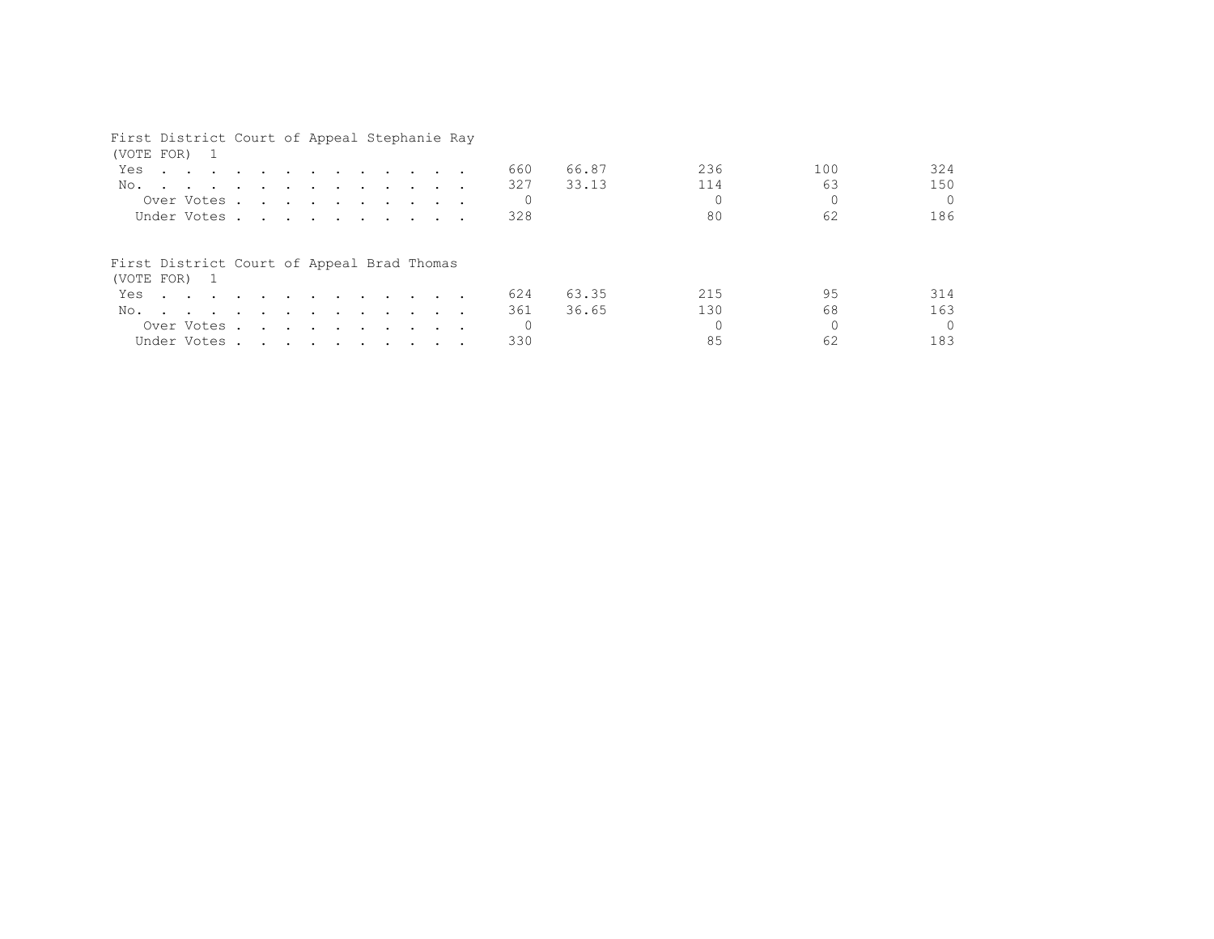First District Court of Appeal Stephanie Ray
(VOTE FOR) 1

| | | | | | |
|---|---|---|---|---|---|
| Yes | 660 | 66.87 | 236 | 100 | 324 |
| No. | 327 | 33.13 | 114 | 63 | 150 |
| Over Votes | 0 | | 0 | 0 | 0 |
| Under Votes | 328 | | 80 | 62 | 186 |

First District Court of Appeal Brad Thomas
(VOTE FOR) 1

| | | | | | |
|---|---|---|---|---|---|
| Yes | 624 | 63.35 | 215 | 95 | 314 |
| No. | 361 | 36.65 | 130 | 68 | 163 |
| Over Votes | 0 | | 0 | 0 | 0 |
| Under Votes | 330 | | 85 | 62 | 183 |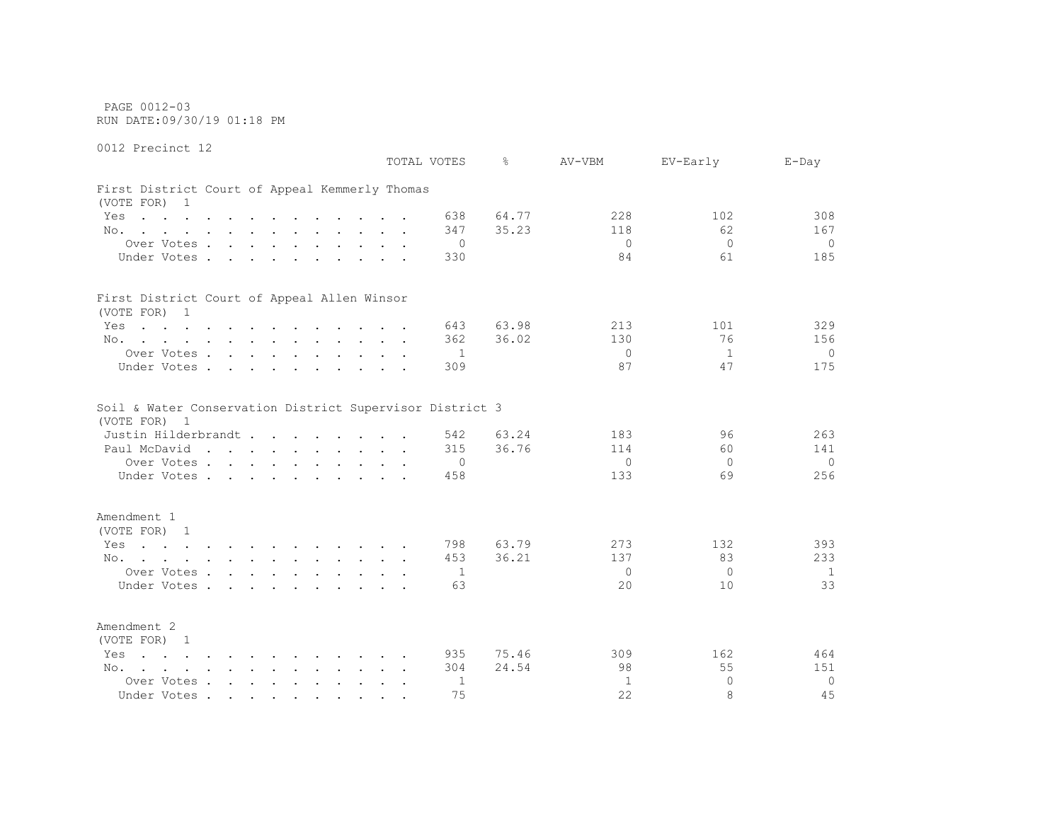PAGE 0012-03
RUN DATE:09/30/19 01:18 PM

0012 Precinct 12

## First District Court of Appeal Kemmerly Thomas
(VOTE FOR) 1

| | TOTAL VOTES | % | AV-VBM | EV-Early | E-Day |
|---|---|---|---|---|---|
| Yes | 638 | 64.77 | 228 | 102 | 308 |
| No. | 347 | 35.23 | 118 | 62 | 167 |
| Over Votes | 0 | | 0 | 0 | 0 |
| Under Votes | 330 | | 84 | 61 | 185 |

## First District Court of Appeal Allen Winsor
(VOTE FOR) 1

| | TOTAL VOTES | % | AV-VBM | EV-Early | E-Day |
|---|---|---|---|---|---|
| Yes | 643 | 63.98 | 213 | 101 | 329 |
| No. | 362 | 36.02 | 130 | 76 | 156 |
| Over Votes | 1 | | 0 | 1 | 0 |
| Under Votes | 309 | | 87 | 47 | 175 |

## Soil & Water Conservation District Supervisor District 3
(VOTE FOR) 1

| | TOTAL VOTES | % | AV-VBM | EV-Early | E-Day |
|---|---|---|---|---|---|
| Justin Hilderbrandt | 542 | 63.24 | 183 | 96 | 263 |
| Paul McDavid | 315 | 36.76 | 114 | 60 | 141 |
| Over Votes | 0 | | 0 | 0 | 0 |
| Under Votes | 458 | | 133 | 69 | 256 |

## Amendment 1
(VOTE FOR) 1

| | TOTAL VOTES | % | AV-VBM | EV-Early | E-Day |
|---|---|---|---|---|---|
| Yes | 798 | 63.79 | 273 | 132 | 393 |
| No. | 453 | 36.21 | 137 | 83 | 233 |
| Over Votes | 1 | | 0 | 0 | 1 |
| Under Votes | 63 | | 20 | 10 | 33 |

## Amendment 2
(VOTE FOR) 1

| | TOTAL VOTES | % | AV-VBM | EV-Early | E-Day |
|---|---|---|---|---|---|
| Yes | 935 | 75.46 | 309 | 162 | 464 |
| No. | 304 | 24.54 | 98 | 55 | 151 |
| Over Votes | 1 | | 1 | 0 | 0 |
| Under Votes | 75 | | 22 | 8 | 45 |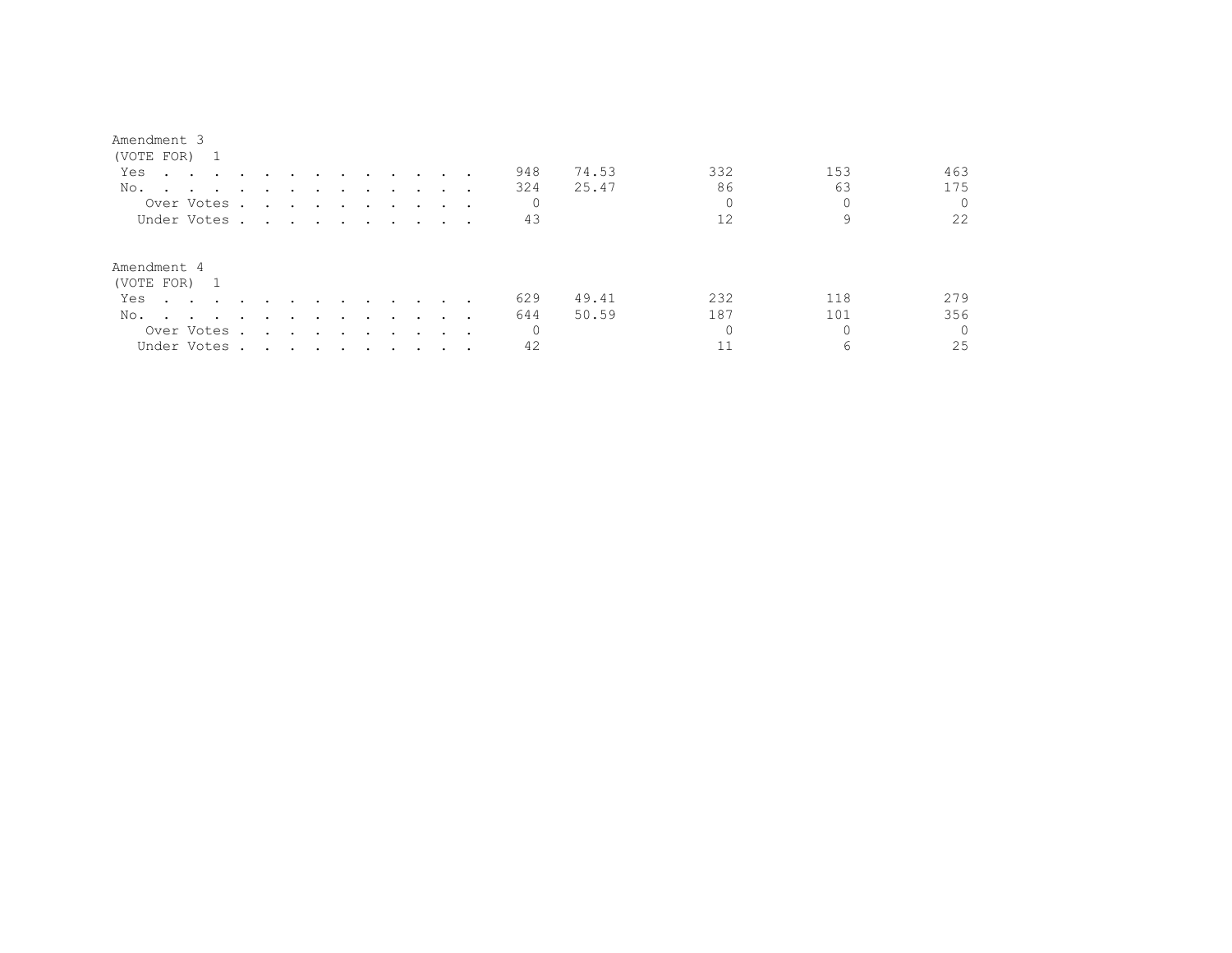Amendment 3
(VOTE FOR) 1

| | | | | | |
|---|---|---|---|---|---|
| Yes | 948 | 74.53 | 332 | 153 | 463 |
| No. | 324 | 25.47 | 86 | 63 | 175 |
| Over Votes | 0 | | 0 | 0 | 0 |
| Under Votes | 43 | | 12 | 9 | 22 |

Amendment 4
(VOTE FOR) 1

| | | | | | |
|---|---|---|---|---|---|
| Yes | 629 | 49.41 | 232 | 118 | 279 |
| No. | 644 | 50.59 | 187 | 101 | 356 |
| Over Votes | 0 | | 0 | 0 | 0 |
| Under Votes | 42 | | 11 | 6 | 25 |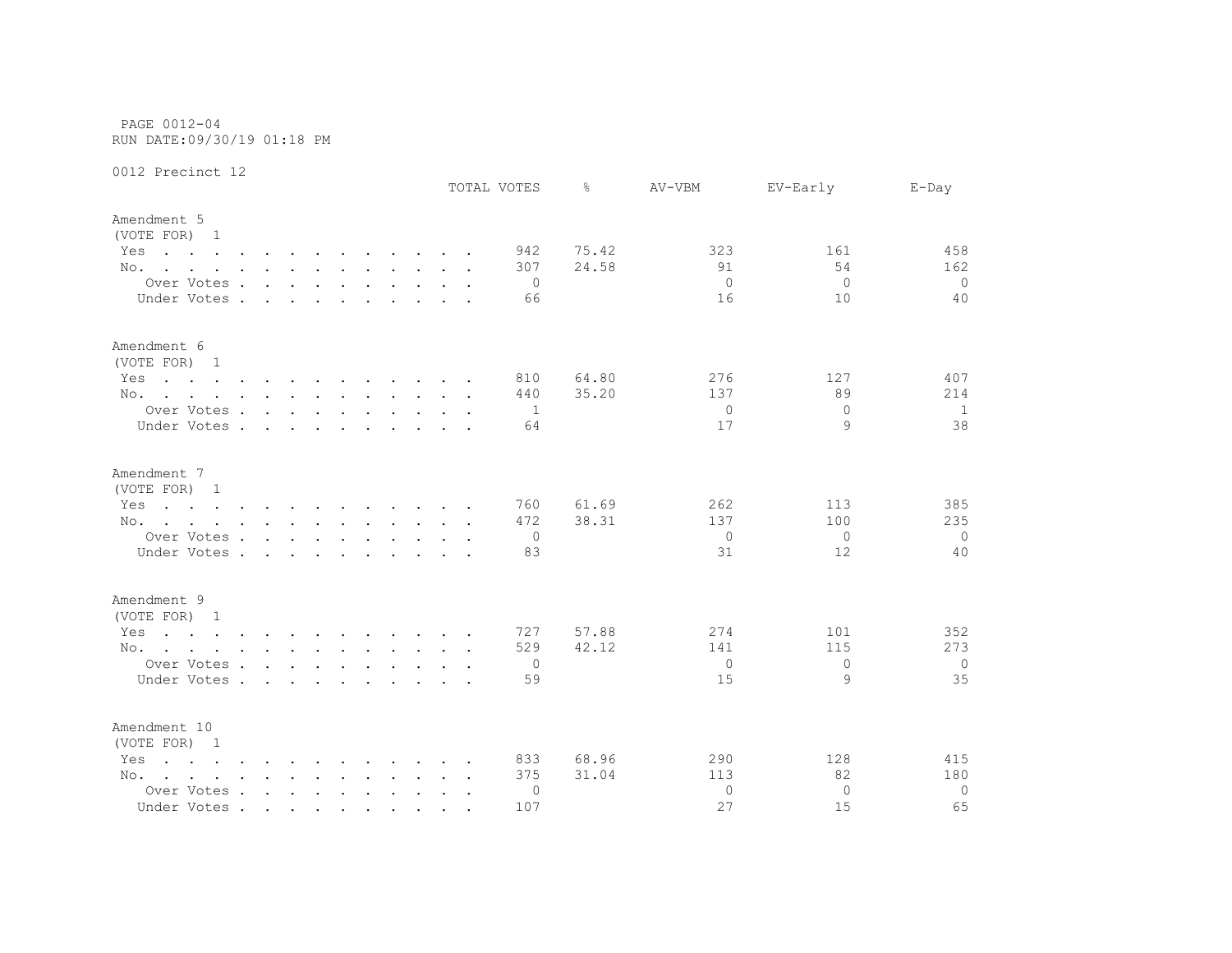PAGE 0012-04
RUN DATE:09/30/19 01:18 PM

0012 Precinct 12

## Amendment 5
(VOTE FOR) 1

| | TOTAL VOTES | % | AV-VBM | EV-Early | E-Day |
|---|---|---|---|---|---|
| Yes | 942 | 75.42 | 323 | 161 | 458 |
| No. | 307 | 24.58 | 91 | 54 | 162 |
| Over Votes | 0 | | 0 | 0 | 0 |
| Under Votes | 66 | | 16 | 10 | 40 |

## Amendment 6
(VOTE FOR) 1

| | TOTAL VOTES | % | AV-VBM | EV-Early | E-Day |
|---|---|---|---|---|---|
| Yes | 810 | 64.80 | 276 | 127 | 407 |
| No. | 440 | 35.20 | 137 | 89 | 214 |
| Over Votes | 1 | | 0 | 0 | 1 |
| Under Votes | 64 | | 17 | 9 | 38 |

## Amendment 7
(VOTE FOR) 1

| | TOTAL VOTES | % | AV-VBM | EV-Early | E-Day |
|---|---|---|---|---|---|
| Yes | 760 | 61.69 | 262 | 113 | 385 |
| No. | 472 | 38.31 | 137 | 100 | 235 |
| Over Votes | 0 | | 0 | 0 | 0 |
| Under Votes | 83 | | 31 | 12 | 40 |

## Amendment 9
(VOTE FOR) 1

| | TOTAL VOTES | % | AV-VBM | EV-Early | E-Day |
|---|---|---|---|---|---|
| Yes | 727 | 57.88 | 274 | 101 | 352 |
| No. | 529 | 42.12 | 141 | 115 | 273 |
| Over Votes | 0 | | 0 | 0 | 0 |
| Under Votes | 59 | | 15 | 9 | 35 |

## Amendment 10
(VOTE FOR) 1

| | TOTAL VOTES | % | AV-VBM | EV-Early | E-Day |
|---|---|---|---|---|---|
| Yes | 833 | 68.96 | 290 | 128 | 415 |
| No. | 375 | 31.04 | 113 | 82 | 180 |
| Over Votes | 0 | | 0 | 0 | 0 |
| Under Votes | 107 | | 27 | 15 | 65 |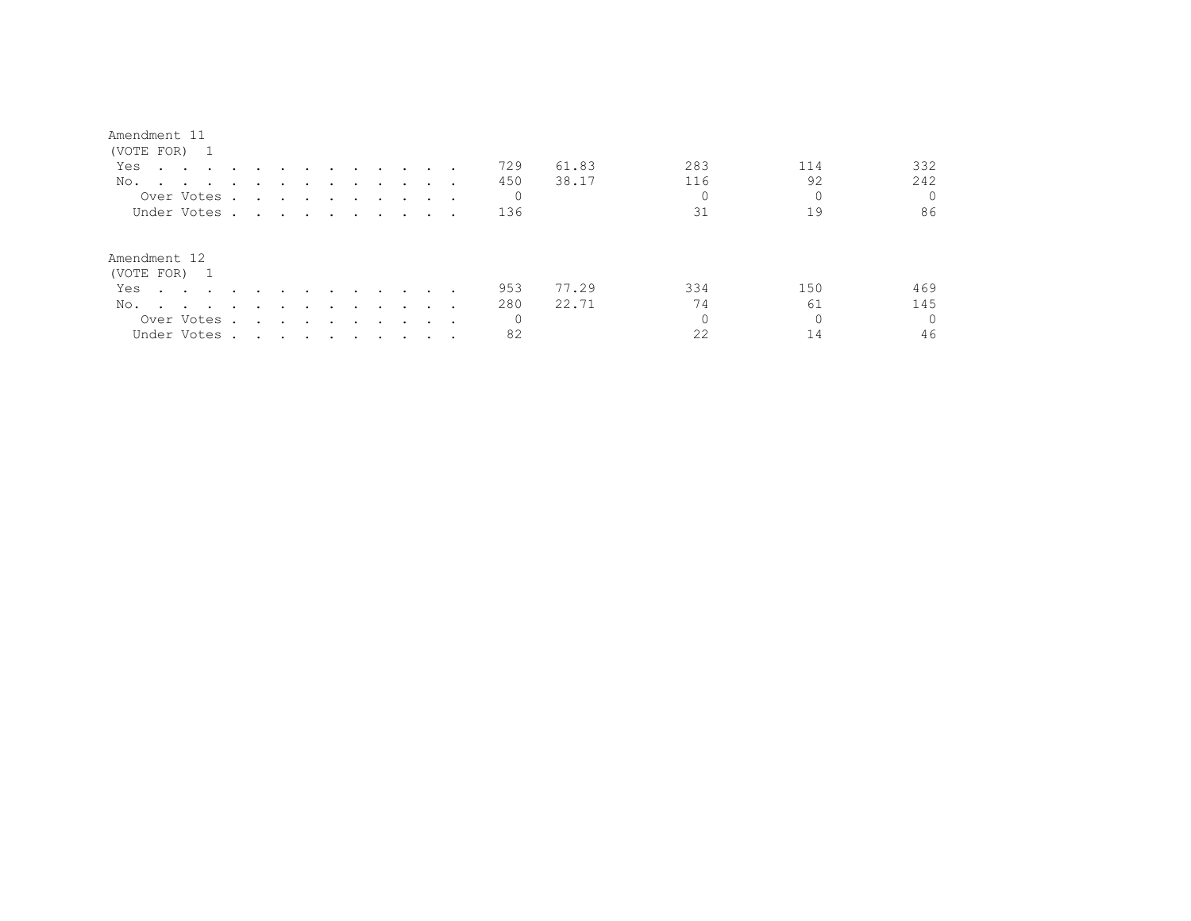Amendment 11
(VOTE FOR) 1

| | | | | | |
|---|---|---|---|---|---|
| Yes | 729 | 61.83 | 283 | 114 | 332 |
| No. | 450 | 38.17 | 116 | 92 | 242 |
| Over Votes | 0 | | 0 | 0 | 0 |
| Under Votes | 136 | | 31 | 19 | 86 |

Amendment 12
(VOTE FOR) 1

| | | | | | |
|---|---|---|---|---|---|
| Yes | 953 | 77.29 | 334 | 150 | 469 |
| No. | 280 | 22.71 | 74 | 61 | 145 |
| Over Votes | 0 | | 0 | 0 | 0 |
| Under Votes | 82 | | 22 | 14 | 46 |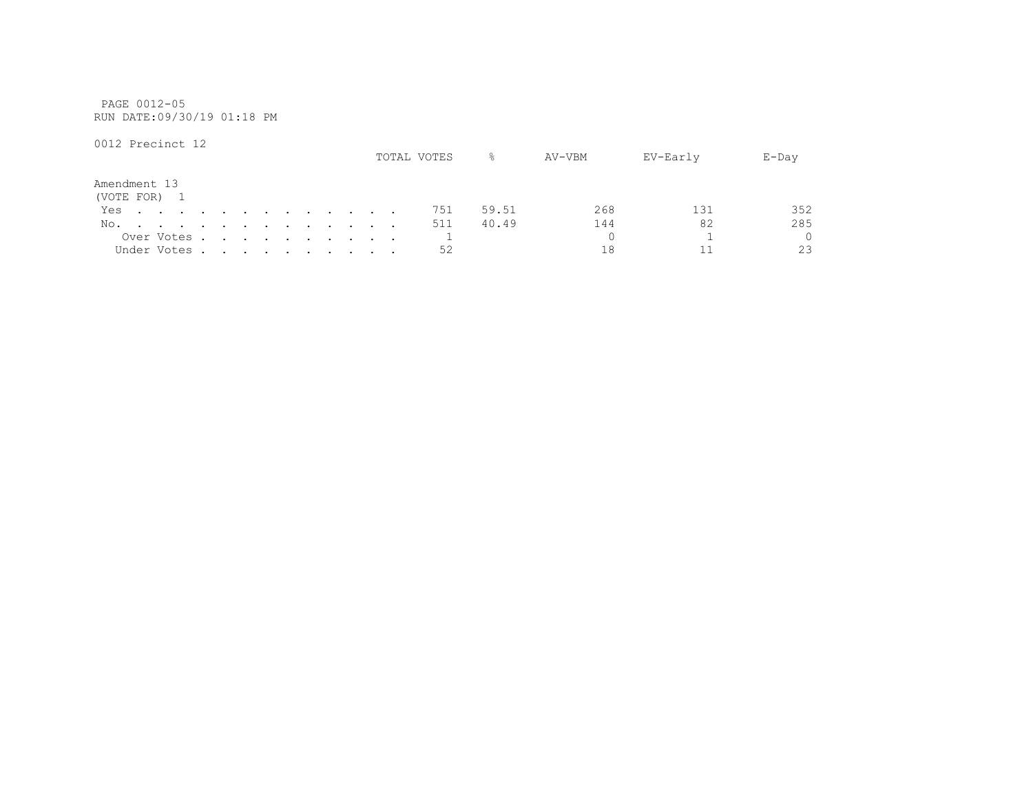PAGE 0012-05
RUN DATE:09/30/19 01:18 PM

0012 Precinct 12

**Amendment 13**
(VOTE FOR) 1

| | TOTAL VOTES | % | AV-VBM | EV-Early | E-Day |
|---|---|---|---|---|---|
| Yes | 751 | 59.51 | 268 | 131 | 352 |
| No. | 511 | 40.49 | 144 | 82 | 285 |
| Over Votes | 1 | | 0 | 1 | 0 |
| Under Votes | 52 | | 18 | 11 | 23 |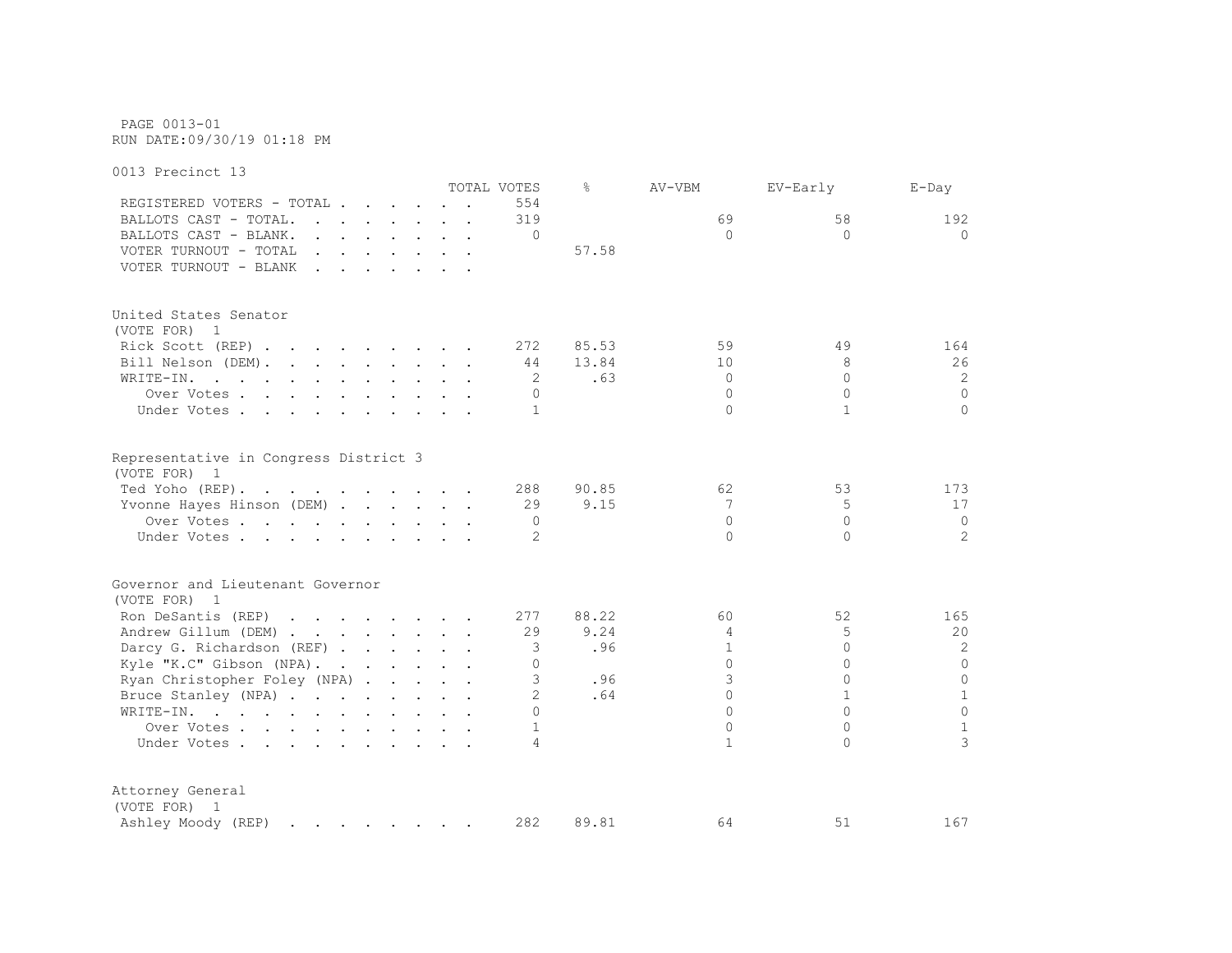PAGE 0013-01
RUN DATE:09/30/19 01:18 PM

0013 Precinct 13

| | TOTAL VOTES | % | AV-VBM | EV-Early | E-Day |
|---|---|---|---|---|---|
| REGISTERED VOTERS - TOTAL | 554 | | | | |
| BALLOTS CAST - TOTAL. | 319 | | 69 | 58 | 192 |
| BALLOTS CAST - BLANK. | 0 | | 0 | 0 | 0 |
| VOTER TURNOUT - TOTAL | | 57.58 | | | |
| VOTER TURNOUT - BLANK | | | | | |

United States Senator
(VOTE FOR) 1

| | TOTAL VOTES | % | AV-VBM | EV-Early | E-Day |
|---|---|---|---|---|---|
| Rick Scott (REP) | 272 | 85.53 | 59 | 49 | 164 |
| Bill Nelson (DEM). | 44 | 13.84 | 10 | 8 | 26 |
| WRITE-IN. | 2 | .63 | 0 | 0 | 2 |
| Over Votes | 0 | | 0 | 0 | 0 |
| Under Votes | 1 | | 0 | 1 | 0 |

Representative in Congress District 3
(VOTE FOR) 1

| | TOTAL VOTES | % | AV-VBM | EV-Early | E-Day |
|---|---|---|---|---|---|
| Ted Yoho (REP). | 288 | 90.85 | 62 | 53 | 173 |
| Yvonne Hayes Hinson (DEM) | 29 | 9.15 | 7 | 5 | 17 |
| Over Votes | 0 | | 0 | 0 | 0 |
| Under Votes | 2 | | 0 | 0 | 2 |

Governor and Lieutenant Governor
(VOTE FOR) 1

| | TOTAL VOTES | % | AV-VBM | EV-Early | E-Day |
|---|---|---|---|---|---|
| Ron DeSantis (REP) | 277 | 88.22 | 60 | 52 | 165 |
| Andrew Gillum (DEM) | 29 | 9.24 | 4 | 5 | 20 |
| Darcy G. Richardson (REF) | 3 | .96 | 1 | 0 | 2 |
| Kyle "K.C" Gibson (NPA). | 0 | | 0 | 0 | 0 |
| Ryan Christopher Foley (NPA) | 3 | .96 | 3 | 0 | 0 |
| Bruce Stanley (NPA) | 2 | .64 | 0 | 1 | 1 |
| WRITE-IN. | 0 | | 0 | 0 | 0 |
| Over Votes | 1 | | 0 | 0 | 1 |
| Under Votes | 4 | | 1 | 0 | 3 |

Attorney General
(VOTE FOR) 1

| | TOTAL VOTES | % | AV-VBM | EV-Early | E-Day |
|---|---|---|---|---|---|
| Ashley Moody (REP) | 282 | 89.81 | 64 | 51 | 167 |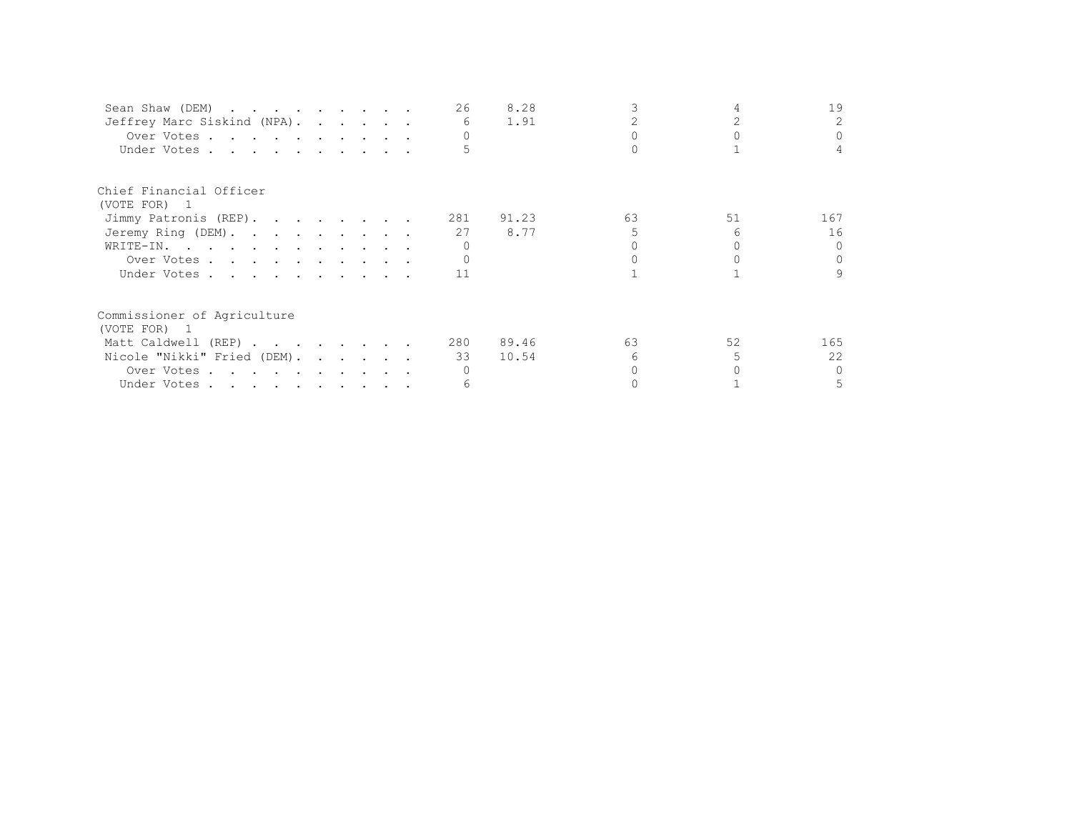| | | | | | |
|---|---|---|---|---|---|
| Sean Shaw (DEM) | 26 | 8.28 | 3 | 4 | 19 |
| Jeffrey Marc Siskind (NPA) | 6 | 1.91 | 2 | 2 | 2 |
| Over Votes | 0 | | 0 | 0 | 0 |
| Under Votes | 5 | | 0 | 1 | 4 |

Chief Financial Officer
(VOTE FOR) 1

| | | | | | |
|---|---|---|---|---|---|
| Jimmy Patronis (REP) | 281 | 91.23 | 63 | 51 | 167 |
| Jeremy Ring (DEM) | 27 | 8.77 | 5 | 6 | 16 |
| WRITE-IN | 0 | | 0 | 0 | 0 |
| Over Votes | 0 | | 0 | 0 | 0 |
| Under Votes | 11 | | 1 | 1 | 9 |

Commissioner of Agriculture
(VOTE FOR) 1

| | | | | | |
|---|---|---|---|---|---|
| Matt Caldwell (REP) | 280 | 89.46 | 63 | 52 | 165 |
| Nicole "Nikki" Fried (DEM) | 33 | 10.54 | 6 | 5 | 22 |
| Over Votes | 0 | | 0 | 0 | 0 |
| Under Votes | 6 | | 0 | 1 | 5 |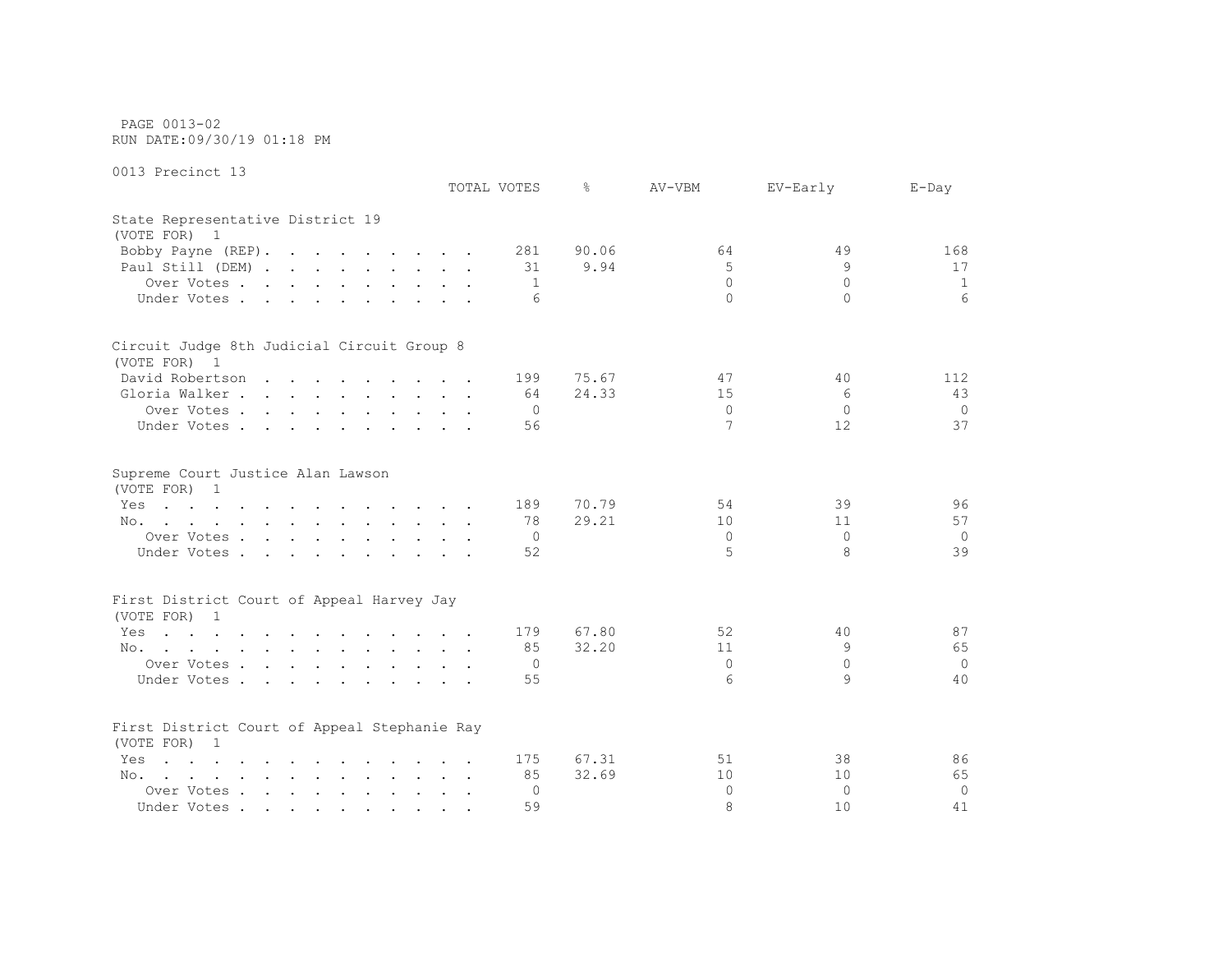PAGE 0013-02
RUN DATE:09/30/19 01:18 PM

0013 Precinct 13

| | TOTAL VOTES | % | AV-VBM | EV-Early | E-Day |
|---|---|---|---|---|---|
| **State Representative District 19** | | | | | |
| (VOTE FOR) 1 | | | | | |
| Bobby Payne (REP) | 281 | 90.06 | 64 | 49 | 168 |
| Paul Still (DEM) | 31 | 9.94 | 5 | 9 | 17 |
| Over Votes | 1 | | 0 | 0 | 1 |
| Under Votes | 6 | | 0 | 0 | 6 |
| **Circuit Judge 8th Judicial Circuit Group 8** | | | | | |
| (VOTE FOR) 1 | | | | | |
| David Robertson | 199 | 75.67 | 47 | 40 | 112 |
| Gloria Walker | 64 | 24.33 | 15 | 6 | 43 |
| Over Votes | 0 | | 0 | 0 | 0 |
| Under Votes | 56 | | 7 | 12 | 37 |
| **Supreme Court Justice Alan Lawson** | | | | | |
| (VOTE FOR) 1 | | | | | |
| Yes | 189 | 70.79 | 54 | 39 | 96 |
| No | 78 | 29.21 | 10 | 11 | 57 |
| Over Votes | 0 | | 0 | 0 | 0 |
| Under Votes | 52 | | 5 | 8 | 39 |
| **First District Court of Appeal Harvey Jay** | | | | | |
| (VOTE FOR) 1 | | | | | |
| Yes | 179 | 67.80 | 52 | 40 | 87 |
| No | 85 | 32.20 | 11 | 9 | 65 |
| Over Votes | 0 | | 0 | 0 | 0 |
| Under Votes | 55 | | 6 | 9 | 40 |
| **First District Court of Appeal Stephanie Ray** | | | | | |
| (VOTE FOR) 1 | | | | | |
| Yes | 175 | 67.31 | 51 | 38 | 86 |
| No | 85 | 32.69 | 10 | 10 | 65 |
| Over Votes | 0 | | 0 | 0 | 0 |
| Under Votes | 59 | | 8 | 10 | 41 |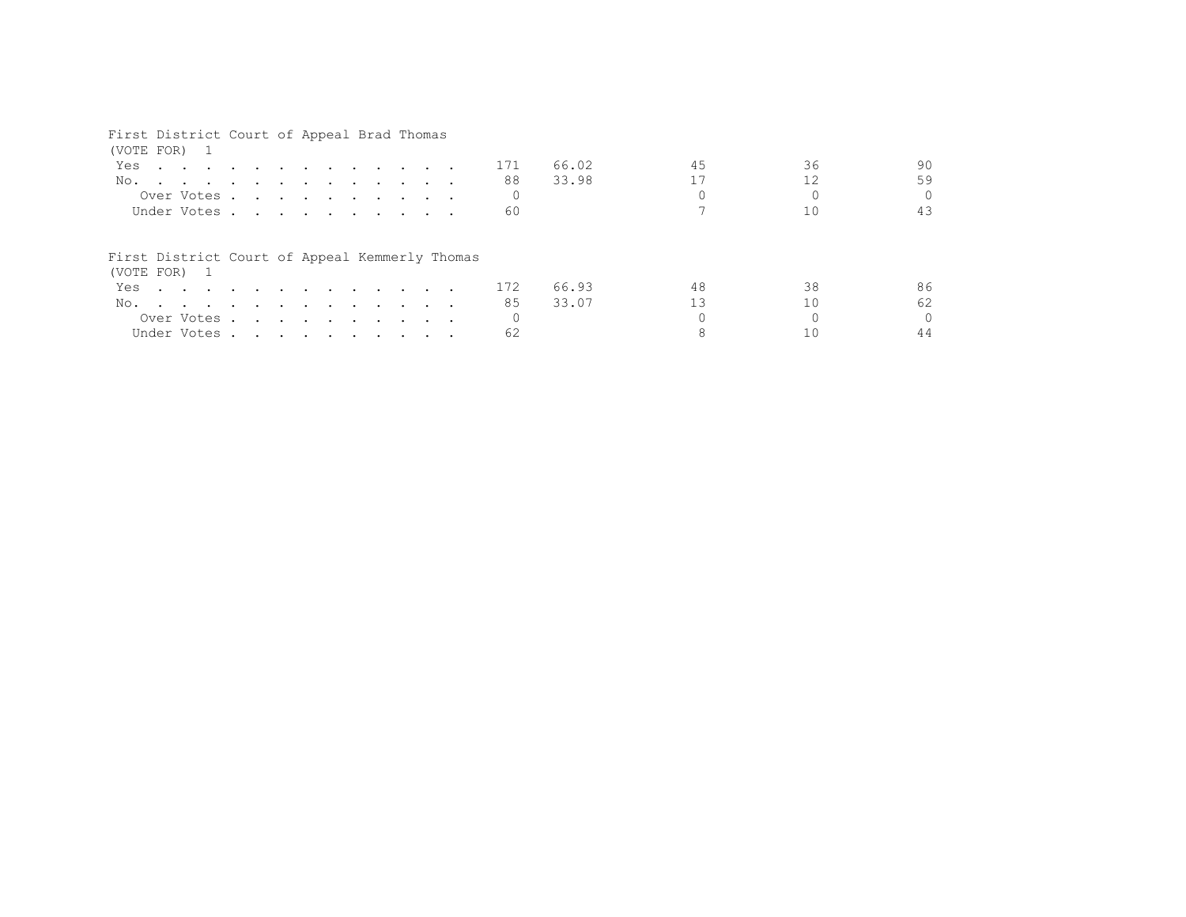First District Court of Appeal Brad Thomas
(VOTE FOR) 1

| | | | | | |
|---|---|---|---|---|---|
| Yes . . . . . . . . . . . . . . | 171 | 66.02 | 45 | 36 | 90 |
| No. . . . . . . . . . . . . . . | 88 | 33.98 | 17 | 12 | 59 |
| Over Votes . . . . . . . . . . . | 0 | | 0 | 0 | 0 |
| Under Votes . . . . . . . . . . | 60 | | 7 | 10 | 43 |

First District Court of Appeal Kemmerly Thomas
(VOTE FOR) 1

| | | | | | |
|---|---|---|---|---|---|
| Yes . . . . . . . . . . . . . . | 172 | 66.93 | 48 | 38 | 86 |
| No. . . . . . . . . . . . . . . | 85 | 33.07 | 13 | 10 | 62 |
| Over Votes . . . . . . . . . . . | 0 | | 0 | 0 | 0 |
| Under Votes . . . . . . . . . . | 62 | | 8 | 10 | 44 |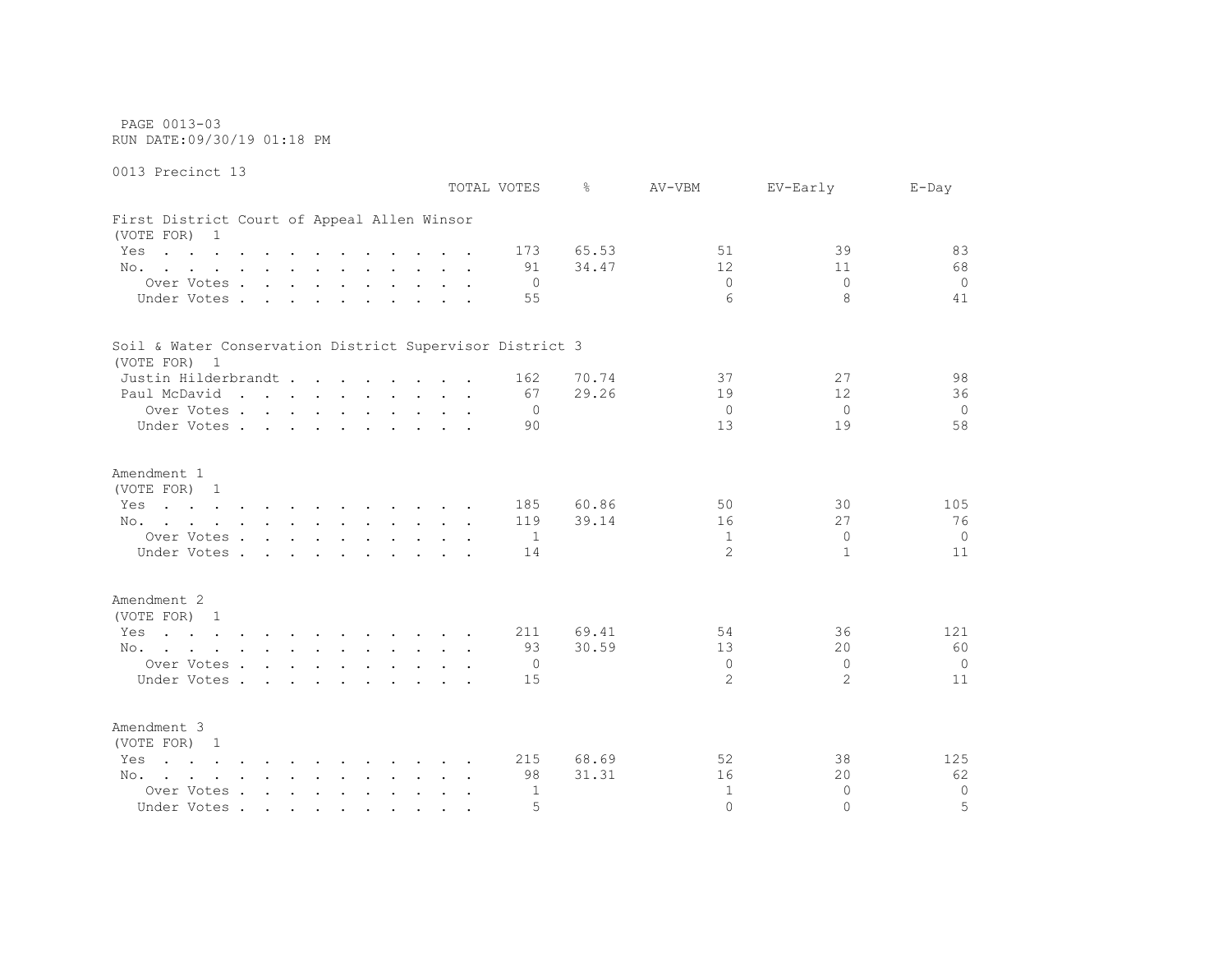PAGE 0013-03
RUN DATE:09/30/19 01:18 PM

0013 Precinct 13

| | TOTAL VOTES | % | AV-VBM | EV-Early | E-Day |
|---|---|---|---|---|---|
| **First District Court of Appeal Allen Winsor** | | | | | |
| (VOTE FOR) 1 | | | | | |
| Yes | 173 | 65.53 | 51 | 39 | 83 |
| No. | 91 | 34.47 | 12 | 11 | 68 |
| Over Votes | 0 | | 0 | 0 | 0 |
| Under Votes | 55 | | 6 | 8 | 41 |
| **Soil & Water Conservation District Supervisor District 3** | | | | | |
| (VOTE FOR) 1 | | | | | |
| Justin Hilderbrandt | 162 | 70.74 | 37 | 27 | 98 |
| Paul McDavid | 67 | 29.26 | 19 | 12 | 36 |
| Over Votes | 0 | | 0 | 0 | 0 |
| Under Votes | 90 | | 13 | 19 | 58 |
| **Amendment 1** | | | | | |
| (VOTE FOR) 1 | | | | | |
| Yes | 185 | 60.86 | 50 | 30 | 105 |
| No. | 119 | 39.14 | 16 | 27 | 76 |
| Over Votes | 1 | | 1 | 0 | 0 |
| Under Votes | 14 | | 2 | 1 | 11 |
| **Amendment 2** | | | | | |
| (VOTE FOR) 1 | | | | | |
| Yes | 211 | 69.41 | 54 | 36 | 121 |
| No. | 93 | 30.59 | 13 | 20 | 60 |
| Over Votes | 0 | | 0 | 0 | 0 |
| Under Votes | 15 | | 2 | 2 | 11 |
| **Amendment 3** | | | | | |
| (VOTE FOR) 1 | | | | | |
| Yes | 215 | 68.69 | 52 | 38 | 125 |
| No. | 98 | 31.31 | 16 | 20 | 62 |
| Over Votes | 1 | | 1 | 0 | 0 |
| Under Votes | 5 | | 0 | 0 | 5 |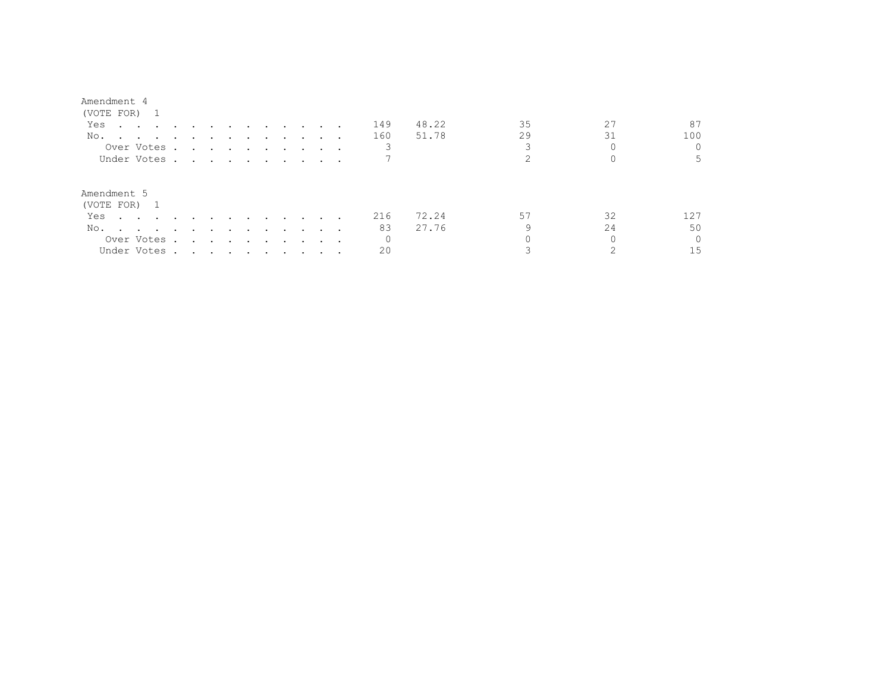Amendment 4
(VOTE FOR) 1

| | | | | | |
|---|---|---|---|---|---|
| Yes | 149 | 48.22 | 35 | 27 | 87 |
| No. | 160 | 51.78 | 29 | 31 | 100 |
| Over Votes | 3 | | 3 | 0 | 0 |
| Under Votes | 7 | | 2 | 0 | 5 |

Amendment 5
(VOTE FOR) 1

| | | | | | |
|---|---|---|---|---|---|
| Yes | 216 | 72.24 | 57 | 32 | 127 |
| No. | 83 | 27.76 | 9 | 24 | 50 |
| Over Votes | 0 | | 0 | 0 | 0 |
| Under Votes | 20 | | 3 | 2 | 15 |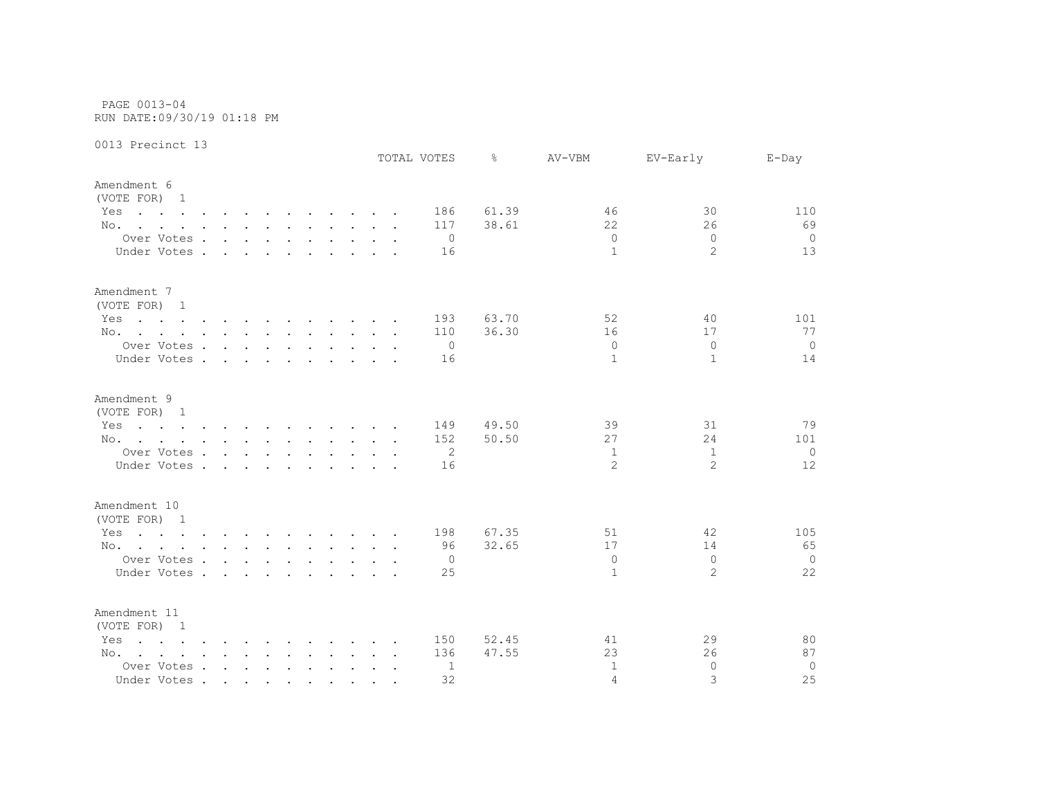PAGE 0013-04
RUN DATE:09/30/19 01:18 PM

0013 Precinct 13

| | TOTAL VOTES | % | AV-VBM | EV-Early | E-Day |
|---|---|---|---|---|---|
| **Amendment 6** | | | | | |
| (VOTE FOR) 1 | | | | | |
| Yes | 186 | 61.39 | 46 | 30 | 110 |
| No. | 117 | 38.61 | 22 | 26 | 69 |
| Over Votes | 0 | | 0 | 0 | 0 |
| Under Votes | 16 | | 1 | 2 | 13 |
| **Amendment 7** | | | | | |
| (VOTE FOR) 1 | | | | | |
| Yes | 193 | 63.70 | 52 | 40 | 101 |
| No. | 110 | 36.30 | 16 | 17 | 77 |
| Over Votes | 0 | | 0 | 0 | 0 |
| Under Votes | 16 | | 1 | 1 | 14 |
| **Amendment 9** | | | | | |
| (VOTE FOR) 1 | | | | | |
| Yes | 149 | 49.50 | 39 | 31 | 79 |
| No. | 152 | 50.50 | 27 | 24 | 101 |
| Over Votes | 2 | | 1 | 1 | 0 |
| Under Votes | 16 | | 2 | 2 | 12 |
| **Amendment 10** | | | | | |
| (VOTE FOR) 1 | | | | | |
| Yes | 198 | 67.35 | 51 | 42 | 105 |
| No. | 96 | 32.65 | 17 | 14 | 65 |
| Over Votes | 0 | | 0 | 0 | 0 |
| Under Votes | 25 | | 1 | 2 | 22 |
| **Amendment 11** | | | | | |
| (VOTE FOR) 1 | | | | | |
| Yes | 150 | 52.45 | 41 | 29 | 80 |
| No. | 136 | 47.55 | 23 | 26 | 87 |
| Over Votes | 1 | | 1 | 0 | 0 |
| Under Votes | 32 | | 4 | 3 | 25 |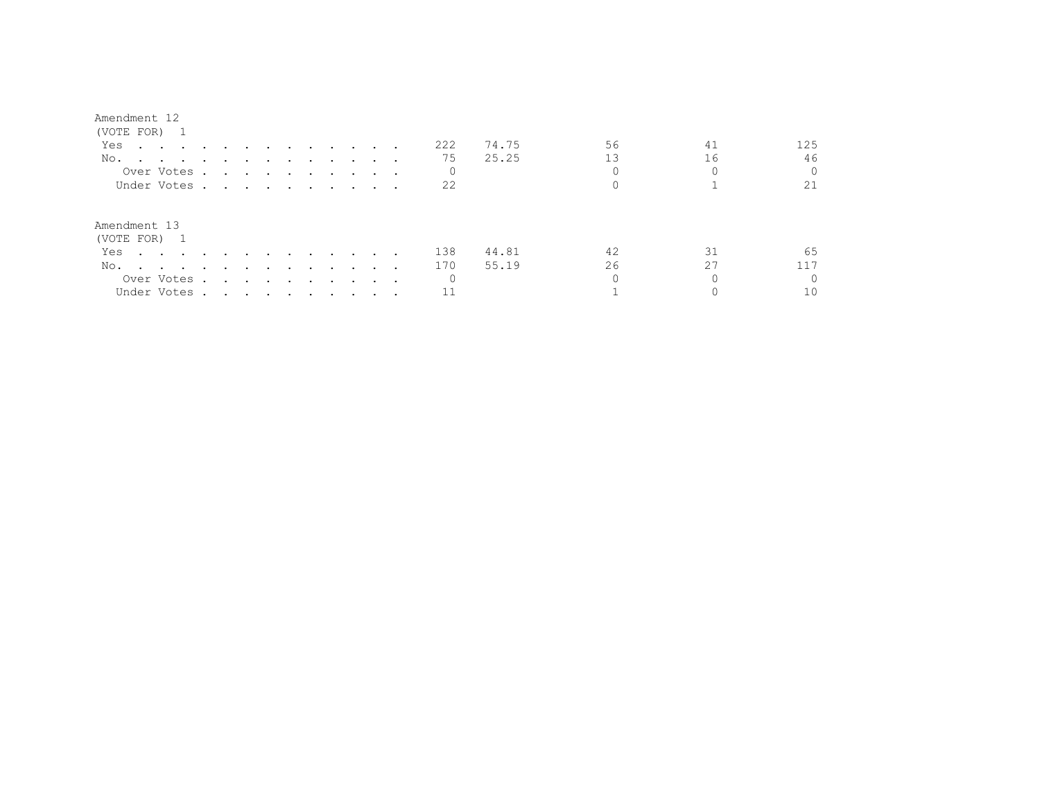Amendment 12
(VOTE FOR) 1

| | | | | | |
|---|---|---|---|---|---|
| Yes | 222 | 74.75 | 56 | 41 | 125 |
| No. | 75 | 25.25 | 13 | 16 | 46 |
| Over Votes | 0 | | 0 | 0 | 0 |
| Under Votes | 22 | | 0 | 1 | 21 |

Amendment 13
(VOTE FOR) 1

| | | | | | |
|---|---|---|---|---|---|
| Yes | 138 | 44.81 | 42 | 31 | 65 |
| No. | 170 | 55.19 | 26 | 27 | 117 |
| Over Votes | 0 | | 0 | 0 | 0 |
| Under Votes | 11 | | 1 | 0 | 10 |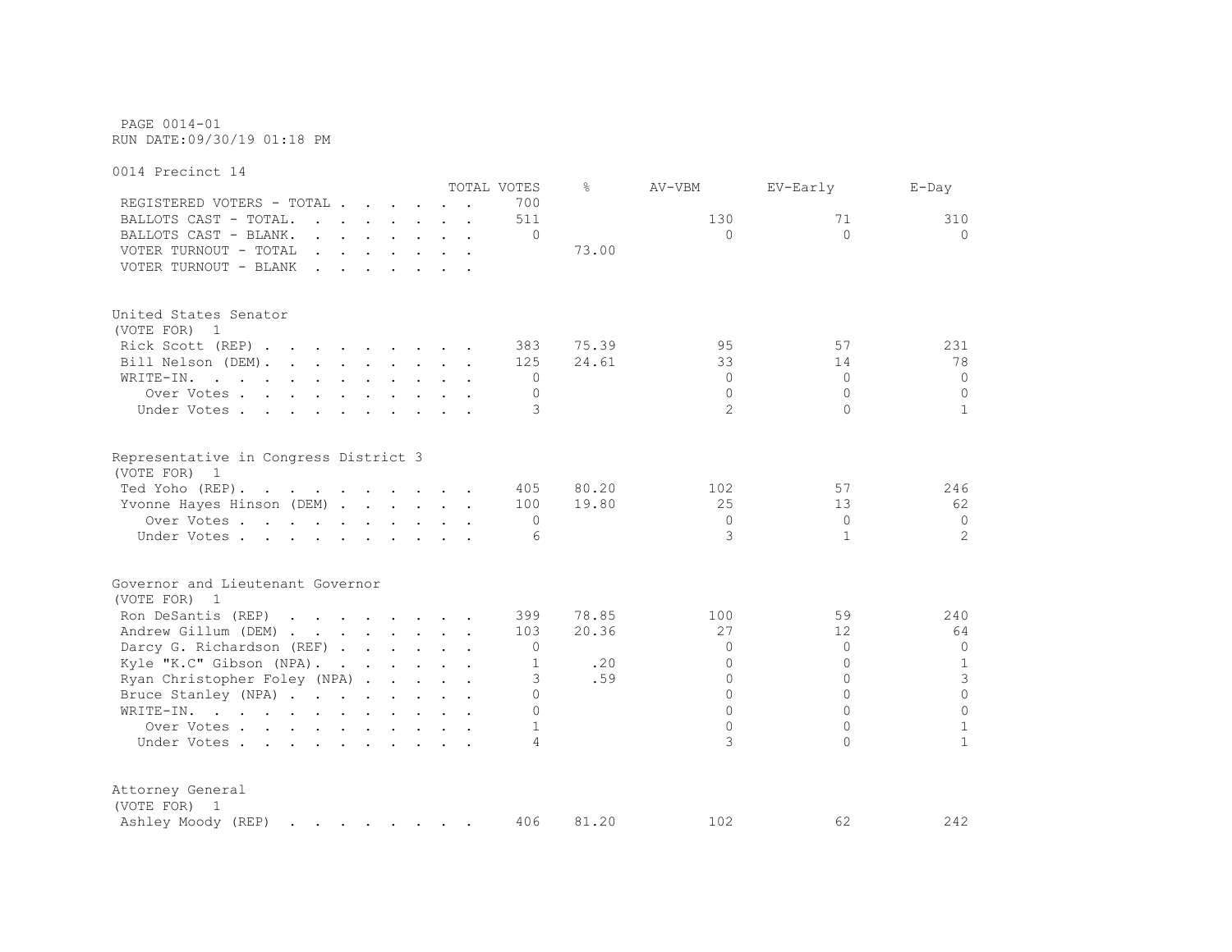PAGE 0014-01
RUN DATE:09/30/19 01:18 PM

0014 Precinct 14

| | TOTAL VOTES | % | AV-VBM | EV-Early | E-Day |
|---|---|---|---|---|---|
| REGISTERED VOTERS - TOTAL | 700 | | | | |
| BALLOTS CAST - TOTAL. | 511 | | 130 | 71 | 310 |
| BALLOTS CAST - BLANK. | 0 | | 0 | 0 | 0 |
| VOTER TURNOUT - TOTAL | | 73.00 | | | |
| VOTER TURNOUT - BLANK | | | | | |

United States Senator
(VOTE FOR) 1

| | TOTAL VOTES | % | AV-VBM | EV-Early | E-Day |
|---|---|---|---|---|---|
| Rick Scott (REP) | 383 | 75.39 | 95 | 57 | 231 |
| Bill Nelson (DEM). | 125 | 24.61 | 33 | 14 | 78 |
| WRITE-IN. | 0 | | 0 | 0 | 0 |
| Over Votes | 0 | | 0 | 0 | 0 |
| Under Votes | 3 | | 2 | 0 | 1 |

Representative in Congress District 3
(VOTE FOR) 1

| | TOTAL VOTES | % | AV-VBM | EV-Early | E-Day |
|---|---|---|---|---|---|
| Ted Yoho (REP). | 405 | 80.20 | 102 | 57 | 246 |
| Yvonne Hayes Hinson (DEM) | 100 | 19.80 | 25 | 13 | 62 |
| Over Votes | 0 | | 0 | 0 | 0 |
| Under Votes | 6 | | 3 | 1 | 2 |

Governor and Lieutenant Governor
(VOTE FOR) 1

| | TOTAL VOTES | % | AV-VBM | EV-Early | E-Day |
|---|---|---|---|---|---|
| Ron DeSantis (REP) | 399 | 78.85 | 100 | 59 | 240 |
| Andrew Gillum (DEM) | 103 | 20.36 | 27 | 12 | 64 |
| Darcy G. Richardson (REF) | 0 | | 0 | 0 | 0 |
| Kyle "K.C" Gibson (NPA). | 1 | .20 | 0 | 0 | 1 |
| Ryan Christopher Foley (NPA) | 3 | .59 | 0 | 0 | 3 |
| Bruce Stanley (NPA) | 0 | | 0 | 0 | 0 |
| WRITE-IN. | 0 | | 0 | 0 | 0 |
| Over Votes | 1 | | 0 | 0 | 1 |
| Under Votes | 4 | | 3 | 0 | 1 |

Attorney General
(VOTE FOR) 1

| | TOTAL VOTES | % | AV-VBM | EV-Early | E-Day |
|---|---|---|---|---|---|
| Ashley Moody (REP) | 406 | 81.20 | 102 | 62 | 242 |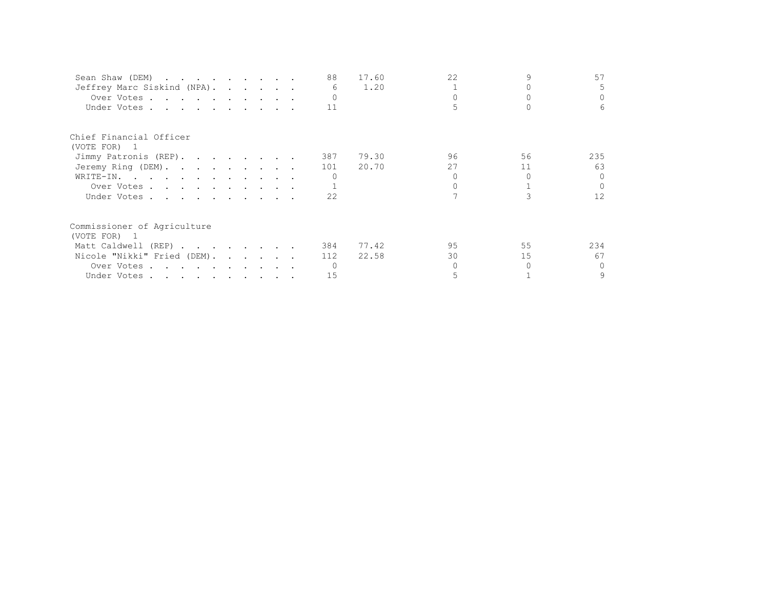| | | | | | |
|---|---|---|---|---|---|
| Sean Shaw (DEM) | 88 | 17.60 | 22 | 9 | 57 |
| Jeffrey Marc Siskind (NPA) | 6 | 1.20 | 1 | 0 | 5 |
| Over Votes | 0 | | 0 | 0 | 0 |
| Under Votes | 11 | | 5 | 0 | 6 |

Chief Financial Officer
(VOTE FOR) 1

| | | | | | |
|---|---|---|---|---|---|
| Jimmy Patronis (REP) | 387 | 79.30 | 96 | 56 | 235 |
| Jeremy Ring (DEM) | 101 | 20.70 | 27 | 11 | 63 |
| WRITE-IN. | 0 | | 0 | 0 | 0 |
| Over Votes | 1 | | 0 | 1 | 0 |
| Under Votes | 22 | | 7 | 3 | 12 |

Commissioner of Agriculture
(VOTE FOR) 1

| | | | | | |
|---|---|---|---|---|---|
| Matt Caldwell (REP) | 384 | 77.42 | 95 | 55 | 234 |
| Nicole "Nikki" Fried (DEM) | 112 | 22.58 | 30 | 15 | 67 |
| Over Votes | 0 | | 0 | 0 | 0 |
| Under Votes | 15 | | 5 | 1 | 9 |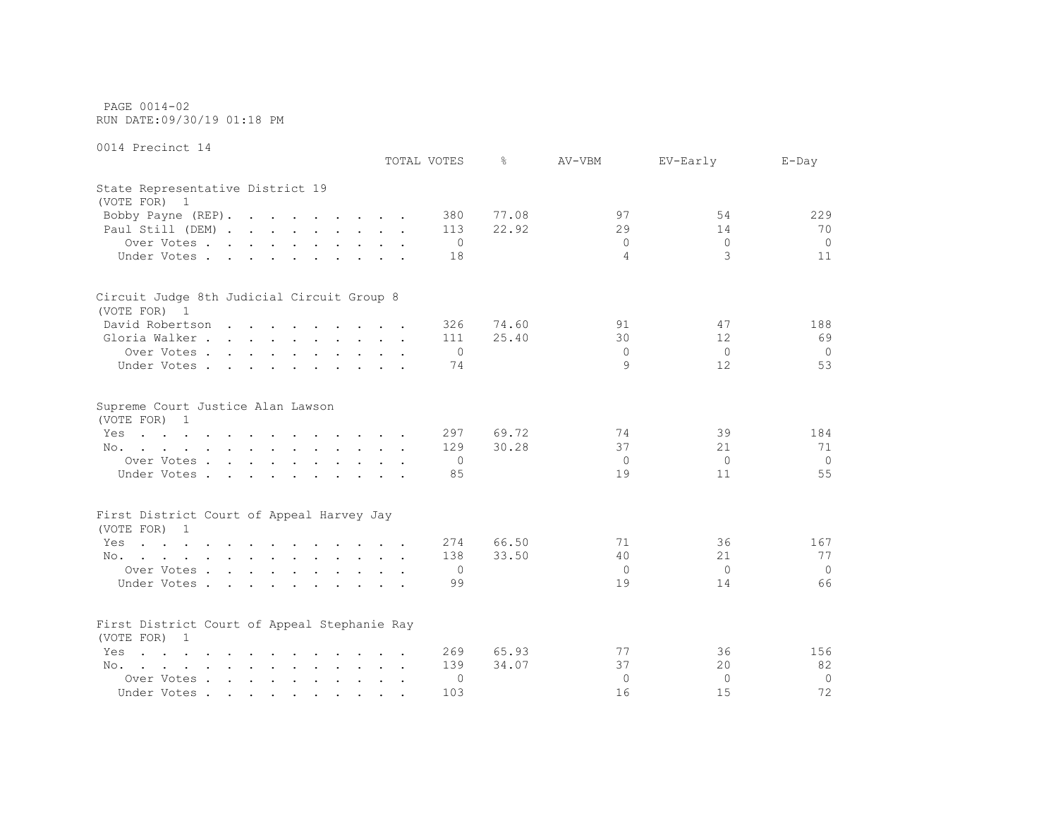PAGE 0014-02
RUN DATE:09/30/19 01:18 PM

0014 Precinct 14

| | TOTAL VOTES | % | AV-VBM | EV-Early | E-Day |
|---|---|---|---|---|---|
| **State Representative District 19** | | | | | |
| (VOTE FOR) 1 | | | | | |
| Bobby Payne (REP). | 380 | 77.08 | 97 | 54 | 229 |
| Paul Still (DEM) | 113 | 22.92 | 29 | 14 | 70 |
| Over Votes | 0 | | 0 | 0 | 0 |
| Under Votes | 18 | | 4 | 3 | 11 |
| **Circuit Judge 8th Judicial Circuit Group 8** | | | | | |
| (VOTE FOR) 1 | | | | | |
| David Robertson | 326 | 74.60 | 91 | 47 | 188 |
| Gloria Walker | 111 | 25.40 | 30 | 12 | 69 |
| Over Votes | 0 | | 0 | 0 | 0 |
| Under Votes | 74 | | 9 | 12 | 53 |
| **Supreme Court Justice Alan Lawson** | | | | | |
| (VOTE FOR) 1 | | | | | |
| Yes | 297 | 69.72 | 74 | 39 | 184 |
| No. | 129 | 30.28 | 37 | 21 | 71 |
| Over Votes | 0 | | 0 | 0 | 0 |
| Under Votes | 85 | | 19 | 11 | 55 |
| **First District Court of Appeal Harvey Jay** | | | | | |
| (VOTE FOR) 1 | | | | | |
| Yes | 274 | 66.50 | 71 | 36 | 167 |
| No. | 138 | 33.50 | 40 | 21 | 77 |
| Over Votes | 0 | | 0 | 0 | 0 |
| Under Votes | 99 | | 19 | 14 | 66 |
| **First District Court of Appeal Stephanie Ray** | | | | | |
| (VOTE FOR) 1 | | | | | |
| Yes | 269 | 65.93 | 77 | 36 | 156 |
| No. | 139 | 34.07 | 37 | 20 | 82 |
| Over Votes | 0 | | 0 | 0 | 0 |
| Under Votes | 103 | | 16 | 15 | 72 |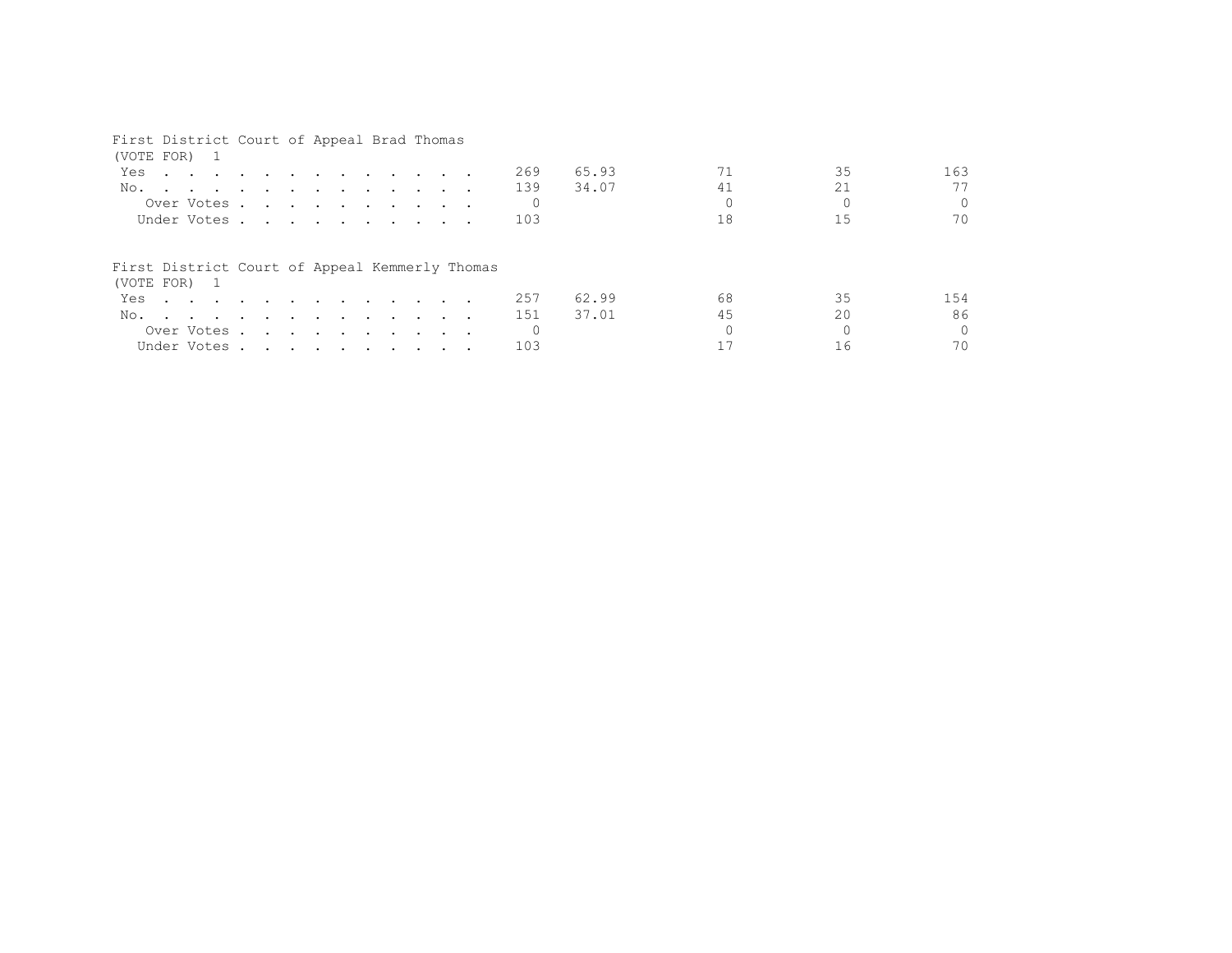First District Court of Appeal Brad Thomas
(VOTE FOR) 1

| | | | | | |
|---|---|---|---|---|---|
| Yes | 269 | 65.93 | 71 | 35 | 163 |
| No. | 139 | 34.07 | 41 | 21 | 77 |
| Over Votes | 0 | | 0 | 0 | 0 |
| Under Votes | 103 | | 18 | 15 | 70 |

First District Court of Appeal Kemmerly Thomas
(VOTE FOR) 1

| | | | | | |
|---|---|---|---|---|---|
| Yes | 257 | 62.99 | 68 | 35 | 154 |
| No. | 151 | 37.01 | 45 | 20 | 86 |
| Over Votes | 0 | | 0 | 0 | 0 |
| Under Votes | 103 | | 17 | 16 | 70 |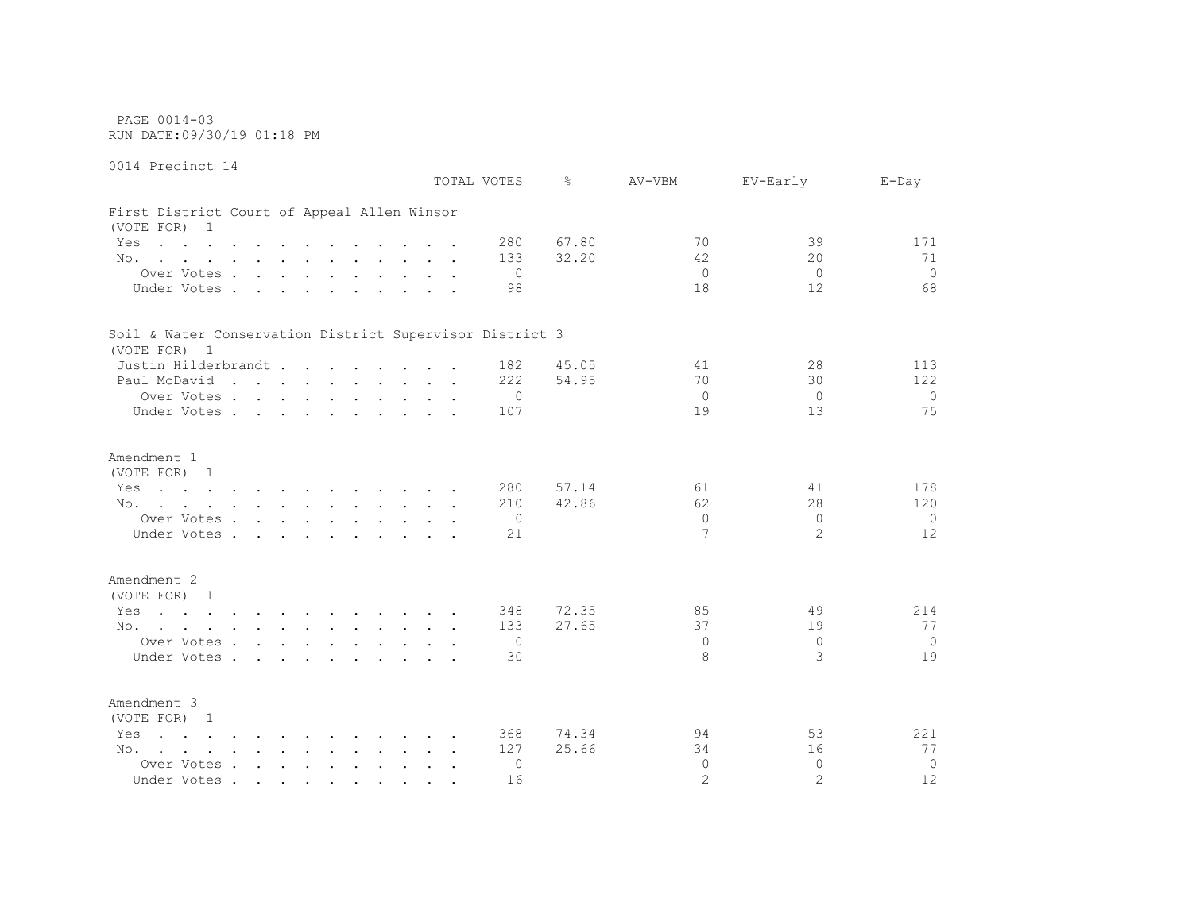PAGE 0014-03
RUN DATE:09/30/19 01:18 PM

0014 Precinct 14

| | TOTAL VOTES | % | AV-VBM | EV-Early | E-Day |
|---|---|---|---|---|---|
| **First District Court of Appeal Allen Winsor** | | | | | |
| (VOTE FOR) 1 | | | | | |
| Yes | 280 | 67.80 | 70 | 39 | 171 |
| No. | 133 | 32.20 | 42 | 20 | 71 |
| Over Votes | 0 | | 0 | 0 | 0 |
| Under Votes | 98 | | 18 | 12 | 68 |
| **Soil & Water Conservation District Supervisor District 3** | | | | | |
| (VOTE FOR) 1 | | | | | |
| Justin Hilderbrandt | 182 | 45.05 | 41 | 28 | 113 |
| Paul McDavid | 222 | 54.95 | 70 | 30 | 122 |
| Over Votes | 0 | | 0 | 0 | 0 |
| Under Votes | 107 | | 19 | 13 | 75 |
| **Amendment 1** | | | | | |
| (VOTE FOR) 1 | | | | | |
| Yes | 280 | 57.14 | 61 | 41 | 178 |
| No. | 210 | 42.86 | 62 | 28 | 120 |
| Over Votes | 0 | | 0 | 0 | 0 |
| Under Votes | 21 | | 7 | 2 | 12 |
| **Amendment 2** | | | | | |
| (VOTE FOR) 1 | | | | | |
| Yes | 348 | 72.35 | 85 | 49 | 214 |
| No. | 133 | 27.65 | 37 | 19 | 77 |
| Over Votes | 0 | | 0 | 0 | 0 |
| Under Votes | 30 | | 8 | 3 | 19 |
| **Amendment 3** | | | | | |
| (VOTE FOR) 1 | | | | | |
| Yes | 368 | 74.34 | 94 | 53 | 221 |
| No. | 127 | 25.66 | 34 | 16 | 77 |
| Over Votes | 0 | | 0 | 0 | 0 |
| Under Votes | 16 | | 2 | 2 | 12 |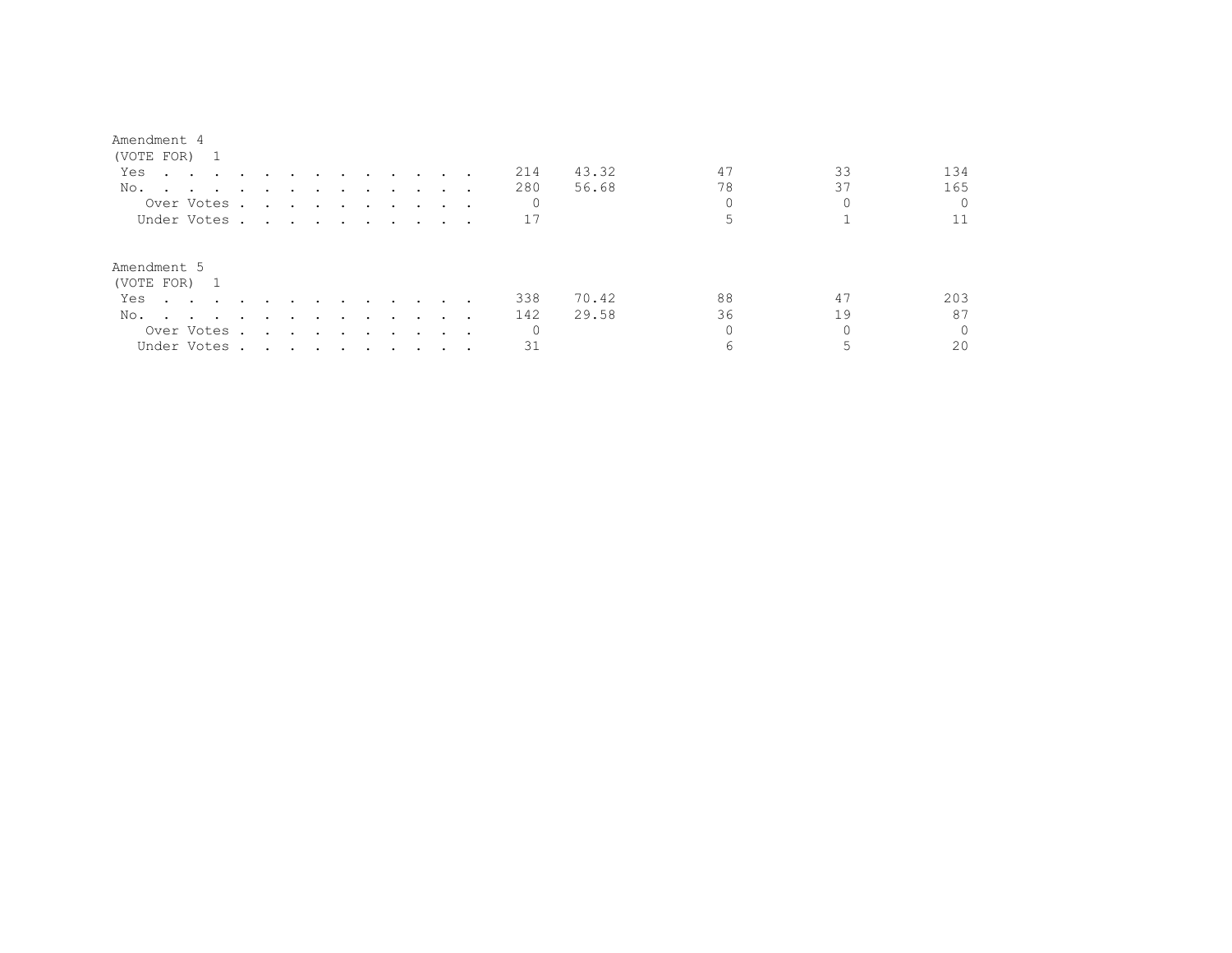Amendment 4
(VOTE FOR) 1

| | | | | | |
|---|---|---|---|---|---|
| Yes | 214 | 43.32 | 47 | 33 | 134 |
| No. | 280 | 56.68 | 78 | 37 | 165 |
| Over Votes | 0 | | 0 | 0 | 0 |
| Under Votes | 17 | | 5 | 1 | 11 |

Amendment 5
(VOTE FOR) 1

| | | | | | |
|---|---|---|---|---|---|
| Yes | 338 | 70.42 | 88 | 47 | 203 |
| No. | 142 | 29.58 | 36 | 19 | 87 |
| Over Votes | 0 | | 0 | 0 | 0 |
| Under Votes | 31 | | 6 | 5 | 20 |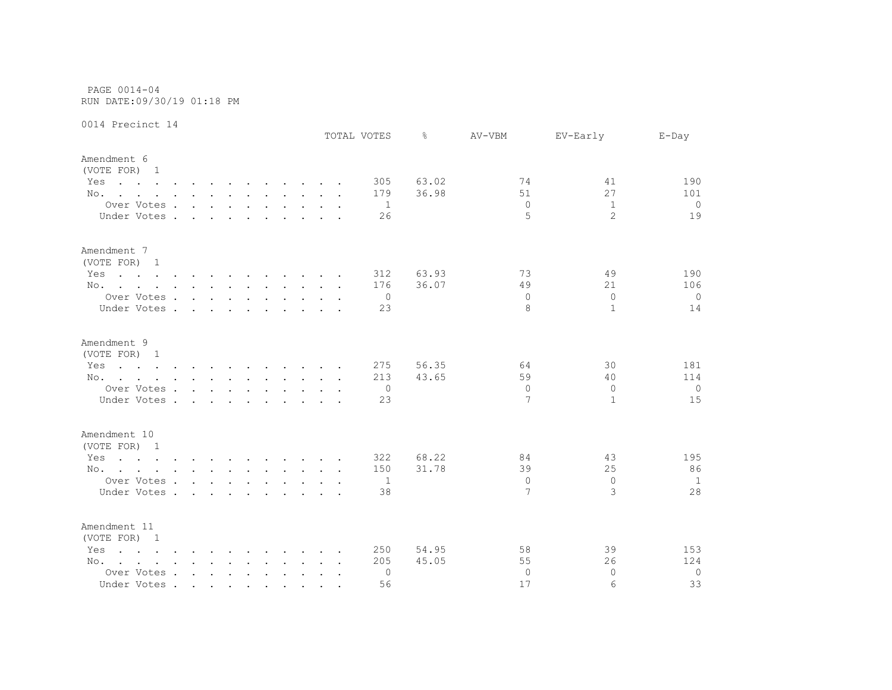PAGE 0014-04
RUN DATE:09/30/19 01:18 PM

0014 Precinct 14

| | TOTAL VOTES | % | AV-VBM | EV-Early | E-Day |
|---|---|---|---|---|---|
| **Amendment 6** | | | | | |
| (VOTE FOR) 1 | | | | | |
| Yes | 305 | 63.02 | 74 | 41 | 190 |
| No. | 179 | 36.98 | 51 | 27 | 101 |
| Over Votes | 1 | | 0 | 1 | 0 |
| Under Votes | 26 | | 5 | 2 | 19 |
| **Amendment 7** | | | | | |
| (VOTE FOR) 1 | | | | | |
| Yes | 312 | 63.93 | 73 | 49 | 190 |
| No. | 176 | 36.07 | 49 | 21 | 106 |
| Over Votes | 0 | | 0 | 0 | 0 |
| Under Votes | 23 | | 8 | 1 | 14 |
| **Amendment 9** | | | | | |
| (VOTE FOR) 1 | | | | | |
| Yes | 275 | 56.35 | 64 | 30 | 181 |
| No. | 213 | 43.65 | 59 | 40 | 114 |
| Over Votes | 0 | | 0 | 0 | 0 |
| Under Votes | 23 | | 7 | 1 | 15 |
| **Amendment 10** | | | | | |
| (VOTE FOR) 1 | | | | | |
| Yes | 322 | 68.22 | 84 | 43 | 195 |
| No. | 150 | 31.78 | 39 | 25 | 86 |
| Over Votes | 1 | | 0 | 0 | 1 |
| Under Votes | 38 | | 7 | 3 | 28 |
| **Amendment 11** | | | | | |
| (VOTE FOR) 1 | | | | | |
| Yes | 250 | 54.95 | 58 | 39 | 153 |
| No. | 205 | 45.05 | 55 | 26 | 124 |
| Over Votes | 0 | | 0 | 0 | 0 |
| Under Votes | 56 | | 17 | 6 | 33 |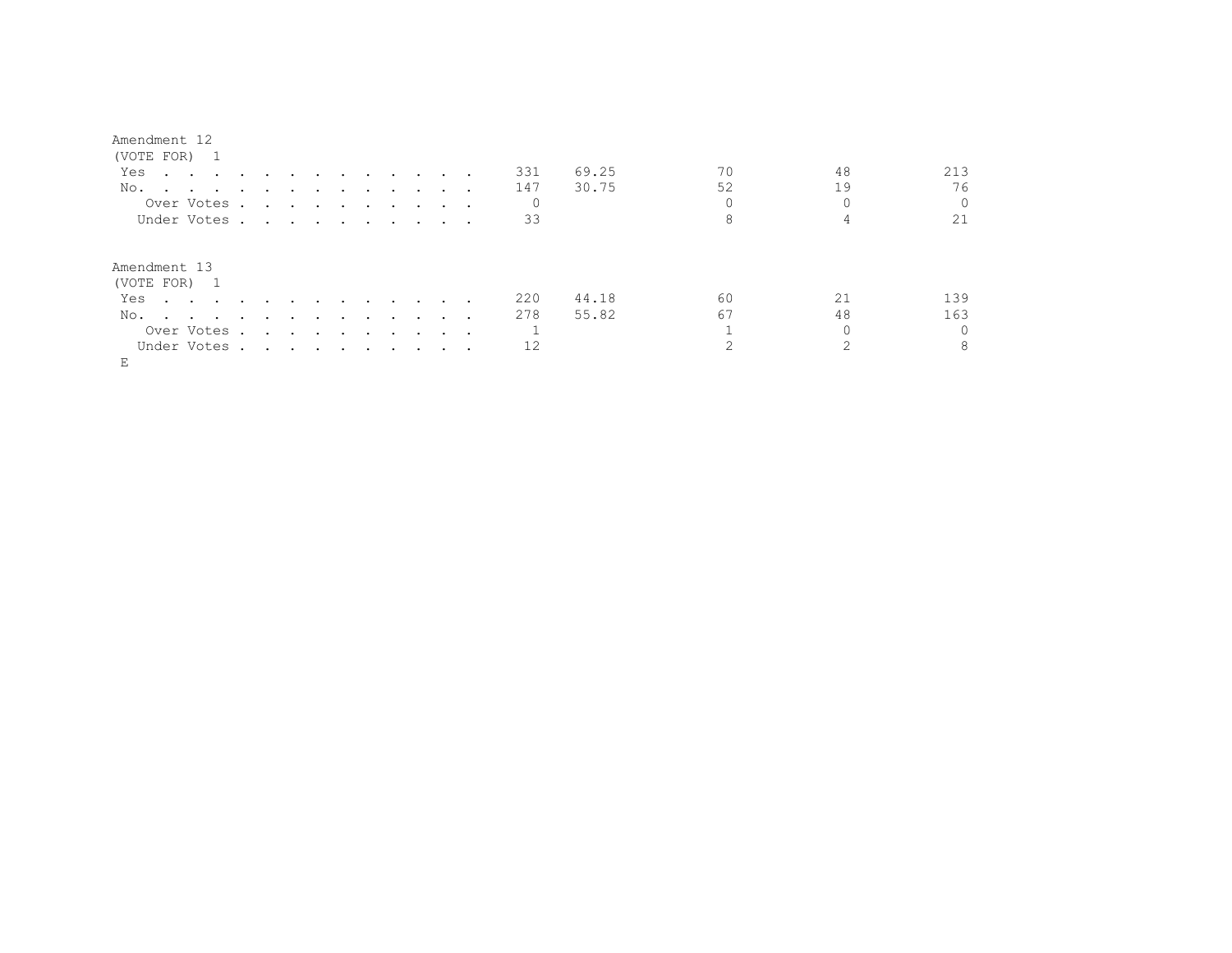Amendment 12
(VOTE FOR) 1

| | | | | | |
|---|---|---|---|---|---|
| Yes | 331 | 69.25 | 70 | 48 | 213 |
| No. | 147 | 30.75 | 52 | 19 | 76 |
| Over Votes | 0 | | 0 | 0 | 0 |
| Under Votes | 33 | | 8 | 4 | 21 |

Amendment 13
(VOTE FOR) 1

| | | | | | |
|---|---|---|---|---|---|
| Yes | 220 | 44.18 | 60 | 21 | 139 |
| No. | 278 | 55.82 | 67 | 48 | 163 |
| Over Votes | 1 | | 1 | 0 | 0 |
| Under Votes | 12 | | 2 | 2 | 8 |

E